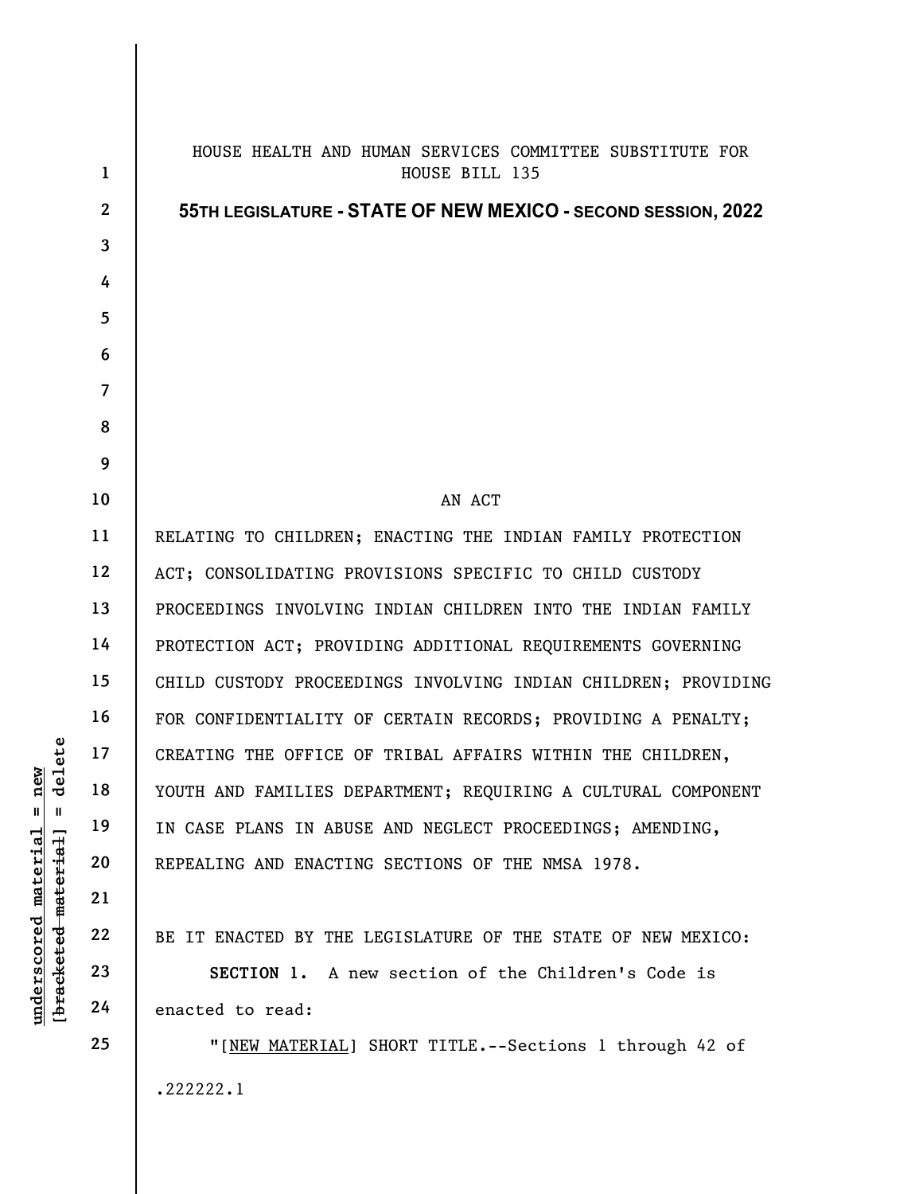HOUSE HEALTH AND HUMAN SERVICES COMMITTEE SUBSTITUTE FOR HOUSE BILL 135

**55TH LEGISLATURE - STATE OF NEW MEXICO - SECOND SESSION, 2022**

AN ACT

RELATING TO CHILDREN; ENACTING THE INDIAN FAMILY PROTECTION ACT; CONSOLIDATING PROVISIONS SPECIFIC TO CHILD CUSTODY PROCEEDINGS INVOLVING INDIAN CHILDREN INTO THE INDIAN FAMILY PROTECTION ACT; PROVIDING ADDITIONAL REQUIREMENTS GOVERNING CHILD CUSTODY PROCEEDINGS INVOLVING INDIAN CHILDREN; PROVIDING FOR CONFIDENTIALITY OF CERTAIN RECORDS; PROVIDING A PENALTY; CREATING THE OFFICE OF TRIBAL AFFAIRS WITHIN THE CHILDREN, YOUTH AND FAMILIES DEPARTMENT; REQUIRING A CULTURAL COMPONENT IN CASE PLANS IN ABUSE AND NEGLECT PROCEEDINGS; AMENDING, REPEALING AND ENACTING SECTIONS OF THE NMSA 1978.

BE IT ENACTED BY THE LEGISLATURE OF THE STATE OF NEW MEXICO:

**SECTION 1.** A new section of the Children's Code is enacted to read:

"[NEW MATERIAL] SHORT TITLE.--Sections 1 through 42 of

.222222.1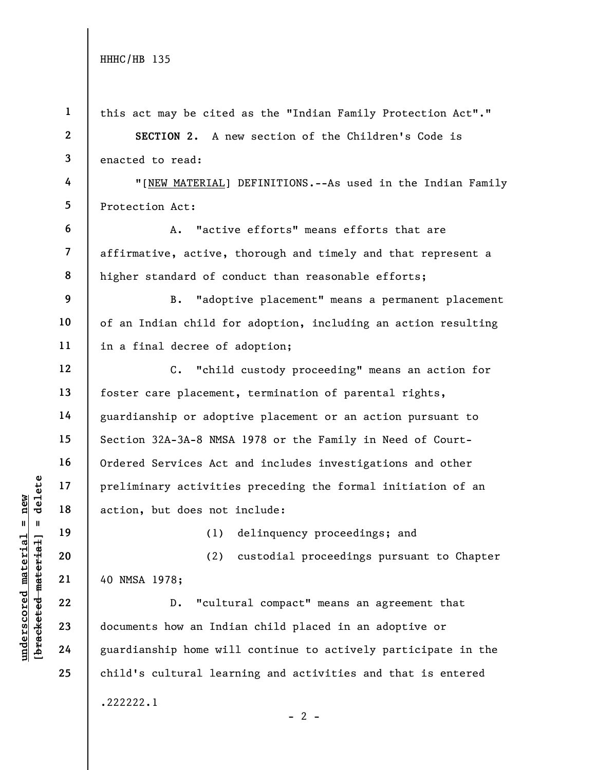this act may be cited as the "Indian Family Protection Act"."

**SECTION 2.** A new section of the Children's Code is enacted to read:

"[NEW MATERIAL] DEFINITIONS.--As used in the Indian Family Protection Act:

A. "active efforts" means efforts that are affirmative, active, thorough and timely and that represent a higher standard of conduct than reasonable efforts;

B. "adoptive placement" means a permanent placement of an Indian child for adoption, including an action resulting in a final decree of adoption;

C. "child custody proceeding" means an action for foster care placement, termination of parental rights, guardianship or adoptive placement or an action pursuant to Section 32A-3A-8 NMSA 1978 or the Family in Need of Court-Ordered Services Act and includes investigations and other preliminary activities preceding the formal initiation of an action, but does not include:

(1) delinquency proceedings; and

(2) custodial proceedings pursuant to Chapter 40 NMSA 1978;

D. "cultural compact" means an agreement that documents how an Indian child placed in an adoptive or guardianship home will continue to actively participate in the child's cultural learning and activities and that is entered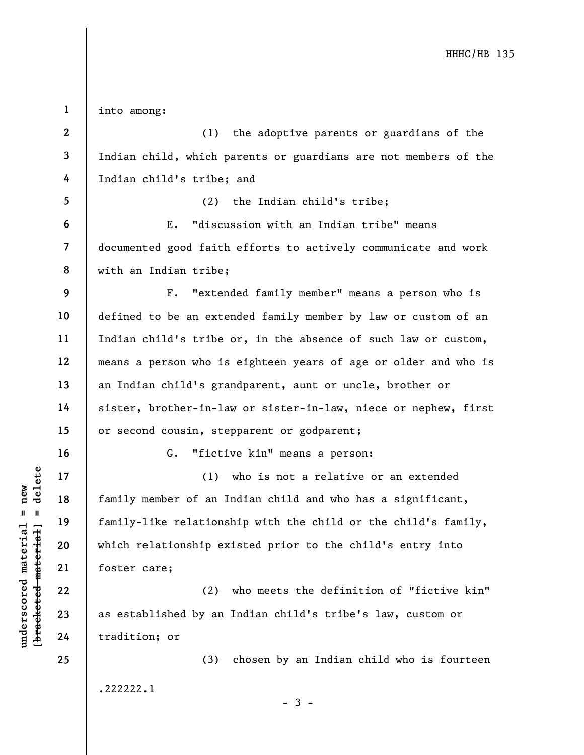into among:

(1) the adoptive parents or guardians of the Indian child, which parents or guardians are not members of the Indian child's tribe; and

(2) the Indian child's tribe;

E. "discussion with an Indian tribe" means documented good faith efforts to actively communicate and work with an Indian tribe;

F. "extended family member" means a person who is defined to be an extended family member by law or custom of an Indian child's tribe or, in the absence of such law or custom, means a person who is eighteen years of age or older and who is an Indian child's grandparent, aunt or uncle, brother or sister, brother-in-law or sister-in-law, niece or nephew, first or second cousin, stepparent or godparent;

G. "fictive kin" means a person:

(1) who is not a relative or an extended family member of an Indian child and who has a significant, family-like relationship with the child or the child's family, which relationship existed prior to the child's entry into foster care;

(2) who meets the definition of "fictive kin" as established by an Indian child's tribe's law, custom or tradition; or

(3) chosen by an Indian child who is fourteen

.222222.1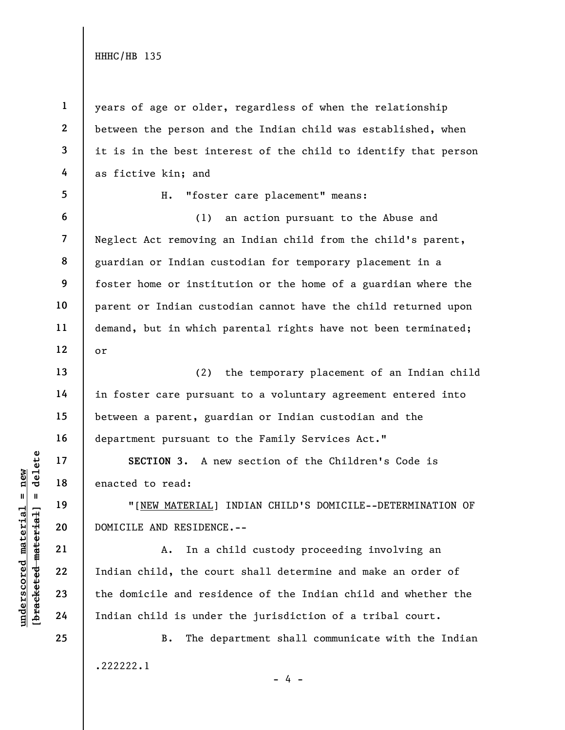years of age or older, regardless of when the relationship between the person and the Indian child was established, when it is in the best interest of the child to identify that person as fictive kin; and

H. "foster care placement" means:

(1) an action pursuant to the Abuse and Neglect Act removing an Indian child from the child's parent, guardian or Indian custodian for temporary placement in a foster home or institution or the home of a guardian where the parent or Indian custodian cannot have the child returned upon demand, but in which parental rights have not been terminated; or

(2) the temporary placement of an Indian child in foster care pursuant to a voluntary agreement entered into between a parent, guardian or Indian custodian and the department pursuant to the Family Services Act."

**SECTION 3.** A new section of the Children's Code is enacted to read:

"[NEW MATERIAL] INDIAN CHILD'S DOMICILE--DETERMINATION OF DOMICILE AND RESIDENCE.--

A. In a child custody proceeding involving an Indian child, the court shall determine and make an order of the domicile and residence of the Indian child and whether the Indian child is under the jurisdiction of a tribal court.

B. The department shall communicate with the Indian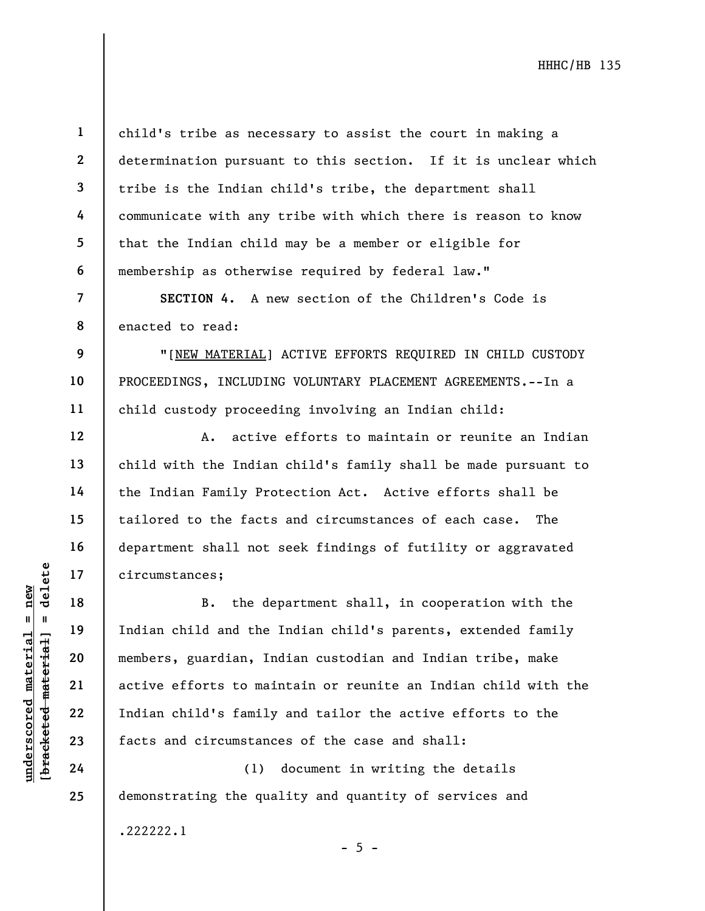child's tribe as necessary to assist the court in making a determination pursuant to this section. If it is unclear which tribe is the Indian child's tribe, the department shall communicate with any tribe with which there is reason to know that the Indian child may be a member or eligible for membership as otherwise required by federal law."

**SECTION 4.** A new section of the Children's Code is enacted to read:

"[NEW MATERIAL] ACTIVE EFFORTS REQUIRED IN CHILD CUSTODY PROCEEDINGS, INCLUDING VOLUNTARY PLACEMENT AGREEMENTS.--In a child custody proceeding involving an Indian child:

A. active efforts to maintain or reunite an Indian child with the Indian child's family shall be made pursuant to the Indian Family Protection Act. Active efforts shall be tailored to the facts and circumstances of each case. The department shall not seek findings of futility or aggravated circumstances;

B. the department shall, in cooperation with the Indian child and the Indian child's parents, extended family members, guardian, Indian custodian and Indian tribe, make active efforts to maintain or reunite an Indian child with the Indian child's family and tailor the active efforts to the facts and circumstances of the case and shall:

(1) document in writing the details demonstrating the quality and quantity of services and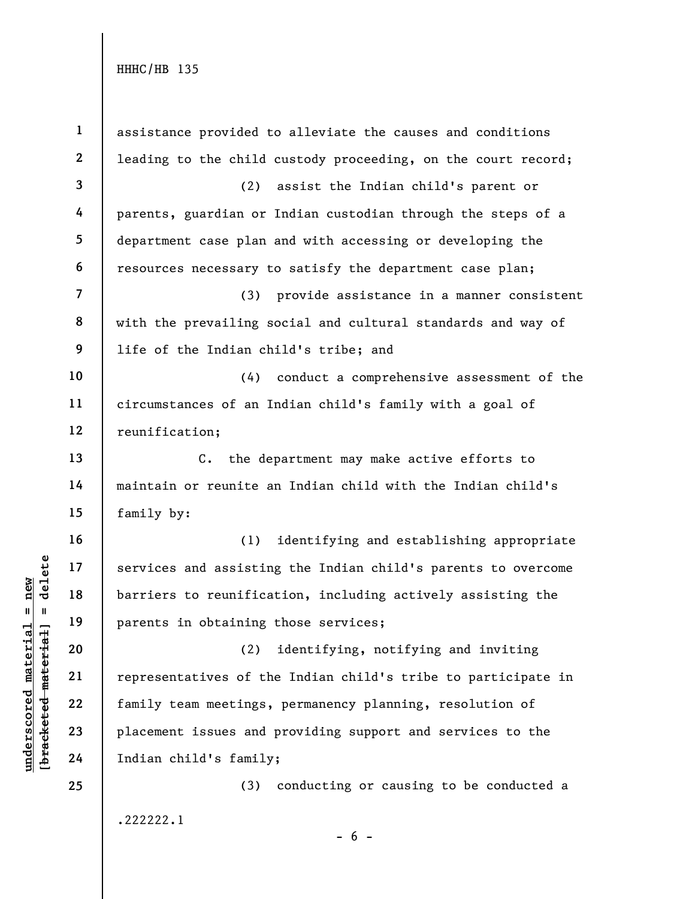assistance provided to alleviate the causes and conditions leading to the child custody proceeding, on the court record;

(2) assist the Indian child's parent or parents, guardian or Indian custodian through the steps of a department case plan and with accessing or developing the resources necessary to satisfy the department case plan;

(3) provide assistance in a manner consistent with the prevailing social and cultural standards and way of life of the Indian child's tribe; and

(4) conduct a comprehensive assessment of the circumstances of an Indian child's family with a goal of reunification;

C. the department may make active efforts to maintain or reunite an Indian child with the Indian child's family by:

(1) identifying and establishing appropriate services and assisting the Indian child's parents to overcome barriers to reunification, including actively assisting the parents in obtaining those services;

(2) identifying, notifying and inviting representatives of the Indian child's tribe to participate in family team meetings, permanency planning, resolution of placement issues and providing support and services to the Indian child's family;

(3) conducting or causing to be conducted a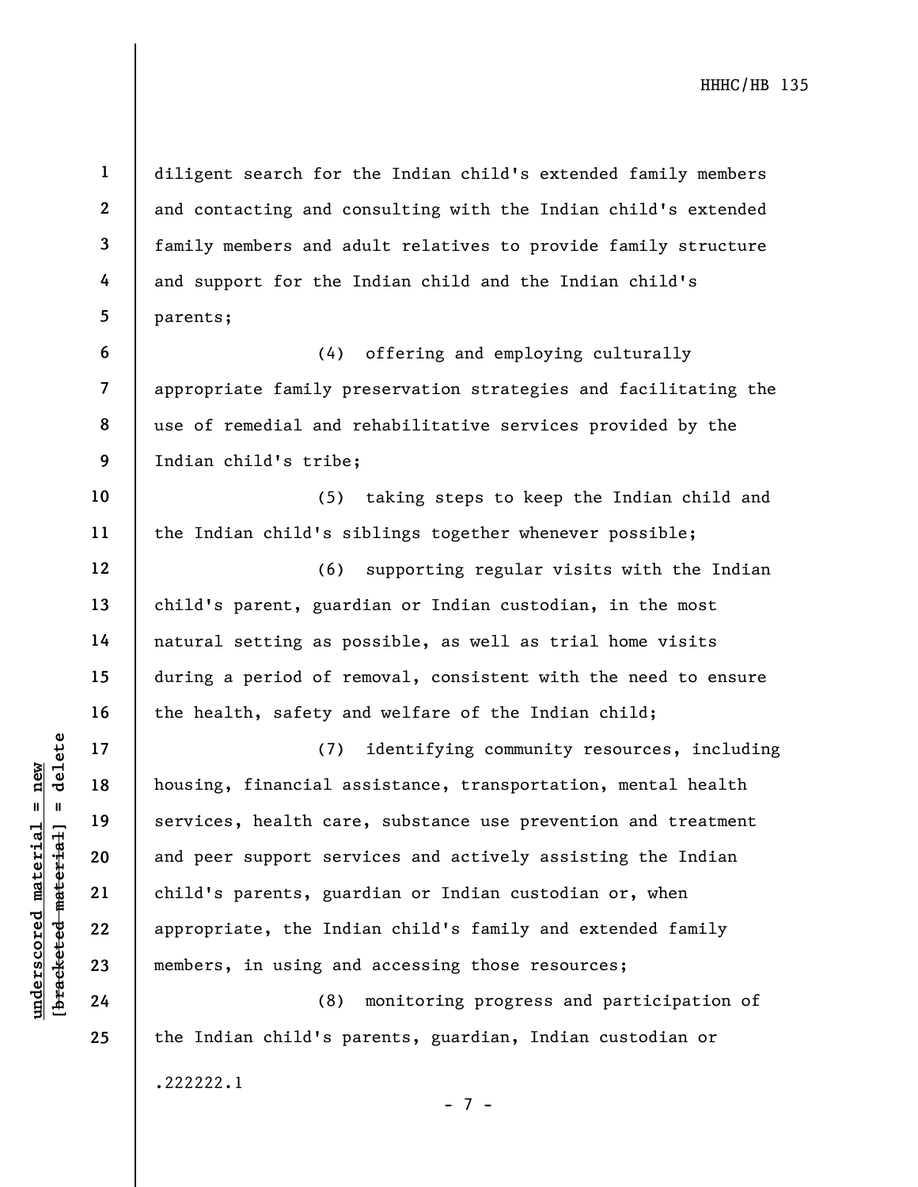diligent search for the Indian child's extended family members and contacting and consulting with the Indian child's extended family members and adult relatives to provide family structure and support for the Indian child and the Indian child's parents;

(4) offering and employing culturally appropriate family preservation strategies and facilitating the use of remedial and rehabilitative services provided by the Indian child's tribe;

(5) taking steps to keep the Indian child and the Indian child's siblings together whenever possible;

(6) supporting regular visits with the Indian child's parent, guardian or Indian custodian, in the most natural setting as possible, as well as trial home visits during a period of removal, consistent with the need to ensure the health, safety and welfare of the Indian child;

(7) identifying community resources, including housing, financial assistance, transportation, mental health services, health care, substance use prevention and treatment and peer support services and actively assisting the Indian child's parents, guardian or Indian custodian or, when appropriate, the Indian child's family and extended family members, in using and accessing those resources;

(8) monitoring progress and participation of the Indian child's parents, guardian, Indian custodian or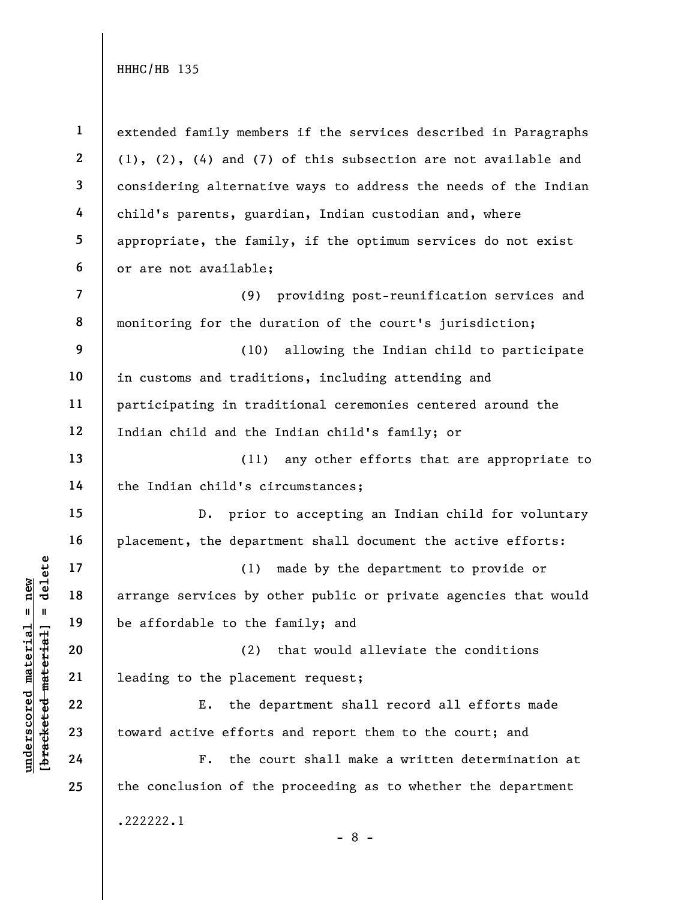extended family members if the services described in Paragraphs (1), (2), (4) and (7) of this subsection are not available and considering alternative ways to address the needs of the Indian child's parents, guardian, Indian custodian and, where appropriate, the family, if the optimum services do not exist or are not available;

(9) providing post-reunification services and monitoring for the duration of the court's jurisdiction;

(10) allowing the Indian child to participate in customs and traditions, including attending and participating in traditional ceremonies centered around the Indian child and the Indian child's family; or

(11) any other efforts that are appropriate to the Indian child's circumstances;

D. prior to accepting an Indian child for voluntary placement, the department shall document the active efforts:

(1) made by the department to provide or arrange services by other public or private agencies that would be affordable to the family; and

(2) that would alleviate the conditions leading to the placement request;

E. the department shall record all efforts made toward active efforts and report them to the court; and

F. the court shall make a written determination at the conclusion of the proceeding as to whether the department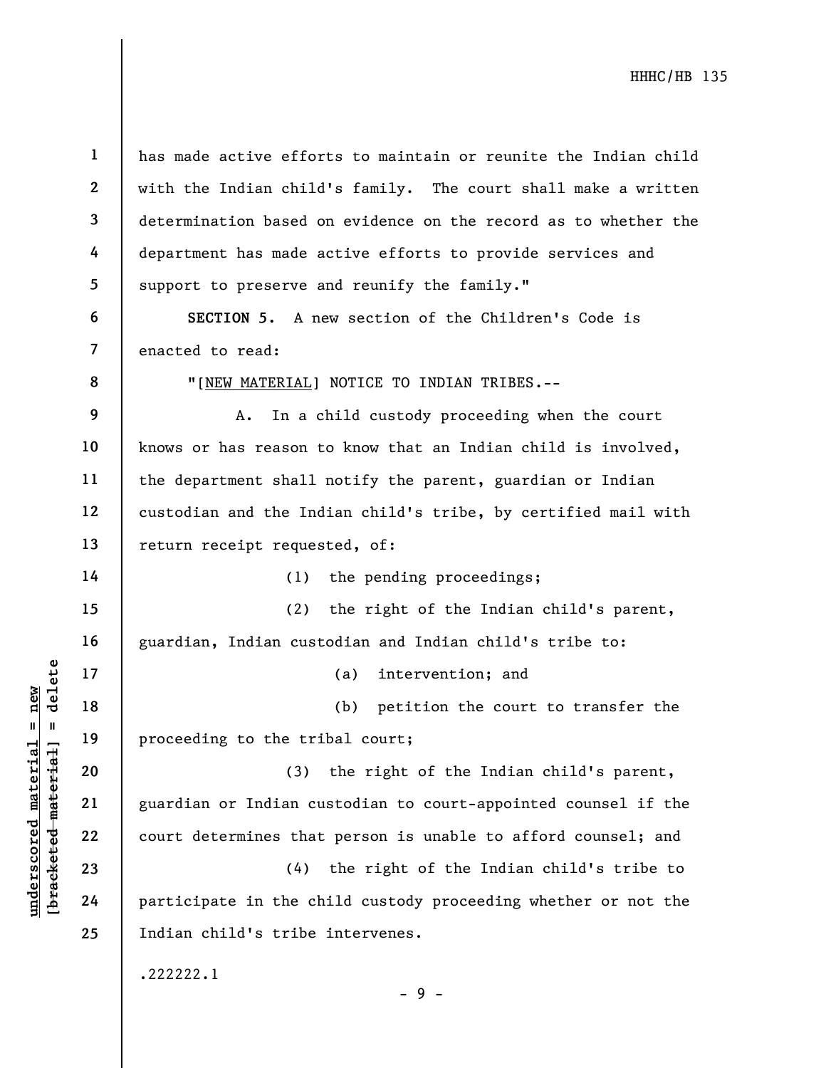has made active efforts to maintain or reunite the Indian child with the Indian child's family. The court shall make a written determination based on evidence on the record as to whether the department has made active efforts to provide services and support to preserve and reunify the family."

**SECTION 5.** A new section of the Children's Code is enacted to read:

"[NEW MATERIAL] NOTICE TO INDIAN TRIBES.--

A. In a child custody proceeding when the court knows or has reason to know that an Indian child is involved, the department shall notify the parent, guardian or Indian custodian and the Indian child's tribe, by certified mail with return receipt requested, of:

(1) the pending proceedings;

(2) the right of the Indian child's parent, guardian, Indian custodian and Indian child's tribe to:

(a) intervention; and

(b) petition the court to transfer the proceeding to the tribal court;

(3) the right of the Indian child's parent, guardian or Indian custodian to court-appointed counsel if the court determines that person is unable to afford counsel; and

(4) the right of the Indian child's tribe to participate in the child custody proceeding whether or not the Indian child's tribe intervenes.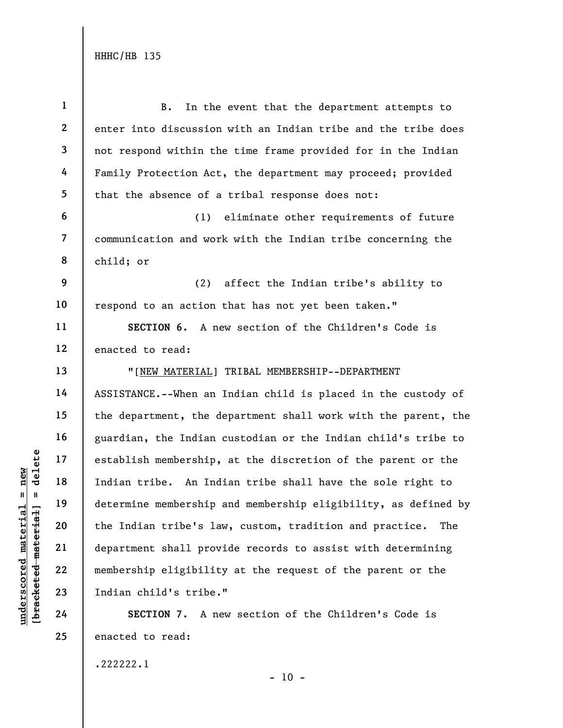B. In the event that the department attempts to enter into discussion with an Indian tribe and the tribe does not respond within the time frame provided for in the Indian Family Protection Act, the department may proceed; provided that the absence of a tribal response does not:

(1) eliminate other requirements of future communication and work with the Indian tribe concerning the child; or

(2) affect the Indian tribe's ability to respond to an action that has not yet been taken."

**SECTION 6.** A new section of the Children's Code is enacted to read:

"[NEW MATERIAL] TRIBAL MEMBERSHIP--DEPARTMENT ASSISTANCE.--When an Indian child is placed in the custody of the department, the department shall work with the parent, the guardian, the Indian custodian or the Indian child's tribe to establish membership, at the discretion of the parent or the Indian tribe. An Indian tribe shall have the sole right to determine membership and membership eligibility, as defined by the Indian tribe's law, custom, tradition and practice. The department shall provide records to assist with determining membership eligibility at the request of the parent or the Indian child's tribe."

**SECTION 7.** A new section of the Children's Code is enacted to read: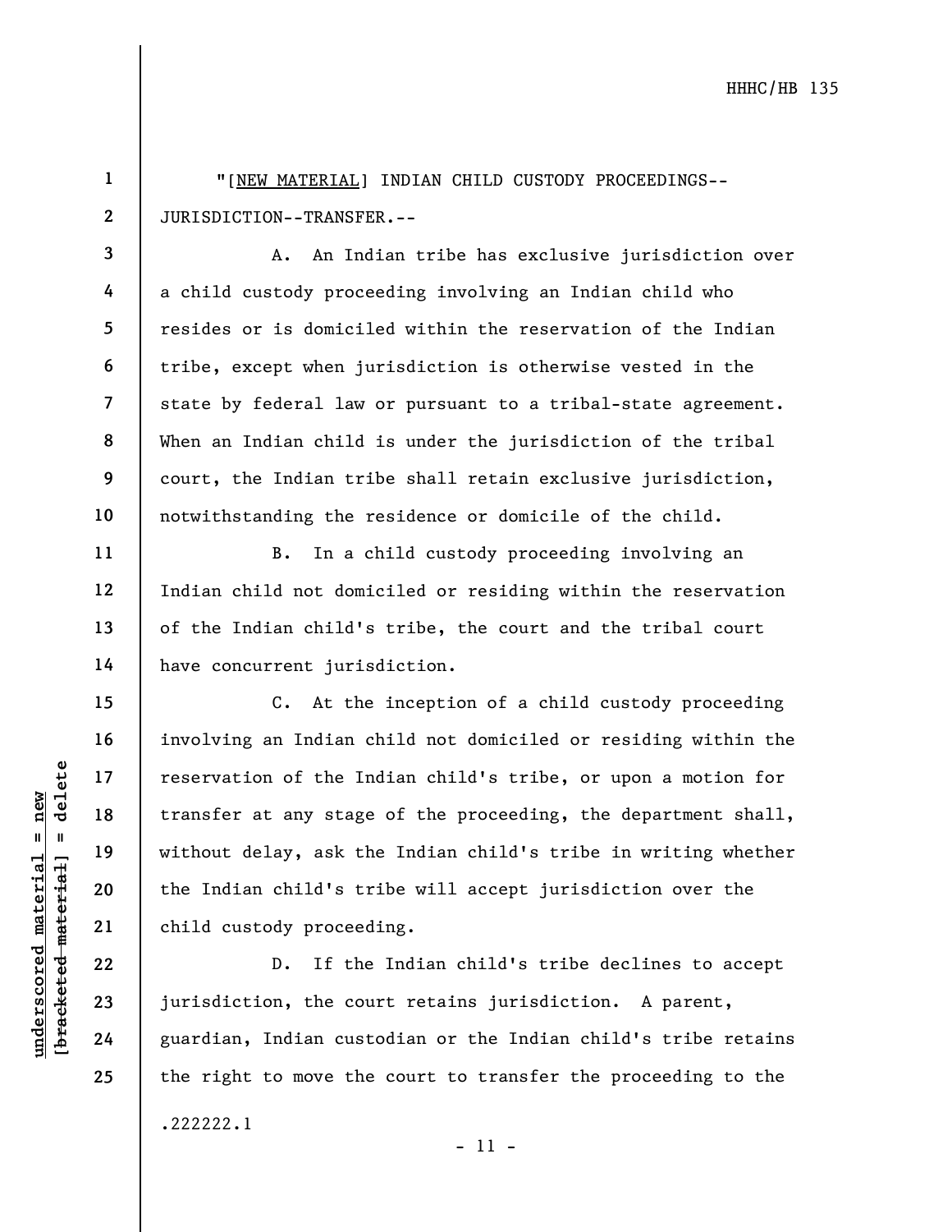"[NEW MATERIAL] INDIAN CHILD CUSTODY PROCEEDINGS--JURISDICTION--TRANSFER.--

A. An Indian tribe has exclusive jurisdiction over a child custody proceeding involving an Indian child who resides or is domiciled within the reservation of the Indian tribe, except when jurisdiction is otherwise vested in the state by federal law or pursuant to a tribal-state agreement. When an Indian child is under the jurisdiction of the tribal court, the Indian tribe shall retain exclusive jurisdiction, notwithstanding the residence or domicile of the child.

B. In a child custody proceeding involving an Indian child not domiciled or residing within the reservation of the Indian child's tribe, the court and the tribal court have concurrent jurisdiction.

C. At the inception of a child custody proceeding involving an Indian child not domiciled or residing within the reservation of the Indian child's tribe, or upon a motion for transfer at any stage of the proceeding, the department shall, without delay, ask the Indian child's tribe in writing whether the Indian child's tribe will accept jurisdiction over the child custody proceeding.

D. If the Indian child's tribe declines to accept jurisdiction, the court retains jurisdiction. A parent, guardian, Indian custodian or the Indian child's tribe retains the right to move the court to transfer the proceeding to the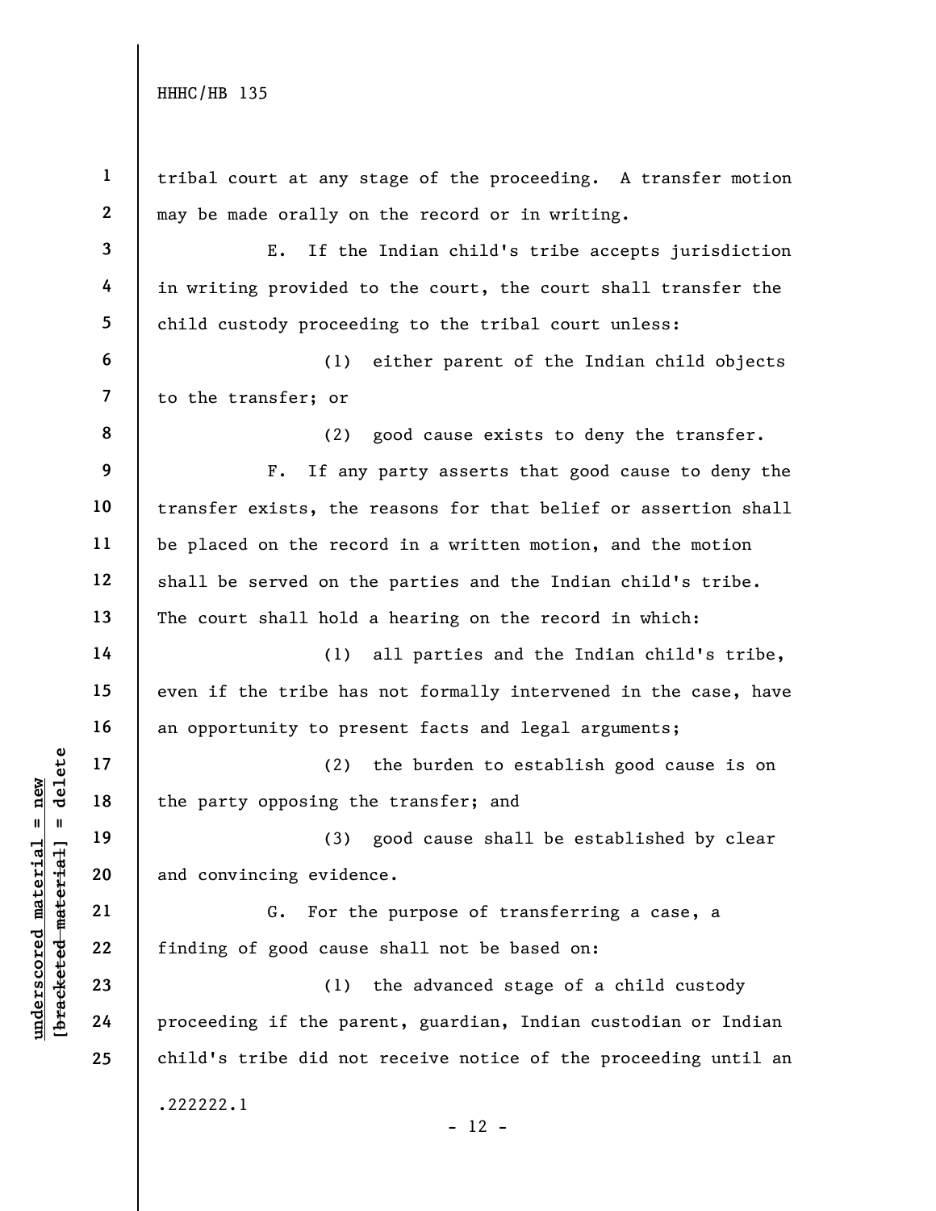tribal court at any stage of the proceeding. A transfer motion may be made orally on the record or in writing.

E. If the Indian child's tribe accepts jurisdiction in writing provided to the court, the court shall transfer the child custody proceeding to the tribal court unless:

(1) either parent of the Indian child objects to the transfer; or

(2) good cause exists to deny the transfer.

F. If any party asserts that good cause to deny the transfer exists, the reasons for that belief or assertion shall be placed on the record in a written motion, and the motion shall be served on the parties and the Indian child's tribe. The court shall hold a hearing on the record in which:

(1) all parties and the Indian child's tribe, even if the tribe has not formally intervened in the case, have an opportunity to present facts and legal arguments;

(2) the burden to establish good cause is on the party opposing the transfer; and

(3) good cause shall be established by clear and convincing evidence.

G. For the purpose of transferring a case, a finding of good cause shall not be based on:

(1) the advanced stage of a child custody proceeding if the parent, guardian, Indian custodian or Indian child's tribe did not receive notice of the proceeding until an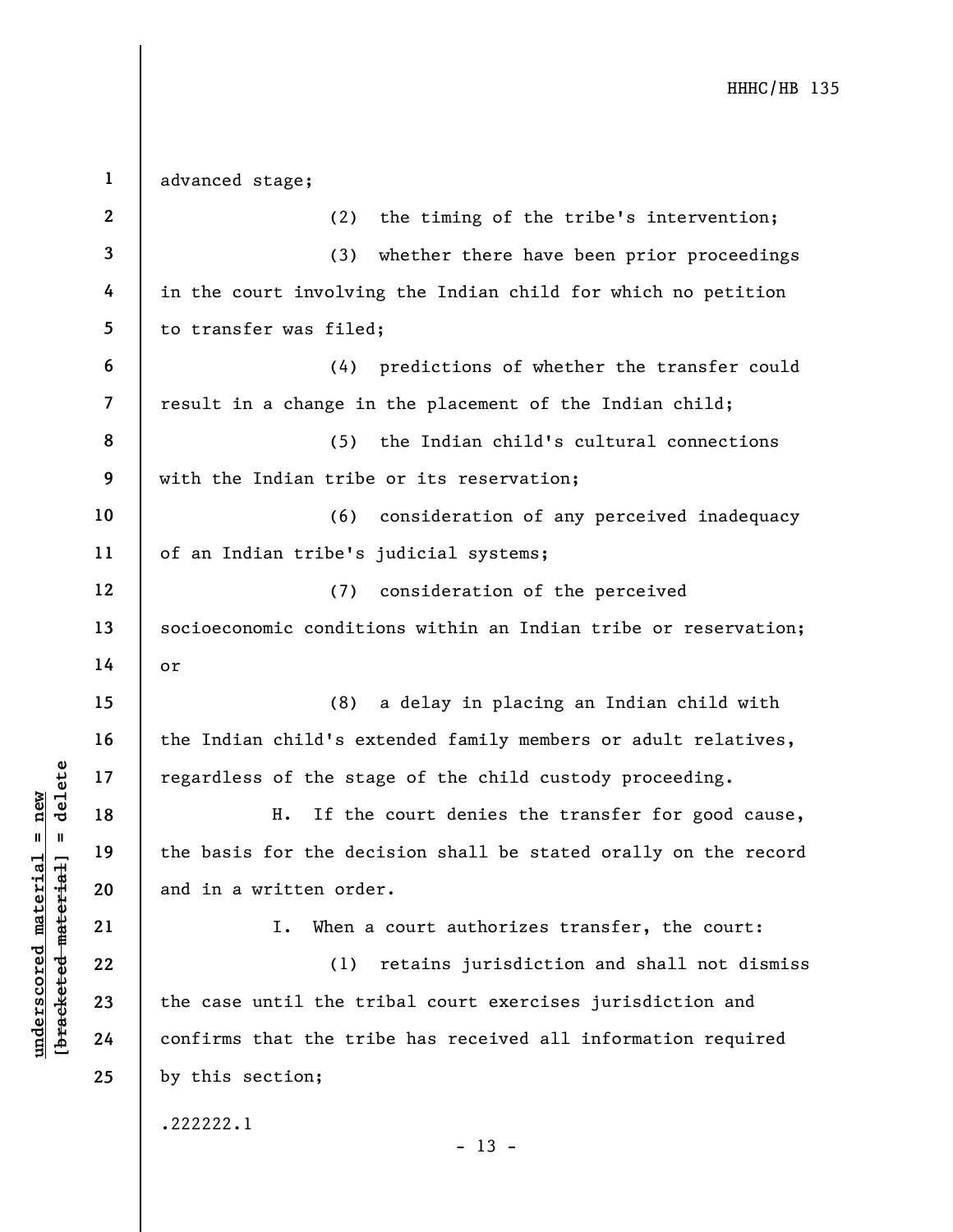advanced stage;

(2) the timing of the tribe's intervention;

(3) whether there have been prior proceedings in the court involving the Indian child for which no petition to transfer was filed;

(4) predictions of whether the transfer could result in a change in the placement of the Indian child;

(5) the Indian child's cultural connections with the Indian tribe or its reservation;

(6) consideration of any perceived inadequacy of an Indian tribe's judicial systems;

(7) consideration of the perceived socioeconomic conditions within an Indian tribe or reservation; or

(8) a delay in placing an Indian child with the Indian child's extended family members or adult relatives, regardless of the stage of the child custody proceeding.

H. If the court denies the transfer for good cause, the basis for the decision shall be stated orally on the record and in a written order.

I. When a court authorizes transfer, the court:

(1) retains jurisdiction and shall not dismiss the case until the tribal court exercises jurisdiction and confirms that the tribe has received all information required by this section;

.222222.1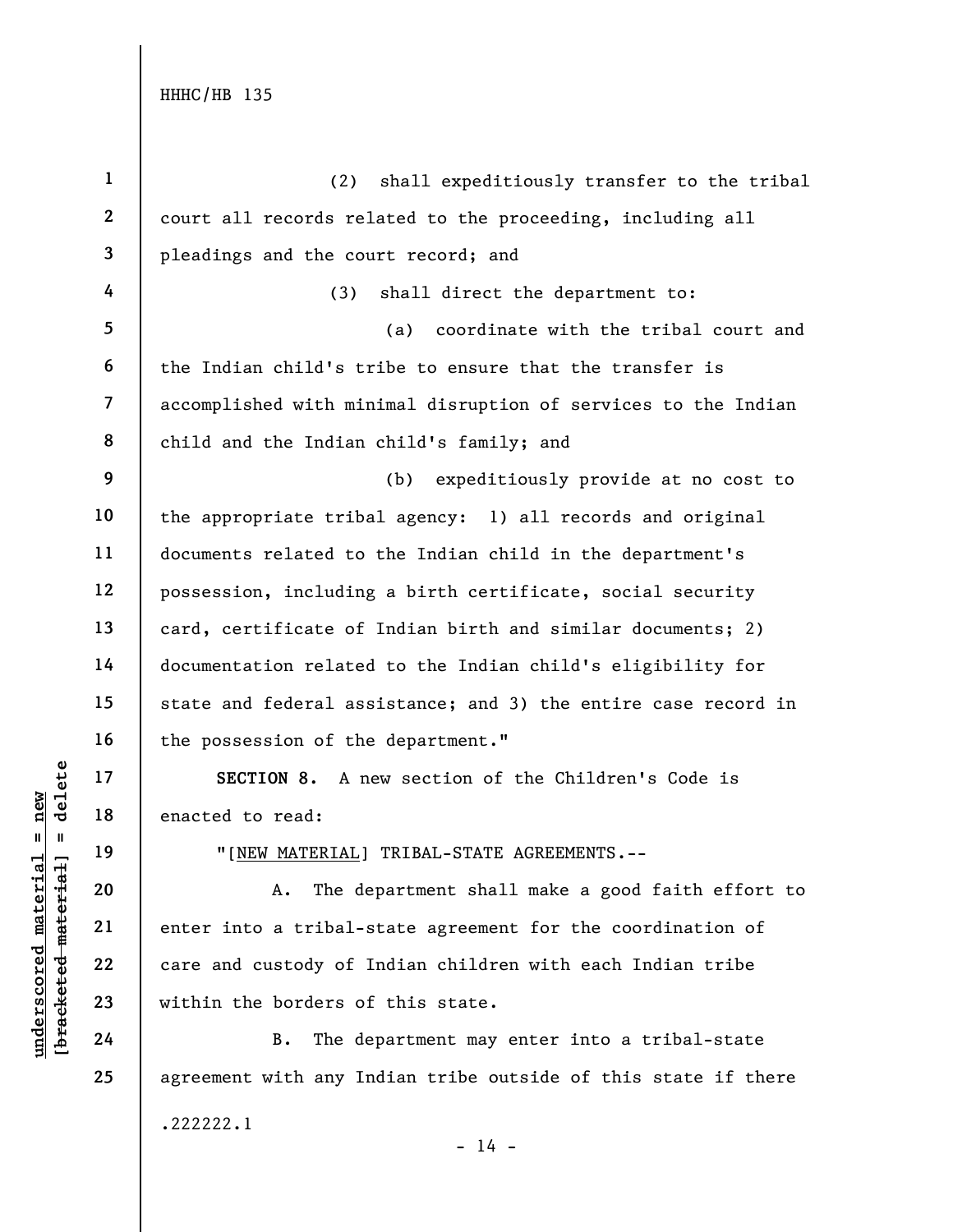(2) shall expeditiously transfer to the tribal court all records related to the proceeding, including all pleadings and the court record; and

(3) shall direct the department to:

(a) coordinate with the tribal court and the Indian child's tribe to ensure that the transfer is accomplished with minimal disruption of services to the Indian child and the Indian child's family; and

(b) expeditiously provide at no cost to the appropriate tribal agency: 1) all records and original documents related to the Indian child in the department's possession, including a birth certificate, social security card, certificate of Indian birth and similar documents; 2) documentation related to the Indian child's eligibility for state and federal assistance; and 3) the entire case record in the possession of the department."

**SECTION 8.** A new section of the Children's Code is enacted to read:

"[NEW MATERIAL] TRIBAL-STATE AGREEMENTS.--

A. The department shall make a good faith effort to enter into a tribal-state agreement for the coordination of care and custody of Indian children with each Indian tribe within the borders of this state.

B. The department may enter into a tribal-state agreement with any Indian tribe outside of this state if there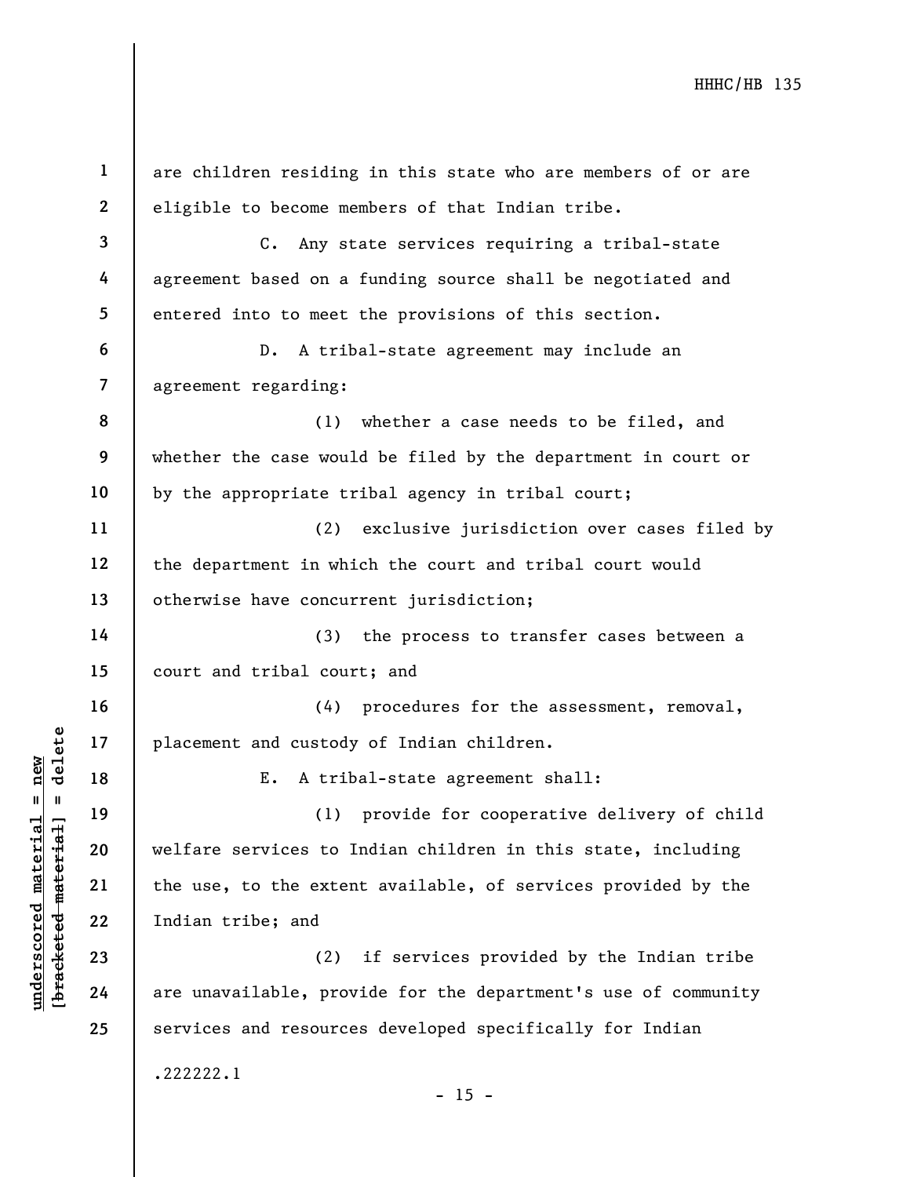are children residing in this state who are members of or are eligible to become members of that Indian tribe.

C. Any state services requiring a tribal-state agreement based on a funding source shall be negotiated and entered into to meet the provisions of this section.

D. A tribal-state agreement may include an agreement regarding:

(1) whether a case needs to be filed, and whether the case would be filed by the department in court or by the appropriate tribal agency in tribal court;

(2) exclusive jurisdiction over cases filed by the department in which the court and tribal court would otherwise have concurrent jurisdiction;

(3) the process to transfer cases between a court and tribal court; and

(4) procedures for the assessment, removal, placement and custody of Indian children.

E. A tribal-state agreement shall:

(1) provide for cooperative delivery of child welfare services to Indian children in this state, including the use, to the extent available, of services provided by the Indian tribe; and

(2) if services provided by the Indian tribe are unavailable, provide for the department's use of community services and resources developed specifically for Indian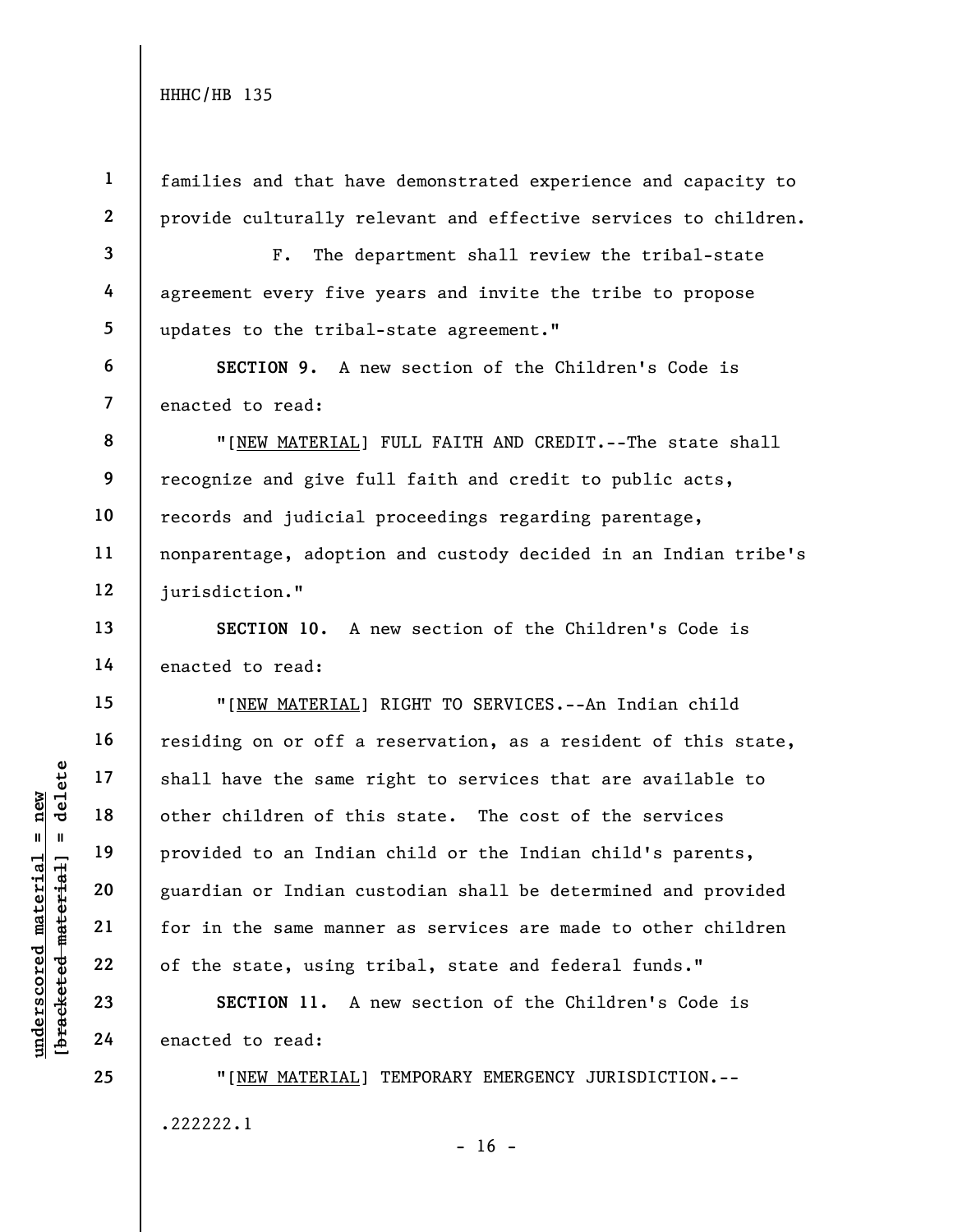families and that have demonstrated experience and capacity to provide culturally relevant and effective services to children.

F. The department shall review the tribal-state agreement every five years and invite the tribe to propose updates to the tribal-state agreement."

**SECTION 9.** A new section of the Children's Code is enacted to read:

"[NEW MATERIAL] FULL FAITH AND CREDIT.--The state shall recognize and give full faith and credit to public acts, records and judicial proceedings regarding parentage, nonparentage, adoption and custody decided in an Indian tribe's jurisdiction."

**SECTION 10.** A new section of the Children's Code is enacted to read:

"[NEW MATERIAL] RIGHT TO SERVICES.--An Indian child residing on or off a reservation, as a resident of this state, shall have the same right to services that are available to other children of this state. The cost of the services provided to an Indian child or the Indian child's parents, guardian or Indian custodian shall be determined and provided for in the same manner as services are made to other children of the state, using tribal, state and federal funds."

**SECTION 11.** A new section of the Children's Code is enacted to read:

"[NEW MATERIAL] TEMPORARY EMERGENCY JURISDICTION.--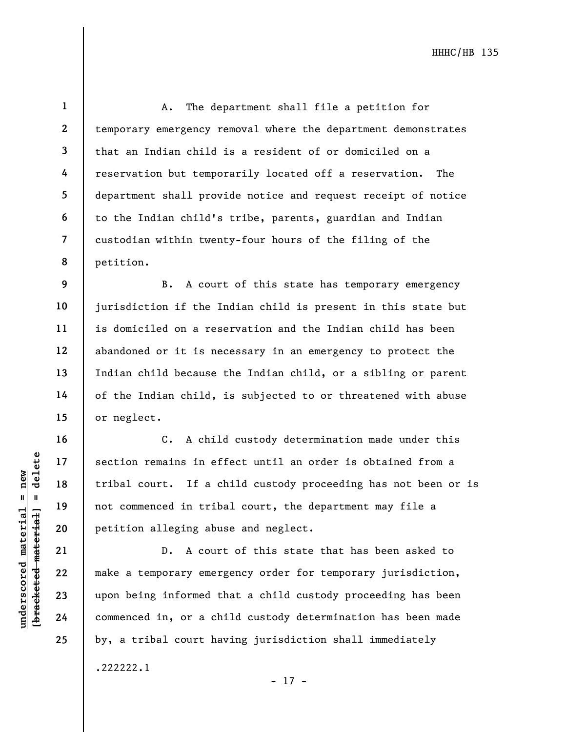A. The department shall file a petition for temporary emergency removal where the department demonstrates that an Indian child is a resident of or domiciled on a reservation but temporarily located off a reservation. The department shall provide notice and request receipt of notice to the Indian child's tribe, parents, guardian and Indian custodian within twenty-four hours of the filing of the petition.

B. A court of this state has temporary emergency jurisdiction if the Indian child is present in this state but is domiciled on a reservation and the Indian child has been abandoned or it is necessary in an emergency to protect the Indian child because the Indian child, or a sibling or parent of the Indian child, is subjected to or threatened with abuse or neglect.

C. A child custody determination made under this section remains in effect until an order is obtained from a tribal court. If a child custody proceeding has not been or is not commenced in tribal court, the department may file a petition alleging abuse and neglect.

D. A court of this state that has been asked to make a temporary emergency order for temporary jurisdiction, upon being informed that a child custody proceeding has been commenced in, or a child custody determination has been made by, a tribal court having jurisdiction shall immediately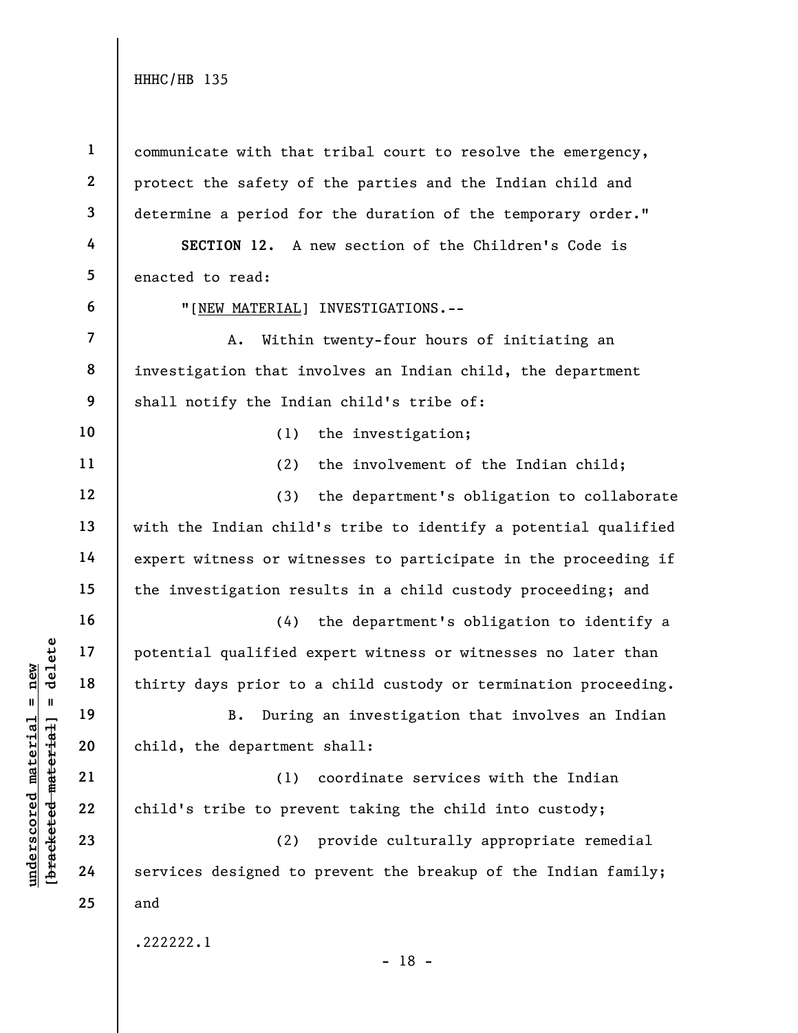communicate with that tribal court to resolve the emergency, protect the safety of the parties and the Indian child and determine a period for the duration of the temporary order."

**SECTION 12.** A new section of the Children's Code is enacted to read:

"[NEW MATERIAL] INVESTIGATIONS.--

A. Within twenty-four hours of initiating an investigation that involves an Indian child, the department shall notify the Indian child's tribe of:

(1) the investigation;

(2) the involvement of the Indian child;

(3) the department's obligation to collaborate with the Indian child's tribe to identify a potential qualified expert witness or witnesses to participate in the proceeding if the investigation results in a child custody proceeding; and

(4) the department's obligation to identify a potential qualified expert witness or witnesses no later than thirty days prior to a child custody or termination proceeding.

B. During an investigation that involves an Indian child, the department shall:

(1) coordinate services with the Indian child's tribe to prevent taking the child into custody;

(2) provide culturally appropriate remedial services designed to prevent the breakup of the Indian family; and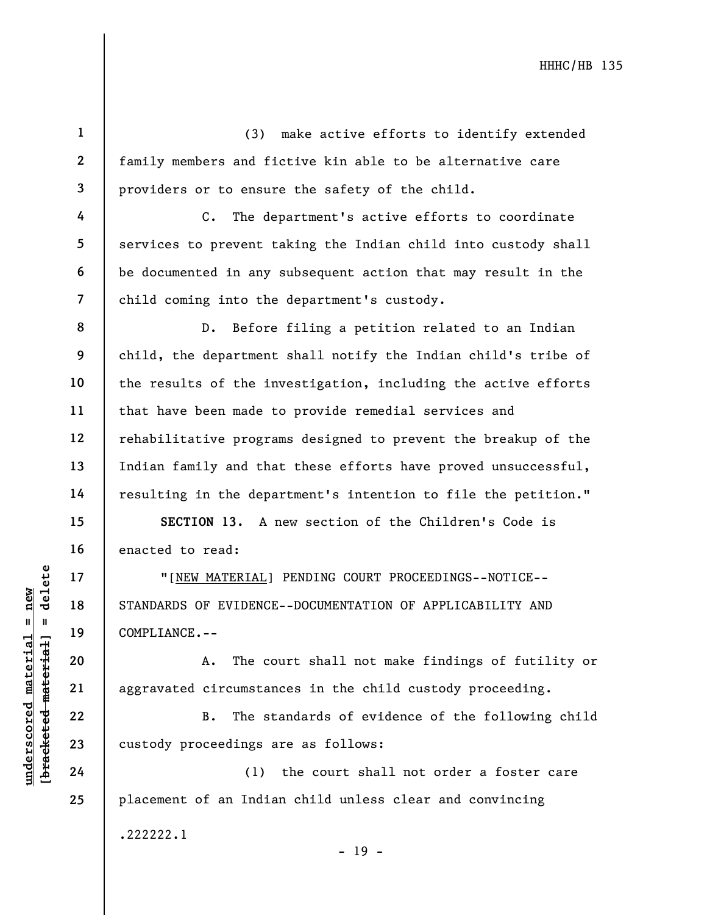(3) make active efforts to identify extended family members and fictive kin able to be alternative care providers or to ensure the safety of the child.

C. The department's active efforts to coordinate services to prevent taking the Indian child into custody shall be documented in any subsequent action that may result in the child coming into the department's custody.

D. Before filing a petition related to an Indian child, the department shall notify the Indian child's tribe of the results of the investigation, including the active efforts that have been made to provide remedial services and rehabilitative programs designed to prevent the breakup of the Indian family and that these efforts have proved unsuccessful, resulting in the department's intention to file the petition."

**SECTION 13.** A new section of the Children's Code is enacted to read:

"[NEW MATERIAL] PENDING COURT PROCEEDINGS--NOTICE--STANDARDS OF EVIDENCE--DOCUMENTATION OF APPLICABILITY AND COMPLIANCE.--

A. The court shall not make findings of futility or aggravated circumstances in the child custody proceeding.

B. The standards of evidence of the following child custody proceedings are as follows:

(1) the court shall not order a foster care placement of an Indian child unless clear and convincing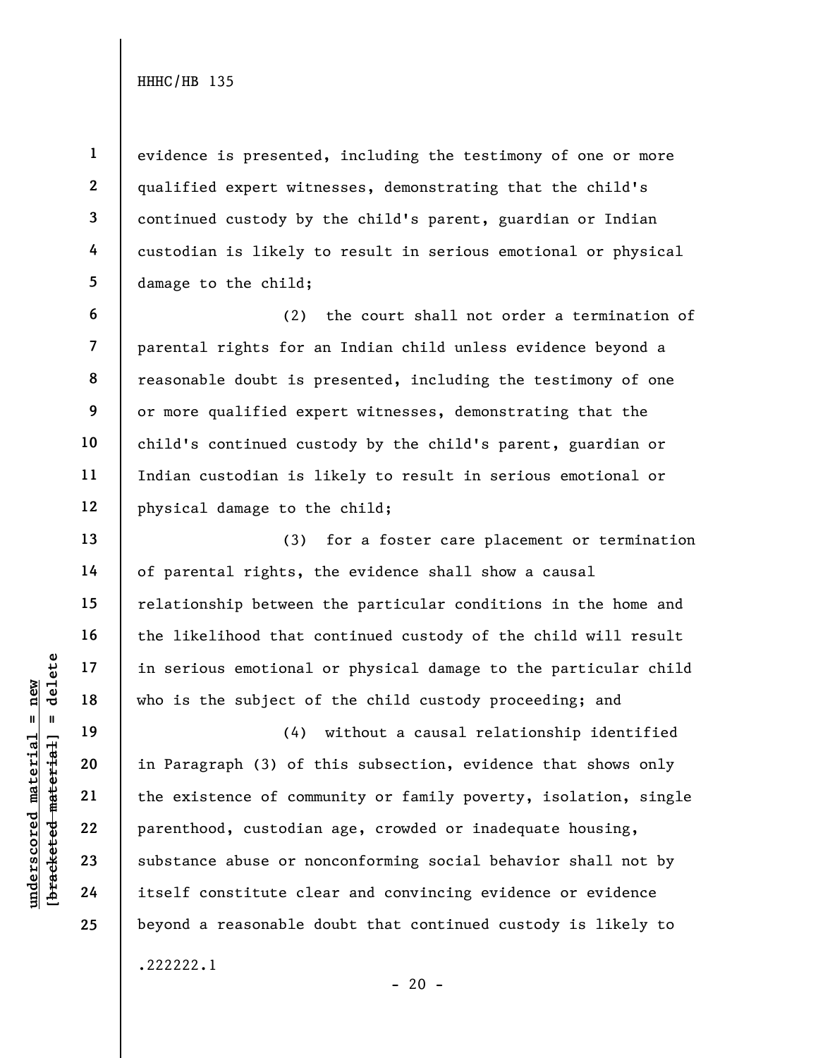evidence is presented, including the testimony of one or more qualified expert witnesses, demonstrating that the child's continued custody by the child's parent, guardian or Indian custodian is likely to result in serious emotional or physical damage to the child;

(2) the court shall not order a termination of parental rights for an Indian child unless evidence beyond a reasonable doubt is presented, including the testimony of one or more qualified expert witnesses, demonstrating that the child's continued custody by the child's parent, guardian or Indian custodian is likely to result in serious emotional or physical damage to the child;

(3) for a foster care placement or termination of parental rights, the evidence shall show a causal relationship between the particular conditions in the home and the likelihood that continued custody of the child will result in serious emotional or physical damage to the particular child who is the subject of the child custody proceeding; and

(4) without a causal relationship identified in Paragraph (3) of this subsection, evidence that shows only the existence of community or family poverty, isolation, single parenthood, custodian age, crowded or inadequate housing, substance abuse or nonconforming social behavior shall not by itself constitute clear and convincing evidence or evidence beyond a reasonable doubt that continued custody is likely to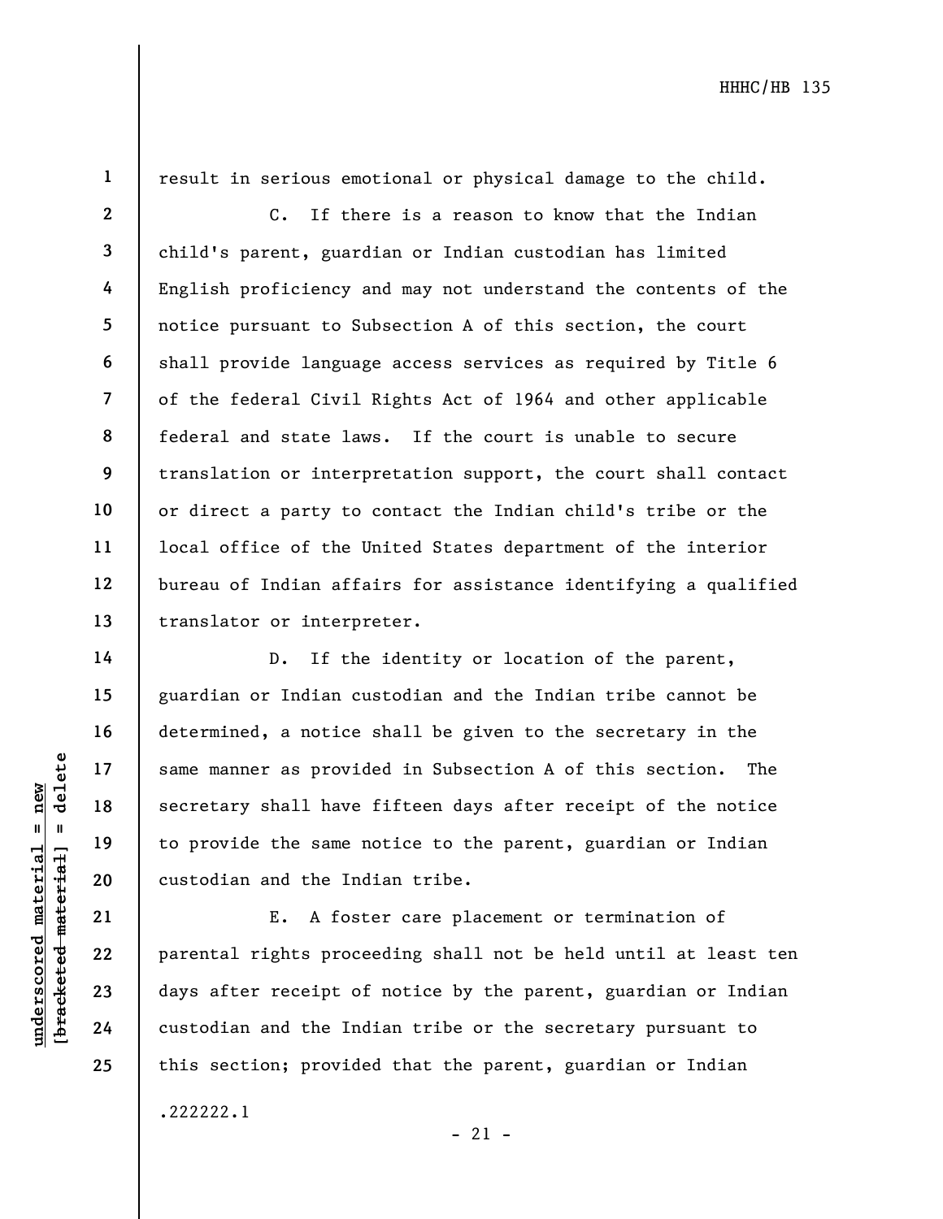result in serious emotional or physical damage to the child.

C. If there is a reason to know that the Indian child's parent, guardian or Indian custodian has limited English proficiency and may not understand the contents of the notice pursuant to Subsection A of this section, the court shall provide language access services as required by Title 6 of the federal Civil Rights Act of 1964 and other applicable federal and state laws. If the court is unable to secure translation or interpretation support, the court shall contact or direct a party to contact the Indian child's tribe or the local office of the United States department of the interior bureau of Indian affairs for assistance identifying a qualified translator or interpreter.

D. If the identity or location of the parent, guardian or Indian custodian and the Indian tribe cannot be determined, a notice shall be given to the secretary in the same manner as provided in Subsection A of this section. The secretary shall have fifteen days after receipt of the notice to provide the same notice to the parent, guardian or Indian custodian and the Indian tribe.

E. A foster care placement or termination of parental rights proceeding shall not be held until at least ten days after receipt of notice by the parent, guardian or Indian custodian and the Indian tribe or the secretary pursuant to this section; provided that the parent, guardian or Indian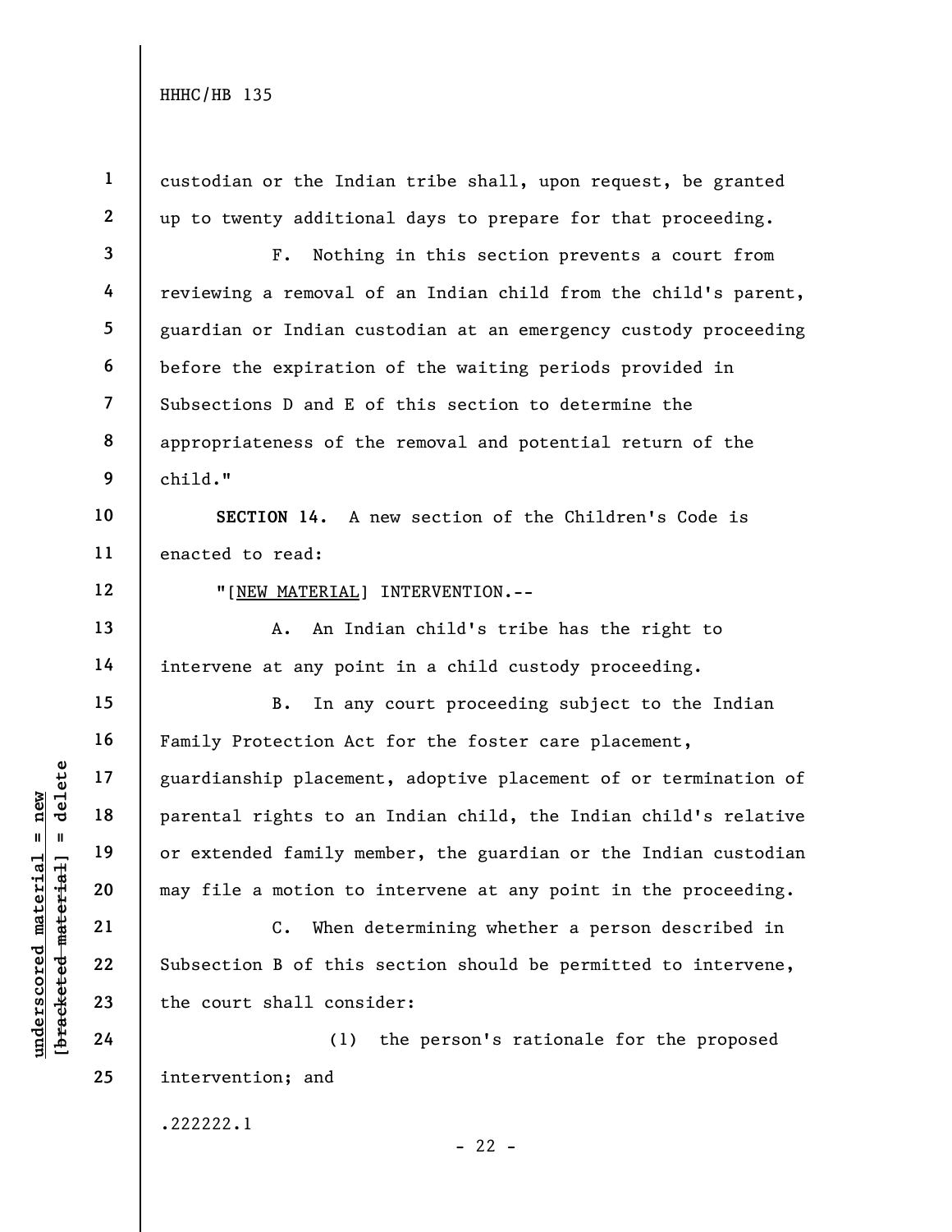custodian or the Indian tribe shall, upon request, be granted up to twenty additional days to prepare for that proceeding.

F. Nothing in this section prevents a court from reviewing a removal of an Indian child from the child's parent, guardian or Indian custodian at an emergency custody proceeding before the expiration of the waiting periods provided in Subsections D and E of this section to determine the appropriateness of the removal and potential return of the child."

**SECTION 14.** A new section of the Children's Code is enacted to read:

"[NEW MATERIAL] INTERVENTION.--

A. An Indian child's tribe has the right to intervene at any point in a child custody proceeding.

B. In any court proceeding subject to the Indian Family Protection Act for the foster care placement, guardianship placement, adoptive placement of or termination of parental rights to an Indian child, the Indian child's relative or extended family member, the guardian or the Indian custodian may file a motion to intervene at any point in the proceeding.

C. When determining whether a person described in Subsection B of this section should be permitted to intervene, the court shall consider:

(1) the person's rationale for the proposed intervention; and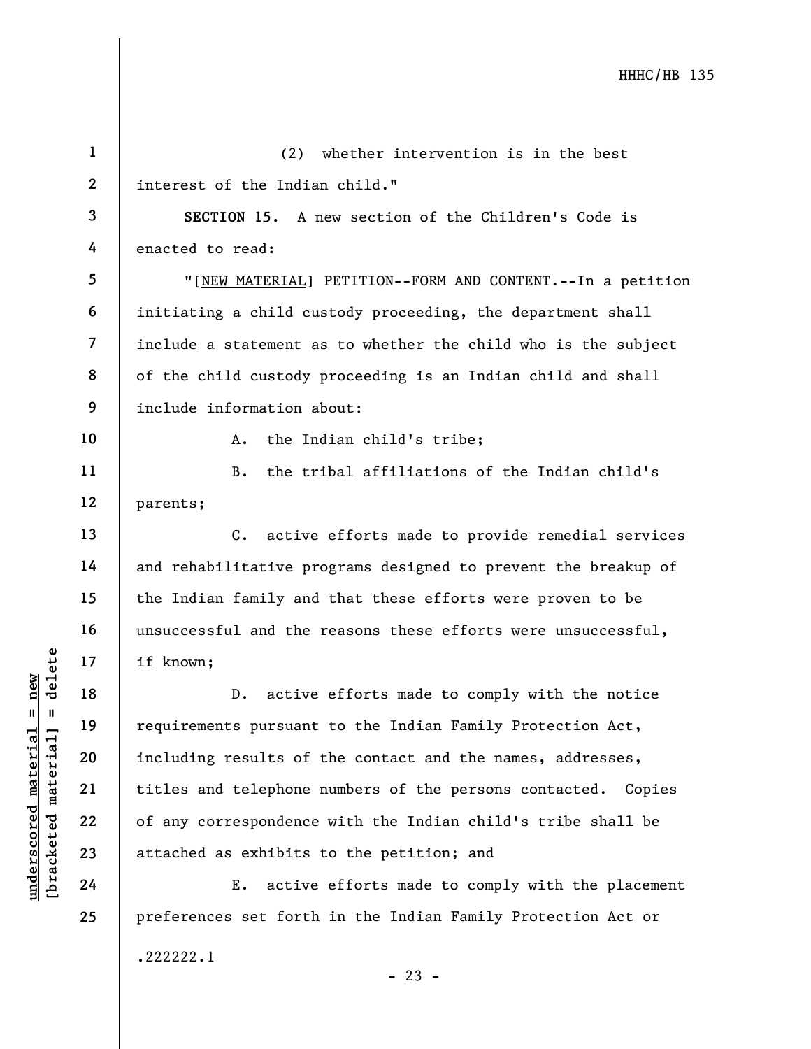(2) whether intervention is in the best interest of the Indian child."

**SECTION 15.** A new section of the Children's Code is enacted to read:

"[NEW MATERIAL] PETITION--FORM AND CONTENT.--In a petition initiating a child custody proceeding, the department shall include a statement as to whether the child who is the subject of the child custody proceeding is an Indian child and shall include information about:

A. the Indian child's tribe;

B. the tribal affiliations of the Indian child's parents;

C. active efforts made to provide remedial services and rehabilitative programs designed to prevent the breakup of the Indian family and that these efforts were proven to be unsuccessful and the reasons these efforts were unsuccessful, if known;

D. active efforts made to comply with the notice requirements pursuant to the Indian Family Protection Act, including results of the contact and the names, addresses, titles and telephone numbers of the persons contacted. Copies of any correspondence with the Indian child's tribe shall be attached as exhibits to the petition; and

E. active efforts made to comply with the placement preferences set forth in the Indian Family Protection Act or

.222222.1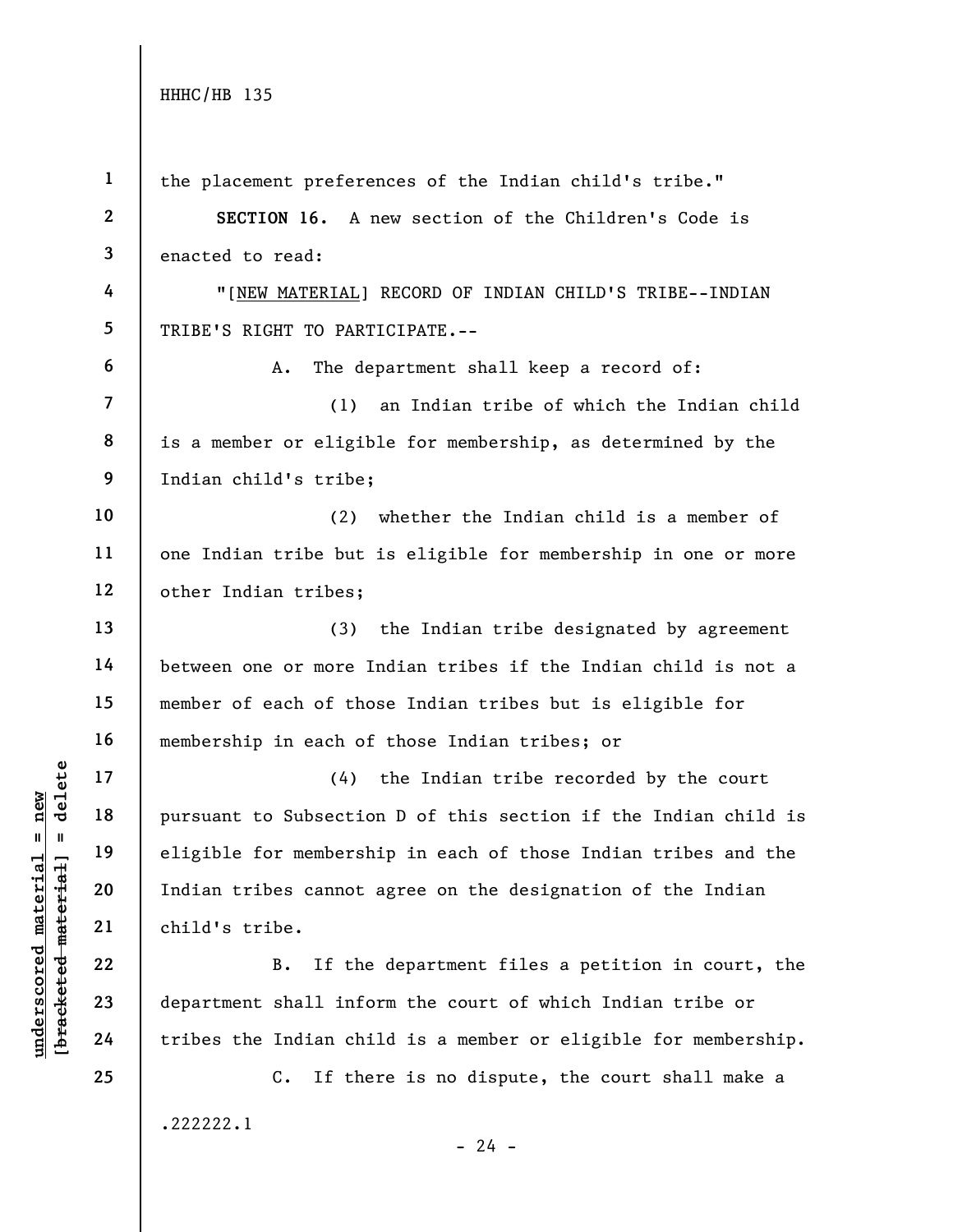the placement preferences of the Indian child's tribe."

**SECTION 16.** A new section of the Children's Code is enacted to read:

"[NEW MATERIAL] RECORD OF INDIAN CHILD'S TRIBE--INDIAN TRIBE'S RIGHT TO PARTICIPATE.--

A. The department shall keep a record of:

(1) an Indian tribe of which the Indian child is a member or eligible for membership, as determined by the Indian child's tribe;

(2) whether the Indian child is a member of one Indian tribe but is eligible for membership in one or more other Indian tribes;

(3) the Indian tribe designated by agreement between one or more Indian tribes if the Indian child is not a member of each of those Indian tribes but is eligible for membership in each of those Indian tribes; or

(4) the Indian tribe recorded by the court pursuant to Subsection D of this section if the Indian child is eligible for membership in each of those Indian tribes and the Indian tribes cannot agree on the designation of the Indian child's tribe.

B. If the department files a petition in court, the department shall inform the court of which Indian tribe or tribes the Indian child is a member or eligible for membership.

C. If there is no dispute, the court shall make a

.222222.1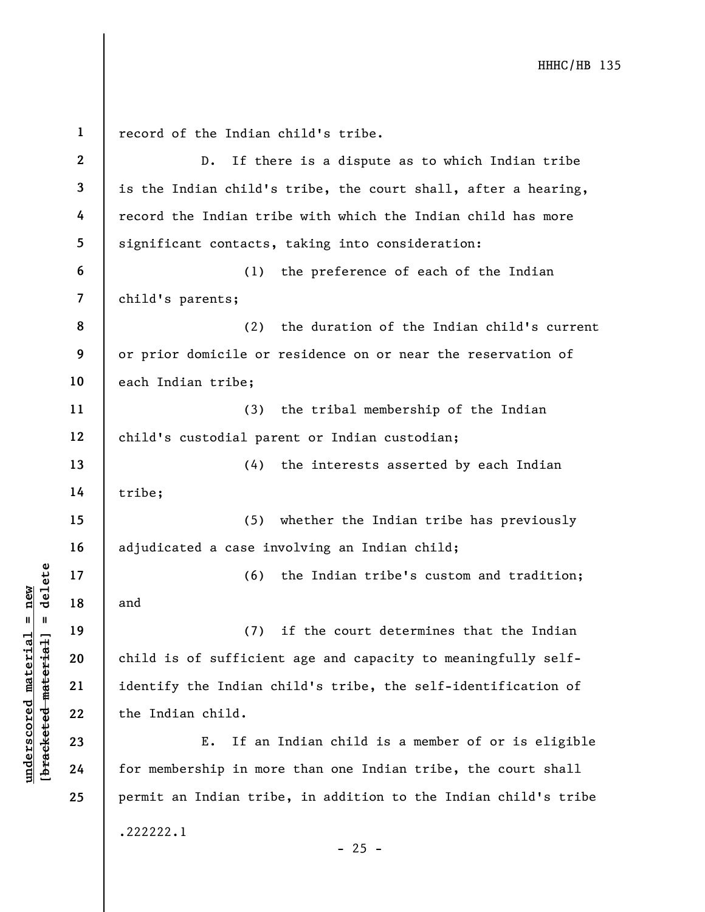record of the Indian child's tribe.

D. If there is a dispute as to which Indian tribe is the Indian child's tribe, the court shall, after a hearing, record the Indian tribe with which the Indian child has more significant contacts, taking into consideration:

(1) the preference of each of the Indian child's parents;

(2) the duration of the Indian child's current or prior domicile or residence on or near the reservation of each Indian tribe;

(3) the tribal membership of the Indian child's custodial parent or Indian custodian;

(4) the interests asserted by each Indian tribe;

(5) whether the Indian tribe has previously adjudicated a case involving an Indian child;

(6) the Indian tribe's custom and tradition; and

(7) if the court determines that the Indian child is of sufficient age and capacity to meaningfully self-identify the Indian child's tribe, the self-identification of the Indian child.

E. If an Indian child is a member of or is eligible for membership in more than one Indian tribe, the court shall permit an Indian tribe, in addition to the Indian child's tribe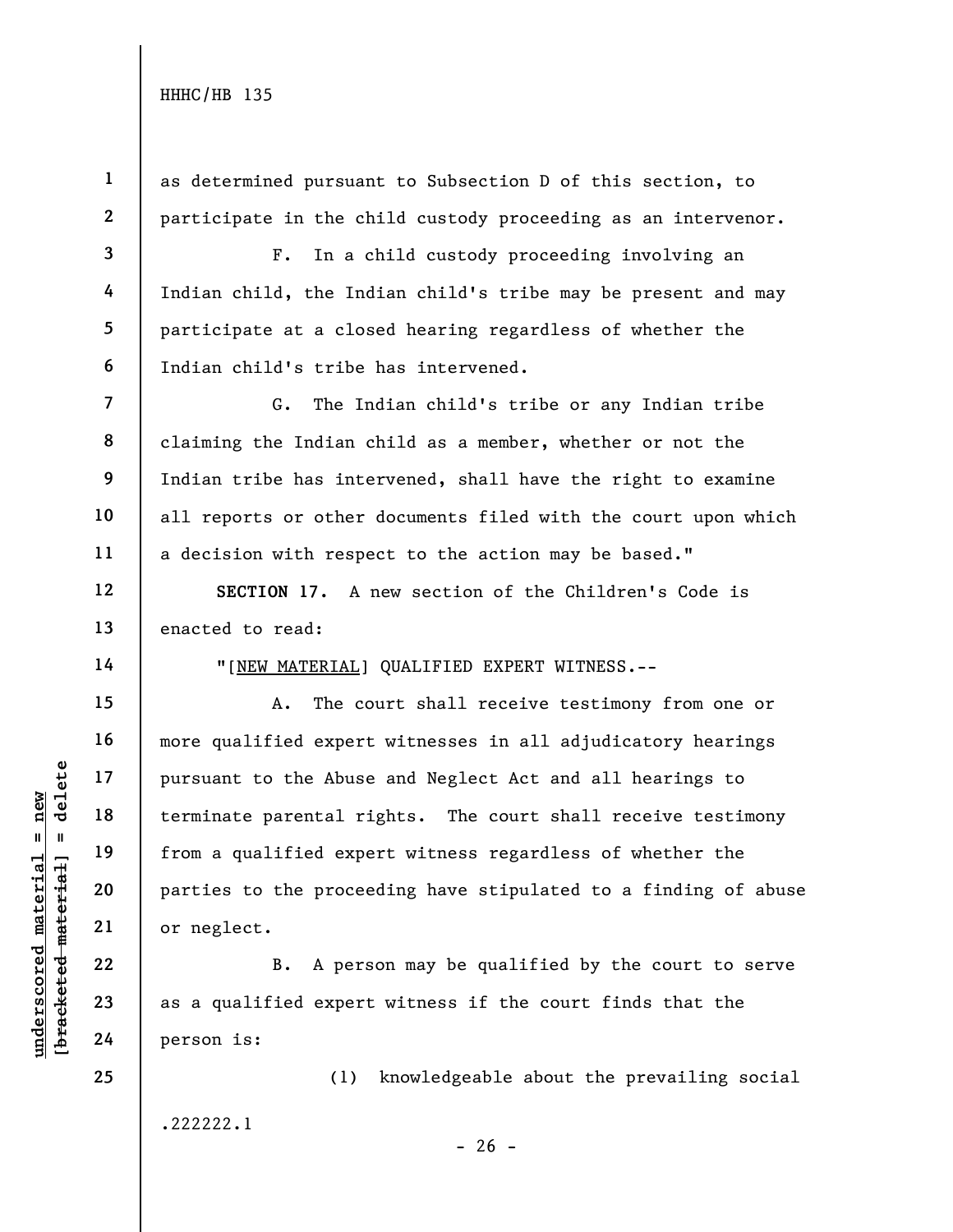as determined pursuant to Subsection D of this section, to participate in the child custody proceeding as an intervenor.

F. In a child custody proceeding involving an Indian child, the Indian child's tribe may be present and may participate at a closed hearing regardless of whether the Indian child's tribe has intervened.

G. The Indian child's tribe or any Indian tribe claiming the Indian child as a member, whether or not the Indian tribe has intervened, shall have the right to examine all reports or other documents filed with the court upon which a decision with respect to the action may be based."

**SECTION 17.** A new section of the Children's Code is enacted to read:

"[NEW MATERIAL] QUALIFIED EXPERT WITNESS.--

A. The court shall receive testimony from one or more qualified expert witnesses in all adjudicatory hearings pursuant to the Abuse and Neglect Act and all hearings to terminate parental rights. The court shall receive testimony from a qualified expert witness regardless of whether the parties to the proceeding have stipulated to a finding of abuse or neglect.

B. A person may be qualified by the court to serve as a qualified expert witness if the court finds that the person is:

(1) knowledgeable about the prevailing social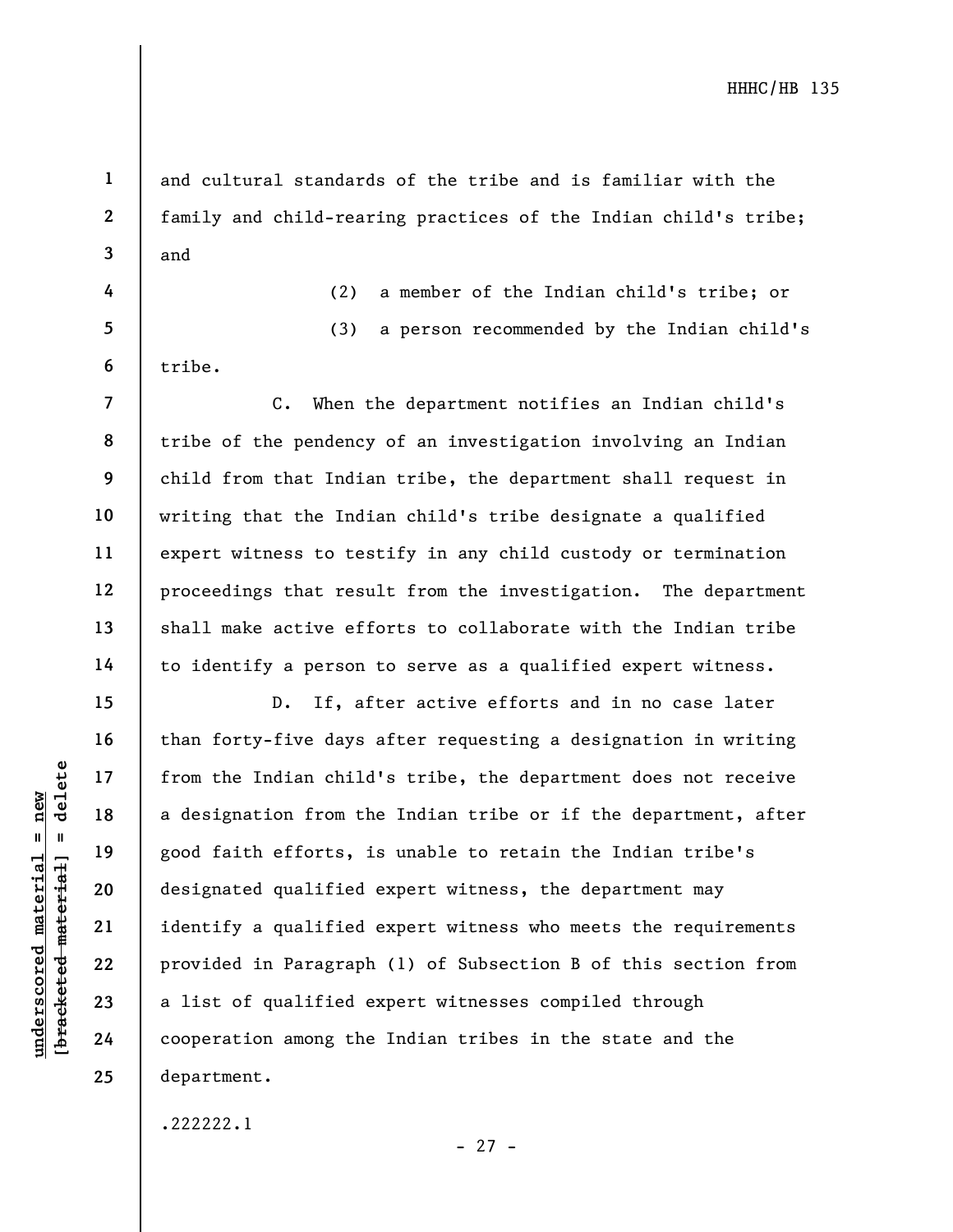and cultural standards of the tribe and is familiar with the family and child-rearing practices of the Indian child's tribe; and

(2) a member of the Indian child's tribe; or

(3) a person recommended by the Indian child's tribe.

C. When the department notifies an Indian child's tribe of the pendency of an investigation involving an Indian child from that Indian tribe, the department shall request in writing that the Indian child's tribe designate a qualified expert witness to testify in any child custody or termination proceedings that result from the investigation. The department shall make active efforts to collaborate with the Indian tribe to identify a person to serve as a qualified expert witness.

D. If, after active efforts and in no case later than forty-five days after requesting a designation in writing from the Indian child's tribe, the department does not receive a designation from the Indian tribe or if the department, after good faith efforts, is unable to retain the Indian tribe's designated qualified expert witness, the department may identify a qualified expert witness who meets the requirements provided in Paragraph (1) of Subsection B of this section from a list of qualified expert witnesses compiled through cooperation among the Indian tribes in the state and the department.

.222222.1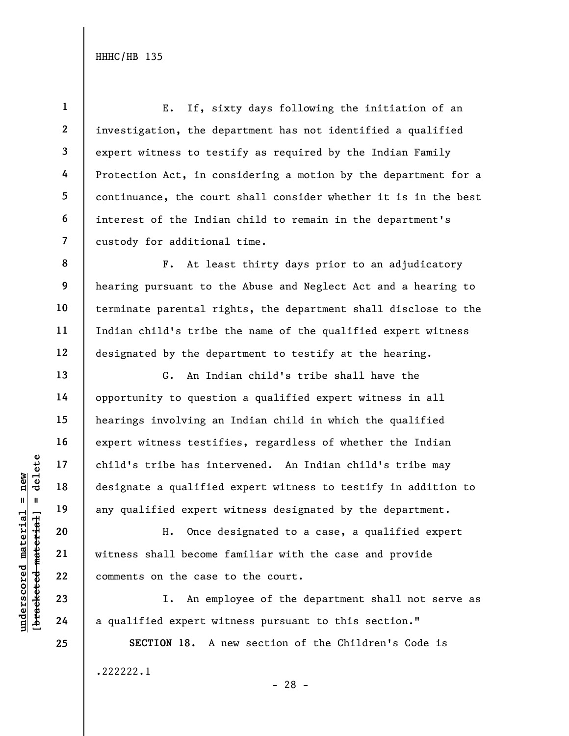E. If, sixty days following the initiation of an investigation, the department has not identified a qualified expert witness to testify as required by the Indian Family Protection Act, in considering a motion by the department for a continuance, the court shall consider whether it is in the best interest of the Indian child to remain in the department's custody for additional time.

F. At least thirty days prior to an adjudicatory hearing pursuant to the Abuse and Neglect Act and a hearing to terminate parental rights, the department shall disclose to the Indian child's tribe the name of the qualified expert witness designated by the department to testify at the hearing.

G. An Indian child's tribe shall have the opportunity to question a qualified expert witness in all hearings involving an Indian child in which the qualified expert witness testifies, regardless of whether the Indian child's tribe has intervened. An Indian child's tribe may designate a qualified expert witness to testify in addition to any qualified expert witness designated by the department.

H. Once designated to a case, a qualified expert witness shall become familiar with the case and provide comments on the case to the court.

I. An employee of the department shall not serve as a qualified expert witness pursuant to this section."

**SECTION 18.** A new section of the Children's Code is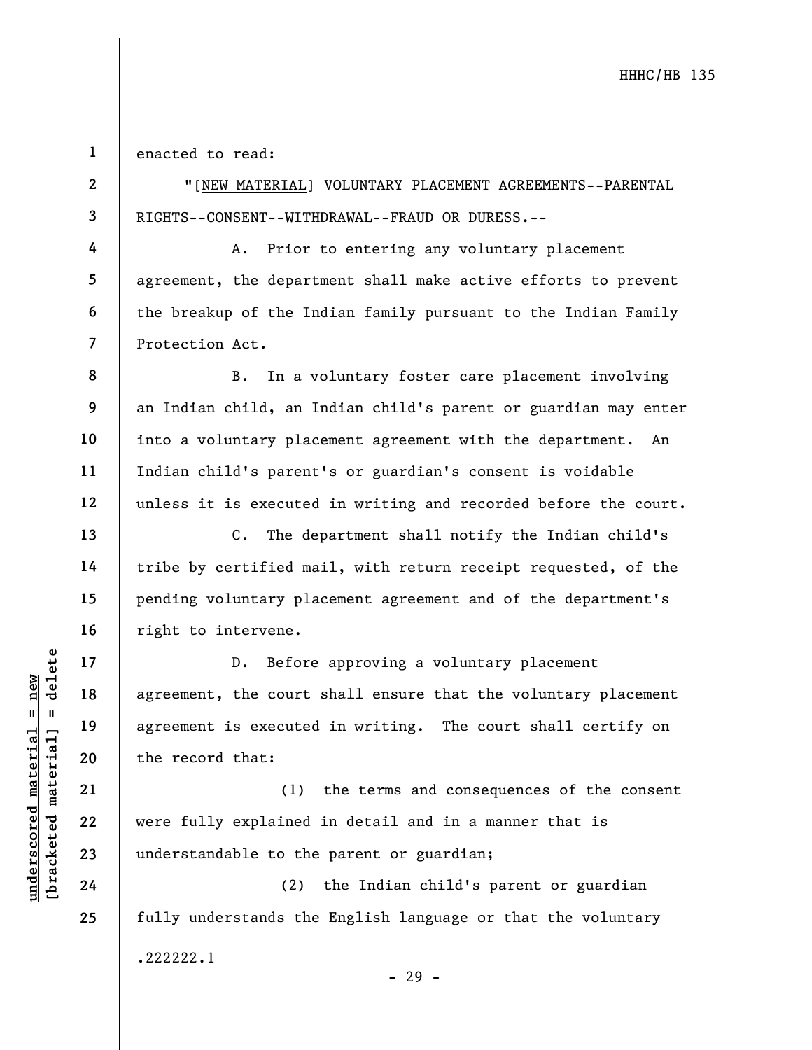enacted to read:

"[<u>NEW MATERIAL</u>] VOLUNTARY PLACEMENT AGREEMENTS--PARENTAL RIGHTS--CONSENT--WITHDRAWAL--FRAUD OR DURESS.--

A. Prior to entering any voluntary placement agreement, the department shall make active efforts to prevent the breakup of the Indian family pursuant to the Indian Family Protection Act.

B. In a voluntary foster care placement involving an Indian child, an Indian child's parent or guardian may enter into a voluntary placement agreement with the department. An Indian child's parent's or guardian's consent is voidable unless it is executed in writing and recorded before the court.

C. The department shall notify the Indian child's tribe by certified mail, with return receipt requested, of the pending voluntary placement agreement and of the department's right to intervene.

D. Before approving a voluntary placement agreement, the court shall ensure that the voluntary placement agreement is executed in writing. The court shall certify on the record that:

(1) the terms and consequences of the consent were fully explained in detail and in a manner that is understandable to the parent or guardian;

(2) the Indian child's parent or guardian fully understands the English language or that the voluntary

.222222.1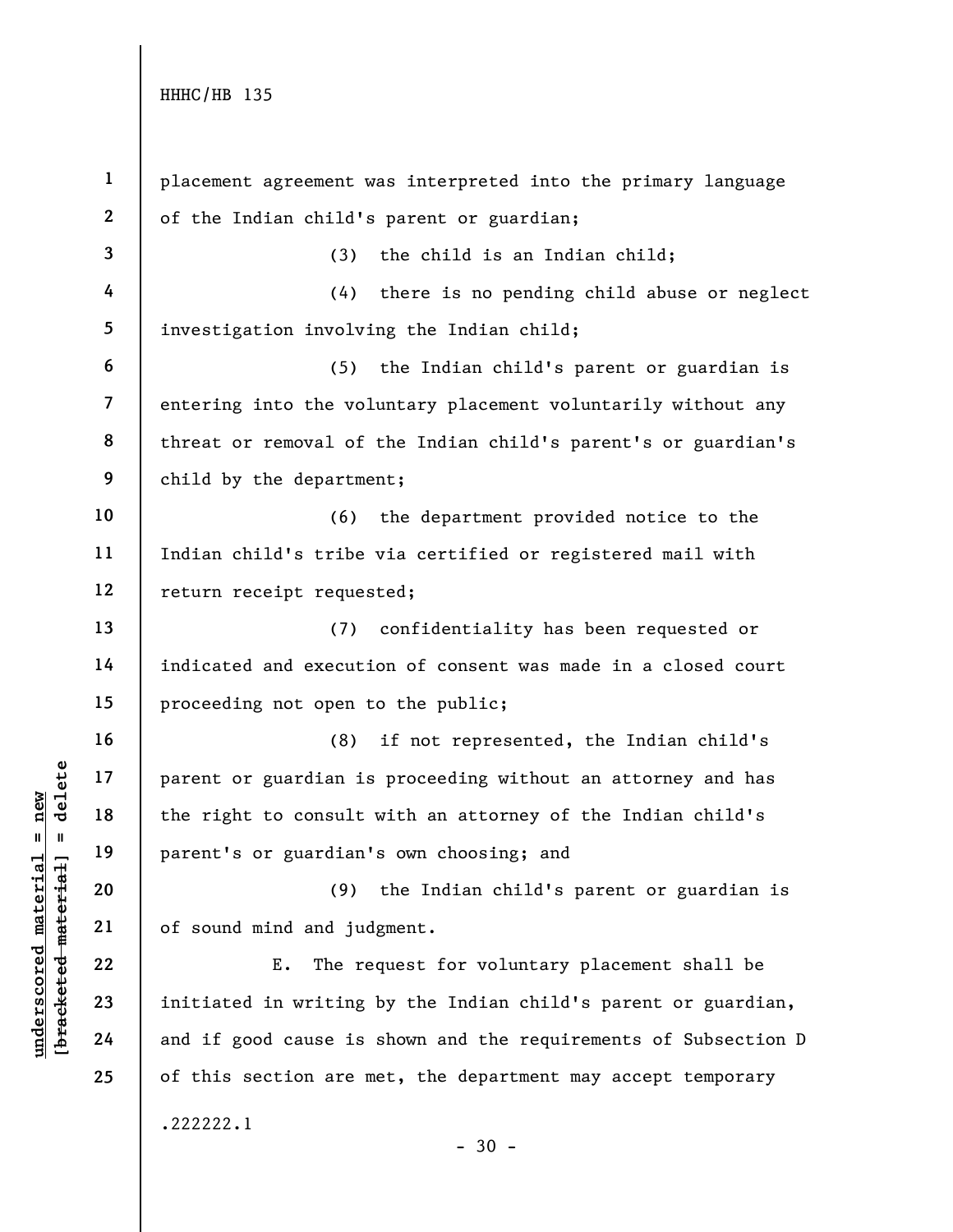placement agreement was interpreted into the primary language of the Indian child's parent or guardian;

(3) the child is an Indian child;

(4) there is no pending child abuse or neglect investigation involving the Indian child;

(5) the Indian child's parent or guardian is entering into the voluntary placement voluntarily without any threat or removal of the Indian child's parent's or guardian's child by the department;

(6) the department provided notice to the Indian child's tribe via certified or registered mail with return receipt requested;

(7) confidentiality has been requested or indicated and execution of consent was made in a closed court proceeding not open to the public;

(8) if not represented, the Indian child's parent or guardian is proceeding without an attorney and has the right to consult with an attorney of the Indian child's parent's or guardian's own choosing; and

(9) the Indian child's parent or guardian is of sound mind and judgment.

E. The request for voluntary placement shall be initiated in writing by the Indian child's parent or guardian, and if good cause is shown and the requirements of Subsection D of this section are met, the department may accept temporary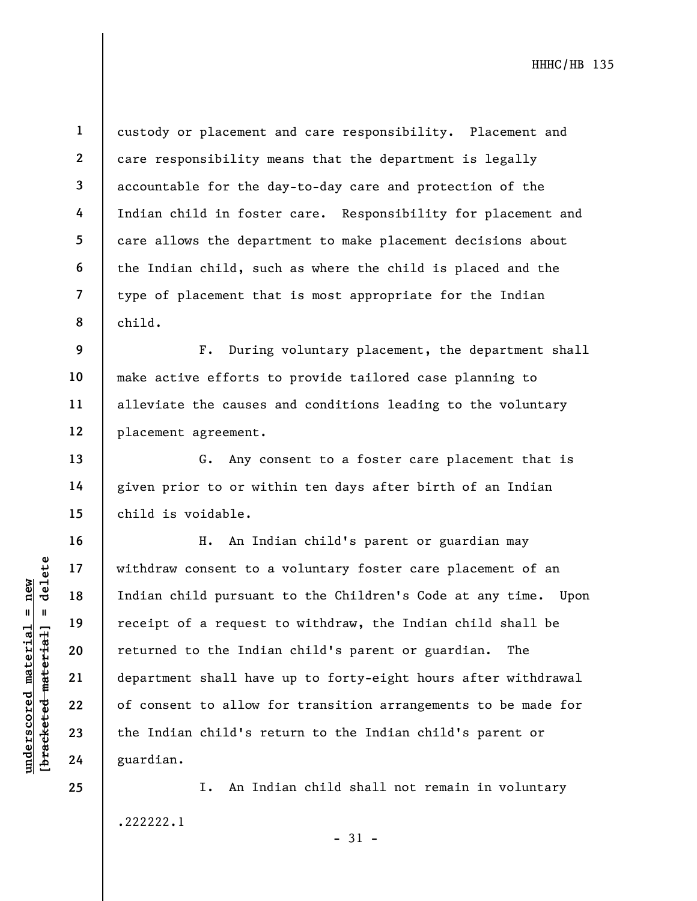custody or placement and care responsibility. Placement and care responsibility means that the department is legally accountable for the day-to-day care and protection of the Indian child in foster care. Responsibility for placement and care allows the department to make placement decisions about the Indian child, such as where the child is placed and the type of placement that is most appropriate for the Indian child.

F. During voluntary placement, the department shall make active efforts to provide tailored case planning to alleviate the causes and conditions leading to the voluntary placement agreement.

G. Any consent to a foster care placement that is given prior to or within ten days after birth of an Indian child is voidable.

H. An Indian child's parent or guardian may withdraw consent to a voluntary foster care placement of an Indian child pursuant to the Children's Code at any time. Upon receipt of a request to withdraw, the Indian child shall be returned to the Indian child's parent or guardian. The department shall have up to forty-eight hours after withdrawal of consent to allow for transition arrangements to be made for the Indian child's return to the Indian child's parent or guardian.

I. An Indian child shall not remain in voluntary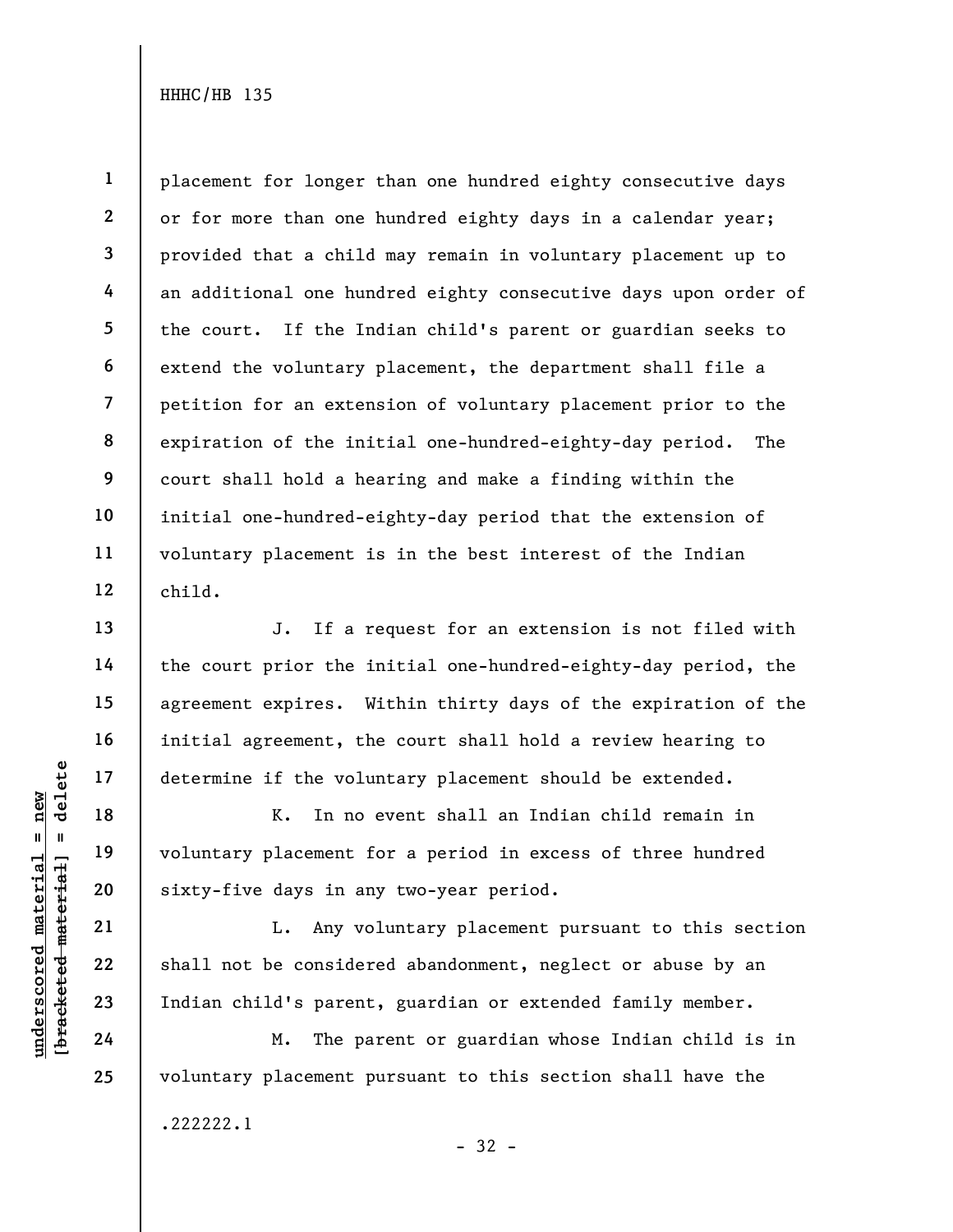placement for longer than one hundred eighty consecutive days or for more than one hundred eighty days in a calendar year; provided that a child may remain in voluntary placement up to an additional one hundred eighty consecutive days upon order of the court. If the Indian child's parent or guardian seeks to extend the voluntary placement, the department shall file a petition for an extension of voluntary placement prior to the expiration of the initial one-hundred-eighty-day period. The court shall hold a hearing and make a finding within the initial one-hundred-eighty-day period that the extension of voluntary placement is in the best interest of the Indian child.

J. If a request for an extension is not filed with the court prior the initial one-hundred-eighty-day period, the agreement expires. Within thirty days of the expiration of the initial agreement, the court shall hold a review hearing to determine if the voluntary placement should be extended.

K. In no event shall an Indian child remain in voluntary placement for a period in excess of three hundred sixty-five days in any two-year period.

L. Any voluntary placement pursuant to this section shall not be considered abandonment, neglect or abuse by an Indian child's parent, guardian or extended family member.

M. The parent or guardian whose Indian child is in voluntary placement pursuant to this section shall have the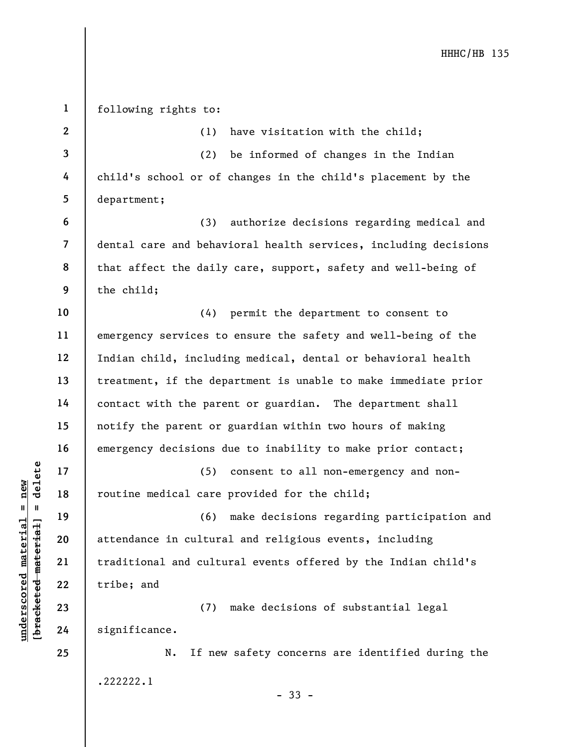following rights to:

(1) have visitation with the child;

(2) be informed of changes in the Indian child's school or of changes in the child's placement by the department;

(3) authorize decisions regarding medical and dental care and behavioral health services, including decisions that affect the daily care, support, safety and well-being of the child;

(4) permit the department to consent to emergency services to ensure the safety and well-being of the Indian child, including medical, dental or behavioral health treatment, if the department is unable to make immediate prior contact with the parent or guardian. The department shall notify the parent or guardian within two hours of making emergency decisions due to inability to make prior contact;

(5) consent to all non-emergency and non-routine medical care provided for the child;

(6) make decisions regarding participation and attendance in cultural and religious events, including traditional and cultural events offered by the Indian child's tribe; and

(7) make decisions of substantial legal significance.

N. If new safety concerns are identified during the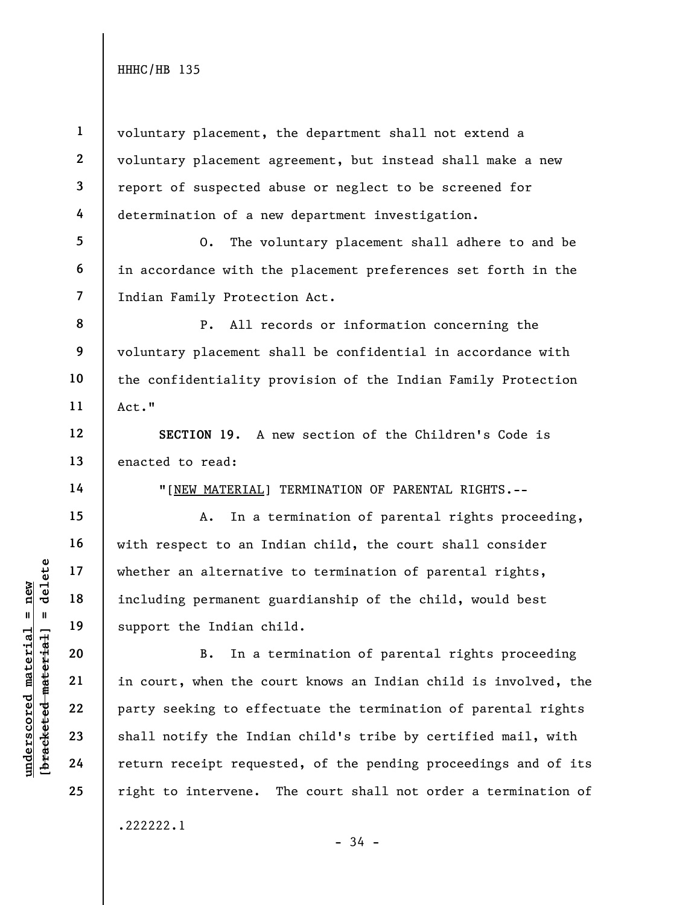voluntary placement, the department shall not extend a voluntary placement agreement, but instead shall make a new report of suspected abuse or neglect to be screened for determination of a new department investigation.

O. The voluntary placement shall adhere to and be in accordance with the placement preferences set forth in the Indian Family Protection Act.

P. All records or information concerning the voluntary placement shall be confidential in accordance with the confidentiality provision of the Indian Family Protection Act."

**SECTION 19.** A new section of the Children's Code is enacted to read:

"[NEW MATERIAL] TERMINATION OF PARENTAL RIGHTS.--

A. In a termination of parental rights proceeding, with respect to an Indian child, the court shall consider whether an alternative to termination of parental rights, including permanent guardianship of the child, would best support the Indian child.

B. In a termination of parental rights proceeding in court, when the court knows an Indian child is involved, the party seeking to effectuate the termination of parental rights shall notify the Indian child's tribe by certified mail, with return receipt requested, of the pending proceedings and of its right to intervene. The court shall not order a termination of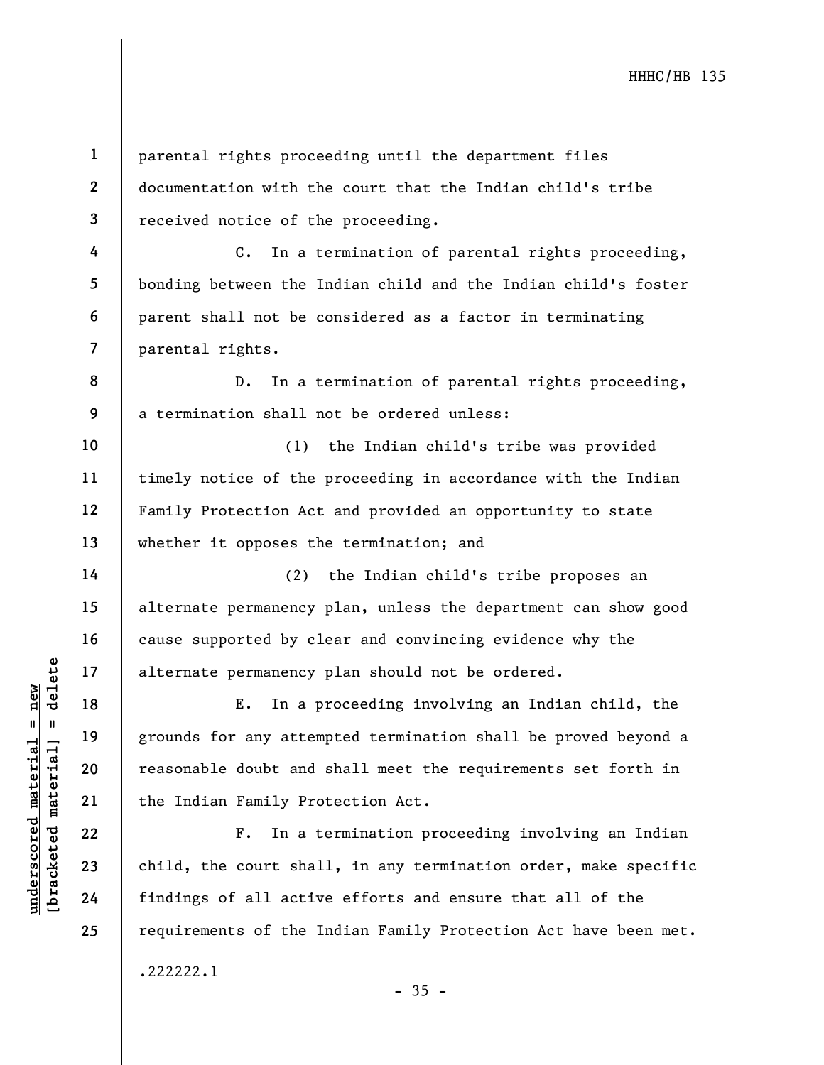parental rights proceeding until the department files documentation with the court that the Indian child's tribe received notice of the proceeding.

C. In a termination of parental rights proceeding, bonding between the Indian child and the Indian child's foster parent shall not be considered as a factor in terminating parental rights.

D. In a termination of parental rights proceeding, a termination shall not be ordered unless:

(1) the Indian child's tribe was provided timely notice of the proceeding in accordance with the Indian Family Protection Act and provided an opportunity to state whether it opposes the termination; and

(2) the Indian child's tribe proposes an alternate permanency plan, unless the department can show good cause supported by clear and convincing evidence why the alternate permanency plan should not be ordered.

E. In a proceeding involving an Indian child, the grounds for any attempted termination shall be proved beyond a reasonable doubt and shall meet the requirements set forth in the Indian Family Protection Act.

F. In a termination proceeding involving an Indian child, the court shall, in any termination order, make specific findings of all active efforts and ensure that all of the requirements of the Indian Family Protection Act have been met.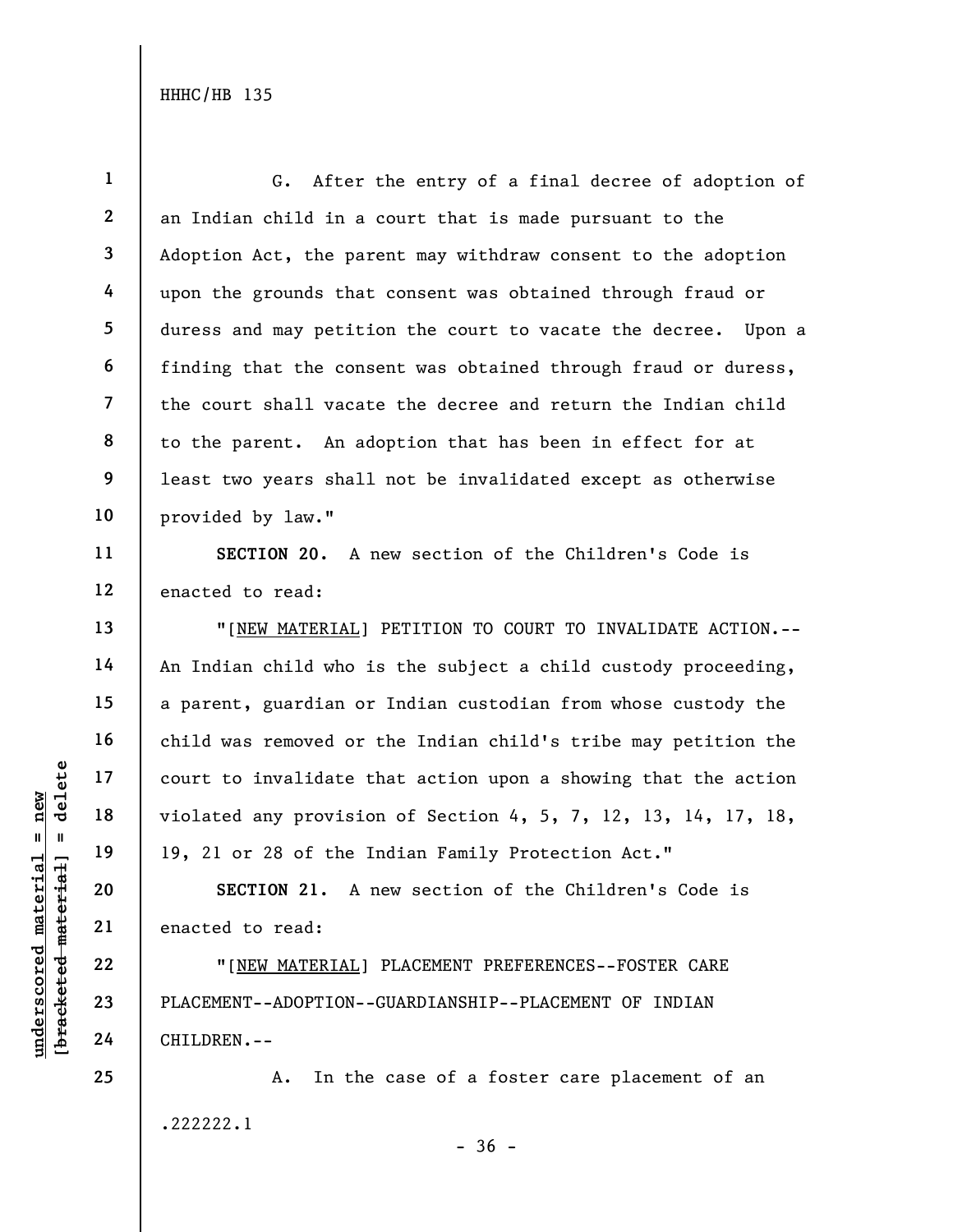G. After the entry of a final decree of adoption of an Indian child in a court that is made pursuant to the Adoption Act, the parent may withdraw consent to the adoption upon the grounds that consent was obtained through fraud or duress and may petition the court to vacate the decree. Upon a finding that the consent was obtained through fraud or duress, the court shall vacate the decree and return the Indian child to the parent. An adoption that has been in effect for at least two years shall not be invalidated except as otherwise provided by law."

**SECTION 20.** A new section of the Children's Code is enacted to read:

"[NEW MATERIAL] PETITION TO COURT TO INVALIDATE ACTION.--An Indian child who is the subject a child custody proceeding, a parent, guardian or Indian custodian from whose custody the child was removed or the Indian child's tribe may petition the court to invalidate that action upon a showing that the action violated any provision of Section 4, 5, 7, 12, 13, 14, 17, 18, 19, 21 or 28 of the Indian Family Protection Act."

**SECTION 21.** A new section of the Children's Code is enacted to read:

"[NEW MATERIAL] PLACEMENT PREFERENCES--FOSTER CARE PLACEMENT--ADOPTION--GUARDIANSHIP--PLACEMENT OF INDIAN CHILDREN.--

A. In the case of a foster care placement of an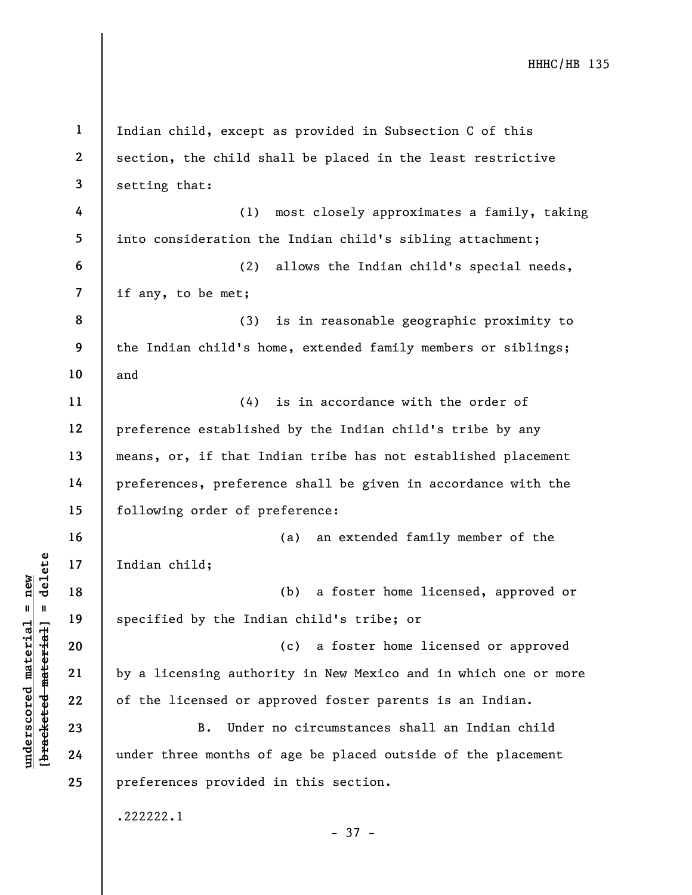Indian child, except as provided in Subsection C of this section, the child shall be placed in the least restrictive setting that:

(1) most closely approximates a family, taking into consideration the Indian child's sibling attachment;

(2) allows the Indian child's special needs, if any, to be met;

(3) is in reasonable geographic proximity to the Indian child's home, extended family members or siblings; and

(4) is in accordance with the order of preference established by the Indian child's tribe by any means, or, if that Indian tribe has not established placement preferences, preference shall be given in accordance with the following order of preference:

(a) an extended family member of the Indian child;

(b) a foster home licensed, approved or specified by the Indian child's tribe; or

(c) a foster home licensed or approved by a licensing authority in New Mexico and in which one or more of the licensed or approved foster parents is an Indian.

B. Under no circumstances shall an Indian child under three months of age be placed outside of the placement preferences provided in this section.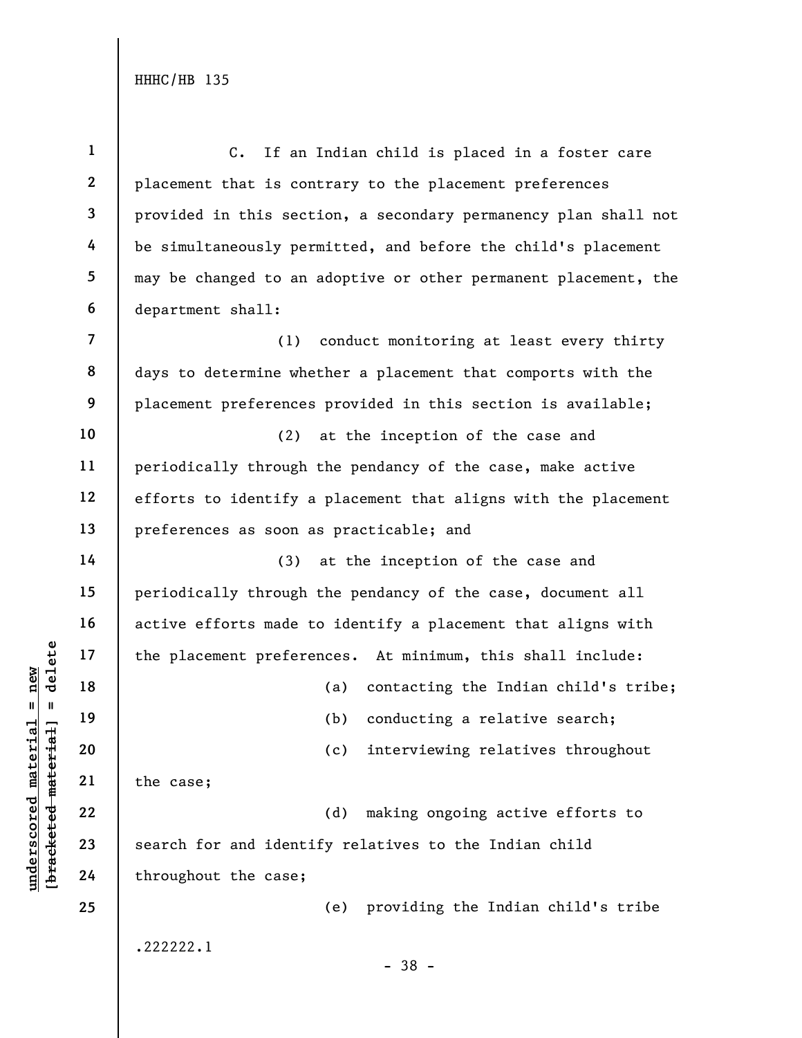C. If an Indian child is placed in a foster care placement that is contrary to the placement preferences provided in this section, a secondary permanency plan shall not be simultaneously permitted, and before the child's placement may be changed to an adoptive or other permanent placement, the department shall:

(1) conduct monitoring at least every thirty days to determine whether a placement that comports with the placement preferences provided in this section is available;

(2) at the inception of the case and periodically through the pendancy of the case, make active efforts to identify a placement that aligns with the placement preferences as soon as practicable; and

(3) at the inception of the case and periodically through the pendancy of the case, document all active efforts made to identify a placement that aligns with the placement preferences. At minimum, this shall include:

(a) contacting the Indian child's tribe;

(b) conducting a relative search;

(c) interviewing relatives throughout the case;

(d) making ongoing active efforts to search for and identify relatives to the Indian child throughout the case;

(e) providing the Indian child's tribe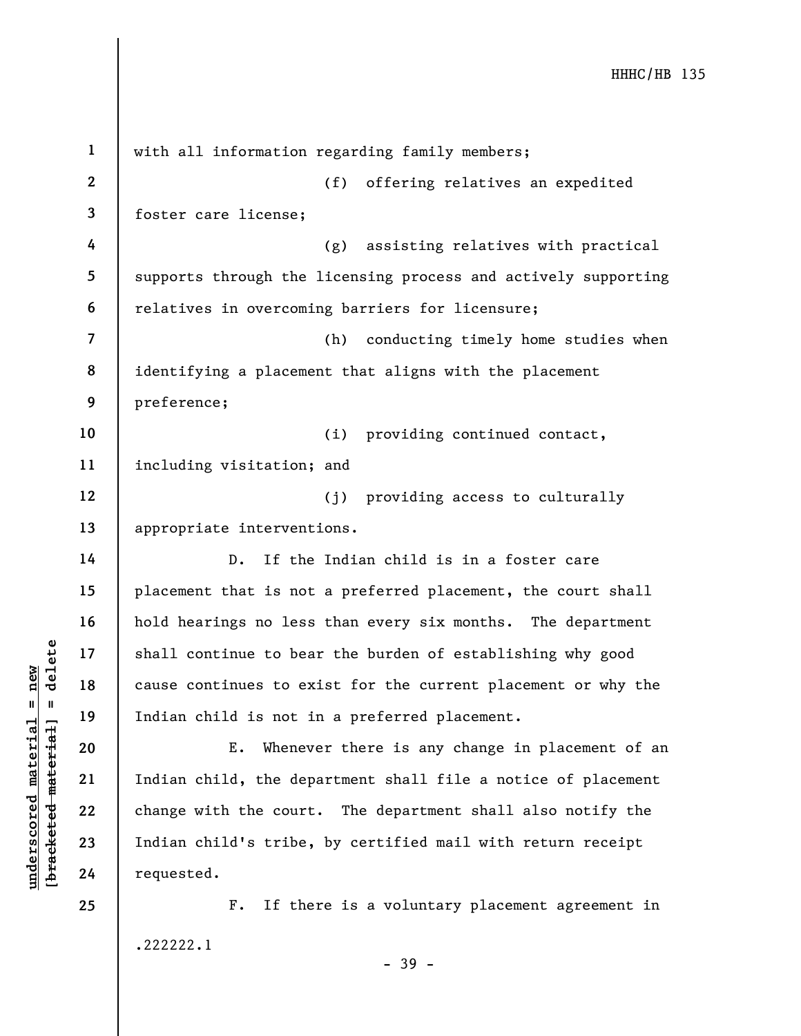with all information regarding family members;

(f) offering relatives an expedited foster care license;

(g) assisting relatives with practical supports through the licensing process and actively supporting relatives in overcoming barriers for licensure;

(h) conducting timely home studies when identifying a placement that aligns with the placement preference;

(i) providing continued contact, including visitation; and

(j) providing access to culturally appropriate interventions.

D. If the Indian child is in a foster care placement that is not a preferred placement, the court shall hold hearings no less than every six months. The department shall continue to bear the burden of establishing why good cause continues to exist for the current placement or why the Indian child is not in a preferred placement.

E. Whenever there is any change in placement of an Indian child, the department shall file a notice of placement change with the court. The department shall also notify the Indian child's tribe, by certified mail with return receipt requested.

F. If there is a voluntary placement agreement in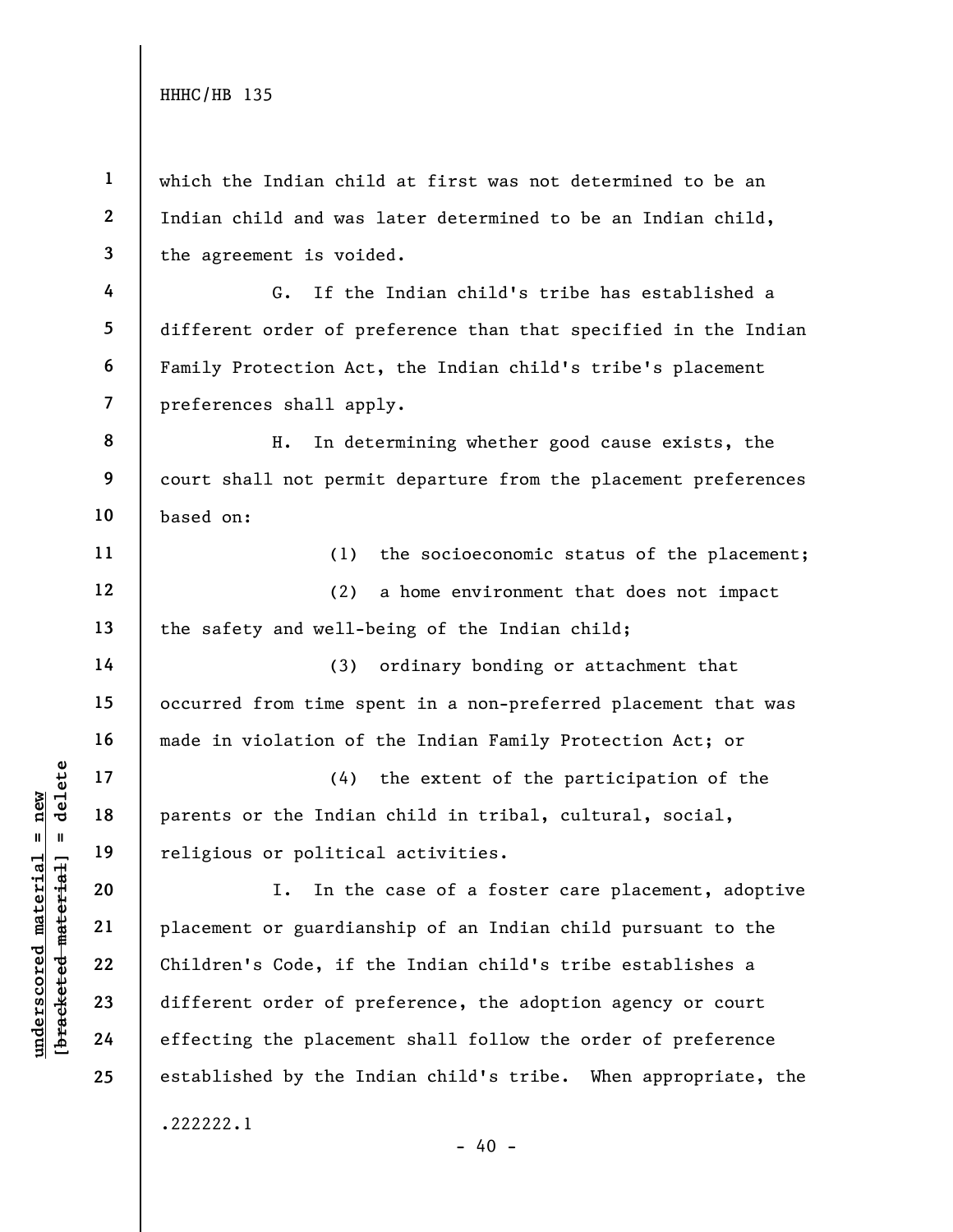which the Indian child at first was not determined to be an Indian child and was later determined to be an Indian child, the agreement is voided.

G. If the Indian child's tribe has established a different order of preference than that specified in the Indian Family Protection Act, the Indian child's tribe's placement preferences shall apply.

H. In determining whether good cause exists, the court shall not permit departure from the placement preferences based on:

(1) the socioeconomic status of the placement;

(2) a home environment that does not impact the safety and well-being of the Indian child;

(3) ordinary bonding or attachment that occurred from time spent in a non-preferred placement that was made in violation of the Indian Family Protection Act; or

(4) the extent of the participation of the parents or the Indian child in tribal, cultural, social, religious or political activities.

I. In the case of a foster care placement, adoptive placement or guardianship of an Indian child pursuant to the Children's Code, if the Indian child's tribe establishes a different order of preference, the adoption agency or court effecting the placement shall follow the order of preference established by the Indian child's tribe. When appropriate, the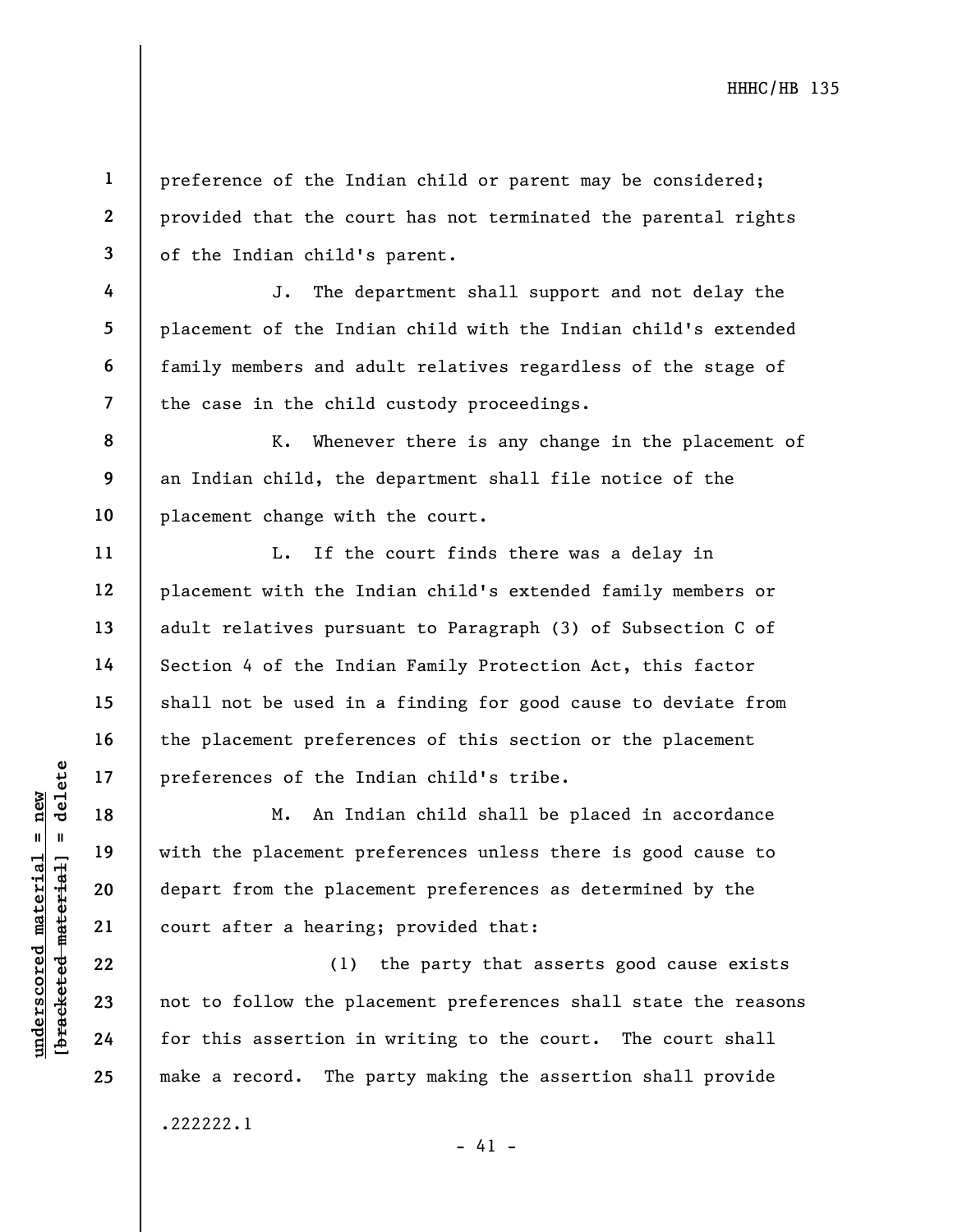preference of the Indian child or parent may be considered; provided that the court has not terminated the parental rights of the Indian child's parent.

J. The department shall support and not delay the placement of the Indian child with the Indian child's extended family members and adult relatives regardless of the stage of the case in the child custody proceedings.

K. Whenever there is any change in the placement of an Indian child, the department shall file notice of the placement change with the court.

L. If the court finds there was a delay in placement with the Indian child's extended family members or adult relatives pursuant to Paragraph (3) of Subsection C of Section 4 of the Indian Family Protection Act, this factor shall not be used in a finding for good cause to deviate from the placement preferences of this section or the placement preferences of the Indian child's tribe.

M. An Indian child shall be placed in accordance with the placement preferences unless there is good cause to depart from the placement preferences as determined by the court after a hearing; provided that:

(1) the party that asserts good cause exists not to follow the placement preferences shall state the reasons for this assertion in writing to the court. The court shall make a record. The party making the assertion shall provide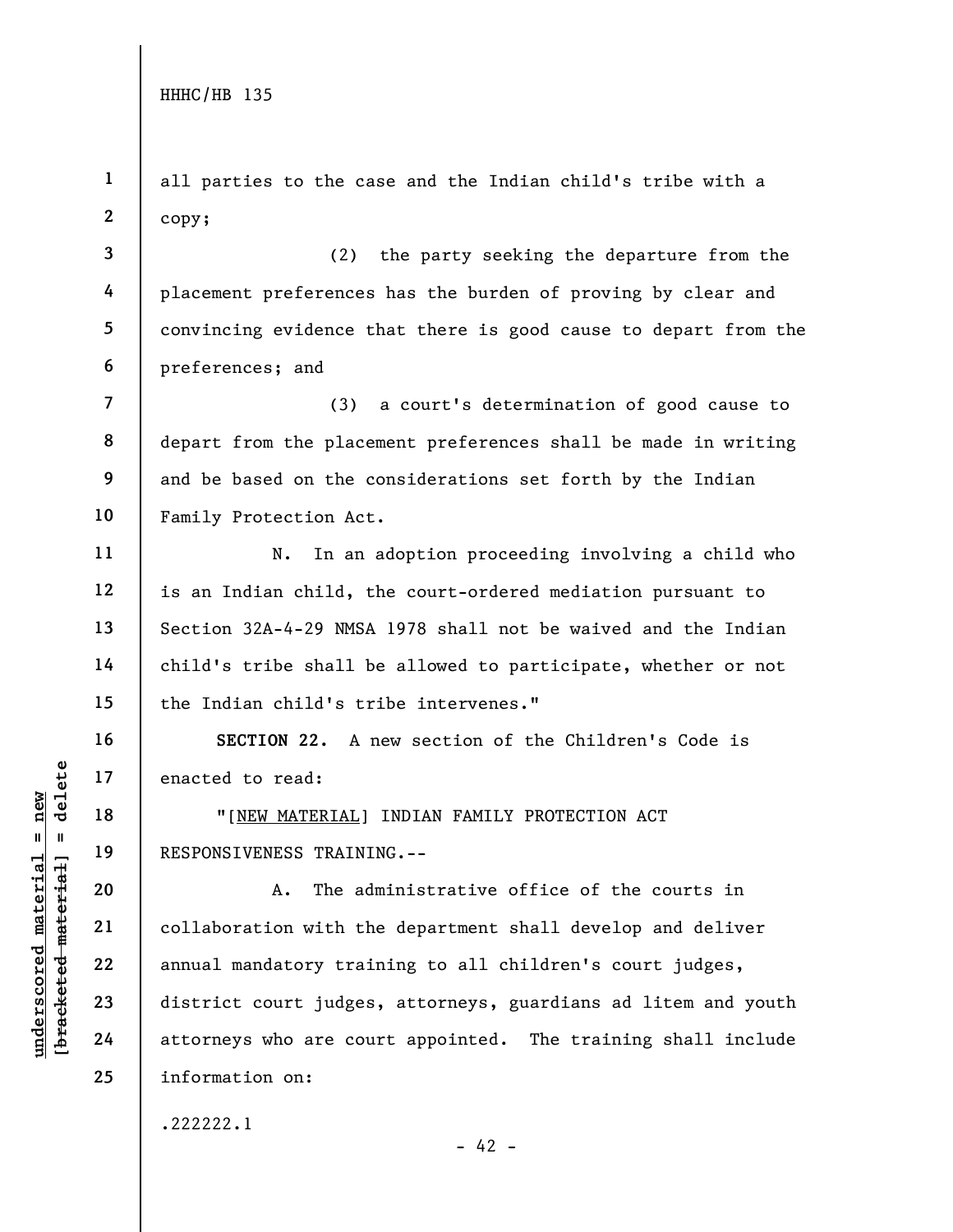all parties to the case and the Indian child's tribe with a copy;

(2) the party seeking the departure from the placement preferences has the burden of proving by clear and convincing evidence that there is good cause to depart from the preferences; and

(3) a court's determination of good cause to depart from the placement preferences shall be made in writing and be based on the considerations set forth by the Indian Family Protection Act.

N. In an adoption proceeding involving a child who is an Indian child, the court-ordered mediation pursuant to Section 32A-4-29 NMSA 1978 shall not be waived and the Indian child's tribe shall be allowed to participate, whether or not the Indian child's tribe intervenes."

**SECTION 22.** A new section of the Children's Code is enacted to read:

"[NEW MATERIAL] INDIAN FAMILY PROTECTION ACT RESPONSIVENESS TRAINING.--

A. The administrative office of the courts in collaboration with the department shall develop and deliver annual mandatory training to all children's court judges, district court judges, attorneys, guardians ad litem and youth attorneys who are court appointed. The training shall include information on: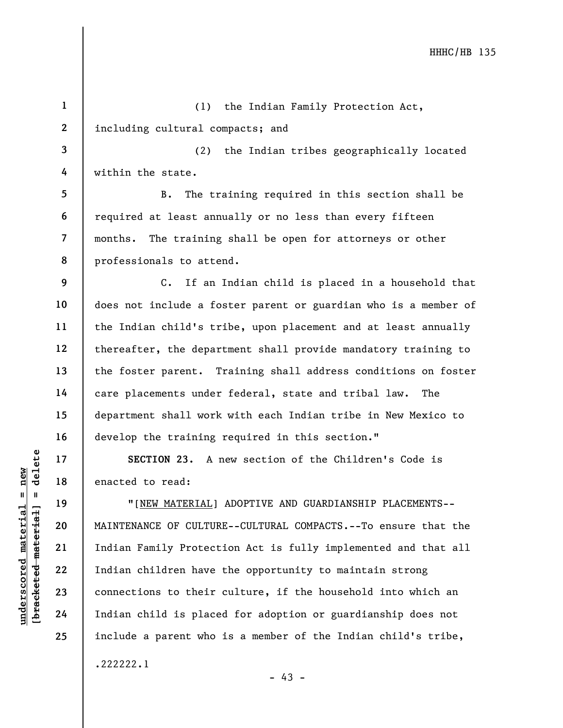(1) the Indian Family Protection Act, including cultural compacts; and

(2) the Indian tribes geographically located within the state.

B. The training required in this section shall be required at least annually or no less than every fifteen months. The training shall be open for attorneys or other professionals to attend.

C. If an Indian child is placed in a household that does not include a foster parent or guardian who is a member of the Indian child's tribe, upon placement and at least annually thereafter, the department shall provide mandatory training to the foster parent. Training shall address conditions on foster care placements under federal, state and tribal law. The department shall work with each Indian tribe in New Mexico to develop the training required in this section."

**SECTION 23.** A new section of the Children's Code is enacted to read:

"[NEW MATERIAL] ADOPTIVE AND GUARDIANSHIP PLACEMENTS--MAINTENANCE OF CULTURE--CULTURAL COMPACTS.--To ensure that the Indian Family Protection Act is fully implemented and that all Indian children have the opportunity to maintain strong connections to their culture, if the household into which an Indian child is placed for adoption or guardianship does not include a parent who is a member of the Indian child's tribe,

.222222.1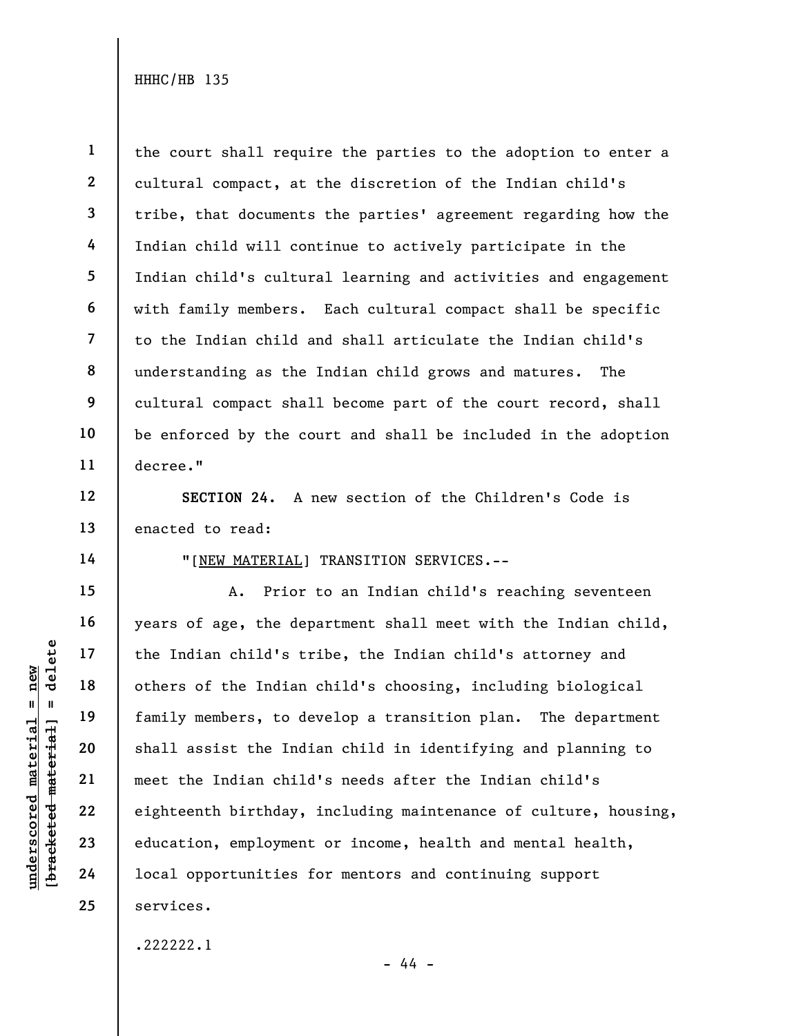the court shall require the parties to the adoption to enter a cultural compact, at the discretion of the Indian child's tribe, that documents the parties' agreement regarding how the Indian child will continue to actively participate in the Indian child's cultural learning and activities and engagement with family members. Each cultural compact shall be specific to the Indian child and shall articulate the Indian child's understanding as the Indian child grows and matures. The cultural compact shall become part of the court record, shall be enforced by the court and shall be included in the adoption decree."

**SECTION 24.** A new section of the Children's Code is enacted to read:

"[NEW MATERIAL] TRANSITION SERVICES.--

A. Prior to an Indian child's reaching seventeen years of age, the department shall meet with the Indian child, the Indian child's tribe, the Indian child's attorney and others of the Indian child's choosing, including biological family members, to develop a transition plan. The department shall assist the Indian child in identifying and planning to meet the Indian child's needs after the Indian child's eighteenth birthday, including maintenance of culture, housing, education, employment or income, health and mental health, local opportunities for mentors and continuing support services.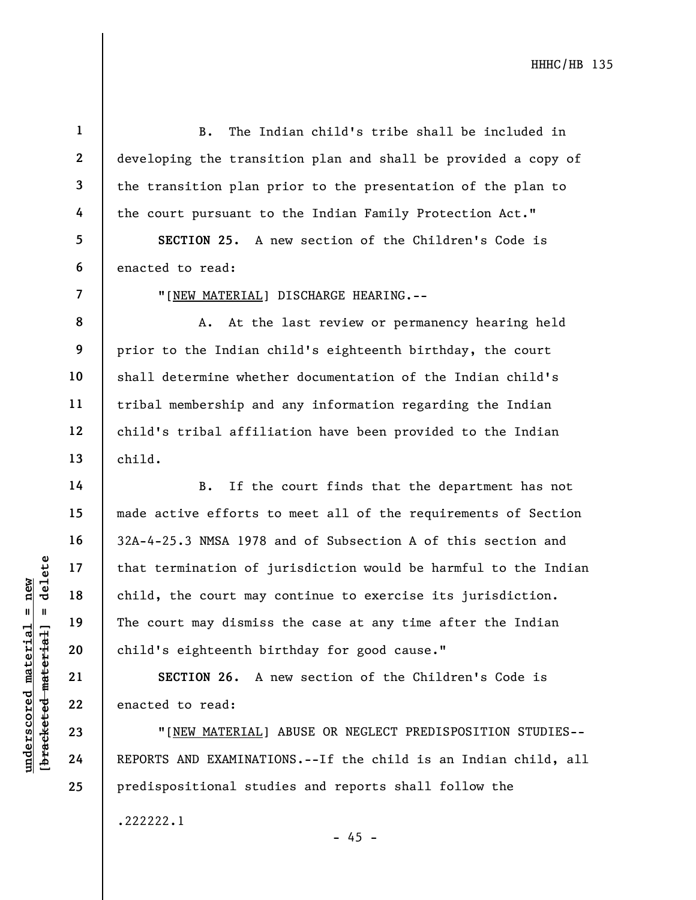B. The Indian child's tribe shall be included in developing the transition plan and shall be provided a copy of the transition plan prior to the presentation of the plan to the court pursuant to the Indian Family Protection Act."

**SECTION 25.** A new section of the Children's Code is enacted to read:

"[NEW MATERIAL] DISCHARGE HEARING.--

A. At the last review or permanency hearing held prior to the Indian child's eighteenth birthday, the court shall determine whether documentation of the Indian child's tribal membership and any information regarding the Indian child's tribal affiliation have been provided to the Indian child.

B. If the court finds that the department has not made active efforts to meet all of the requirements of Section 32A-4-25.3 NMSA 1978 and of Subsection A of this section and that termination of jurisdiction would be harmful to the Indian child, the court may continue to exercise its jurisdiction. The court may dismiss the case at any time after the Indian child's eighteenth birthday for good cause."

**SECTION 26.** A new section of the Children's Code is enacted to read:

"[NEW MATERIAL] ABUSE OR NEGLECT PREDISPOSITION STUDIES--REPORTS AND EXAMINATIONS.--If the child is an Indian child, all predispositional studies and reports shall follow the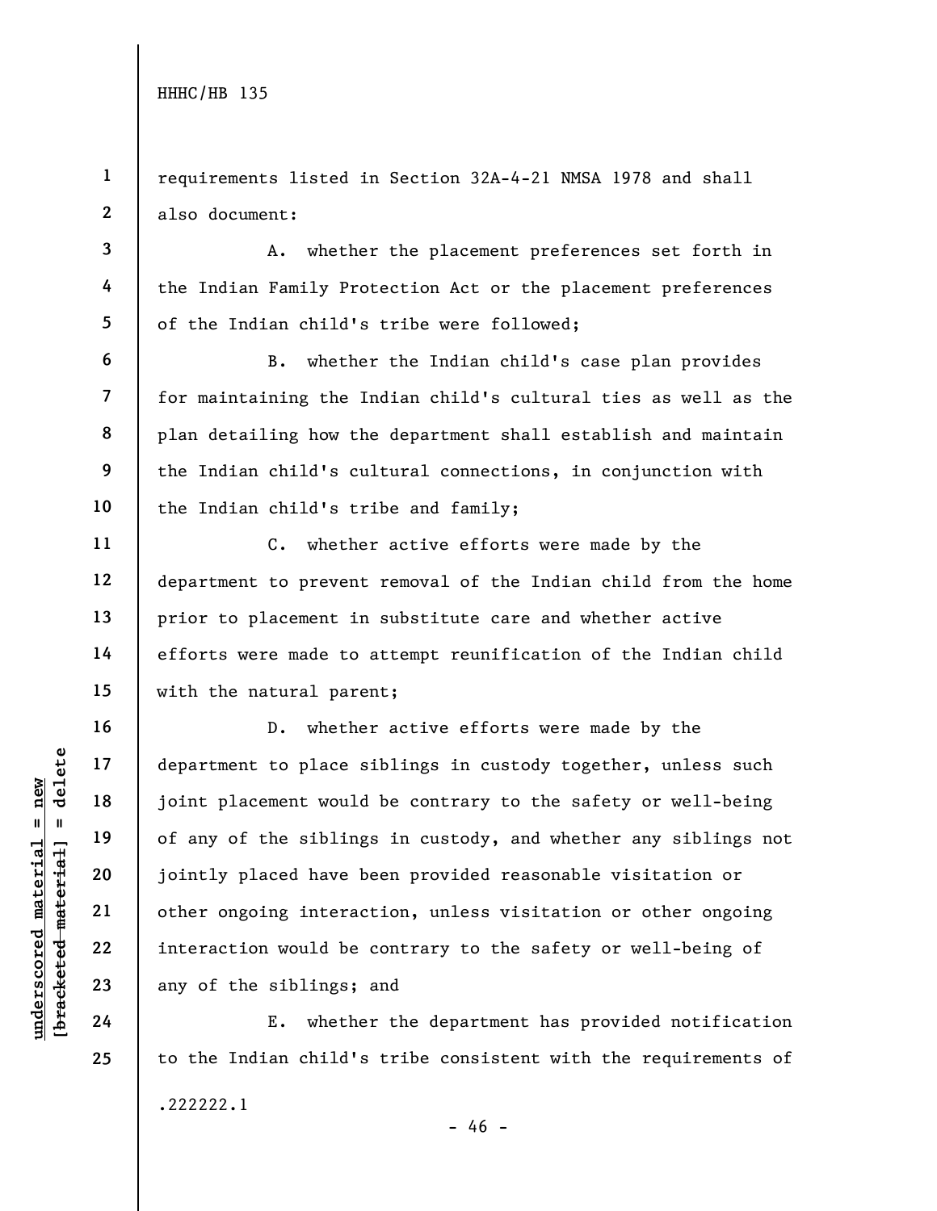requirements listed in Section 32A-4-21 NMSA 1978 and shall also document:

A. whether the placement preferences set forth in the Indian Family Protection Act or the placement preferences of the Indian child's tribe were followed;

B. whether the Indian child's case plan provides for maintaining the Indian child's cultural ties as well as the plan detailing how the department shall establish and maintain the Indian child's cultural connections, in conjunction with the Indian child's tribe and family;

C. whether active efforts were made by the department to prevent removal of the Indian child from the home prior to placement in substitute care and whether active efforts were made to attempt reunification of the Indian child with the natural parent;

D. whether active efforts were made by the department to place siblings in custody together, unless such joint placement would be contrary to the safety or well-being of any of the siblings in custody, and whether any siblings not jointly placed have been provided reasonable visitation or other ongoing interaction, unless visitation or other ongoing interaction would be contrary to the safety or well-being of any of the siblings; and

E. whether the department has provided notification to the Indian child's tribe consistent with the requirements of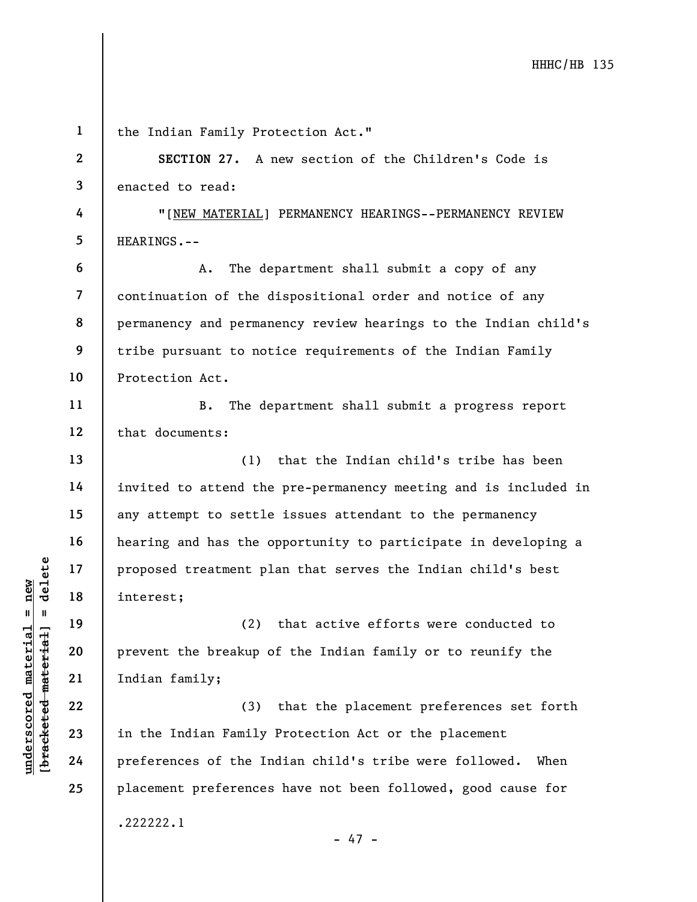the Indian Family Protection Act."

**SECTION 27.** A new section of the Children's Code is enacted to read:

"[NEW MATERIAL] PERMANENCY HEARINGS--PERMANENCY REVIEW HEARINGS.--

A. The department shall submit a copy of any continuation of the dispositional order and notice of any permanency and permanency review hearings to the Indian child's tribe pursuant to notice requirements of the Indian Family Protection Act.

B. The department shall submit a progress report that documents:

(1) that the Indian child's tribe has been invited to attend the pre-permanency meeting and is included in any attempt to settle issues attendant to the permanency hearing and has the opportunity to participate in developing a proposed treatment plan that serves the Indian child's best interest;

(2) that active efforts were conducted to prevent the breakup of the Indian family or to reunify the Indian family;

(3) that the placement preferences set forth in the Indian Family Protection Act or the placement preferences of the Indian child's tribe were followed. When placement preferences have not been followed, good cause for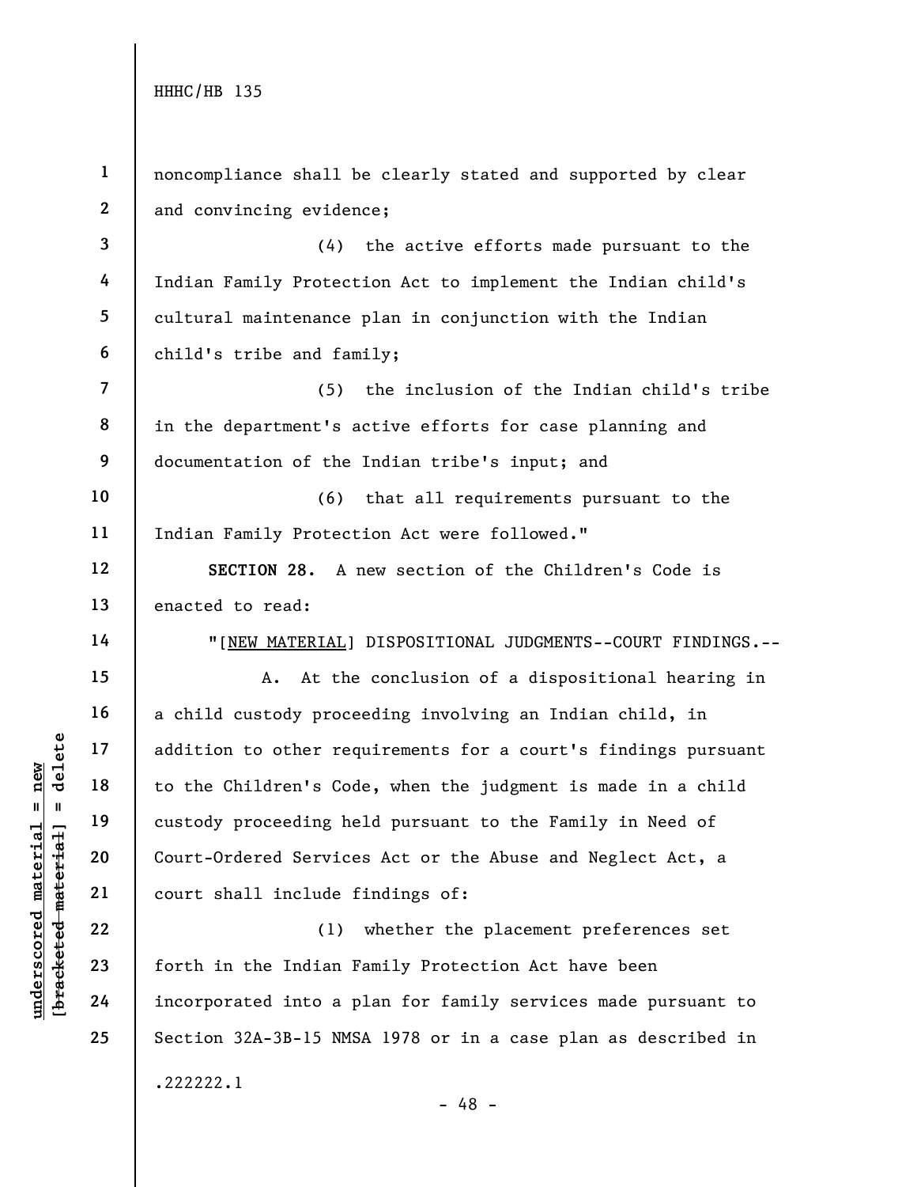noncompliance shall be clearly stated and supported by clear and convincing evidence;

(4) the active efforts made pursuant to the Indian Family Protection Act to implement the Indian child's cultural maintenance plan in conjunction with the Indian child's tribe and family;

(5) the inclusion of the Indian child's tribe in the department's active efforts for case planning and documentation of the Indian tribe's input; and

(6) that all requirements pursuant to the Indian Family Protection Act were followed."

**SECTION 28.** A new section of the Children's Code is enacted to read:

"[NEW MATERIAL] DISPOSITIONAL JUDGMENTS--COURT FINDINGS.--

A. At the conclusion of a dispositional hearing in a child custody proceeding involving an Indian child, in addition to other requirements for a court's findings pursuant to the Children's Code, when the judgment is made in a child custody proceeding held pursuant to the Family in Need of Court-Ordered Services Act or the Abuse and Neglect Act, a court shall include findings of:

(1) whether the placement preferences set forth in the Indian Family Protection Act have been incorporated into a plan for family services made pursuant to Section 32A-3B-15 NMSA 1978 or in a case plan as described in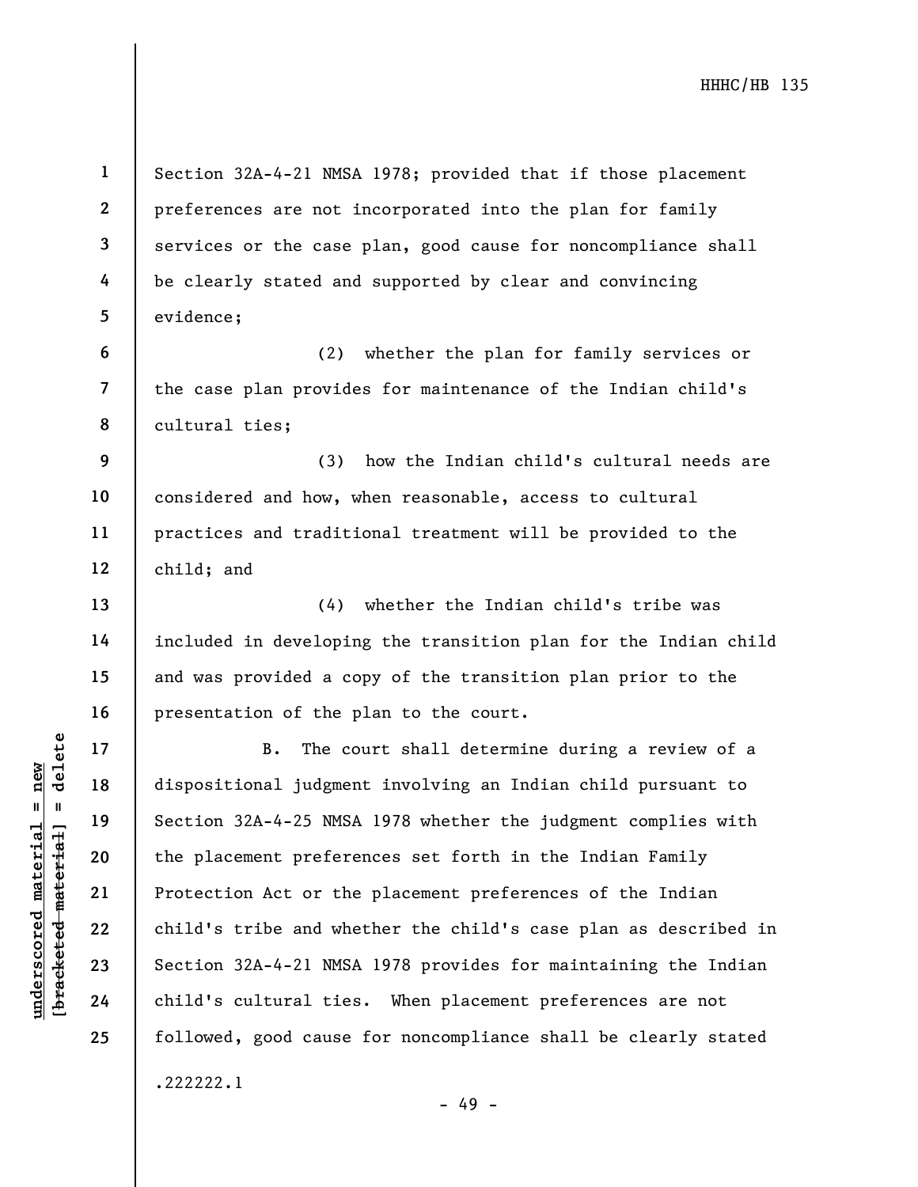Section 32A-4-21 NMSA 1978; provided that if those placement preferences are not incorporated into the plan for family services or the case plan, good cause for noncompliance shall be clearly stated and supported by clear and convincing evidence;

(2) whether the plan for family services or the case plan provides for maintenance of the Indian child's cultural ties;

(3) how the Indian child's cultural needs are considered and how, when reasonable, access to cultural practices and traditional treatment will be provided to the child; and

(4) whether the Indian child's tribe was included in developing the transition plan for the Indian child and was provided a copy of the transition plan prior to the presentation of the plan to the court.

B. The court shall determine during a review of a dispositional judgment involving an Indian child pursuant to Section 32A-4-25 NMSA 1978 whether the judgment complies with the placement preferences set forth in the Indian Family Protection Act or the placement preferences of the Indian child's tribe and whether the child's case plan as described in Section 32A-4-21 NMSA 1978 provides for maintaining the Indian child's cultural ties. When placement preferences are not followed, good cause for noncompliance shall be clearly stated

.222222.1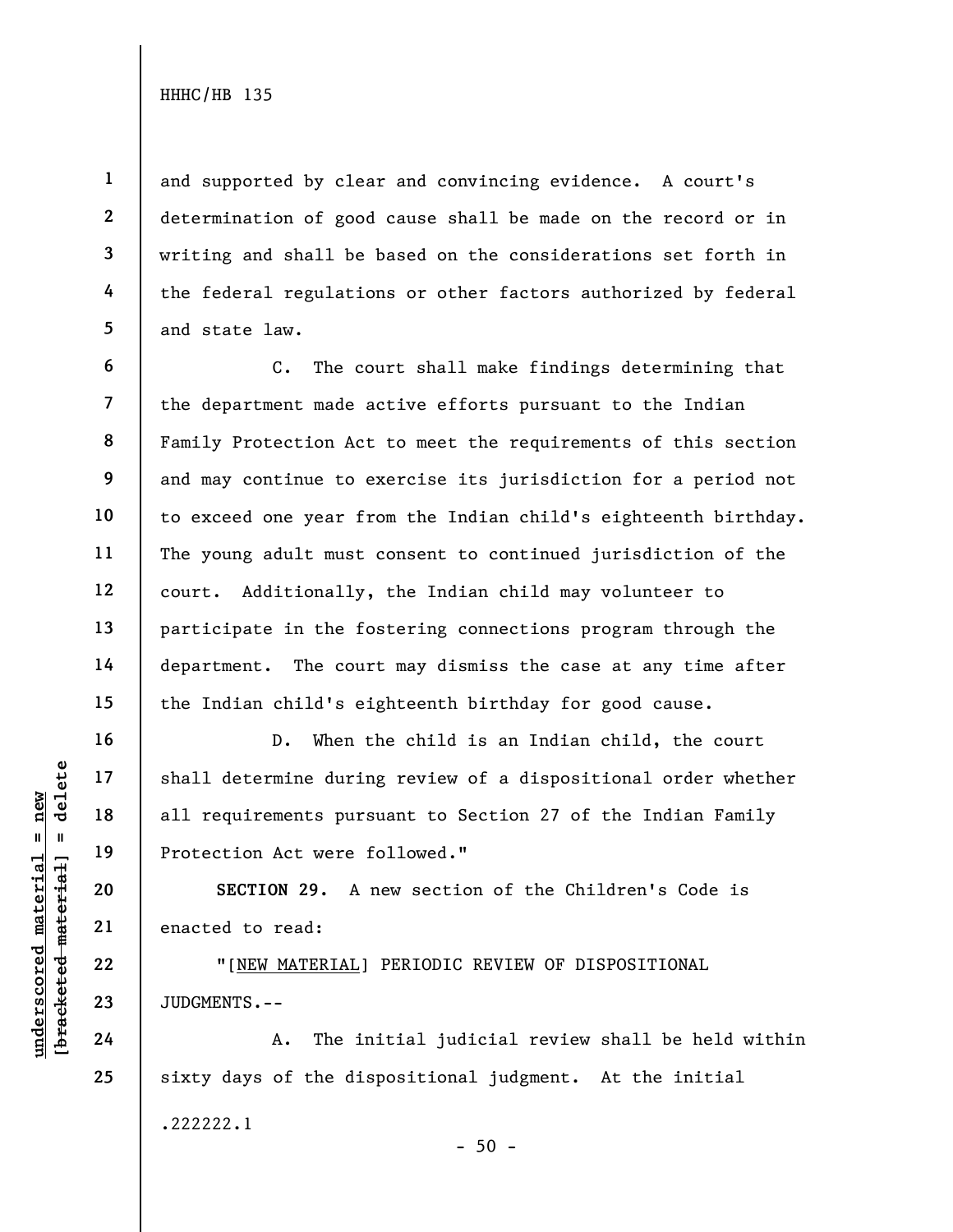and supported by clear and convincing evidence. A court's determination of good cause shall be made on the record or in writing and shall be based on the considerations set forth in the federal regulations or other factors authorized by federal and state law.

C. The court shall make findings determining that the department made active efforts pursuant to the Indian Family Protection Act to meet the requirements of this section and may continue to exercise its jurisdiction for a period not to exceed one year from the Indian child's eighteenth birthday. The young adult must consent to continued jurisdiction of the court. Additionally, the Indian child may volunteer to participate in the fostering connections program through the department. The court may dismiss the case at any time after the Indian child's eighteenth birthday for good cause.

D. When the child is an Indian child, the court shall determine during review of a dispositional order whether all requirements pursuant to Section 27 of the Indian Family Protection Act were followed."

**SECTION 29.** A new section of the Children's Code is enacted to read:

"[NEW MATERIAL] PERIODIC REVIEW OF DISPOSITIONAL JUDGMENTS.--

A. The initial judicial review shall be held within sixty days of the dispositional judgment. At the initial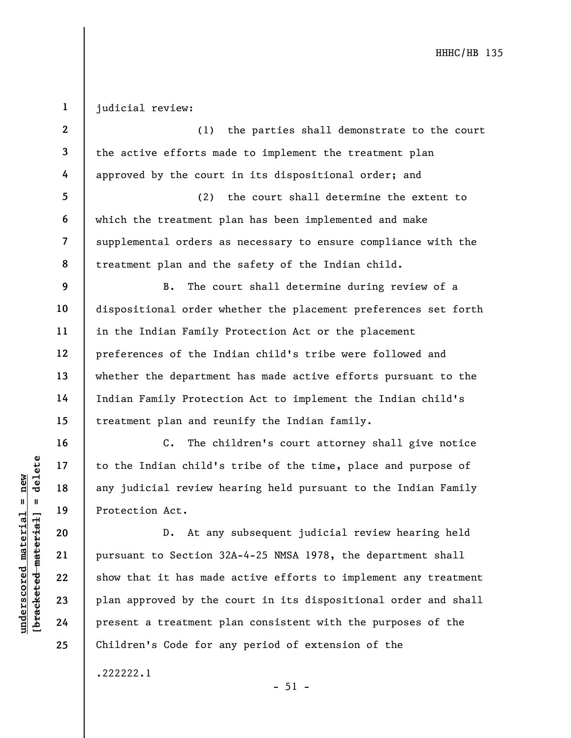judicial review:

(1) the parties shall demonstrate to the court the active efforts made to implement the treatment plan approved by the court in its dispositional order; and

(2) the court shall determine the extent to which the treatment plan has been implemented and make supplemental orders as necessary to ensure compliance with the treatment plan and the safety of the Indian child.

B. The court shall determine during review of a dispositional order whether the placement preferences set forth in the Indian Family Protection Act or the placement preferences of the Indian child's tribe were followed and whether the department has made active efforts pursuant to the Indian Family Protection Act to implement the Indian child's treatment plan and reunify the Indian family.

C. The children's court attorney shall give notice to the Indian child's tribe of the time, place and purpose of any judicial review hearing held pursuant to the Indian Family Protection Act.

D. At any subsequent judicial review hearing held pursuant to Section 32A-4-25 NMSA 1978, the department shall show that it has made active efforts to implement any treatment plan approved by the court in its dispositional order and shall present a treatment plan consistent with the purposes of the Children's Code for any period of extension of the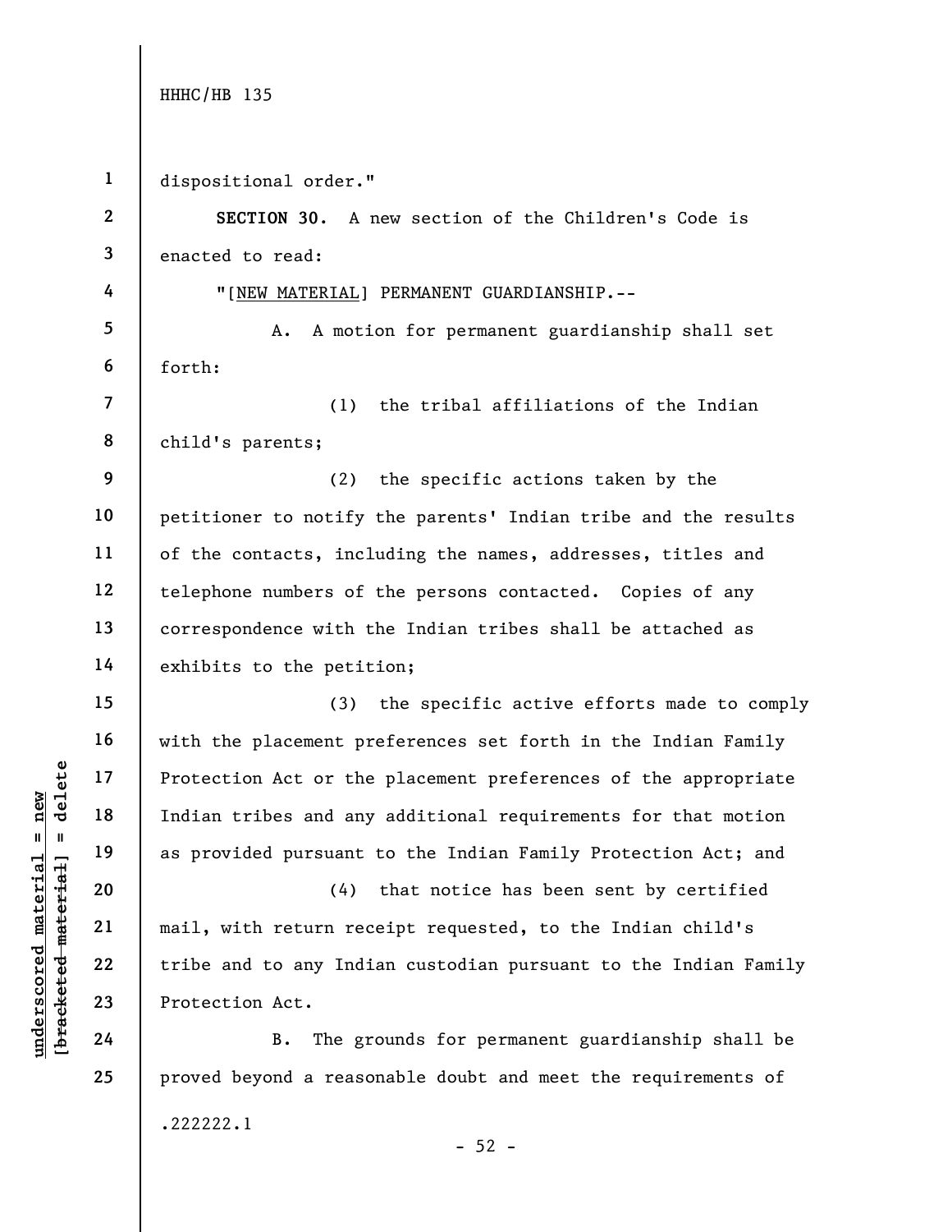dispositional order."

**SECTION 30.** A new section of the Children's Code is enacted to read:

"[NEW MATERIAL] PERMANENT GUARDIANSHIP.--

A. A motion for permanent guardianship shall set forth:

(1) the tribal affiliations of the Indian child's parents;

(2) the specific actions taken by the petitioner to notify the parents' Indian tribe and the results of the contacts, including the names, addresses, titles and telephone numbers of the persons contacted. Copies of any correspondence with the Indian tribes shall be attached as exhibits to the petition;

(3) the specific active efforts made to comply with the placement preferences set forth in the Indian Family Protection Act or the placement preferences of the appropriate Indian tribes and any additional requirements for that motion as provided pursuant to the Indian Family Protection Act; and

(4) that notice has been sent by certified mail, with return receipt requested, to the Indian child's tribe and to any Indian custodian pursuant to the Indian Family Protection Act.

B. The grounds for permanent guardianship shall be proved beyond a reasonable doubt and meet the requirements of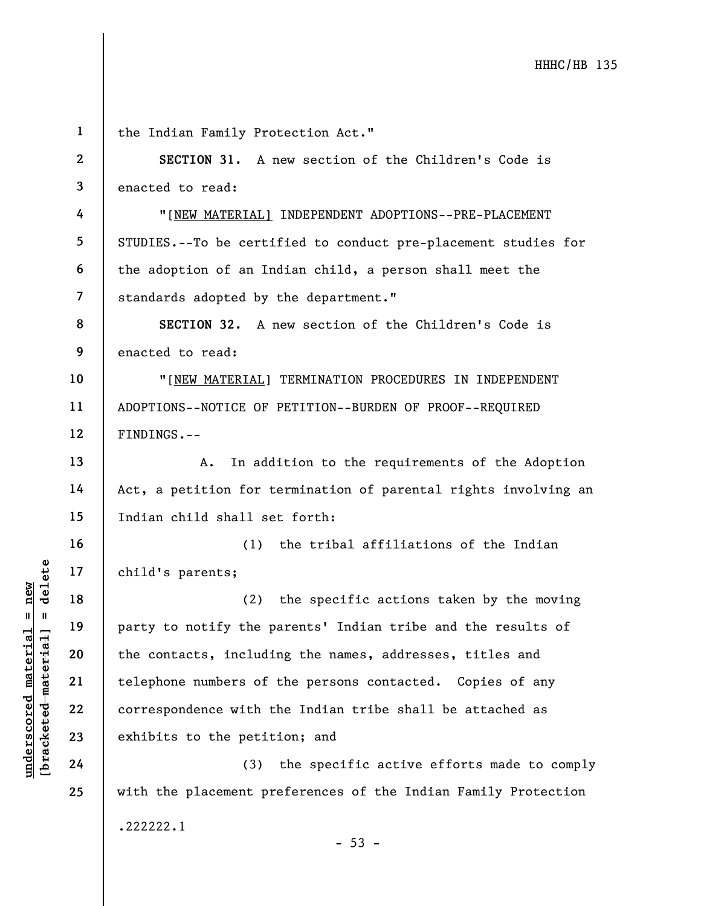the Indian Family Protection Act."

**SECTION 31.** A new section of the Children's Code is enacted to read:

"[NEW MATERIAL] INDEPENDENT ADOPTIONS--PRE-PLACEMENT STUDIES.--To be certified to conduct pre-placement studies for the adoption of an Indian child, a person shall meet the standards adopted by the department."

**SECTION 32.** A new section of the Children's Code is enacted to read:

"[NEW MATERIAL] TERMINATION PROCEDURES IN INDEPENDENT ADOPTIONS--NOTICE OF PETITION--BURDEN OF PROOF--REQUIRED FINDINGS.--

A. In addition to the requirements of the Adoption Act, a petition for termination of parental rights involving an Indian child shall set forth:

(1) the tribal affiliations of the Indian child's parents;

(2) the specific actions taken by the moving party to notify the parents' Indian tribe and the results of the contacts, including the names, addresses, titles and telephone numbers of the persons contacted. Copies of any correspondence with the Indian tribe shall be attached as exhibits to the petition; and

(3) the specific active efforts made to comply with the placement preferences of the Indian Family Protection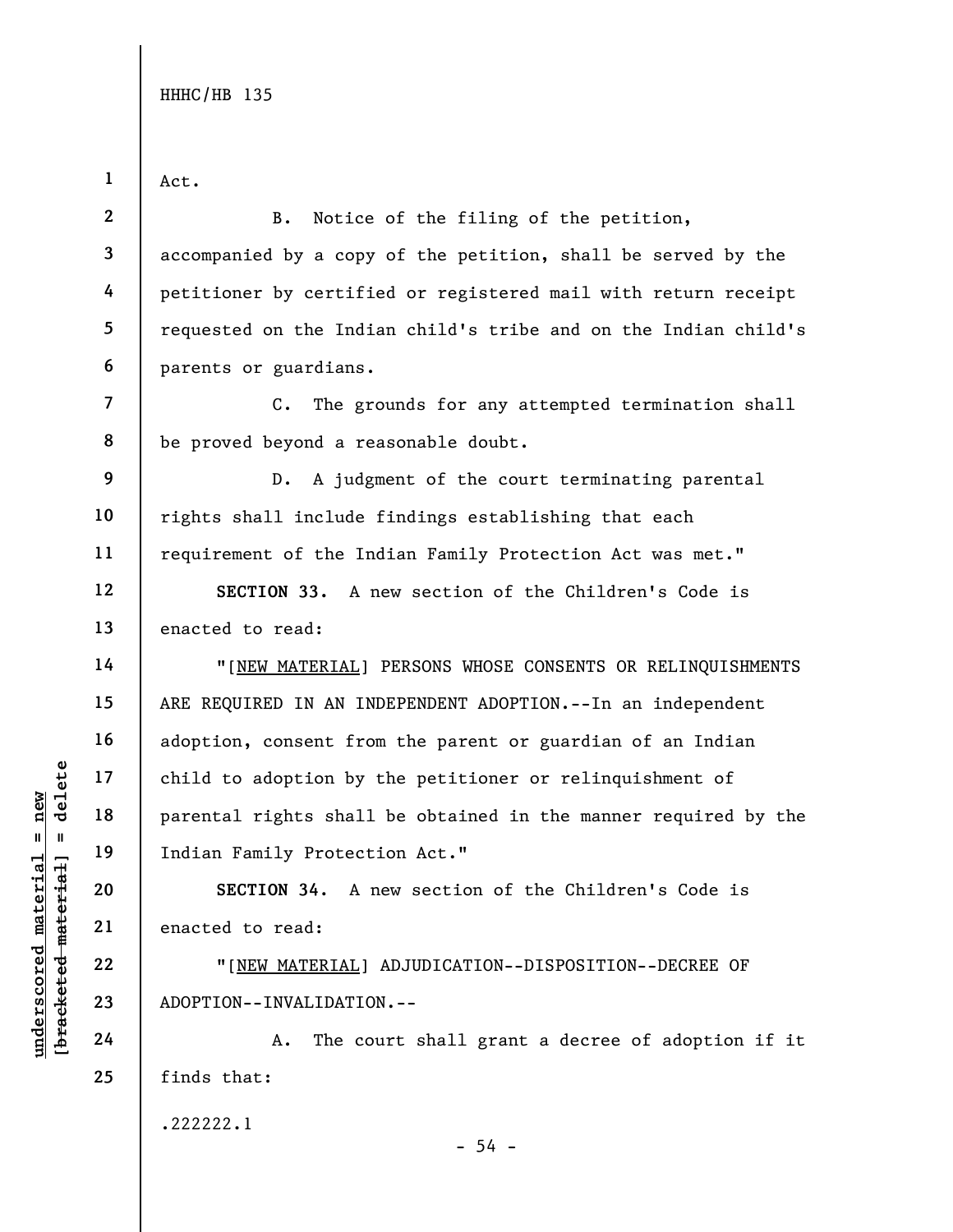Act.

B. Notice of the filing of the petition, accompanied by a copy of the petition, shall be served by the petitioner by certified or registered mail with return receipt requested on the Indian child's tribe and on the Indian child's parents or guardians.

C. The grounds for any attempted termination shall be proved beyond a reasonable doubt.

D. A judgment of the court terminating parental rights shall include findings establishing that each requirement of the Indian Family Protection Act was met."

**SECTION 33.** A new section of the Children's Code is enacted to read:

"[NEW MATERIAL] PERSONS WHOSE CONSENTS OR RELINQUISHMENTS ARE REQUIRED IN AN INDEPENDENT ADOPTION.--In an independent adoption, consent from the parent or guardian of an Indian child to adoption by the petitioner or relinquishment of parental rights shall be obtained in the manner required by the Indian Family Protection Act."

**SECTION 34.** A new section of the Children's Code is enacted to read:

"[NEW MATERIAL] ADJUDICATION--DISPOSITION--DECREE OF ADOPTION--INVALIDATION.--

A. The court shall grant a decree of adoption if it finds that: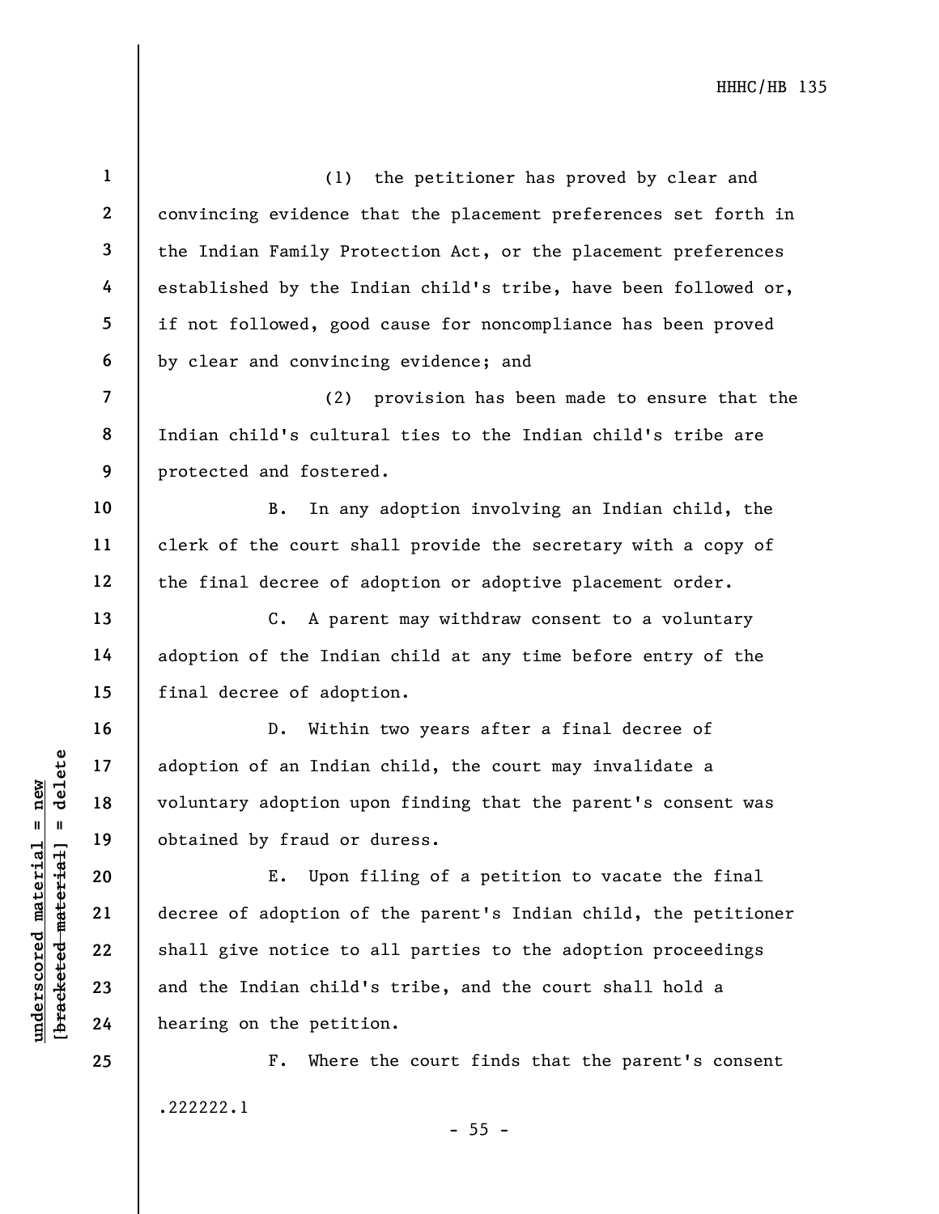(1) the petitioner has proved by clear and convincing evidence that the placement preferences set forth in the Indian Family Protection Act, or the placement preferences established by the Indian child's tribe, have been followed or, if not followed, good cause for noncompliance has been proved by clear and convincing evidence; and

(2) provision has been made to ensure that the Indian child's cultural ties to the Indian child's tribe are protected and fostered.

B. In any adoption involving an Indian child, the clerk of the court shall provide the secretary with a copy of the final decree of adoption or adoptive placement order.

C. A parent may withdraw consent to a voluntary adoption of the Indian child at any time before entry of the final decree of adoption.

D. Within two years after a final decree of adoption of an Indian child, the court may invalidate a voluntary adoption upon finding that the parent's consent was obtained by fraud or duress.

E. Upon filing of a petition to vacate the final decree of adoption of the parent's Indian child, the petitioner shall give notice to all parties to the adoption proceedings and the Indian child's tribe, and the court shall hold a hearing on the petition.

F. Where the court finds that the parent's consent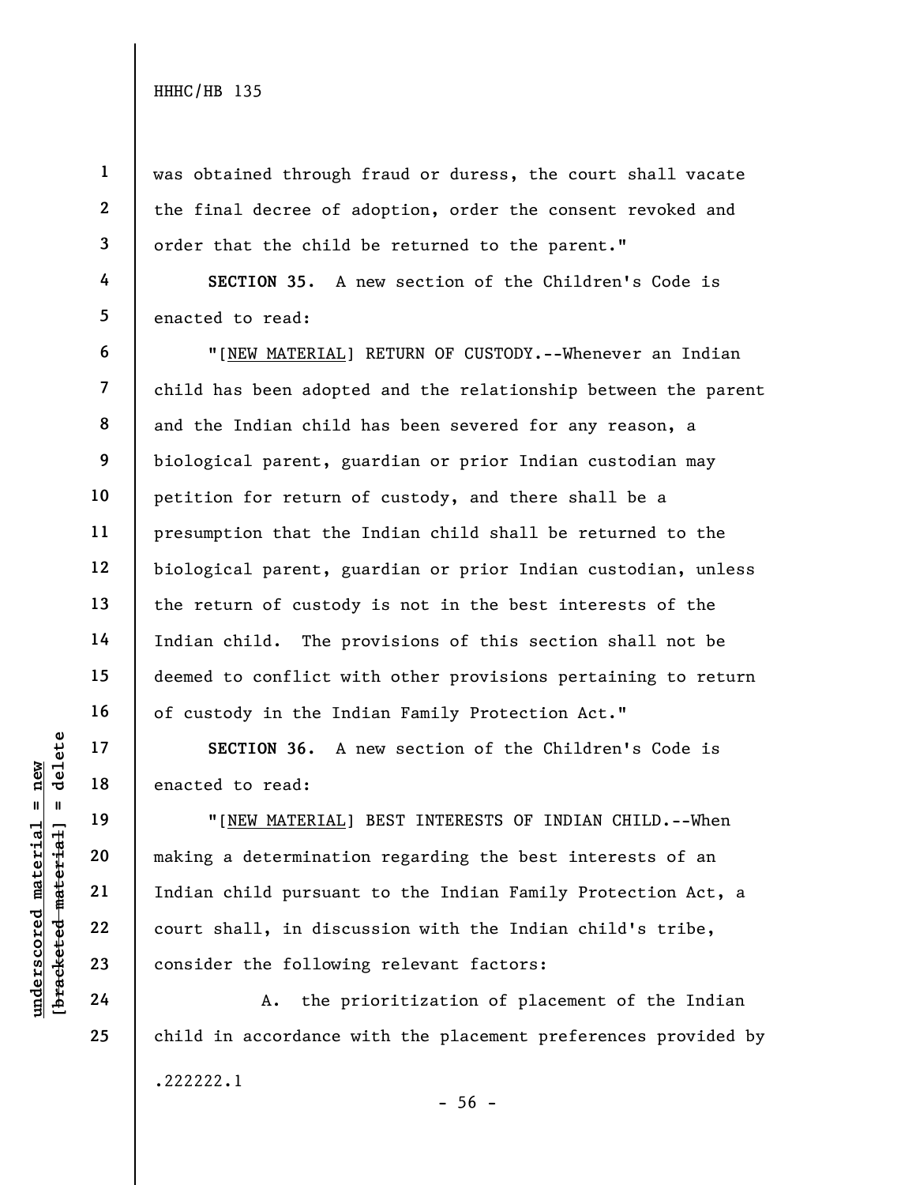was obtained through fraud or duress, the court shall vacate the final decree of adoption, order the consent revoked and order that the child be returned to the parent."

**SECTION 35.** A new section of the Children's Code is enacted to read:

"[NEW MATERIAL] RETURN OF CUSTODY.--Whenever an Indian child has been adopted and the relationship between the parent and the Indian child has been severed for any reason, a biological parent, guardian or prior Indian custodian may petition for return of custody, and there shall be a presumption that the Indian child shall be returned to the biological parent, guardian or prior Indian custodian, unless the return of custody is not in the best interests of the Indian child. The provisions of this section shall not be deemed to conflict with other provisions pertaining to return of custody in the Indian Family Protection Act."

**SECTION 36.** A new section of the Children's Code is enacted to read:

"[NEW MATERIAL] BEST INTERESTS OF INDIAN CHILD.--When making a determination regarding the best interests of an Indian child pursuant to the Indian Family Protection Act, a court shall, in discussion with the Indian child's tribe, consider the following relevant factors:

A. the prioritization of placement of the Indian child in accordance with the placement preferences provided by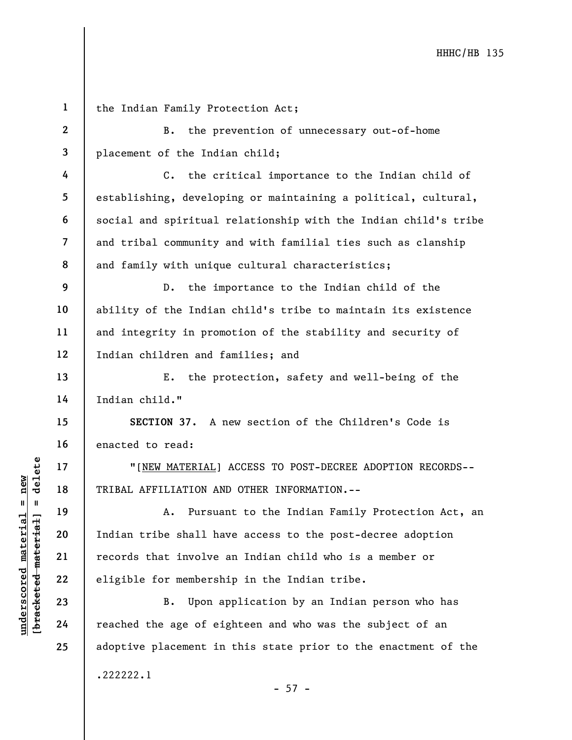the Indian Family Protection Act;

B. the prevention of unnecessary out-of-home placement of the Indian child;

C. the critical importance to the Indian child of establishing, developing or maintaining a political, cultural, social and spiritual relationship with the Indian child's tribe and tribal community and with familial ties such as clanship and family with unique cultural characteristics;

D. the importance to the Indian child of the ability of the Indian child's tribe to maintain its existence and integrity in promotion of the stability and security of Indian children and families; and

E. the protection, safety and well-being of the Indian child."

**SECTION 37.** A new section of the Children's Code is enacted to read:

"[NEW MATERIAL] ACCESS TO POST-DECREE ADOPTION RECORDS--TRIBAL AFFILIATION AND OTHER INFORMATION.--

A. Pursuant to the Indian Family Protection Act, an Indian tribe shall have access to the post-decree adoption records that involve an Indian child who is a member or eligible for membership in the Indian tribe.

B. Upon application by an Indian person who has reached the age of eighteen and who was the subject of an adoptive placement in this state prior to the enactment of the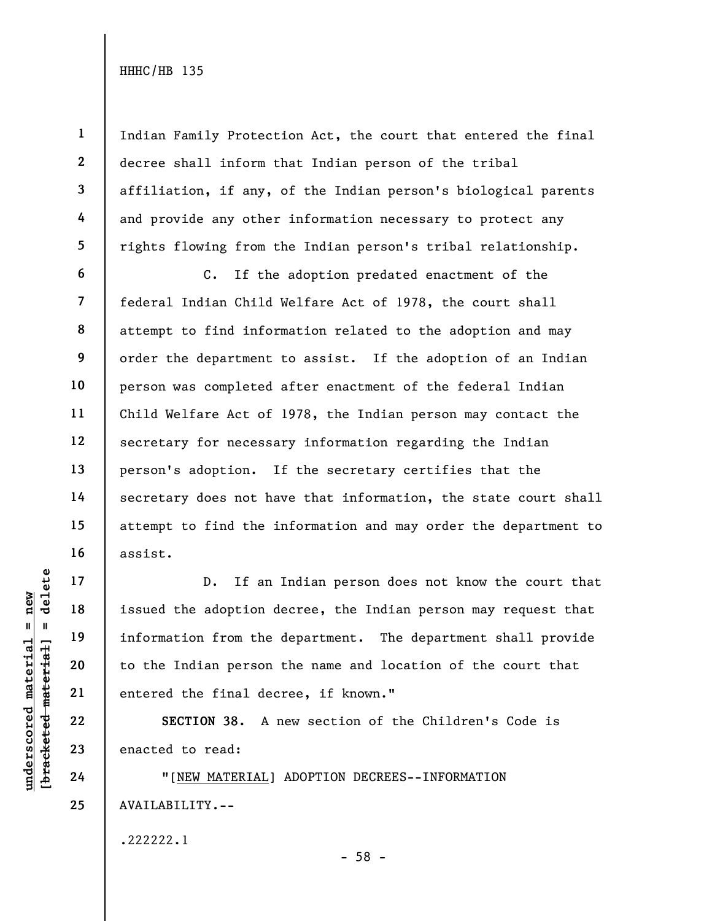Indian Family Protection Act, the court that entered the final decree shall inform that Indian person of the tribal affiliation, if any, of the Indian person's biological parents and provide any other information necessary to protect any rights flowing from the Indian person's tribal relationship.

C. If the adoption predated enactment of the federal Indian Child Welfare Act of 1978, the court shall attempt to find information related to the adoption and may order the department to assist. If the adoption of an Indian person was completed after enactment of the federal Indian Child Welfare Act of 1978, the Indian person may contact the secretary for necessary information regarding the Indian person's adoption. If the secretary certifies that the secretary does not have that information, the state court shall attempt to find the information and may order the department to assist.

D. If an Indian person does not know the court that issued the adoption decree, the Indian person may request that information from the department. The department shall provide to the Indian person the name and location of the court that entered the final decree, if known."

**SECTION 38.** A new section of the Children's Code is enacted to read:

"[NEW MATERIAL] ADOPTION DECREES--INFORMATION AVAILABILITY.--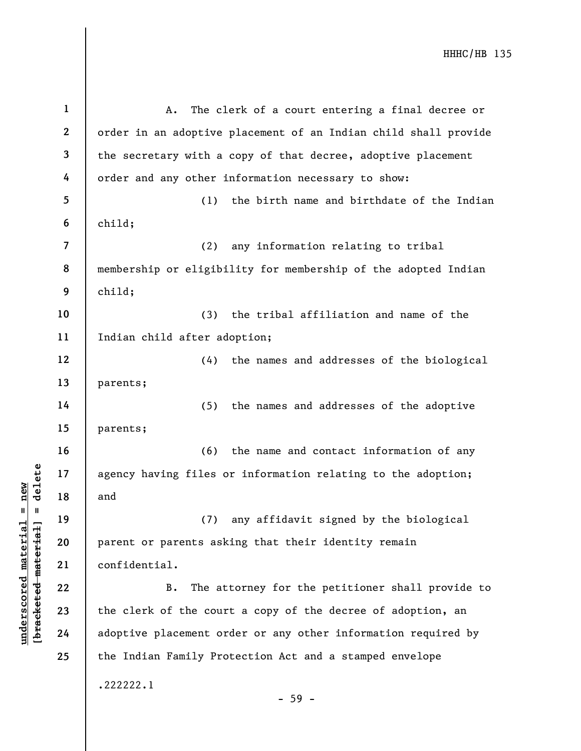A. The clerk of a court entering a final decree or order in an adoptive placement of an Indian child shall provide the secretary with a copy of that decree, adoptive placement order and any other information necessary to show:

(1) the birth name and birthdate of the Indian child;

(2) any information relating to tribal membership or eligibility for membership of the adopted Indian child;

(3) the tribal affiliation and name of the Indian child after adoption;

(4) the names and addresses of the biological parents;

(5) the names and addresses of the adoptive parents;

(6) the name and contact information of any agency having files or information relating to the adoption; and

(7) any affidavit signed by the biological parent or parents asking that their identity remain confidential.

B. The attorney for the petitioner shall provide to the clerk of the court a copy of the decree of adoption, an adoptive placement order or any other information required by the Indian Family Protection Act and a stamped envelope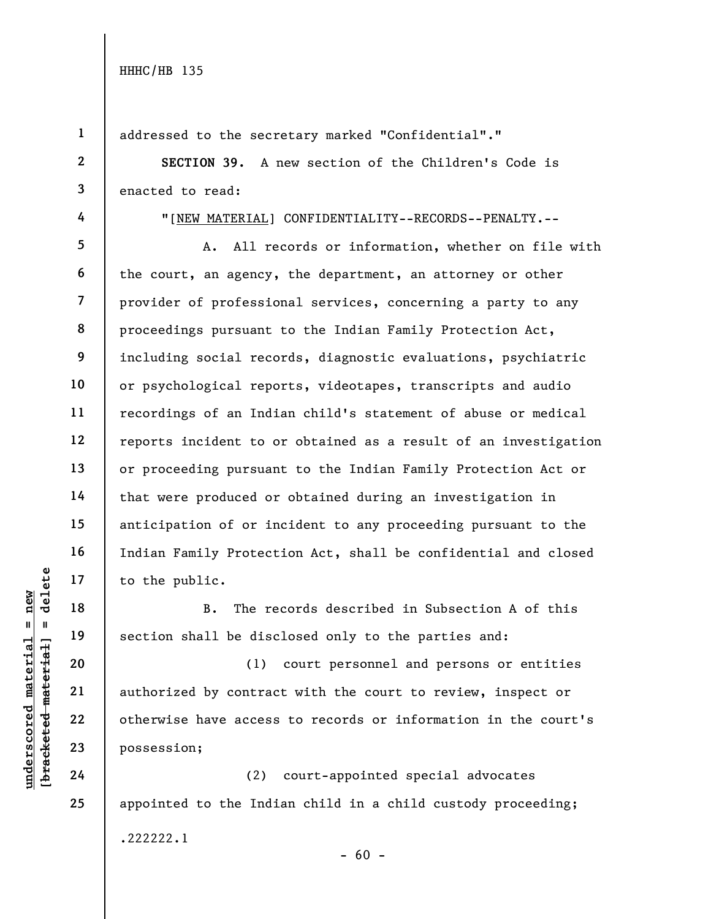addressed to the secretary marked "Confidential"."

**SECTION 39.** A new section of the Children's Code is enacted to read:

"[NEW MATERIAL] CONFIDENTIALITY--RECORDS--PENALTY.--

A. All records or information, whether on file with the court, an agency, the department, an attorney or other provider of professional services, concerning a party to any proceedings pursuant to the Indian Family Protection Act, including social records, diagnostic evaluations, psychiatric or psychological reports, videotapes, transcripts and audio recordings of an Indian child's statement of abuse or medical reports incident to or obtained as a result of an investigation or proceeding pursuant to the Indian Family Protection Act or that were produced or obtained during an investigation in anticipation of or incident to any proceeding pursuant to the Indian Family Protection Act, shall be confidential and closed to the public.

B. The records described in Subsection A of this section shall be disclosed only to the parties and:

(1) court personnel and persons or entities authorized by contract with the court to review, inspect or otherwise have access to records or information in the court's possession;

(2) court-appointed special advocates appointed to the Indian child in a child custody proceeding;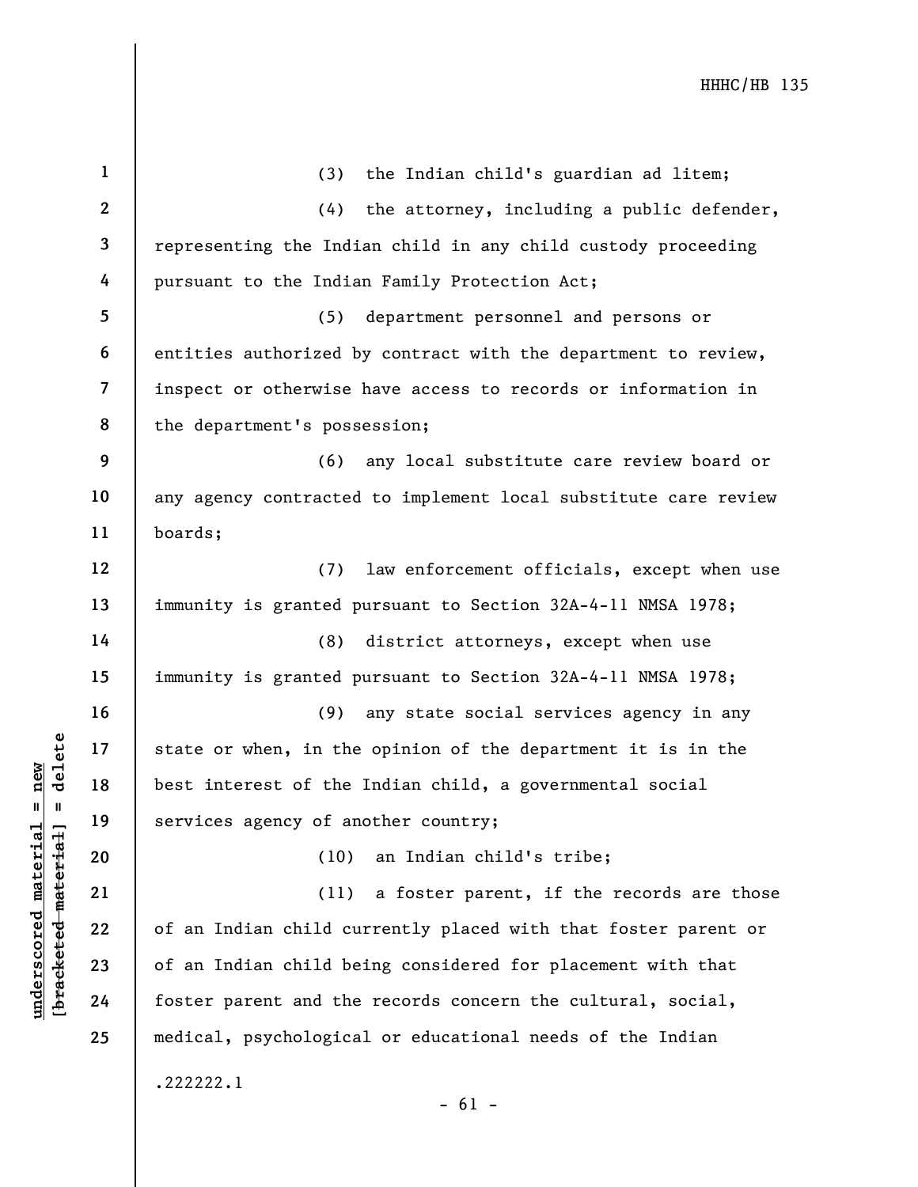(3) the Indian child's guardian ad litem;

(4) the attorney, including a public defender, representing the Indian child in any child custody proceeding pursuant to the Indian Family Protection Act;

(5) department personnel and persons or entities authorized by contract with the department to review, inspect or otherwise have access to records or information in the department's possession;

(6) any local substitute care review board or any agency contracted to implement local substitute care review boards;

(7) law enforcement officials, except when use immunity is granted pursuant to Section 32A-4-11 NMSA 1978;

(8) district attorneys, except when use immunity is granted pursuant to Section 32A-4-11 NMSA 1978;

(9) any state social services agency in any state or when, in the opinion of the department it is in the best interest of the Indian child, a governmental social services agency of another country;

(10) an Indian child's tribe;

(11) a foster parent, if the records are those of an Indian child currently placed with that foster parent or of an Indian child being considered for placement with that foster parent and the records concern the cultural, social, medical, psychological or educational needs of the Indian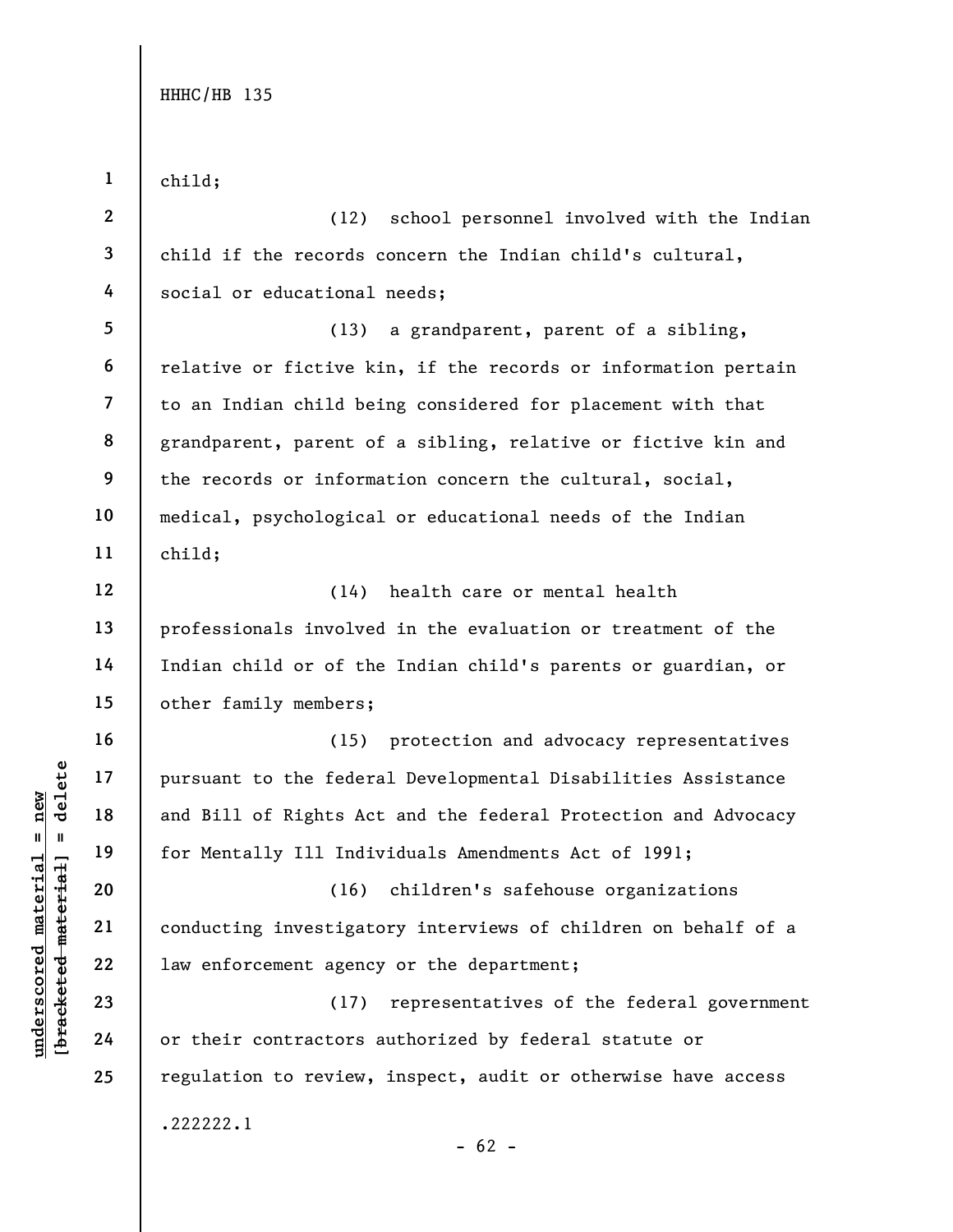child;

(12) school personnel involved with the Indian child if the records concern the Indian child's cultural, social or educational needs;

(13) a grandparent, parent of a sibling, relative or fictive kin, if the records or information pertain to an Indian child being considered for placement with that grandparent, parent of a sibling, relative or fictive kin and the records or information concern the cultural, social, medical, psychological or educational needs of the Indian child;

(14) health care or mental health professionals involved in the evaluation or treatment of the Indian child or of the Indian child's parents or guardian, or other family members;

(15) protection and advocacy representatives pursuant to the federal Developmental Disabilities Assistance and Bill of Rights Act and the federal Protection and Advocacy for Mentally Ill Individuals Amendments Act of 1991;

(16) children's safehouse organizations conducting investigatory interviews of children on behalf of a law enforcement agency or the department;

(17) representatives of the federal government or their contractors authorized by federal statute or regulation to review, inspect, audit or otherwise have access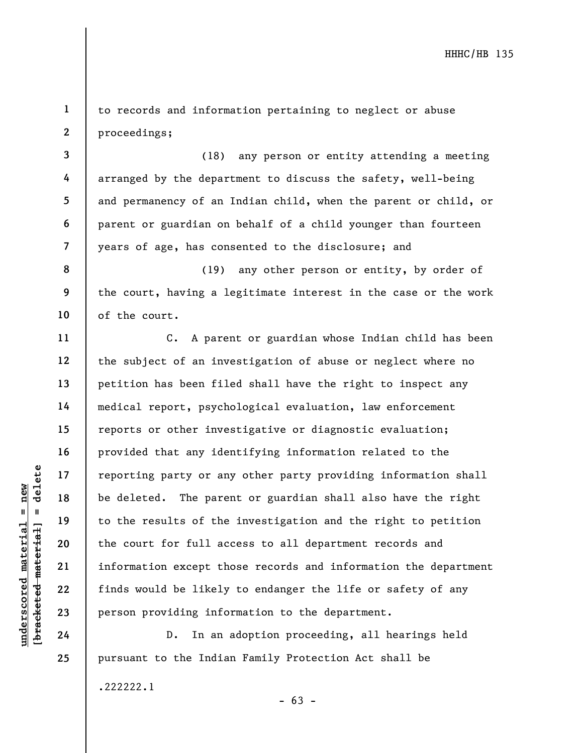to records and information pertaining to neglect or abuse proceedings;

(18) any person or entity attending a meeting arranged by the department to discuss the safety, well-being and permanency of an Indian child, when the parent or child, or parent or guardian on behalf of a child younger than fourteen years of age, has consented to the disclosure; and

(19) any other person or entity, by order of the court, having a legitimate interest in the case or the work of the court.

C. A parent or guardian whose Indian child has been the subject of an investigation of abuse or neglect where no petition has been filed shall have the right to inspect any medical report, psychological evaluation, law enforcement reports or other investigative or diagnostic evaluation; provided that any identifying information related to the reporting party or any other party providing information shall be deleted. The parent or guardian shall also have the right to the results of the investigation and the right to petition the court for full access to all department records and information except those records and information the department finds would be likely to endanger the life or safety of any person providing information to the department.

D. In an adoption proceeding, all hearings held pursuant to the Indian Family Protection Act shall be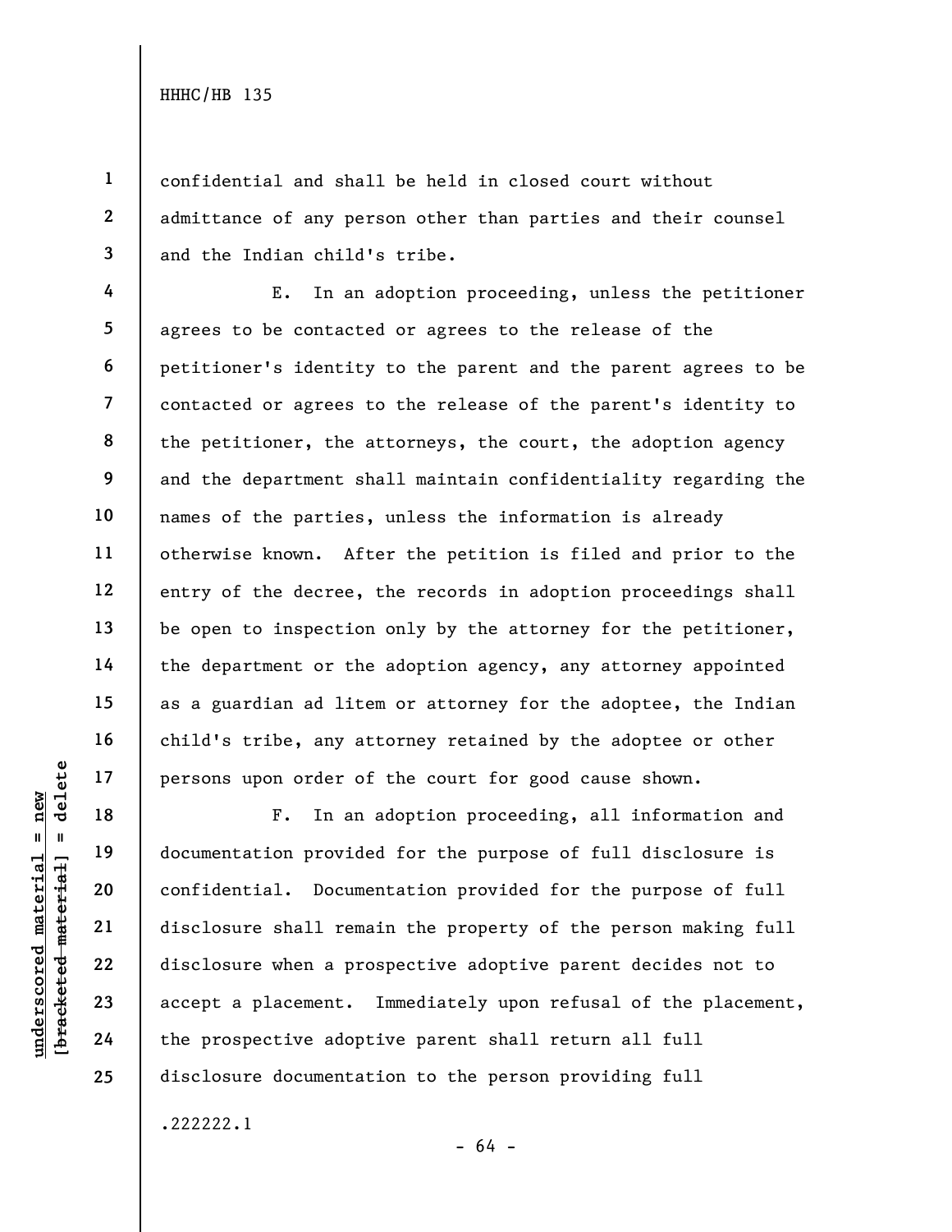confidential and shall be held in closed court without admittance of any person other than parties and their counsel and the Indian child's tribe.

E. In an adoption proceeding, unless the petitioner agrees to be contacted or agrees to the release of the petitioner's identity to the parent and the parent agrees to be contacted or agrees to the release of the parent's identity to the petitioner, the attorneys, the court, the adoption agency and the department shall maintain confidentiality regarding the names of the parties, unless the information is already otherwise known. After the petition is filed and prior to the entry of the decree, the records in adoption proceedings shall be open to inspection only by the attorney for the petitioner, the department or the adoption agency, any attorney appointed as a guardian ad litem or attorney for the adoptee, the Indian child's tribe, any attorney retained by the adoptee or other persons upon order of the court for good cause shown.

F. In an adoption proceeding, all information and documentation provided for the purpose of full disclosure is confidential. Documentation provided for the purpose of full disclosure shall remain the property of the person making full disclosure when a prospective adoptive parent decides not to accept a placement. Immediately upon refusal of the placement, the prospective adoptive parent shall return all full disclosure documentation to the person providing full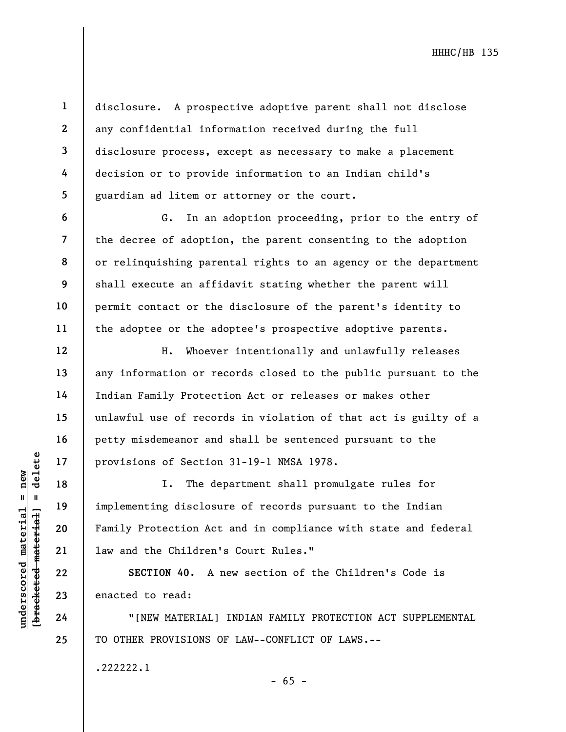disclosure. A prospective adoptive parent shall not disclose any confidential information received during the full disclosure process, except as necessary to make a placement decision or to provide information to an Indian child's guardian ad litem or attorney or the court.

G. In an adoption proceeding, prior to the entry of the decree of adoption, the parent consenting to the adoption or relinquishing parental rights to an agency or the department shall execute an affidavit stating whether the parent will permit contact or the disclosure of the parent's identity to the adoptee or the adoptee's prospective adoptive parents.

H. Whoever intentionally and unlawfully releases any information or records closed to the public pursuant to the Indian Family Protection Act or releases or makes other unlawful use of records in violation of that act is guilty of a petty misdemeanor and shall be sentenced pursuant to the provisions of Section 31-19-1 NMSA 1978.

I. The department shall promulgate rules for implementing disclosure of records pursuant to the Indian Family Protection Act and in compliance with state and federal law and the Children's Court Rules."

**SECTION 40.** A new section of the Children's Code is enacted to read:

"[NEW MATERIAL] INDIAN FAMILY PROTECTION ACT SUPPLEMENTAL TO OTHER PROVISIONS OF LAW--CONFLICT OF LAWS.--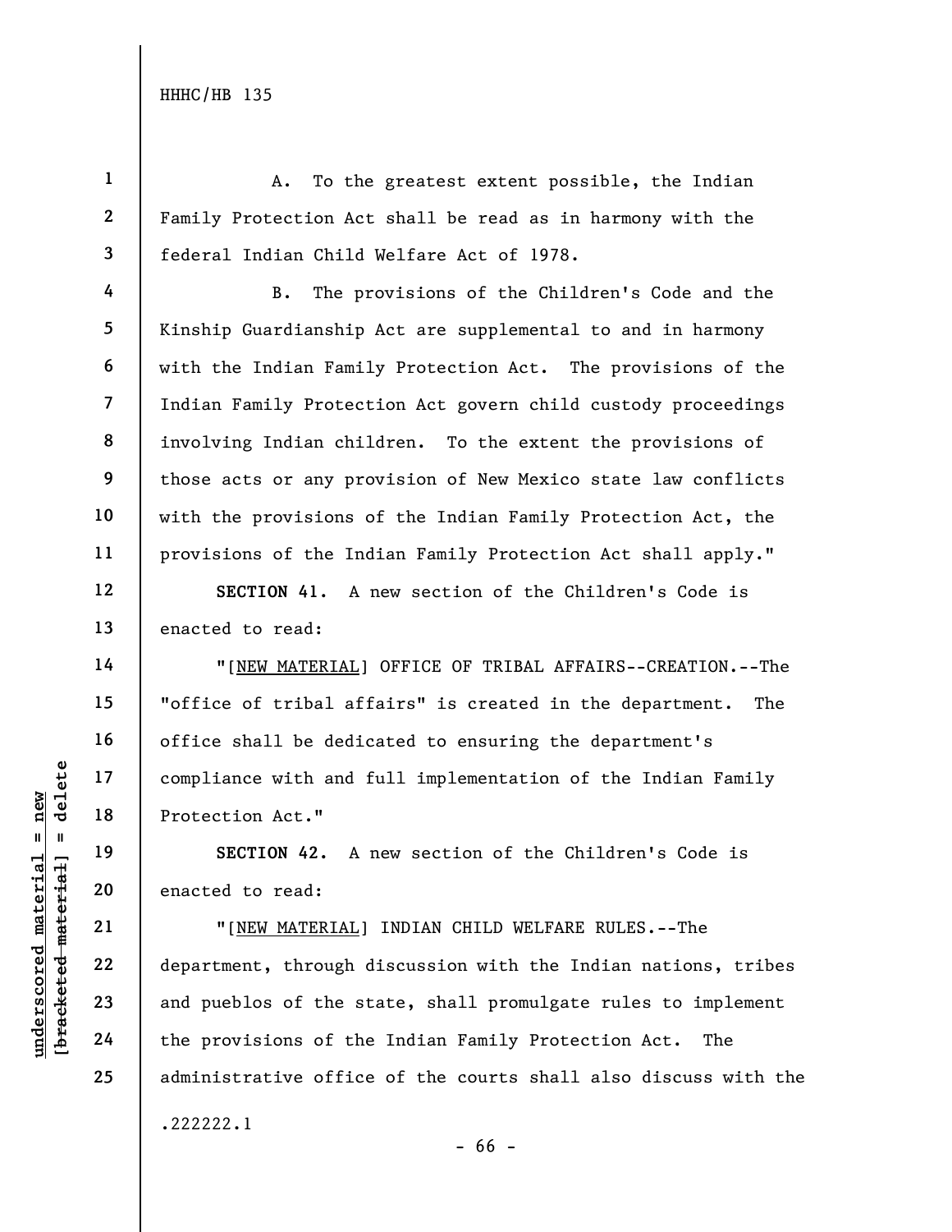A. To the greatest extent possible, the Indian Family Protection Act shall be read as in harmony with the federal Indian Child Welfare Act of 1978.

B. The provisions of the Children's Code and the Kinship Guardianship Act are supplemental to and in harmony with the Indian Family Protection Act. The provisions of the Indian Family Protection Act govern child custody proceedings involving Indian children. To the extent the provisions of those acts or any provision of New Mexico state law conflicts with the provisions of the Indian Family Protection Act, the provisions of the Indian Family Protection Act shall apply."

**SECTION 41.** A new section of the Children's Code is enacted to read:

"[NEW MATERIAL] OFFICE OF TRIBAL AFFAIRS--CREATION.--The "office of tribal affairs" is created in the department. The office shall be dedicated to ensuring the department's compliance with and full implementation of the Indian Family Protection Act."

**SECTION 42.** A new section of the Children's Code is enacted to read:

"[NEW MATERIAL] INDIAN CHILD WELFARE RULES.--The department, through discussion with the Indian nations, tribes and pueblos of the state, shall promulgate rules to implement the provisions of the Indian Family Protection Act. The administrative office of the courts shall also discuss with the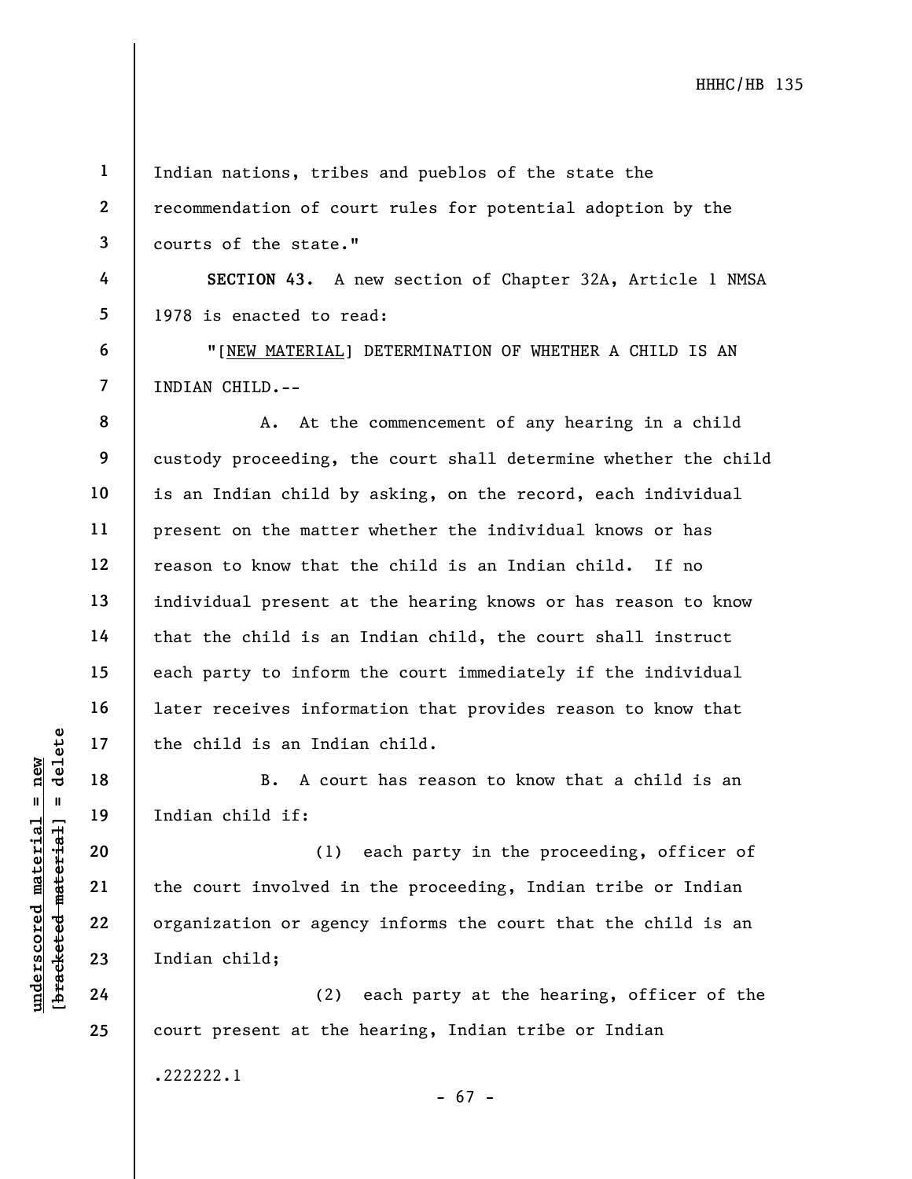Indian nations, tribes and pueblos of the state the recommendation of court rules for potential adoption by the courts of the state."

**SECTION 43.** A new section of Chapter 32A, Article 1 NMSA 1978 is enacted to read:

"[NEW MATERIAL] DETERMINATION OF WHETHER A CHILD IS AN INDIAN CHILD.--

A. At the commencement of any hearing in a child custody proceeding, the court shall determine whether the child is an Indian child by asking, on the record, each individual present on the matter whether the individual knows or has reason to know that the child is an Indian child. If no individual present at the hearing knows or has reason to know that the child is an Indian child, the court shall instruct each party to inform the court immediately if the individual later receives information that provides reason to know that the child is an Indian child.

B. A court has reason to know that a child is an Indian child if:

(1) each party in the proceeding, officer of the court involved in the proceeding, Indian tribe or Indian organization or agency informs the court that the child is an Indian child;

(2) each party at the hearing, officer of the court present at the hearing, Indian tribe or Indian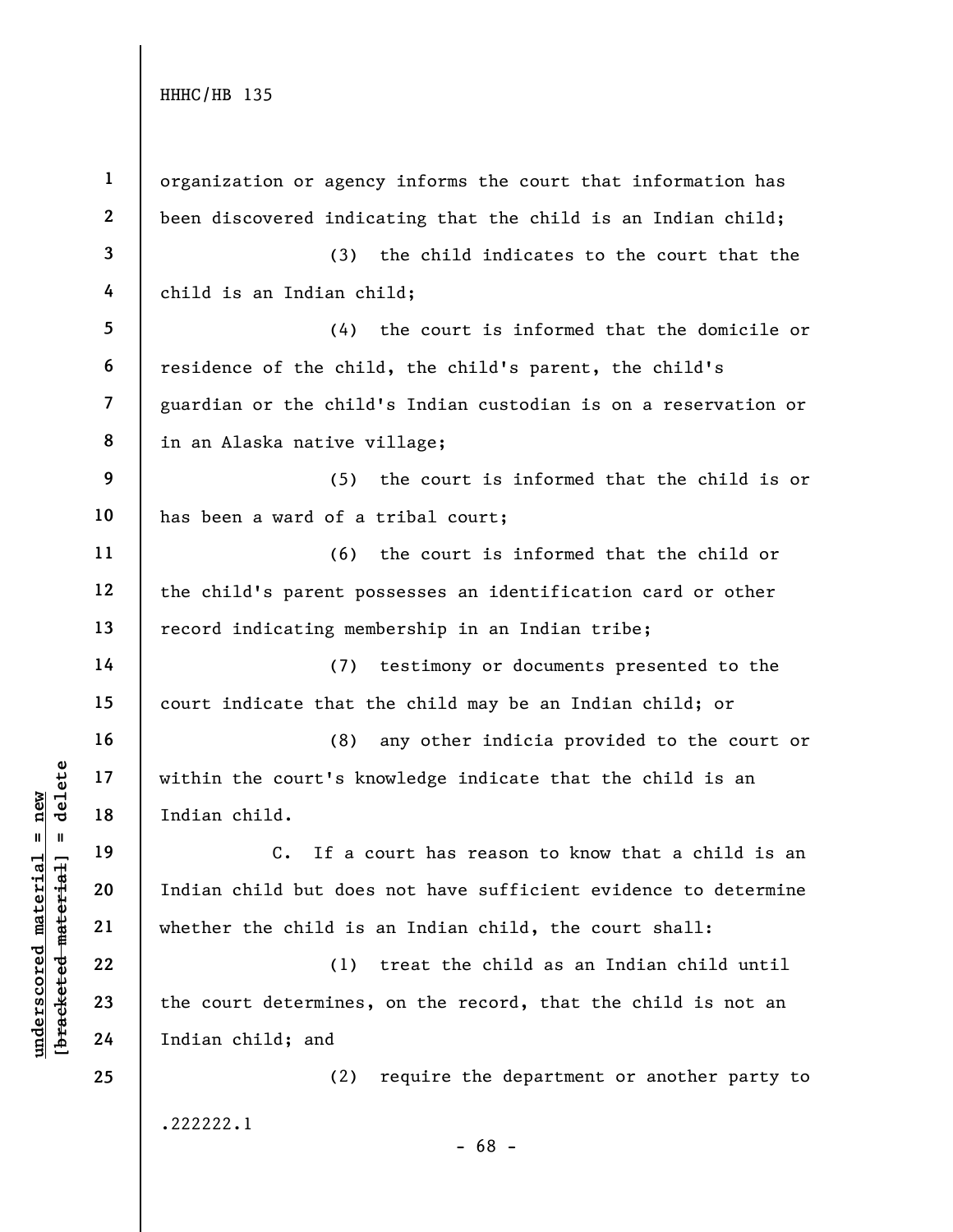organization or agency informs the court that information has been discovered indicating that the child is an Indian child;

(3) the child indicates to the court that the child is an Indian child;

(4) the court is informed that the domicile or residence of the child, the child's parent, the child's guardian or the child's Indian custodian is on a reservation or in an Alaska native village;

(5) the court is informed that the child is or has been a ward of a tribal court;

(6) the court is informed that the child or the child's parent possesses an identification card or other record indicating membership in an Indian tribe;

(7) testimony or documents presented to the court indicate that the child may be an Indian child; or

(8) any other indicia provided to the court or within the court's knowledge indicate that the child is an Indian child.

C. If a court has reason to know that a child is an Indian child but does not have sufficient evidence to determine whether the child is an Indian child, the court shall:

(1) treat the child as an Indian child until the court determines, on the record, that the child is not an Indian child; and

(2) require the department or another party to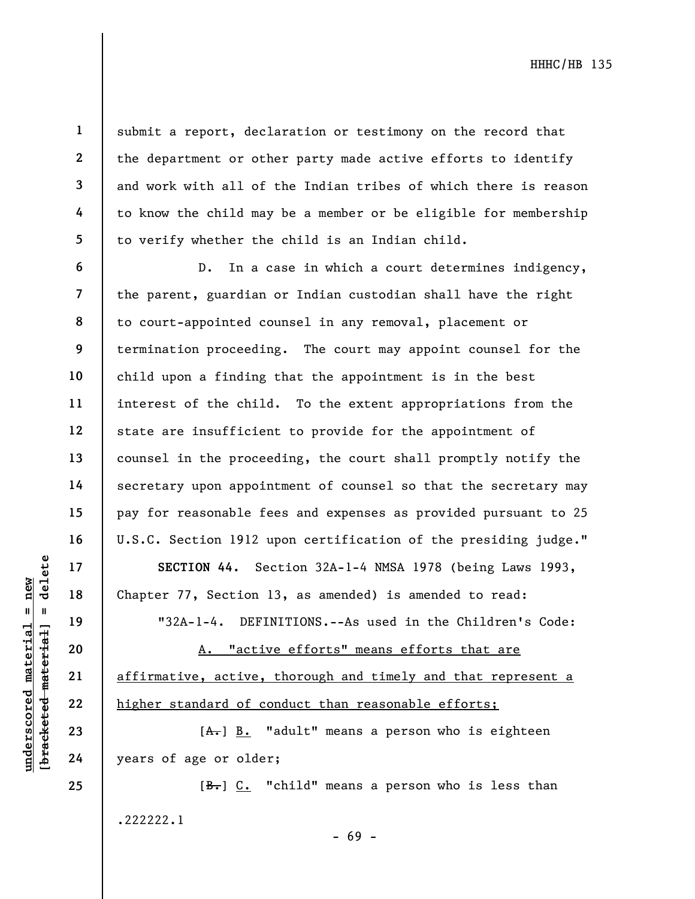submit a report, declaration or testimony on the record that the department or other party made active efforts to identify and work with all of the Indian tribes of which there is reason to know the child may be a member or be eligible for membership to verify whether the child is an Indian child.

D. In a case in which a court determines indigency, the parent, guardian or Indian custodian shall have the right to court-appointed counsel in any removal, placement or termination proceeding. The court may appoint counsel for the child upon a finding that the appointment is in the best interest of the child. To the extent appropriations from the state are insufficient to provide for the appointment of counsel in the proceeding, the court shall promptly notify the secretary upon appointment of counsel so that the secretary may pay for reasonable fees and expenses as provided pursuant to 25 U.S.C. Section 1912 upon certification of the presiding judge."

**SECTION 44.** Section 32A-1-4 NMSA 1978 (being Laws 1993, Chapter 77, Section 13, as amended) is amended to read:

"32A-1-4. DEFINITIONS.--As used in the Children's Code:

A. "active efforts" means efforts that are affirmative, active, thorough and timely and that represent a higher standard of conduct than reasonable efforts;

[~~A.~~] B. "adult" means a person who is eighteen years of age or older;

[~~B.~~] C. "child" means a person who is less than

.222222.1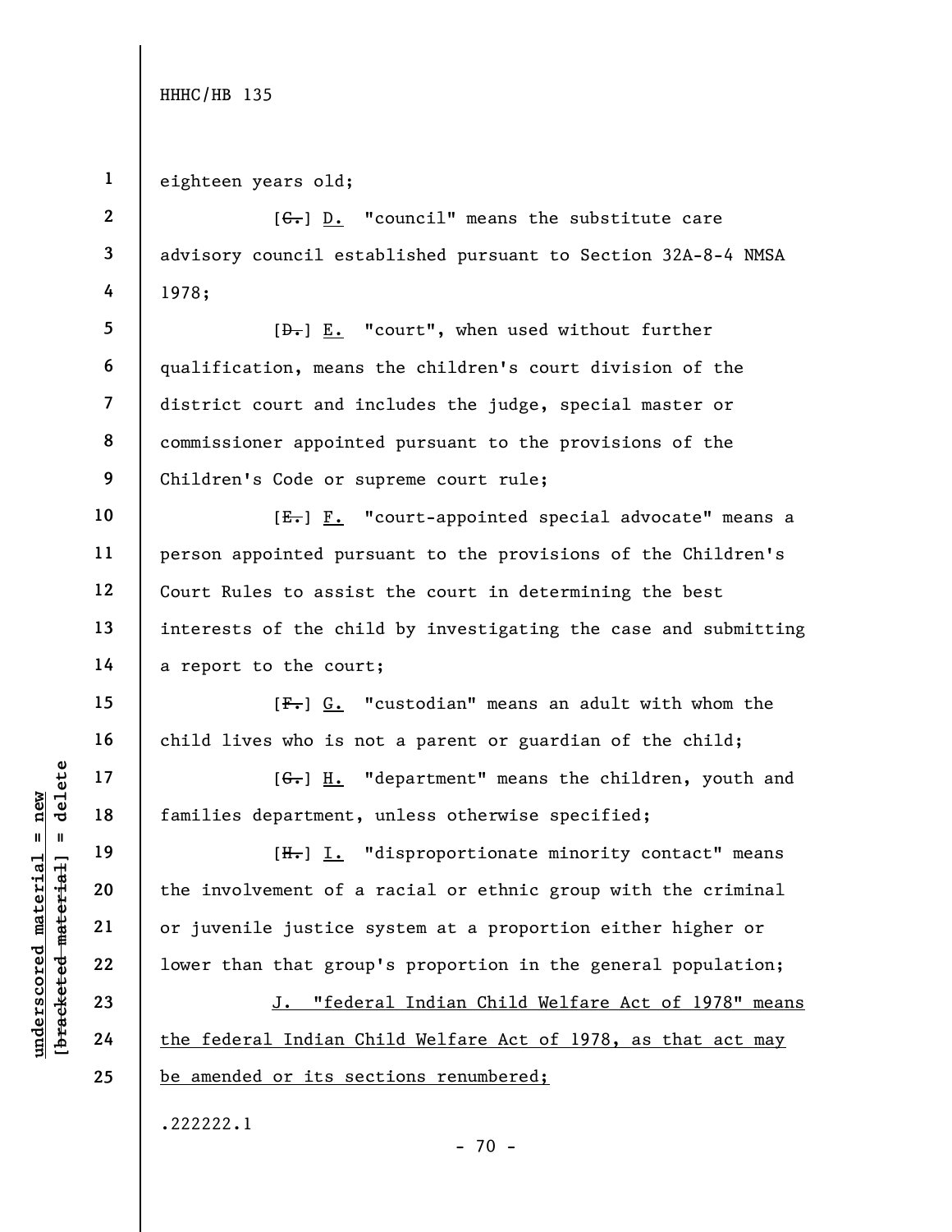eighteen years old;

[~~C.~~] D. "council" means the substitute care advisory council established pursuant to Section 32A-8-4 NMSA 1978;

[~~D.~~] E. "court", when used without further qualification, means the children's court division of the district court and includes the judge, special master or commissioner appointed pursuant to the provisions of the Children's Code or supreme court rule;

[~~E.~~] F. "court-appointed special advocate" means a person appointed pursuant to the provisions of the Children's Court Rules to assist the court in determining the best interests of the child by investigating the case and submitting a report to the court;

[~~F.~~] G. "custodian" means an adult with whom the child lives who is not a parent or guardian of the child;

[~~G.~~] H. "department" means the children, youth and families department, unless otherwise specified;

[~~H.~~] I. "disproportionate minority contact" means the involvement of a racial or ethnic group with the criminal or juvenile justice system at a proportion either higher or lower than that group's proportion in the general population;

J. "federal Indian Child Welfare Act of 1978" means the federal Indian Child Welfare Act of 1978, as that act may be amended or its sections renumbered;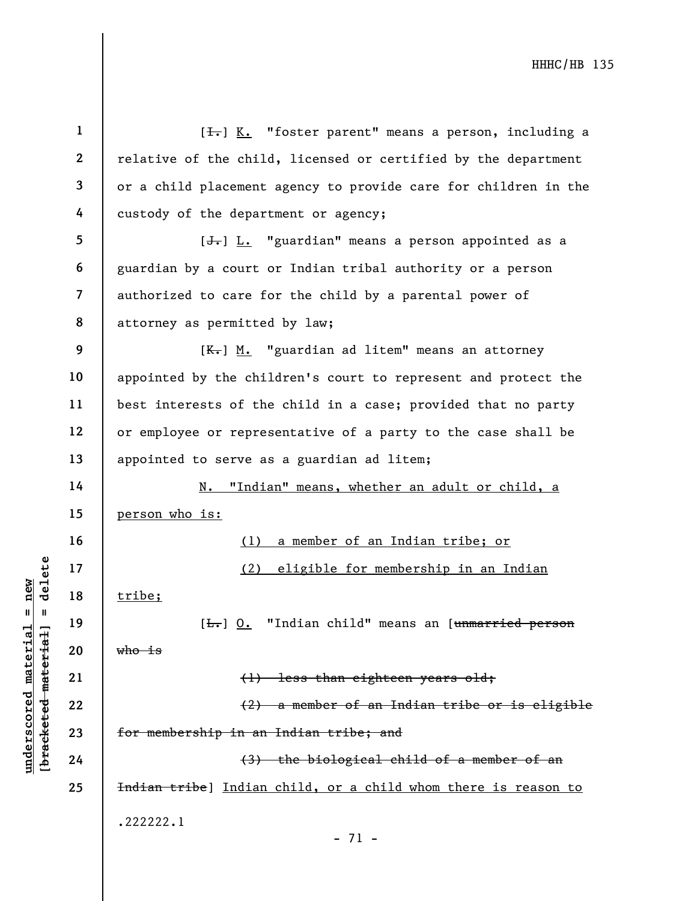[~~I.~~] <u>K.</u> "foster parent" means a person, including a relative of the child, licensed or certified by the department or a child placement agency to provide care for children in the custody of the department or agency;

[~~J.~~] <u>L.</u> "guardian" means a person appointed as a guardian by a court or Indian tribal authority or a person authorized to care for the child by a parental power of attorney as permitted by law;

[~~K.~~] <u>M.</u> "guardian ad litem" means an attorney appointed by the children's court to represent and protect the best interests of the child in a case; provided that no party or employee or representative of a party to the case shall be appointed to serve as a guardian ad litem;

<u>N. "Indian" means, whether an adult or child, a person who is:</u>

<u>(1) a member of an Indian tribe; or</u>

<u>(2) eligible for membership in an Indian tribe;</u>

[~~L.~~] <u>O.</u> "Indian child" means an [~~unmarried person who is~~

~~(1) less than eighteen years old;~~

~~(2) a member of an Indian tribe or is eligible for membership in an Indian tribe; and~~

~~(3) the biological child of a member of an Indian tribe~~] <u>Indian child, or a child whom there is reason to</u>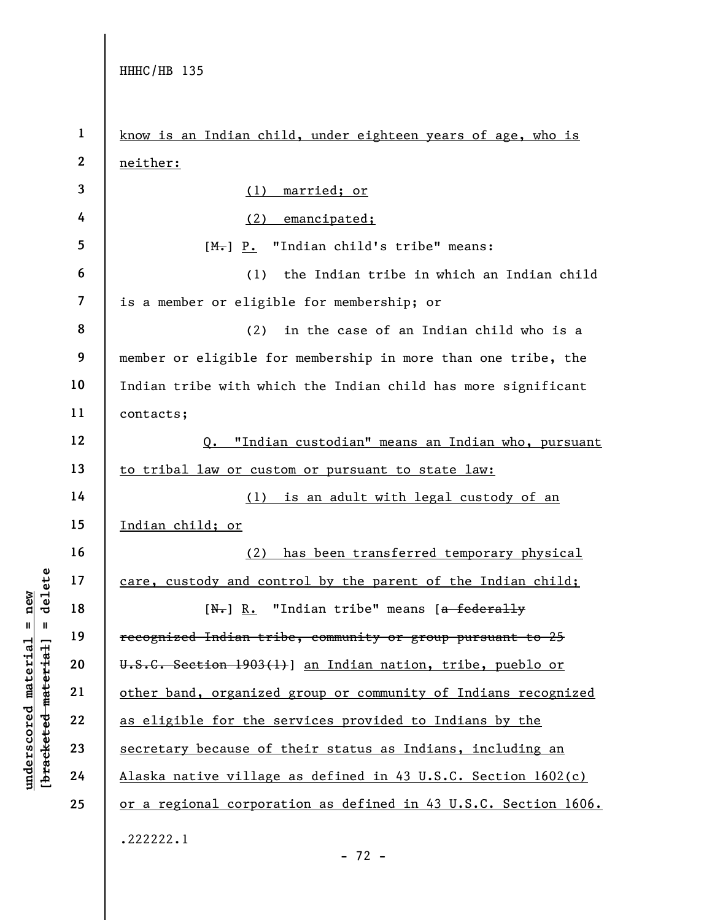know is an Indian child, under eighteen years of age, who is neither:

(1) married; or

(2) emancipated;

[M.] P. "Indian child's tribe" means:

(1) the Indian tribe in which an Indian child is a member or eligible for membership; or

(2) in the case of an Indian child who is a member or eligible for membership in more than one tribe, the Indian tribe with which the Indian child has more significant contacts;

Q. "Indian custodian" means an Indian who, pursuant to tribal law or custom or pursuant to state law:

(1) is an adult with legal custody of an Indian child; or

(2) has been transferred temporary physical care, custody and control by the parent of the Indian child;

[N.] R. "Indian tribe" means [~~a federally recognized Indian tribe, community or group pursuant to 25 U.S.C. Section 1903(1)~~] an Indian nation, tribe, pueblo or other band, organized group or community of Indians recognized as eligible for the services provided to Indians by the secretary because of their status as Indians, including an Alaska native village as defined in 43 U.S.C. Section 1602(c) or a regional corporation as defined in 43 U.S.C. Section 1606.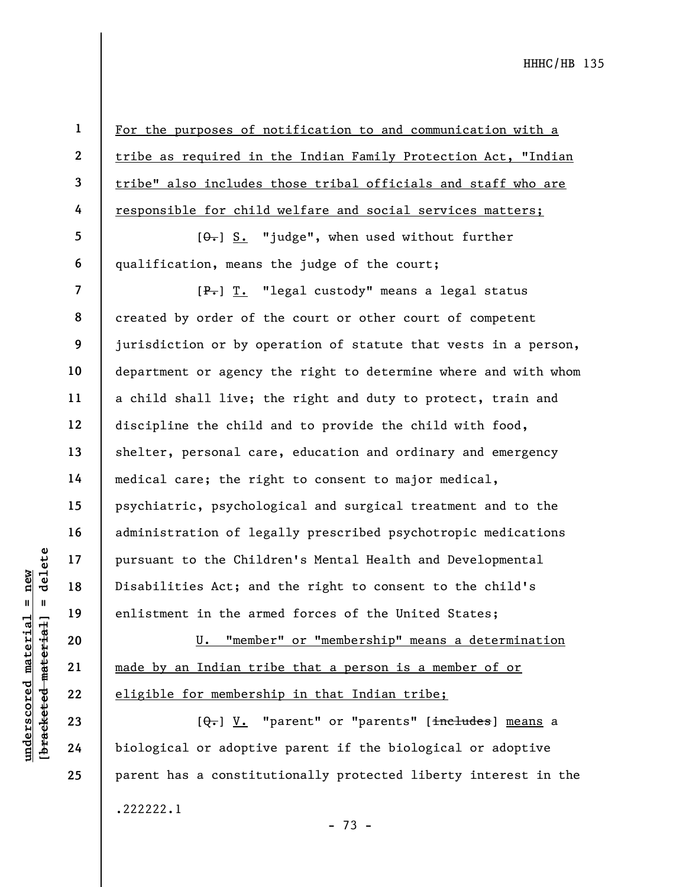For the purposes of notification to and communication with a tribe as required in the Indian Family Protection Act, "Indian tribe" also includes those tribal officials and staff who are responsible for child welfare and social services matters;

[~~O.~~] S. "judge", when used without further qualification, means the judge of the court;

[~~P.~~] T. "legal custody" means a legal status created by order of the court or other court of competent jurisdiction or by operation of statute that vests in a person, department or agency the right to determine where and with whom a child shall live; the right and duty to protect, train and discipline the child and to provide the child with food, shelter, personal care, education and ordinary and emergency medical care; the right to consent to major medical, psychiatric, psychological and surgical treatment and to the administration of legally prescribed psychotropic medications pursuant to the Children's Mental Health and Developmental Disabilities Act; and the right to consent to the child's enlistment in the armed forces of the United States;

U. "member" or "membership" means a determination made by an Indian tribe that a person is a member of or eligible for membership in that Indian tribe;

[~~Q.~~] V. "parent" or "parents" [~~includes~~] means a biological or adoptive parent if the biological or adoptive parent has a constitutionally protected liberty interest in the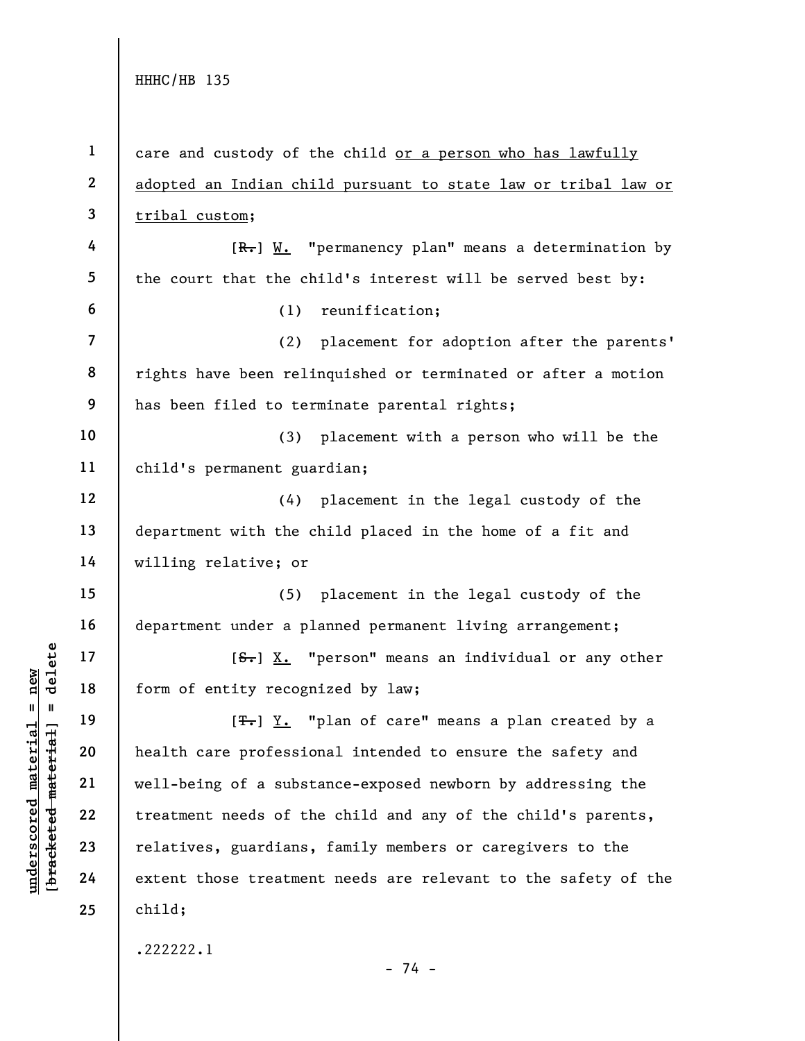care and custody of the child or a person who has lawfully adopted an Indian child pursuant to state law or tribal law or tribal custom;

[R.] W. "permanency plan" means a determination by the court that the child's interest will be served best by:

(1) reunification;

(2) placement for adoption after the parents' rights have been relinquished or terminated or after a motion has been filed to terminate parental rights;

(3) placement with a person who will be the child's permanent guardian;

(4) placement in the legal custody of the department with the child placed in the home of a fit and willing relative; or

(5) placement in the legal custody of the department under a planned permanent living arrangement;

[S.] X. "person" means an individual or any other form of entity recognized by law;

[T.] Y. "plan of care" means a plan created by a health care professional intended to ensure the safety and well-being of a substance-exposed newborn by addressing the treatment needs of the child and any of the child's parents, relatives, guardians, family members or caregivers to the extent those treatment needs are relevant to the safety of the child;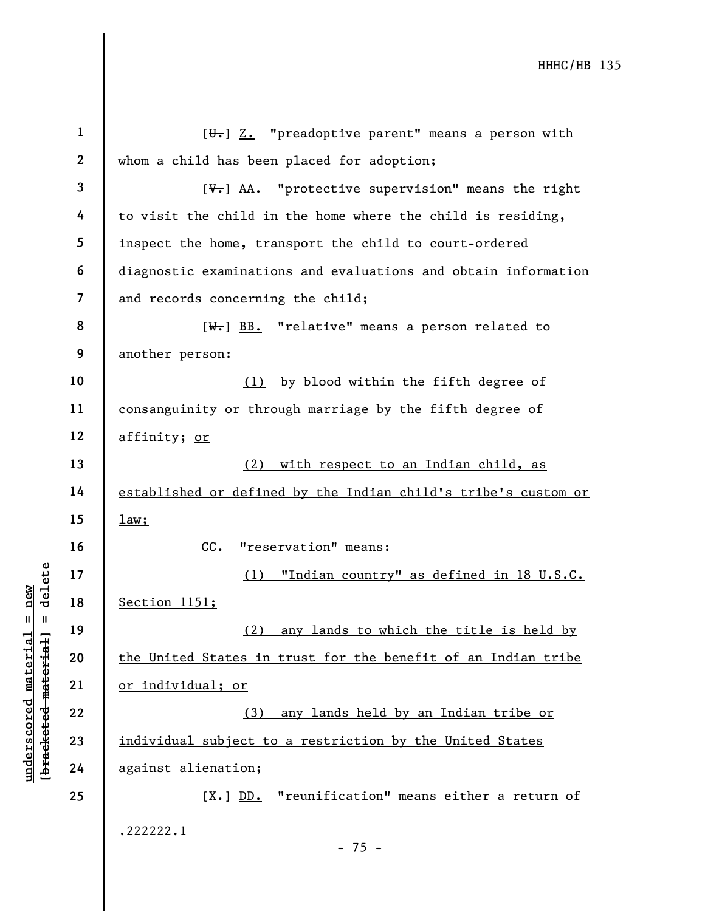[~~U.~~] Z. "preadoptive parent" means a person with whom a child has been placed for adoption;

[~~V.~~] AA. "protective supervision" means the right to visit the child in the home where the child is residing, inspect the home, transport the child to court-ordered diagnostic examinations and evaluations and obtain information and records concerning the child;

[~~W.~~] BB. "relative" means a person related to another person:

(1) by blood within the fifth degree of consanguinity or through marriage by the fifth degree of affinity; or

(2) with respect to an Indian child, as established or defined by the Indian child's tribe's custom or law;

CC. "reservation" means:

(1) "Indian country" as defined in 18 U.S.C. Section 1151;

(2) any lands to which the title is held by the United States in trust for the benefit of an Indian tribe or individual; or

(3) any lands held by an Indian tribe or individual subject to a restriction by the United States against alienation;

[~~X.~~] DD. "reunification" means either a return of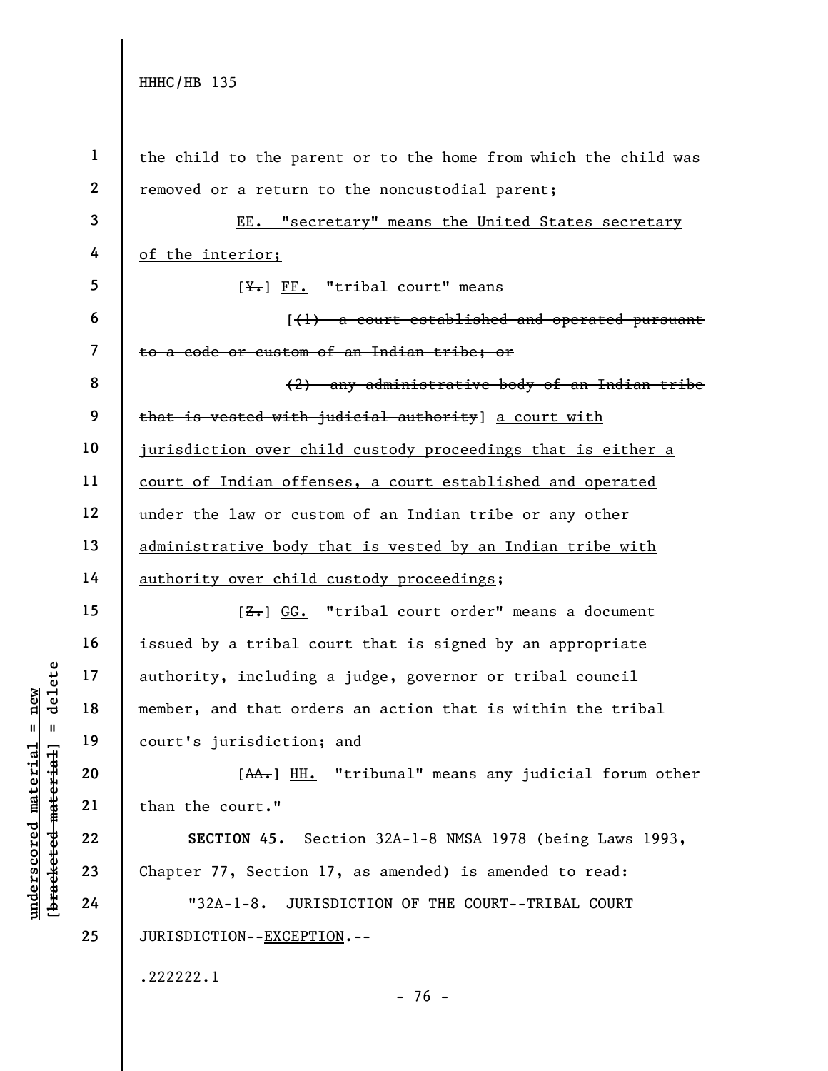the child to the parent or to the home from which the child was removed or a return to the noncustodial parent;

EE. "secretary" means the United States secretary of the interior;

[~~Y.~~] FF. "tribal court" means

[~~(1) a court established and operated pursuant to a code or custom of an Indian tribe; or~~

~~(2) any administrative body of an Indian tribe that is vested with judicial authority~~] a court with jurisdiction over child custody proceedings that is either a court of Indian offenses, a court established and operated under the law or custom of an Indian tribe or any other administrative body that is vested by an Indian tribe with authority over child custody proceedings;

[~~Z.~~] GG. "tribal court order" means a document issued by a tribal court that is signed by an appropriate authority, including a judge, governor or tribal council member, and that orders an action that is within the tribal court's jurisdiction; and

[~~AA.~~] HH. "tribunal" means any judicial forum other than the court."

**SECTION 45.** Section 32A-1-8 NMSA 1978 (being Laws 1993, Chapter 77, Section 17, as amended) is amended to read:

"32A-1-8. JURISDICTION OF THE COURT--TRIBAL COURT JURISDICTION--EXCEPTION.--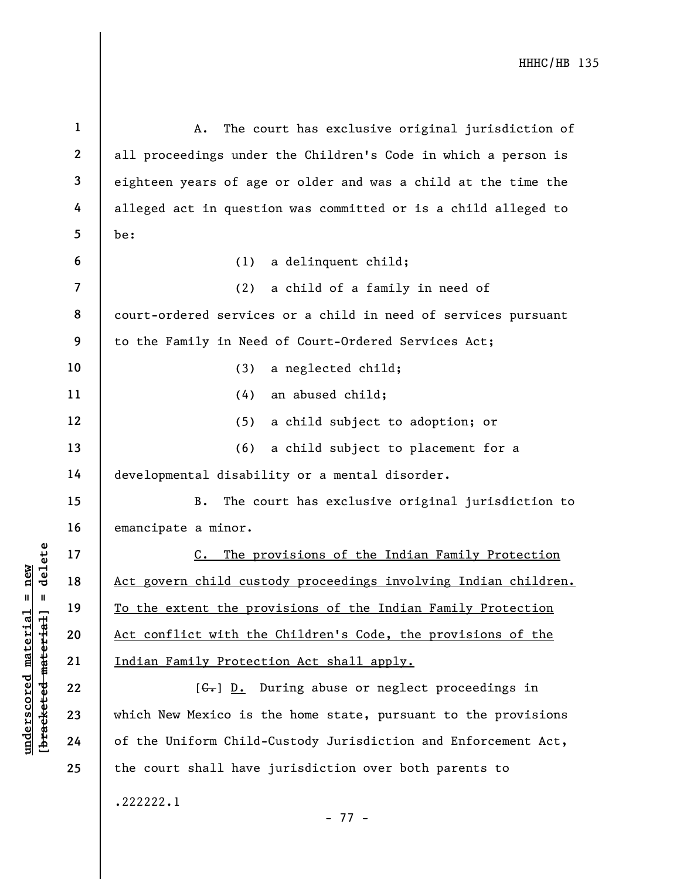A. The court has exclusive original jurisdiction of all proceedings under the Children's Code in which a person is eighteen years of age or older and was a child at the time the alleged act in question was committed or is a child alleged to be:

(1) a delinquent child;

(2) a child of a family in need of court-ordered services or a child in need of services pursuant to the Family in Need of Court-Ordered Services Act;

(3) a neglected child;

(4) an abused child;

(5) a child subject to adoption; or

(6) a child subject to placement for a developmental disability or a mental disorder.

B. The court has exclusive original jurisdiction to emancipate a minor.

C. The provisions of the Indian Family Protection Act govern child custody proceedings involving Indian children. To the extent the provisions of the Indian Family Protection Act conflict with the Children's Code, the provisions of the Indian Family Protection Act shall apply.

[~~C.~~] D. During abuse or neglect proceedings in which New Mexico is the home state, pursuant to the provisions of the Uniform Child-Custody Jurisdiction and Enforcement Act, the court shall have jurisdiction over both parents to

.222222.1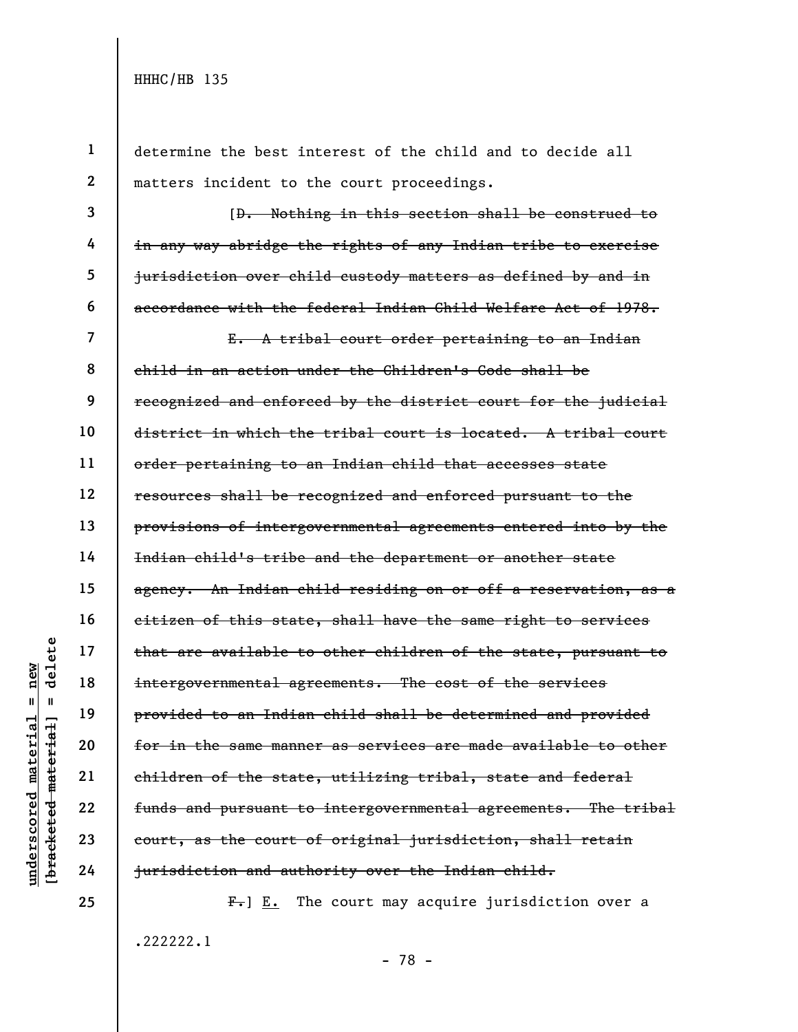determine the best interest of the child and to decide all matters incident to the court proceedings.

[~~D. Nothing in this section shall be construed to in any way abridge the rights of any Indian tribe to exercise jurisdiction over child custody matters as defined by and in accordance with the federal Indian Child Welfare Act of 1978.~~

~~E. A tribal court order pertaining to an Indian child in an action under the Children's Code shall be recognized and enforced by the district court for the judicial district in which the tribal court is located. A tribal court order pertaining to an Indian child that accesses state resources shall be recognized and enforced pursuant to the provisions of intergovernmental agreements entered into by the Indian child's tribe and the department or another state agency. An Indian child residing on or off a reservation, as a citizen of this state, shall have the same right to services that are available to other children of the state, pursuant to intergovernmental agreements. The cost of the services provided to an Indian child shall be determined and provided for in the same manner as services are made available to other children of the state, utilizing tribal, state and federal funds and pursuant to intergovernmental agreements. The tribal court, as the court of original jurisdiction, shall retain jurisdiction and authority over the Indian child.~~

~~F.~~] <u>E.</u> The court may acquire jurisdiction over a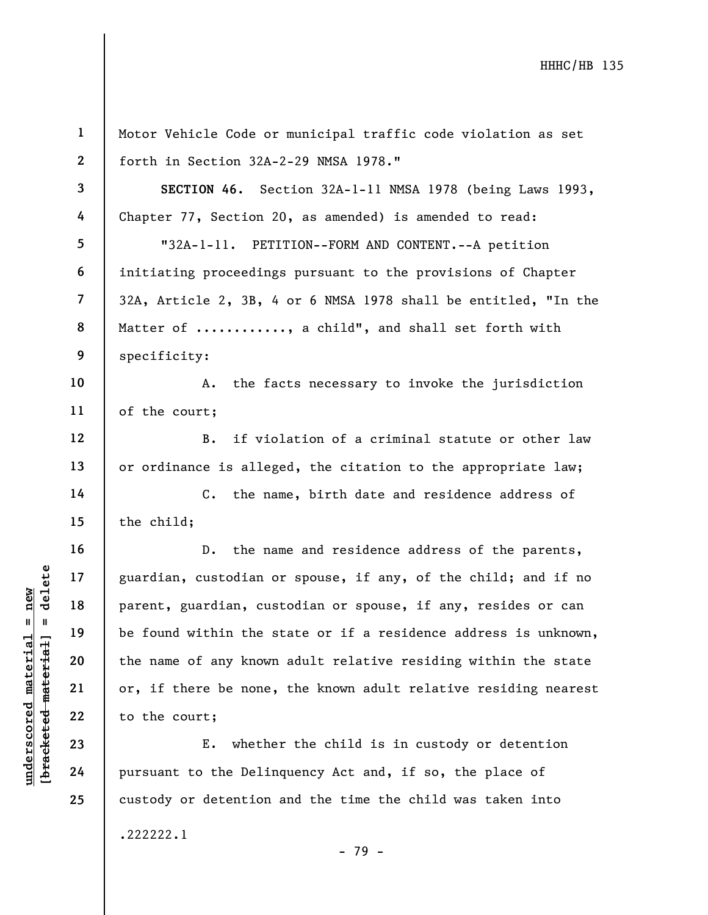Motor Vehicle Code or municipal traffic code violation as set forth in Section 32A-2-29 NMSA 1978."

**SECTION 46.** Section 32A-1-11 NMSA 1978 (being Laws 1993, Chapter 77, Section 20, as amended) is amended to read:

"32A-1-11. PETITION--FORM AND CONTENT.--A petition initiating proceedings pursuant to the provisions of Chapter 32A, Article 2, 3B, 4 or 6 NMSA 1978 shall be entitled, "In the Matter of ..........., a child", and shall set forth with specificity:

A. the facts necessary to invoke the jurisdiction of the court;

B. if violation of a criminal statute or other law or ordinance is alleged, the citation to the appropriate law;

C. the name, birth date and residence address of the child;

D. the name and residence address of the parents, guardian, custodian or spouse, if any, of the child; and if no parent, guardian, custodian or spouse, if any, resides or can be found within the state or if a residence address is unknown, the name of any known adult relative residing within the state or, if there be none, the known adult relative residing nearest to the court;

E. whether the child is in custody or detention pursuant to the Delinquency Act and, if so, the place of custody or detention and the time the child was taken into

.222222.1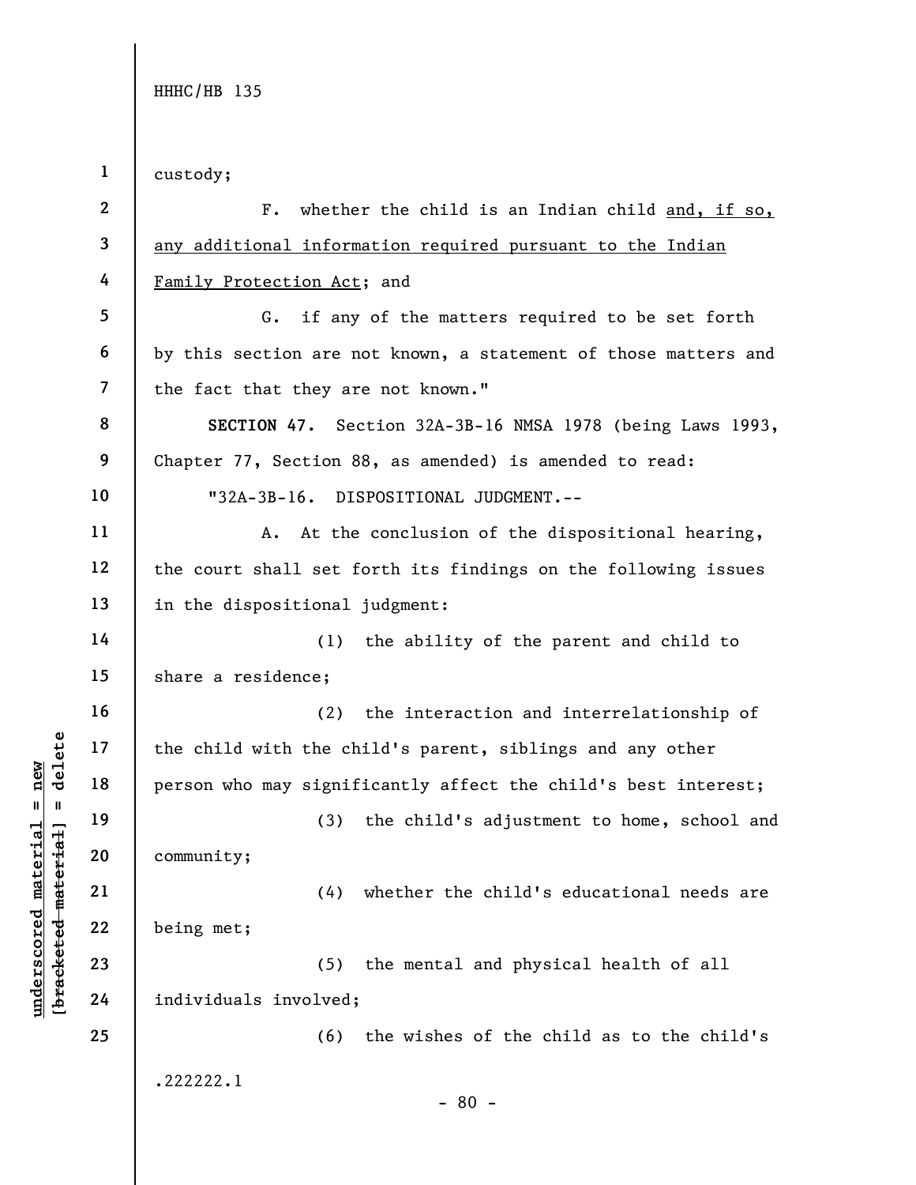custody;

F. whether the child is an Indian child and, if so, any additional information required pursuant to the Indian Family Protection Act; and

G. if any of the matters required to be set forth by this section are not known, a statement of those matters and the fact that they are not known."

**SECTION 47.** Section 32A-3B-16 NMSA 1978 (being Laws 1993, Chapter 77, Section 88, as amended) is amended to read:

"32A-3B-16. DISPOSITIONAL JUDGMENT.--

A. At the conclusion of the dispositional hearing, the court shall set forth its findings on the following issues in the dispositional judgment:

(1) the ability of the parent and child to share a residence;

(2) the interaction and interrelationship of the child with the child's parent, siblings and any other person who may significantly affect the child's best interest;

(3) the child's adjustment to home, school and community;

(4) whether the child's educational needs are being met;

(5) the mental and physical health of all individuals involved;

(6) the wishes of the child as to the child's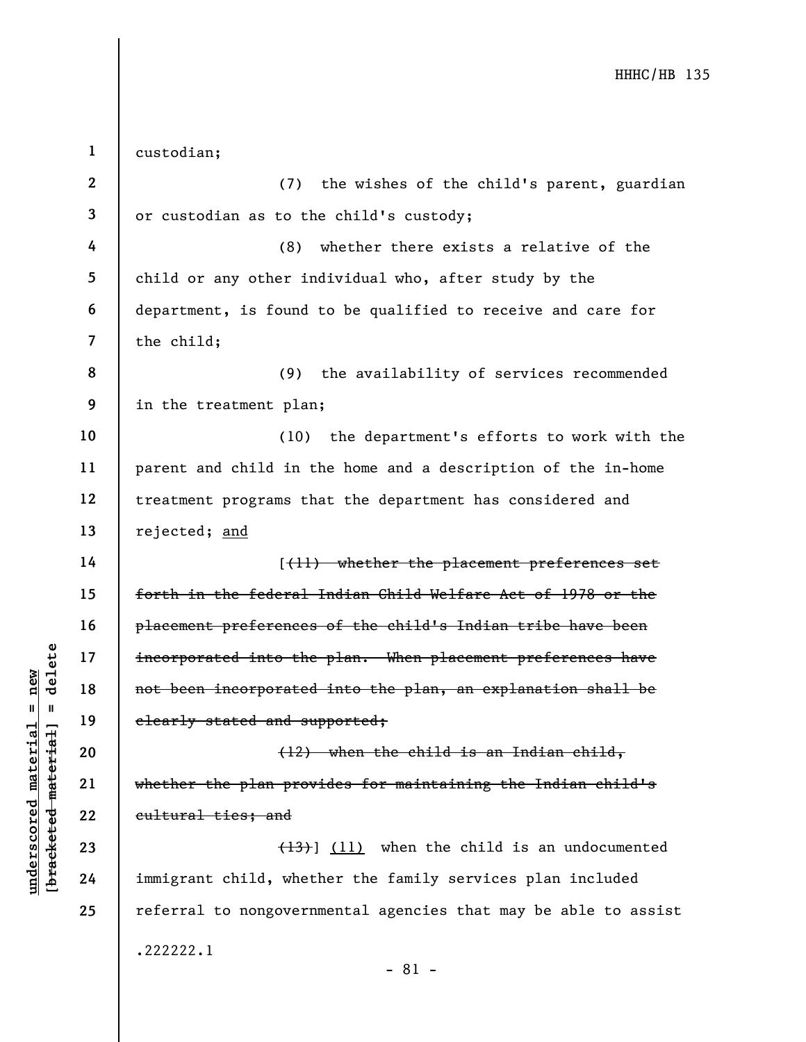custodian;

(7) the wishes of the child's parent, guardian or custodian as to the child's custody;

(8) whether there exists a relative of the child or any other individual who, after study by the department, is found to be qualified to receive and care for the child;

(9) the availability of services recommended in the treatment plan;

(10) the department's efforts to work with the parent and child in the home and a description of the in-home treatment programs that the department has considered and rejected; <u>and</u>

[~~(11) whether the placement preferences set forth in the federal Indian Child Welfare Act of 1978 or the placement preferences of the child's Indian tribe have been incorporated into the plan. When placement preferences have not been incorporated into the plan, an explanation shall be clearly stated and supported;~~

~~(12) when the child is an Indian child, whether the plan provides for maintaining the Indian child's cultural ties; and~~

~~(13)~~] <u>(11)</u> when the child is an undocumented immigrant child, whether the family services plan included referral to nongovernmental agencies that may be able to assist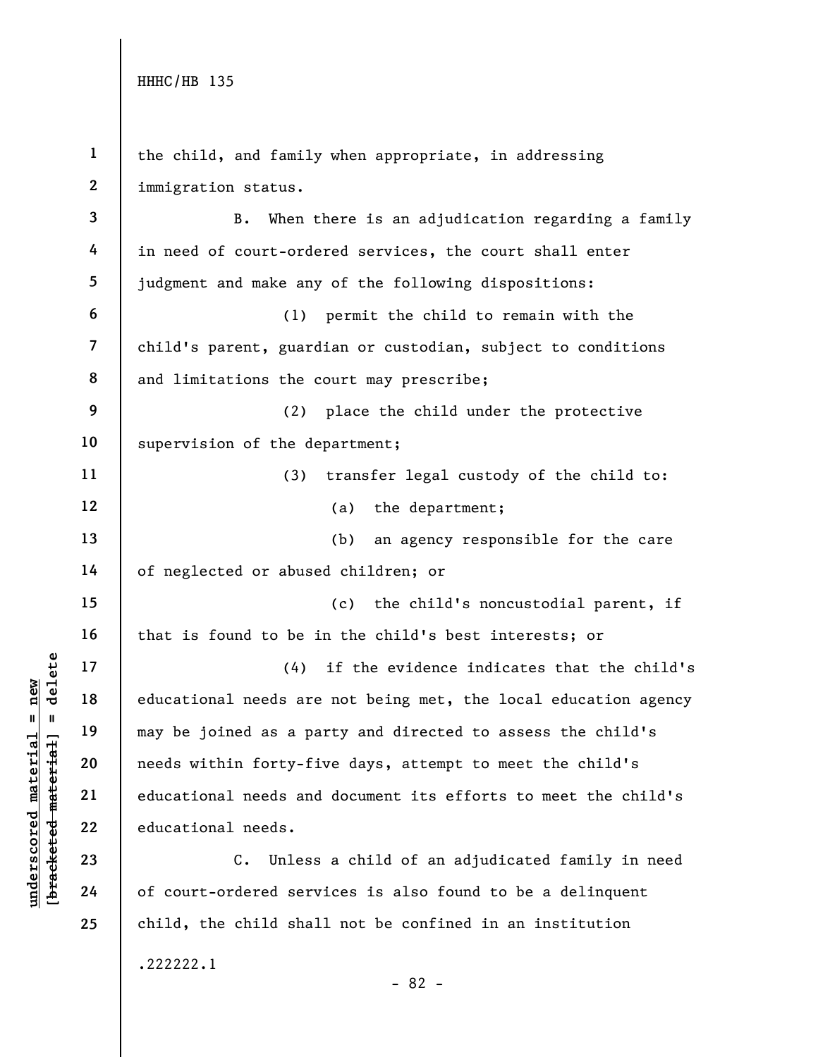the child, and family when appropriate, in addressing immigration status.

B. When there is an adjudication regarding a family in need of court-ordered services, the court shall enter judgment and make any of the following dispositions:

(1) permit the child to remain with the child's parent, guardian or custodian, subject to conditions and limitations the court may prescribe;

(2) place the child under the protective supervision of the department;

(3) transfer legal custody of the child to:

(a) the department;

(b) an agency responsible for the care of neglected or abused children; or

(c) the child's noncustodial parent, if that is found to be in the child's best interests; or

(4) if the evidence indicates that the child's educational needs are not being met, the local education agency may be joined as a party and directed to assess the child's needs within forty-five days, attempt to meet the child's educational needs and document its efforts to meet the child's educational needs.

C. Unless a child of an adjudicated family in need of court-ordered services is also found to be a delinquent child, the child shall not be confined in an institution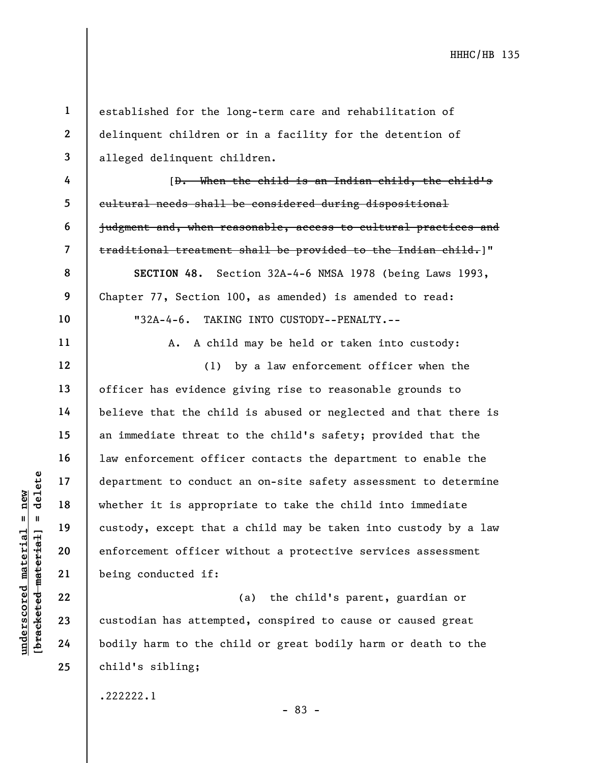established for the long-term care and rehabilitation of delinquent children or in a facility for the detention of alleged delinquent children.

[~~D. When the child is an Indian child, the child's cultural needs shall be considered during dispositional judgment and, when reasonable, access to cultural practices and traditional treatment shall be provided to the Indian child.~~]"

**SECTION 48.** Section 32A-4-6 NMSA 1978 (being Laws 1993, Chapter 77, Section 100, as amended) is amended to read:

"32A-4-6. TAKING INTO CUSTODY--PENALTY.--

A. A child may be held or taken into custody:

(1) by a law enforcement officer when the officer has evidence giving rise to reasonable grounds to believe that the child is abused or neglected and that there is an immediate threat to the child's safety; provided that the law enforcement officer contacts the department to enable the department to conduct an on-site safety assessment to determine whether it is appropriate to take the child into immediate custody, except that a child may be taken into custody by a law enforcement officer without a protective services assessment being conducted if:

(a) the child's parent, guardian or custodian has attempted, conspired to cause or caused great bodily harm to the child or great bodily harm or death to the child's sibling;

.222222.1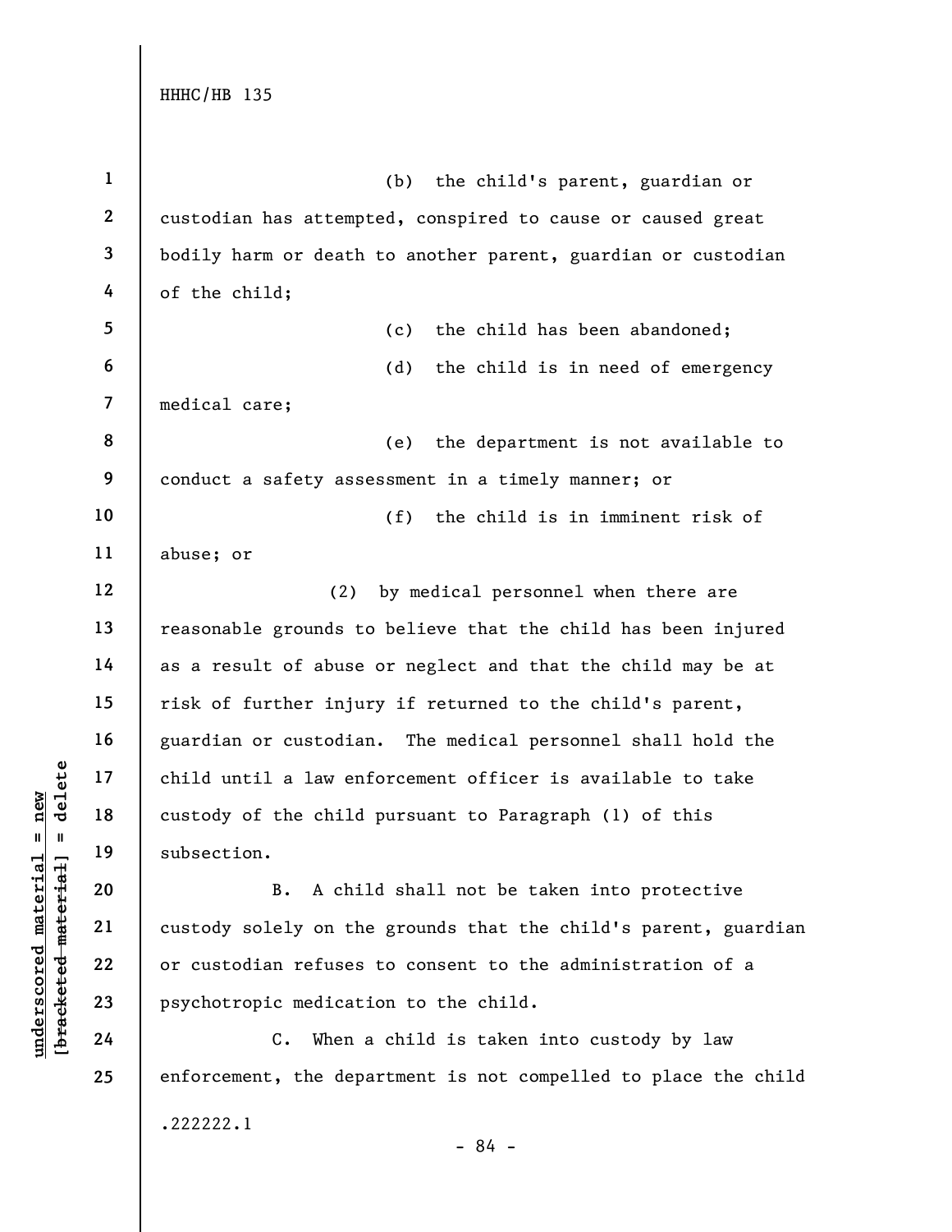(b) the child's parent, guardian or custodian has attempted, conspired to cause or caused great bodily harm or death to another parent, guardian or custodian of the child;

(c) the child has been abandoned;

(d) the child is in need of emergency medical care;

(e) the department is not available to conduct a safety assessment in a timely manner; or

(f) the child is in imminent risk of abuse; or

(2) by medical personnel when there are reasonable grounds to believe that the child has been injured as a result of abuse or neglect and that the child may be at risk of further injury if returned to the child's parent, guardian or custodian. The medical personnel shall hold the child until a law enforcement officer is available to take custody of the child pursuant to Paragraph (1) of this subsection.

B. A child shall not be taken into protective custody solely on the grounds that the child's parent, guardian or custodian refuses to consent to the administration of a psychotropic medication to the child.

C. When a child is taken into custody by law enforcement, the department is not compelled to place the child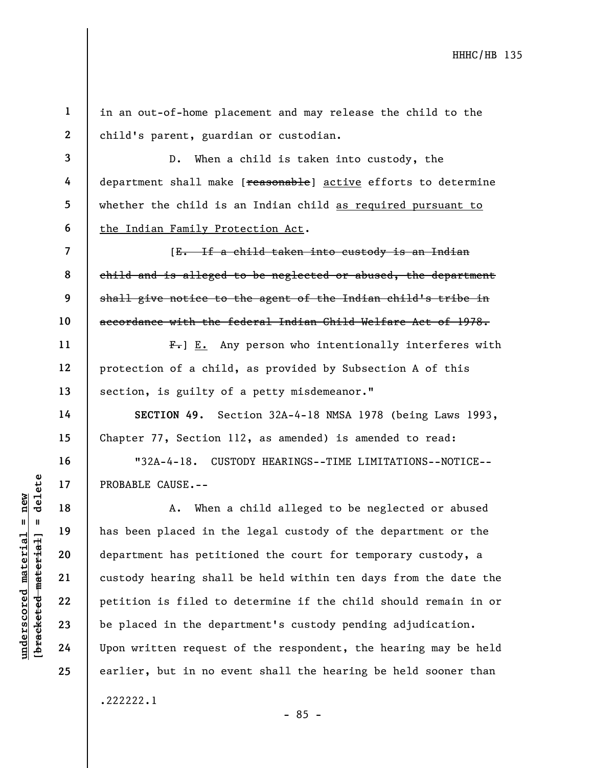in an out-of-home placement and may release the child to the child's parent, guardian or custodian.

D. When a child is taken into custody, the department shall make [~~reasonable~~] active efforts to determine whether the child is an Indian child as required pursuant to the Indian Family Protection Act.

[~~E. If a child taken into custody is an Indian child and is alleged to be neglected or abused, the department shall give notice to the agent of the Indian child's tribe in accordance with the federal Indian Child Welfare Act of 1978.~~

~~F.~~] E. Any person who intentionally interferes with protection of a child, as provided by Subsection A of this section, is guilty of a petty misdemeanor."

**SECTION 49.** Section 32A-4-18 NMSA 1978 (being Laws 1993, Chapter 77, Section 112, as amended) is amended to read:

"32A-4-18. CUSTODY HEARINGS--TIME LIMITATIONS--NOTICE--PROBABLE CAUSE.--

A. When a child alleged to be neglected or abused has been placed in the legal custody of the department or the department has petitioned the court for temporary custody, a custody hearing shall be held within ten days from the date the petition is filed to determine if the child should remain in or be placed in the department's custody pending adjudication. Upon written request of the respondent, the hearing may be held earlier, but in no event shall the hearing be held sooner than

.222222.1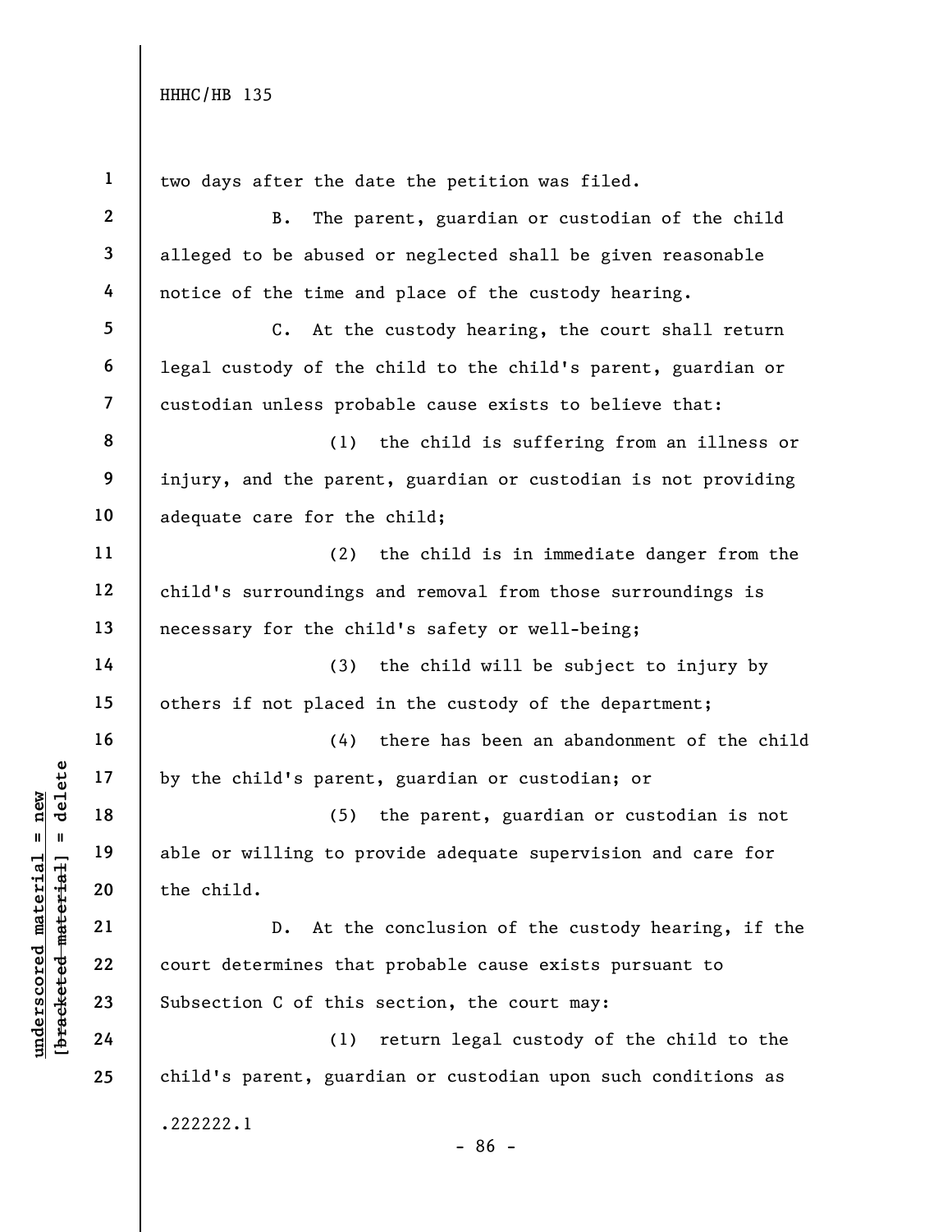two days after the date the petition was filed.

B. The parent, guardian or custodian of the child alleged to be abused or neglected shall be given reasonable notice of the time and place of the custody hearing.

C. At the custody hearing, the court shall return legal custody of the child to the child's parent, guardian or custodian unless probable cause exists to believe that:

(1) the child is suffering from an illness or injury, and the parent, guardian or custodian is not providing adequate care for the child;

(2) the child is in immediate danger from the child's surroundings and removal from those surroundings is necessary for the child's safety or well-being;

(3) the child will be subject to injury by others if not placed in the custody of the department;

(4) there has been an abandonment of the child by the child's parent, guardian or custodian; or

(5) the parent, guardian or custodian is not able or willing to provide adequate supervision and care for the child.

D. At the conclusion of the custody hearing, if the court determines that probable cause exists pursuant to Subsection C of this section, the court may:

(1) return legal custody of the child to the child's parent, guardian or custodian upon such conditions as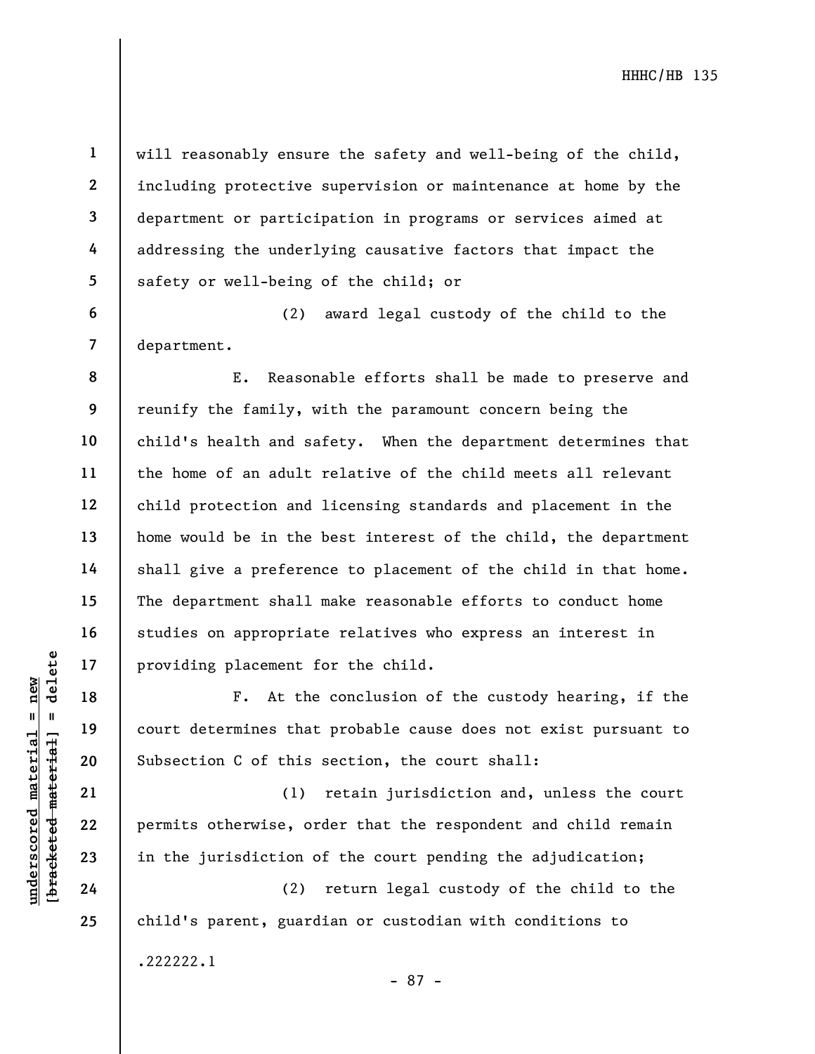will reasonably ensure the safety and well-being of the child, including protective supervision or maintenance at home by the department or participation in programs or services aimed at addressing the underlying causative factors that impact the safety or well-being of the child; or

(2) award legal custody of the child to the department.

E. Reasonable efforts shall be made to preserve and reunify the family, with the paramount concern being the child's health and safety. When the department determines that the home of an adult relative of the child meets all relevant child protection and licensing standards and placement in the home would be in the best interest of the child, the department shall give a preference to placement of the child in that home. The department shall make reasonable efforts to conduct home studies on appropriate relatives who express an interest in providing placement for the child.

F. At the conclusion of the custody hearing, if the court determines that probable cause does not exist pursuant to Subsection C of this section, the court shall:

(1) retain jurisdiction and, unless the court permits otherwise, order that the respondent and child remain in the jurisdiction of the court pending the adjudication;

(2) return legal custody of the child to the child's parent, guardian or custodian with conditions to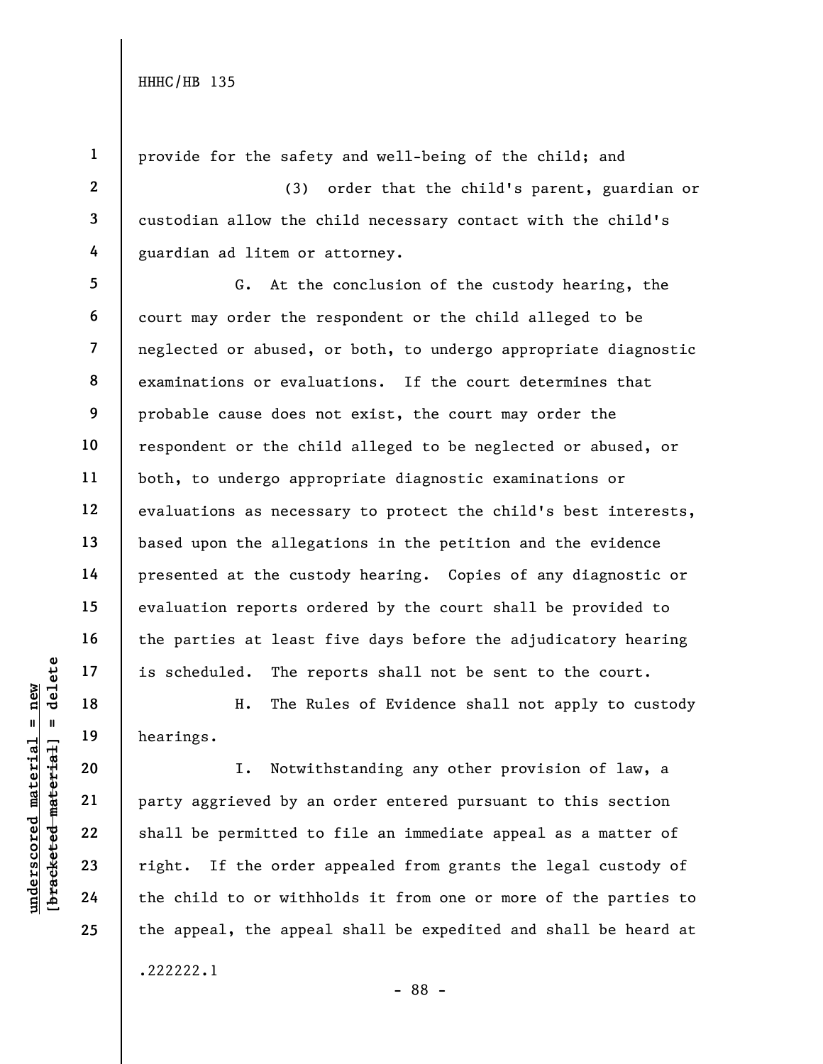provide for the safety and well-being of the child; and

(3) order that the child's parent, guardian or custodian allow the child necessary contact with the child's guardian ad litem or attorney.

G. At the conclusion of the custody hearing, the court may order the respondent or the child alleged to be neglected or abused, or both, to undergo appropriate diagnostic examinations or evaluations. If the court determines that probable cause does not exist, the court may order the respondent or the child alleged to be neglected or abused, or both, to undergo appropriate diagnostic examinations or evaluations as necessary to protect the child's best interests, based upon the allegations in the petition and the evidence presented at the custody hearing. Copies of any diagnostic or evaluation reports ordered by the court shall be provided to the parties at least five days before the adjudicatory hearing is scheduled. The reports shall not be sent to the court.

H. The Rules of Evidence shall not apply to custody hearings.

I. Notwithstanding any other provision of law, a party aggrieved by an order entered pursuant to this section shall be permitted to file an immediate appeal as a matter of right. If the order appealed from grants the legal custody of the child to or withholds it from one or more of the parties to the appeal, the appeal shall be expedited and shall be heard at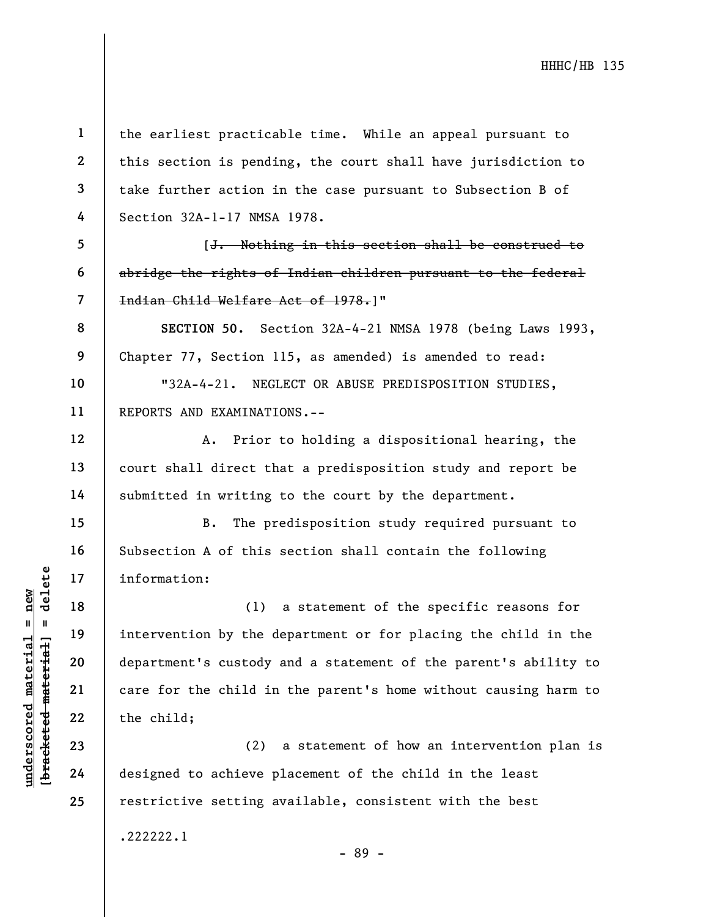the earliest practicable time. While an appeal pursuant to this section is pending, the court shall have jurisdiction to take further action in the case pursuant to Subsection B of Section 32A-1-17 NMSA 1978.

[~~J. Nothing in this section shall be construed to abridge the rights of Indian children pursuant to the federal Indian Child Welfare Act of 1978.~~]"

**SECTION 50.** Section 32A-4-21 NMSA 1978 (being Laws 1993, Chapter 77, Section 115, as amended) is amended to read:

"32A-4-21. NEGLECT OR ABUSE PREDISPOSITION STUDIES, REPORTS AND EXAMINATIONS.--

A. Prior to holding a dispositional hearing, the court shall direct that a predisposition study and report be submitted in writing to the court by the department.

B. The predisposition study required pursuant to Subsection A of this section shall contain the following information:

(1) a statement of the specific reasons for intervention by the department or for placing the child in the department's custody and a statement of the parent's ability to care for the child in the parent's home without causing harm to the child;

(2) a statement of how an intervention plan is designed to achieve placement of the child in the least restrictive setting available, consistent with the best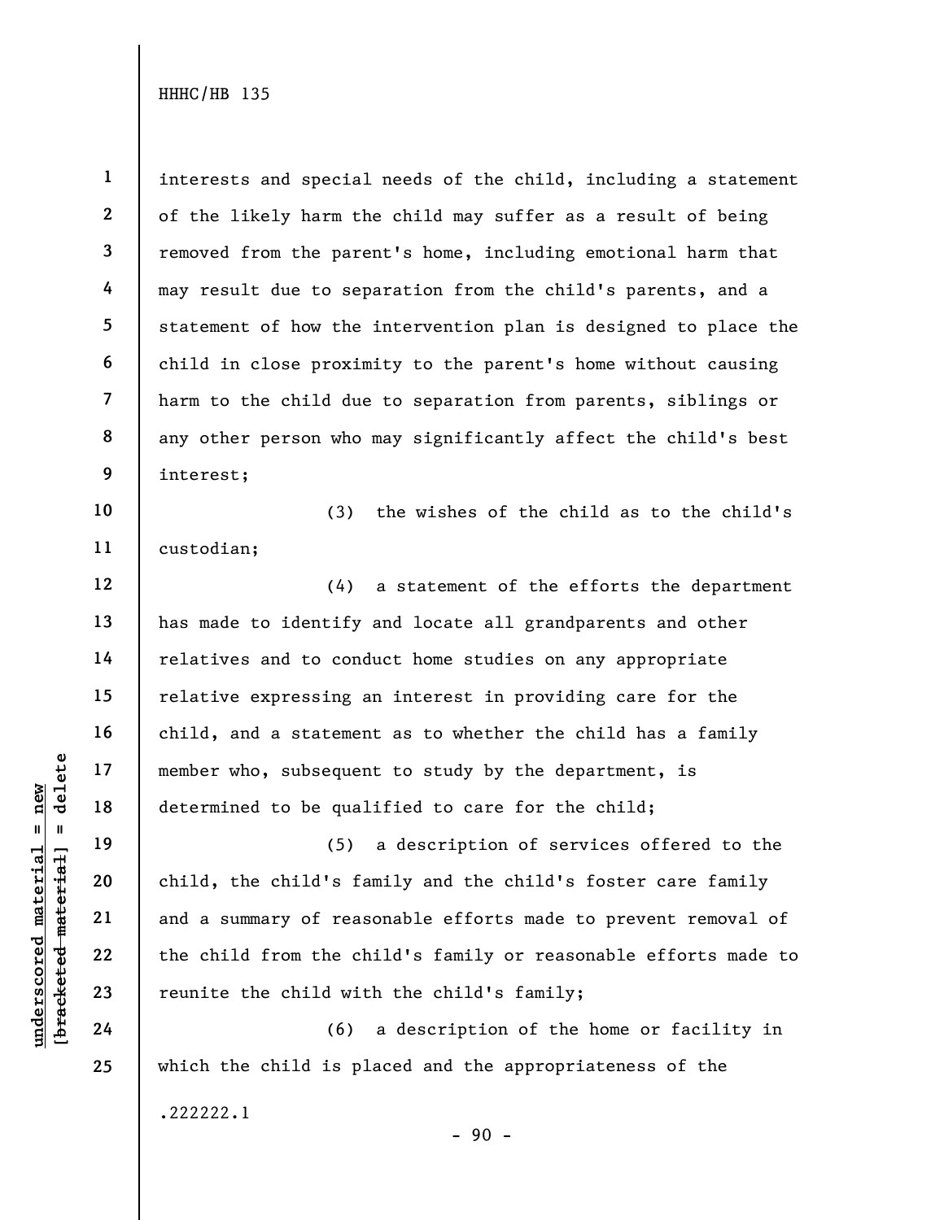interests and special needs of the child, including a statement of the likely harm the child may suffer as a result of being removed from the parent's home, including emotional harm that may result due to separation from the child's parents, and a statement of how the intervention plan is designed to place the child in close proximity to the parent's home without causing harm to the child due to separation from parents, siblings or any other person who may significantly affect the child's best interest;

(3) the wishes of the child as to the child's custodian;

(4) a statement of the efforts the department has made to identify and locate all grandparents and other relatives and to conduct home studies on any appropriate relative expressing an interest in providing care for the child, and a statement as to whether the child has a family member who, subsequent to study by the department, is determined to be qualified to care for the child;

(5) a description of services offered to the child, the child's family and the child's foster care family and a summary of reasonable efforts made to prevent removal of the child from the child's family or reasonable efforts made to reunite the child with the child's family;

(6) a description of the home or facility in which the child is placed and the appropriateness of the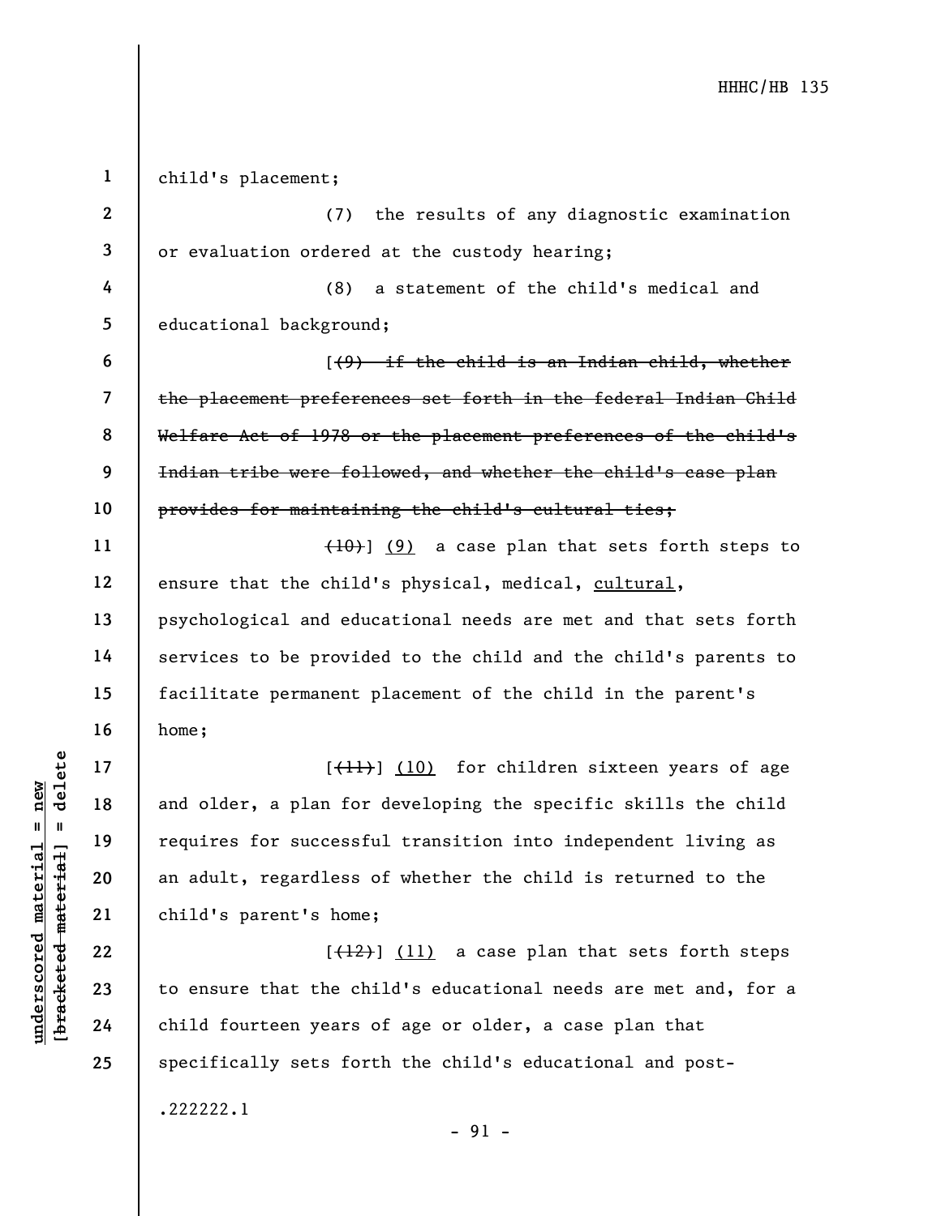child's placement;

(7) the results of any diagnostic examination or evaluation ordered at the custody hearing;

(8) a statement of the child's medical and educational background;

[~~(9) if the child is an Indian child, whether the placement preferences set forth in the federal Indian Child Welfare Act of 1978 or the placement preferences of the child's Indian tribe were followed, and whether the child's case plan provides for maintaining the child's cultural ties;~~

~~(10)~~] <u>(9)</u> a case plan that sets forth steps to ensure that the child's physical, medical, <u>cultural</u>, psychological and educational needs are met and that sets forth services to be provided to the child and the child's parents to facilitate permanent placement of the child in the parent's home;

[~~(11)~~] <u>(10)</u> for children sixteen years of age and older, a plan for developing the specific skills the child requires for successful transition into independent living as an adult, regardless of whether the child is returned to the child's parent's home;

[~~(12)~~] <u>(11)</u> a case plan that sets forth steps to ensure that the child's educational needs are met and, for a child fourteen years of age or older, a case plan that specifically sets forth the child's educational and post-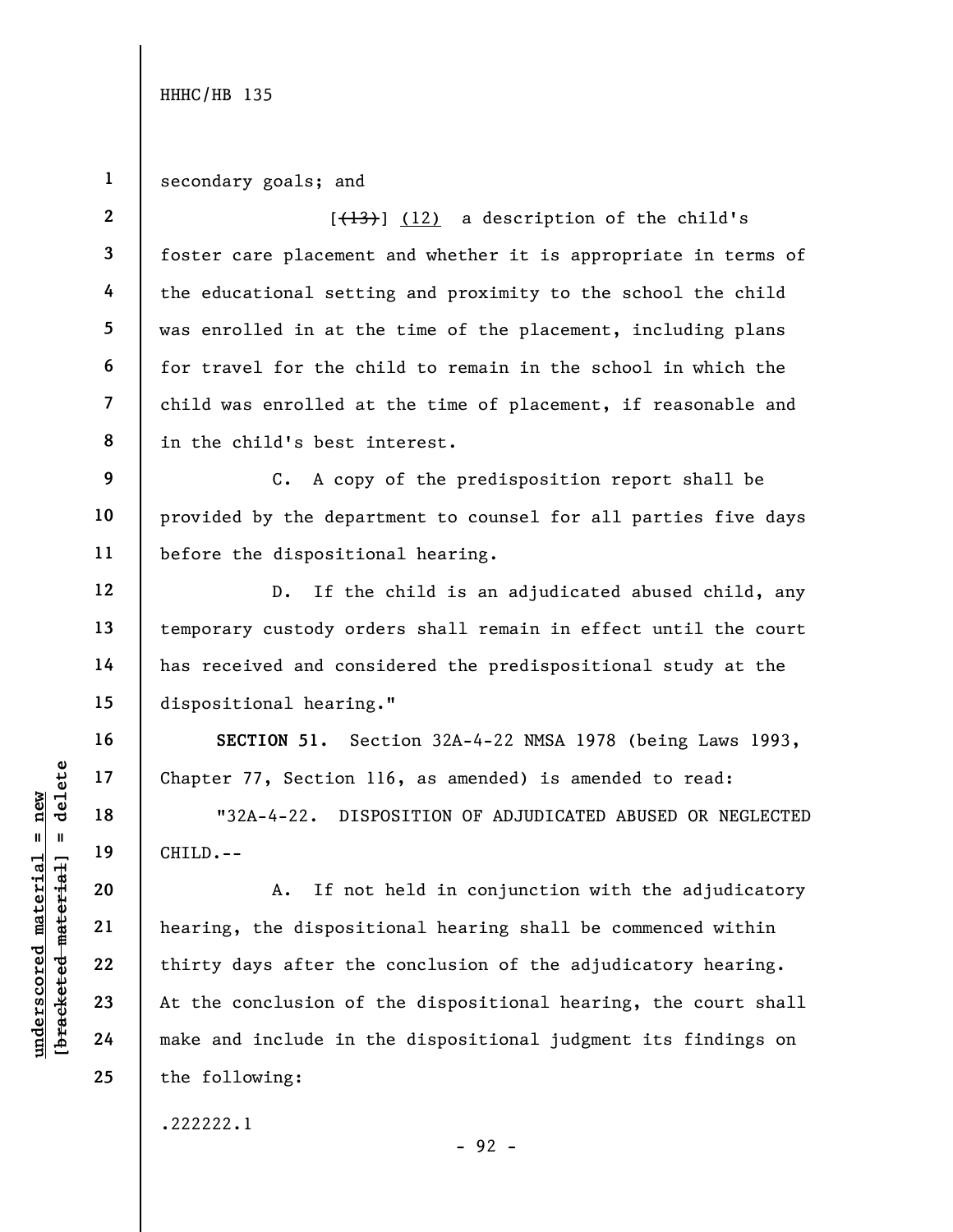secondary goals; and

[~~(13)~~] (12) a description of the child's foster care placement and whether it is appropriate in terms of the educational setting and proximity to the school the child was enrolled in at the time of the placement, including plans for travel for the child to remain in the school in which the child was enrolled at the time of placement, if reasonable and in the child's best interest.

C. A copy of the predisposition report shall be provided by the department to counsel for all parties five days before the dispositional hearing.

D. If the child is an adjudicated abused child, any temporary custody orders shall remain in effect until the court has received and considered the predispositional study at the dispositional hearing."

**SECTION 51.** Section 32A-4-22 NMSA 1978 (being Laws 1993, Chapter 77, Section 116, as amended) is amended to read:

"32A-4-22. DISPOSITION OF ADJUDICATED ABUSED OR NEGLECTED CHILD.--

A. If not held in conjunction with the adjudicatory hearing, the dispositional hearing shall be commenced within thirty days after the conclusion of the adjudicatory hearing. At the conclusion of the dispositional hearing, the court shall make and include in the dispositional judgment its findings on the following: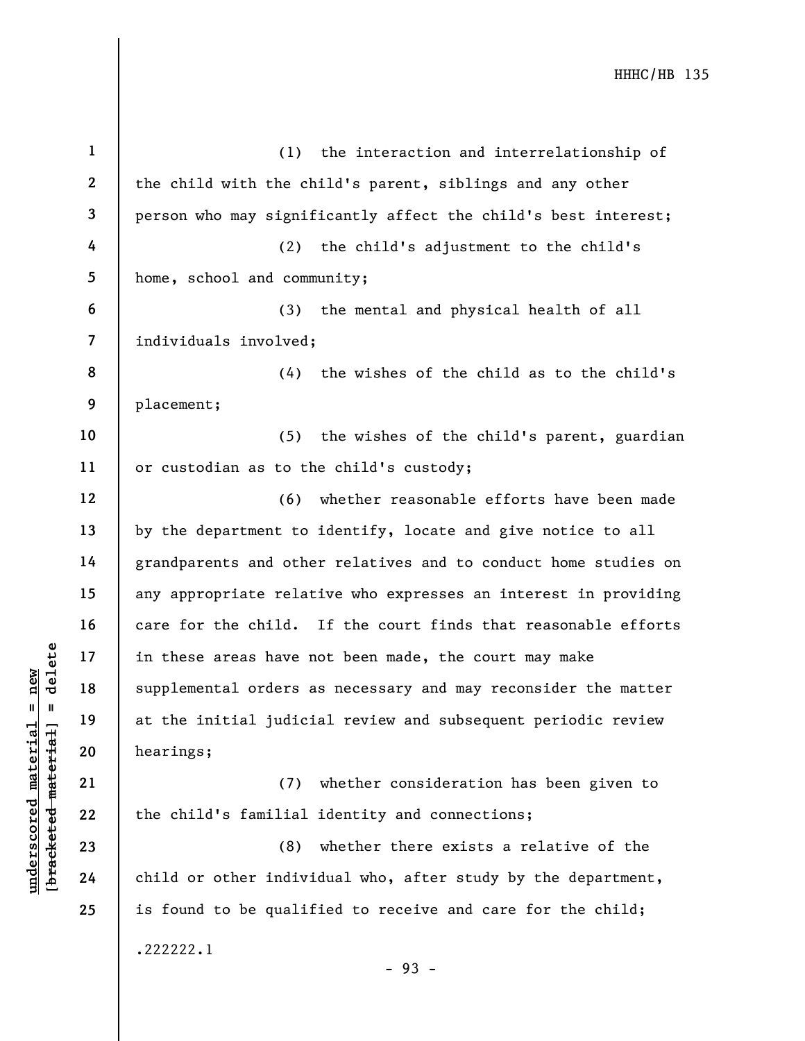(1) the interaction and interrelationship of the child with the child's parent, siblings and any other person who may significantly affect the child's best interest;

(2) the child's adjustment to the child's home, school and community;

(3) the mental and physical health of all individuals involved;

(4) the wishes of the child as to the child's placement;

(5) the wishes of the child's parent, guardian or custodian as to the child's custody;

(6) whether reasonable efforts have been made by the department to identify, locate and give notice to all grandparents and other relatives and to conduct home studies on any appropriate relative who expresses an interest in providing care for the child. If the court finds that reasonable efforts in these areas have not been made, the court may make supplemental orders as necessary and may reconsider the matter at the initial judicial review and subsequent periodic review hearings;

(7) whether consideration has been given to the child's familial identity and connections;

(8) whether there exists a relative of the child or other individual who, after study by the department, is found to be qualified to receive and care for the child;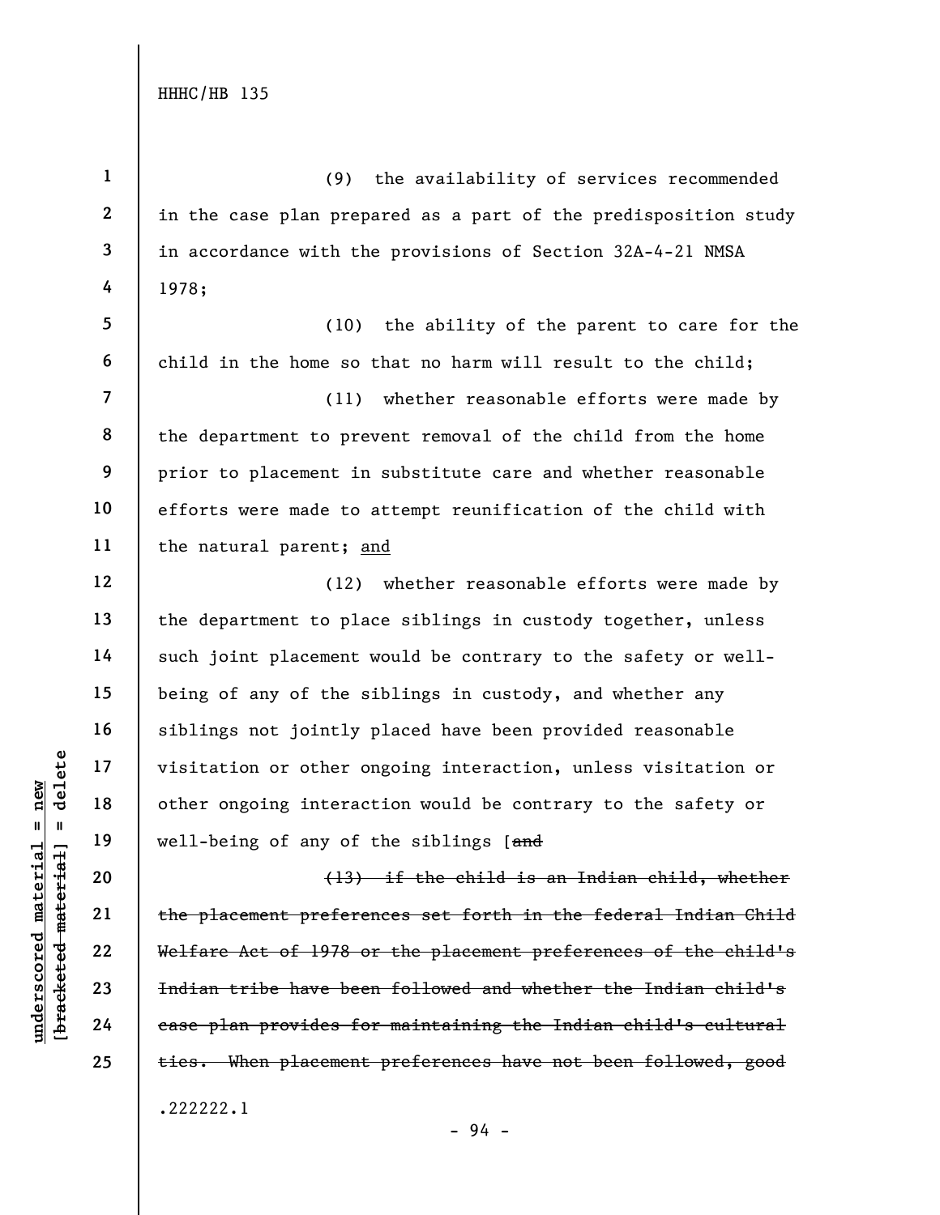(9) the availability of services recommended in the case plan prepared as a part of the predisposition study in accordance with the provisions of Section 32A-4-21 NMSA 1978;

(10) the ability of the parent to care for the child in the home so that no harm will result to the child;

(11) whether reasonable efforts were made by the department to prevent removal of the child from the home prior to placement in substitute care and whether reasonable efforts were made to attempt reunification of the child with the natural parent; and

(12) whether reasonable efforts were made by the department to place siblings in custody together, unless such joint placement would be contrary to the safety or well-being of any of the siblings in custody, and whether any siblings not jointly placed have been provided reasonable visitation or other ongoing interaction, unless visitation or other ongoing interaction would be contrary to the safety or well-being of any of the siblings [~~and~~

~~(13) if the child is an Indian child, whether the placement preferences set forth in the federal Indian Child Welfare Act of 1978 or the placement preferences of the child's Indian tribe have been followed and whether the Indian child's case plan provides for maintaining the Indian child's cultural ties. When placement preferences have not been followed, good~~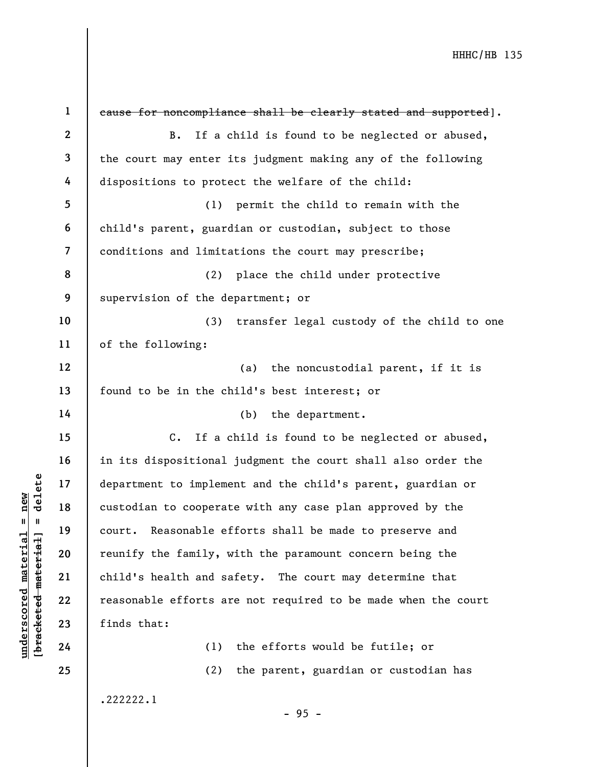~~cause for noncompliance shall be clearly stated and supported~~].

B. If a child is found to be neglected or abused, the court may enter its judgment making any of the following dispositions to protect the welfare of the child:

(1) permit the child to remain with the child's parent, guardian or custodian, subject to those conditions and limitations the court may prescribe;

(2) place the child under protective supervision of the department; or

(3) transfer legal custody of the child to one of the following:

(a) the noncustodial parent, if it is found to be in the child's best interest; or

(b) the department.

C. If a child is found to be neglected or abused, in its dispositional judgment the court shall also order the department to implement and the child's parent, guardian or custodian to cooperate with any case plan approved by the court. Reasonable efforts shall be made to preserve and reunify the family, with the paramount concern being the child's health and safety. The court may determine that reasonable efforts are not required to be made when the court finds that:

(1) the efforts would be futile; or

(2) the parent, guardian or custodian has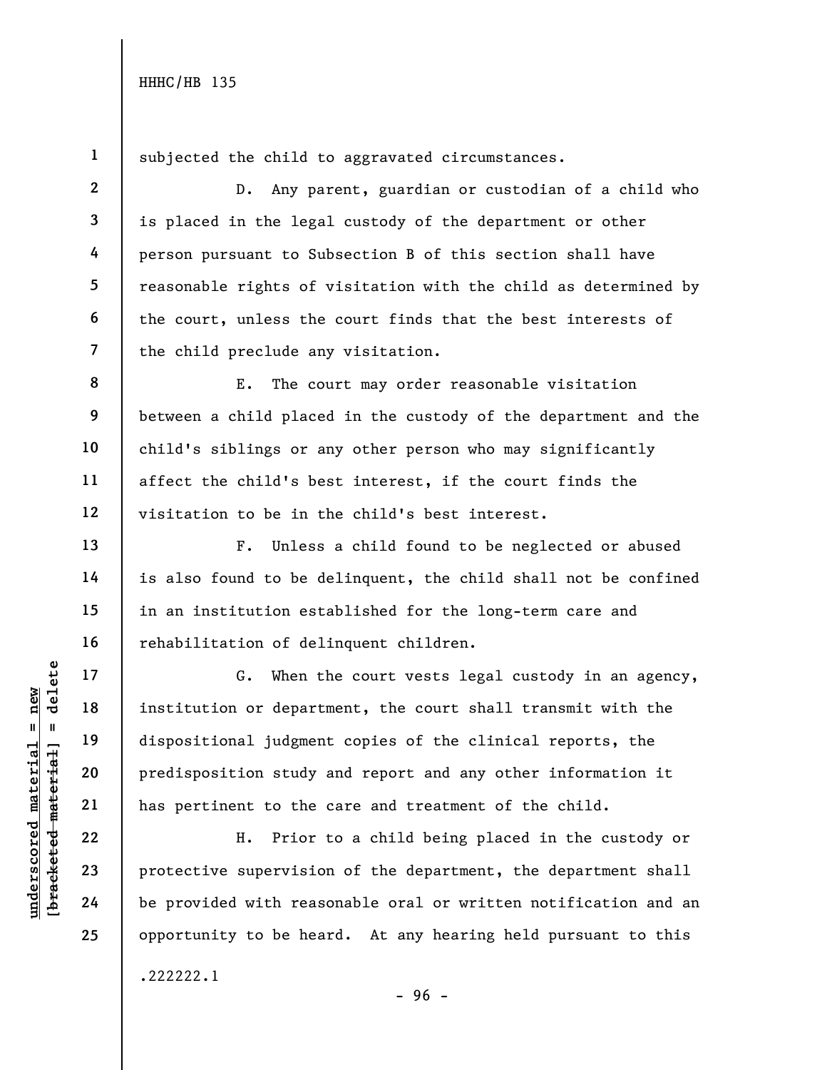subjected the child to aggravated circumstances.

D. Any parent, guardian or custodian of a child who is placed in the legal custody of the department or other person pursuant to Subsection B of this section shall have reasonable rights of visitation with the child as determined by the court, unless the court finds that the best interests of the child preclude any visitation.

E. The court may order reasonable visitation between a child placed in the custody of the department and the child's siblings or any other person who may significantly affect the child's best interest, if the court finds the visitation to be in the child's best interest.

F. Unless a child found to be neglected or abused is also found to be delinquent, the child shall not be confined in an institution established for the long-term care and rehabilitation of delinquent children.

G. When the court vests legal custody in an agency, institution or department, the court shall transmit with the dispositional judgment copies of the clinical reports, the predisposition study and report and any other information it has pertinent to the care and treatment of the child.

H. Prior to a child being placed in the custody or protective supervision of the department, the department shall be provided with reasonable oral or written notification and an opportunity to be heard. At any hearing held pursuant to this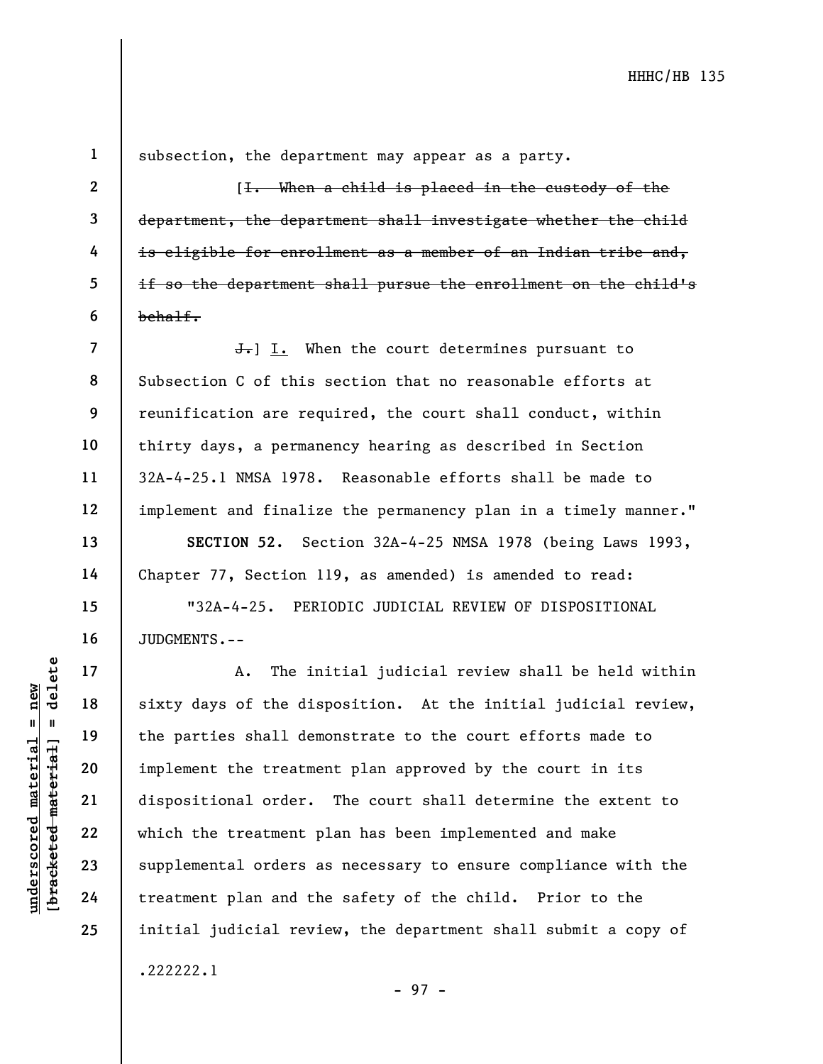subsection, the department may appear as a party.

[~~I. When a child is placed in the custody of the department, the department shall investigate whether the child is eligible for enrollment as a member of an Indian tribe and, if so the department shall pursue the enrollment on the child's behalf.~~

~~J.~~] I. When the court determines pursuant to Subsection C of this section that no reasonable efforts at reunification are required, the court shall conduct, within thirty days, a permanency hearing as described in Section 32A-4-25.1 NMSA 1978. Reasonable efforts shall be made to implement and finalize the permanency plan in a timely manner."

**SECTION 52.** Section 32A-4-25 NMSA 1978 (being Laws 1993, Chapter 77, Section 119, as amended) is amended to read:

"32A-4-25. PERIODIC JUDICIAL REVIEW OF DISPOSITIONAL JUDGMENTS.--

A. The initial judicial review shall be held within sixty days of the disposition. At the initial judicial review, the parties shall demonstrate to the court efforts made to implement the treatment plan approved by the court in its dispositional order. The court shall determine the extent to which the treatment plan has been implemented and make supplemental orders as necessary to ensure compliance with the treatment plan and the safety of the child. Prior to the initial judicial review, the department shall submit a copy of

.222222.1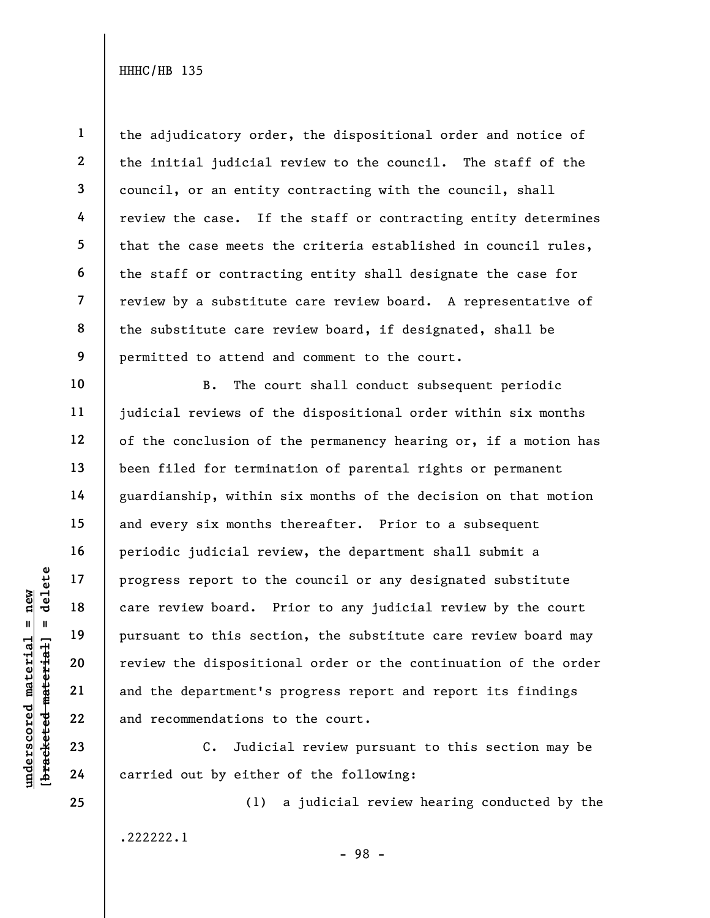the adjudicatory order, the dispositional order and notice of the initial judicial review to the council. The staff of the council, or an entity contracting with the council, shall review the case. If the staff or contracting entity determines that the case meets the criteria established in council rules, the staff or contracting entity shall designate the case for review by a substitute care review board. A representative of the substitute care review board, if designated, shall be permitted to attend and comment to the court.

B. The court shall conduct subsequent periodic judicial reviews of the dispositional order within six months of the conclusion of the permanency hearing or, if a motion has been filed for termination of parental rights or permanent guardianship, within six months of the decision on that motion and every six months thereafter. Prior to a subsequent periodic judicial review, the department shall submit a progress report to the council or any designated substitute care review board. Prior to any judicial review by the court pursuant to this section, the substitute care review board may review the dispositional order or the continuation of the order and the department's progress report and report its findings and recommendations to the court.

C. Judicial review pursuant to this section may be carried out by either of the following:

(1) a judicial review hearing conducted by the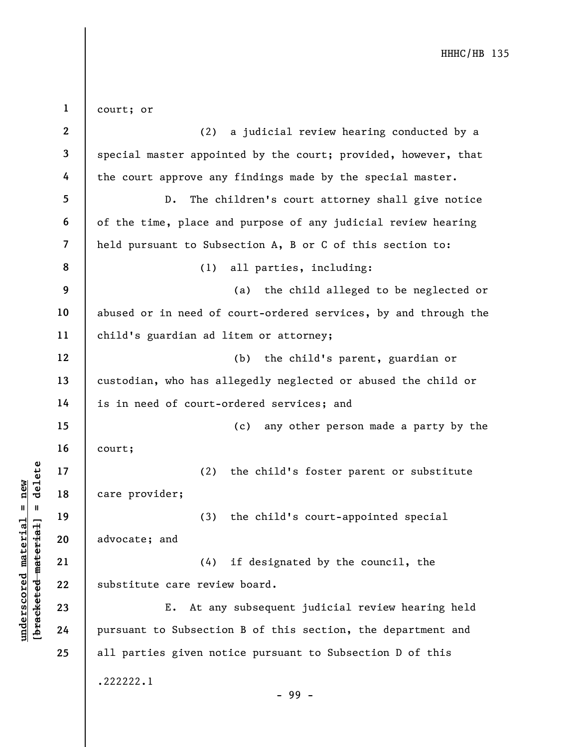court; or

(2) a judicial review hearing conducted by a special master appointed by the court; provided, however, that the court approve any findings made by the special master.

D. The children's court attorney shall give notice of the time, place and purpose of any judicial review hearing held pursuant to Subsection A, B or C of this section to:

(1) all parties, including:

(a) the child alleged to be neglected or abused or in need of court-ordered services, by and through the child's guardian ad litem or attorney;

(b) the child's parent, guardian or custodian, who has allegedly neglected or abused the child or is in need of court-ordered services; and

(c) any other person made a party by the court;

(2) the child's foster parent or substitute care provider;

(3) the child's court-appointed special advocate; and

(4) if designated by the council, the substitute care review board.

E. At any subsequent judicial review hearing held pursuant to Subsection B of this section, the department and all parties given notice pursuant to Subsection D of this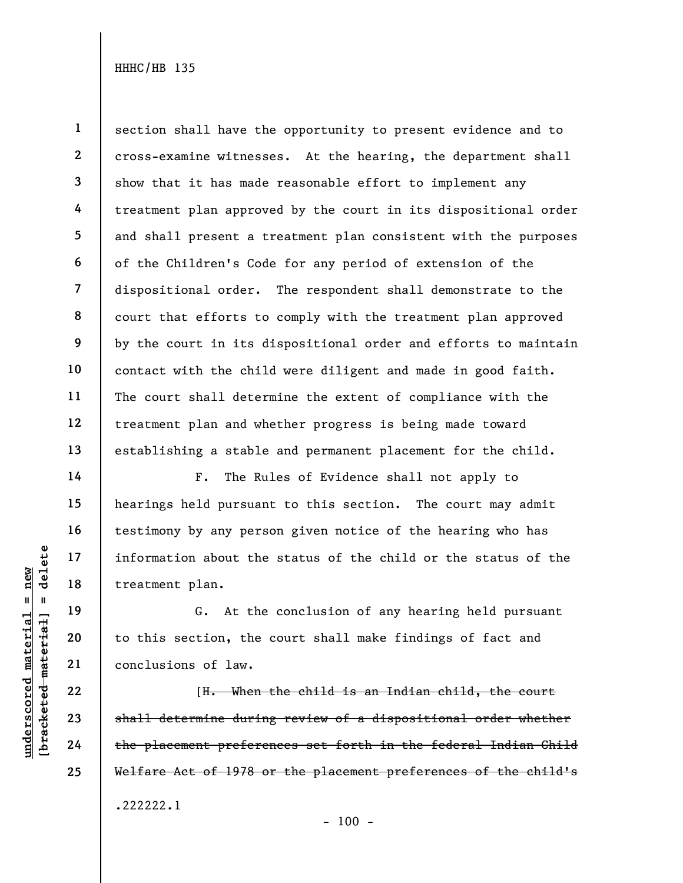section shall have the opportunity to present evidence and to cross-examine witnesses. At the hearing, the department shall show that it has made reasonable effort to implement any treatment plan approved by the court in its dispositional order and shall present a treatment plan consistent with the purposes of the Children's Code for any period of extension of the dispositional order. The respondent shall demonstrate to the court that efforts to comply with the treatment plan approved by the court in its dispositional order and efforts to maintain contact with the child were diligent and made in good faith. The court shall determine the extent of compliance with the treatment plan and whether progress is being made toward establishing a stable and permanent placement for the child.

F. The Rules of Evidence shall not apply to hearings held pursuant to this section. The court may admit testimony by any person given notice of the hearing who has information about the status of the child or the status of the treatment plan.

G. At the conclusion of any hearing held pursuant to this section, the court shall make findings of fact and conclusions of law.

[~~H. When the child is an Indian child, the court shall determine during review of a dispositional order whether the placement preferences set forth in the federal Indian Child Welfare Act of 1978 or the placement preferences of the child's~~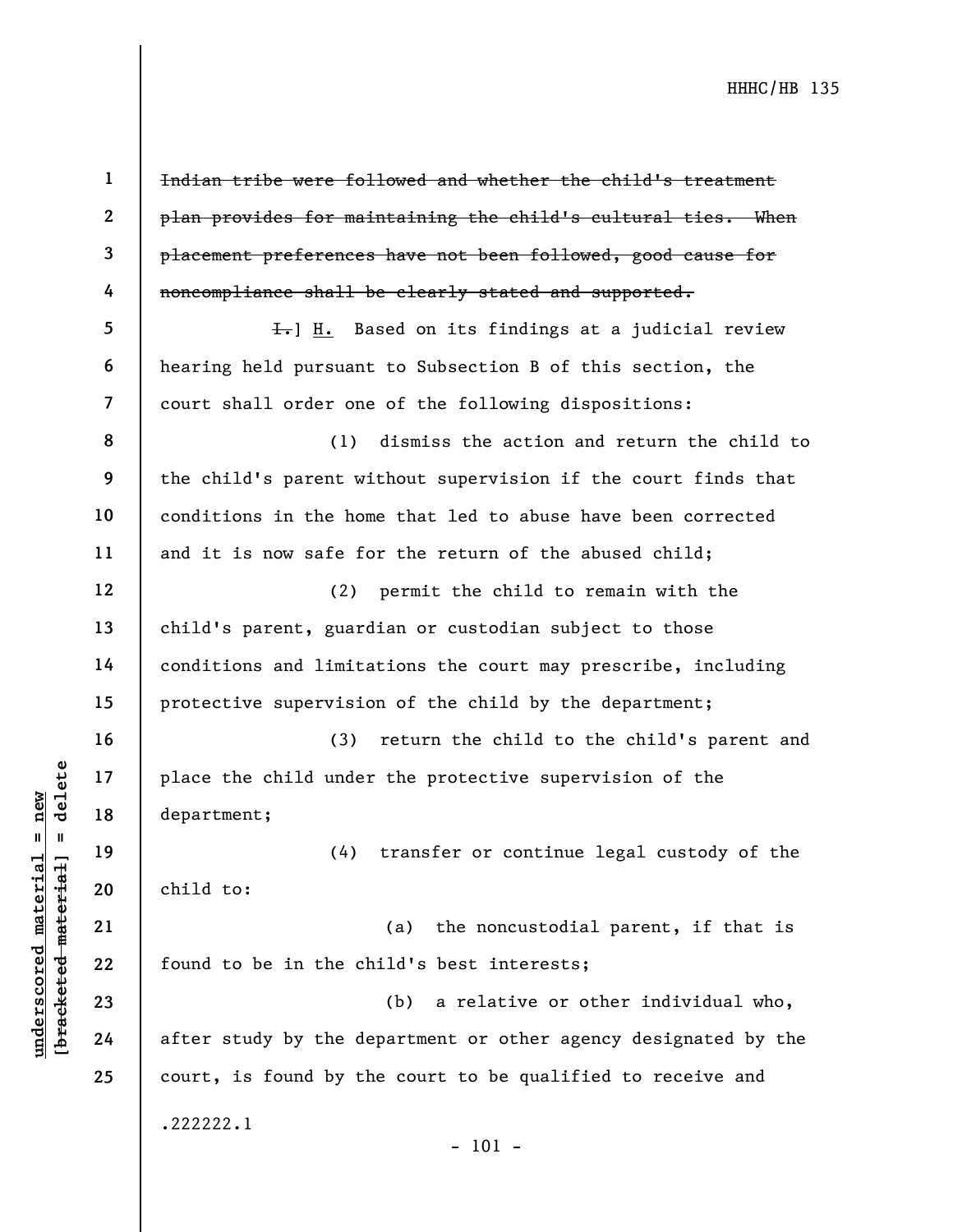~~Indian tribe were followed and whether the child's treatment plan provides for maintaining the child's cultural ties. When placement preferences have not been followed, good cause for noncompliance shall be clearly stated and supported.~~

~~I.~~] H. Based on its findings at a judicial review hearing held pursuant to Subsection B of this section, the court shall order one of the following dispositions:

(1) dismiss the action and return the child to the child's parent without supervision if the court finds that conditions in the home that led to abuse have been corrected and it is now safe for the return of the abused child;

(2) permit the child to remain with the child's parent, guardian or custodian subject to those conditions and limitations the court may prescribe, including protective supervision of the child by the department;

(3) return the child to the child's parent and place the child under the protective supervision of the department;

(4) transfer or continue legal custody of the child to:

(a) the noncustodial parent, if that is found to be in the child's best interests;

(b) a relative or other individual who, after study by the department or other agency designated by the court, is found by the court to be qualified to receive and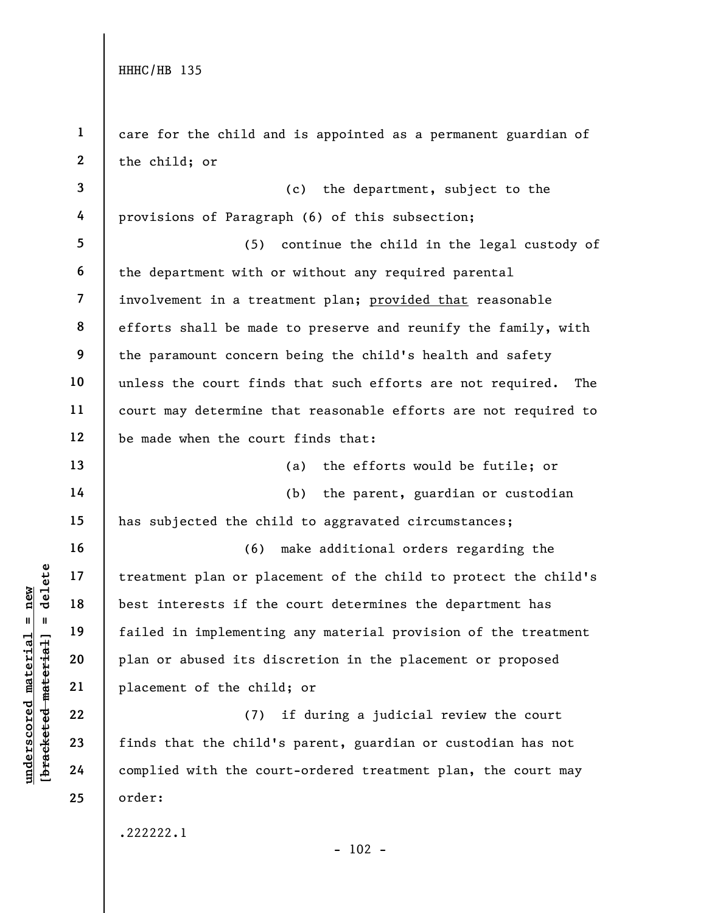care for the child and is appointed as a permanent guardian of the child; or

(c) the department, subject to the provisions of Paragraph (6) of this subsection;

(5) continue the child in the legal custody of the department with or without any required parental involvement in a treatment plan; <u>provided that</u> reasonable efforts shall be made to preserve and reunify the family, with the paramount concern being the child's health and safety unless the court finds that such efforts are not required. The court may determine that reasonable efforts are not required to be made when the court finds that:

(a) the efforts would be futile; or

(b) the parent, guardian or custodian has subjected the child to aggravated circumstances;

(6) make additional orders regarding the treatment plan or placement of the child to protect the child's best interests if the court determines the department has failed in implementing any material provision of the treatment plan or abused its discretion in the placement or proposed placement of the child; or

(7) if during a judicial review the court finds that the child's parent, guardian or custodian has not complied with the court-ordered treatment plan, the court may order: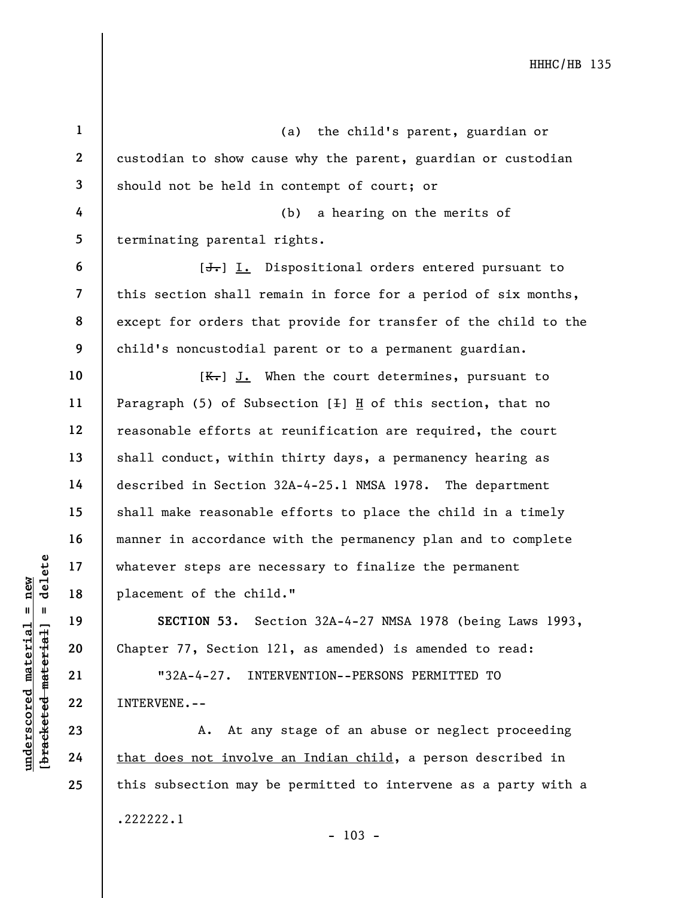(a) the child's parent, guardian or custodian to show cause why the parent, guardian or custodian should not be held in contempt of court; or

(b) a hearing on the merits of terminating parental rights.

[~~J.~~] I. Dispositional orders entered pursuant to this section shall remain in force for a period of six months, except for orders that provide for transfer of the child to the child's noncustodial parent or to a permanent guardian.

[~~K.~~] J. When the court determines, pursuant to Paragraph (5) of Subsection [~~I~~] H of this section, that no reasonable efforts at reunification are required, the court shall conduct, within thirty days, a permanency hearing as described in Section 32A-4-25.1 NMSA 1978. The department shall make reasonable efforts to place the child in a timely manner in accordance with the permanency plan and to complete whatever steps are necessary to finalize the permanent placement of the child."

**SECTION 53.** Section 32A-4-27 NMSA 1978 (being Laws 1993, Chapter 77, Section 121, as amended) is amended to read:

"32A-4-27. INTERVENTION--PERSONS PERMITTED TO INTERVENE.--

A. At any stage of an abuse or neglect proceeding that does not involve an Indian child, a person described in this subsection may be permitted to intervene as a party with a

.222222.1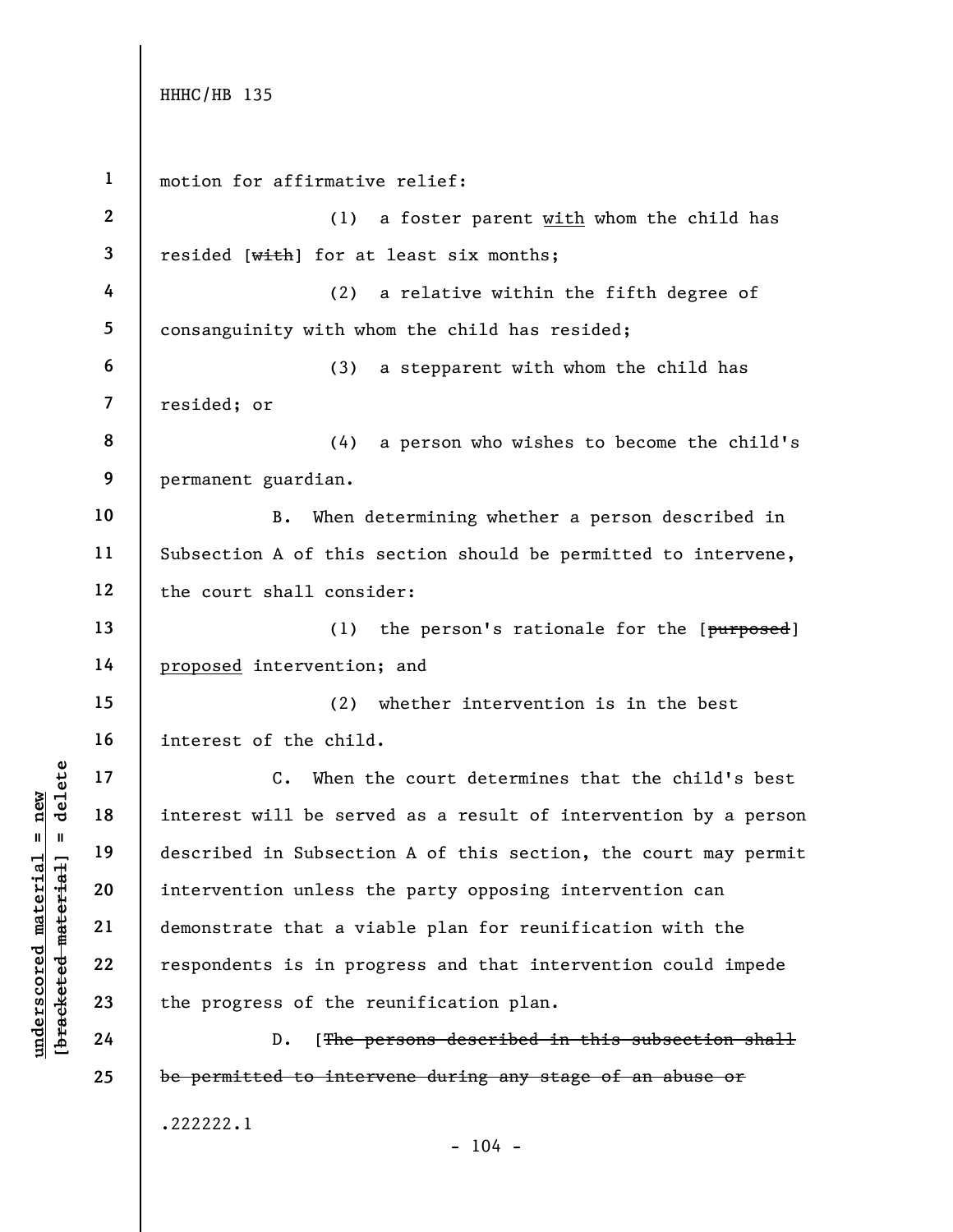motion for affirmative relief:

(1) a foster parent <u>with</u> whom the child has resided [~~with~~] for at least six months;

(2) a relative within the fifth degree of consanguinity with whom the child has resided;

(3) a stepparent with whom the child has resided; or

(4) a person who wishes to become the child's permanent guardian.

B. When determining whether a person described in Subsection A of this section should be permitted to intervene, the court shall consider:

(1) the person's rationale for the [~~purposed~~] <u>proposed</u> intervention; and

(2) whether intervention is in the best interest of the child.

C. When the court determines that the child's best interest will be served as a result of intervention by a person described in Subsection A of this section, the court may permit intervention unless the party opposing intervention can demonstrate that a viable plan for reunification with the respondents is in progress and that intervention could impede the progress of the reunification plan.

D. [~~The persons described in this subsection shall be permitted to intervene during any stage of an abuse or~~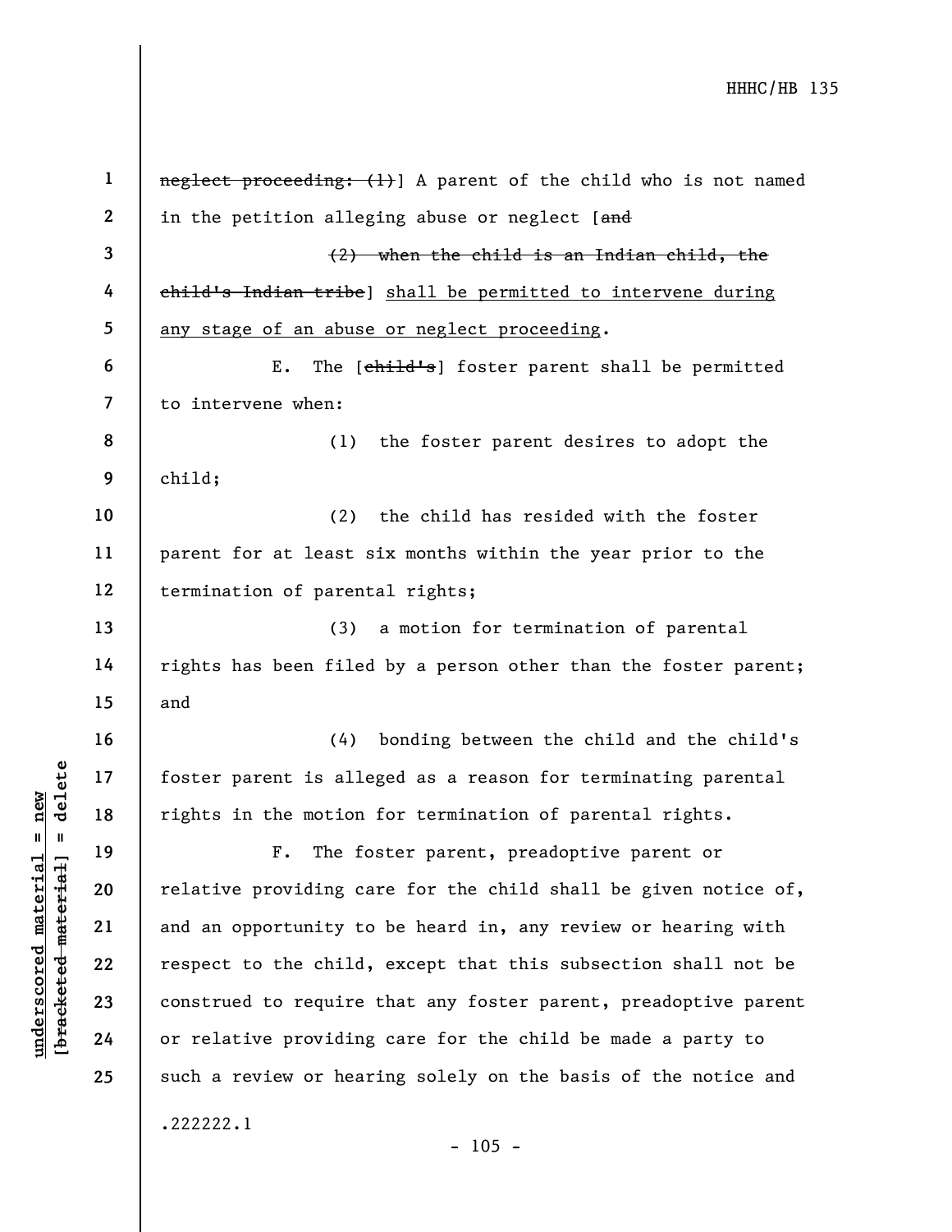~~neglect proceeding: (1)~~] A parent of the child who is not named in the petition alleging abuse or neglect [~~and~~

~~(2) when the child is an Indian child, the child's Indian tribe~~] shall be permitted to intervene during any stage of an abuse or neglect proceeding.

E. The [~~child's~~] foster parent shall be permitted to intervene when:

(1) the foster parent desires to adopt the child;

(2) the child has resided with the foster parent for at least six months within the year prior to the termination of parental rights;

(3) a motion for termination of parental rights has been filed by a person other than the foster parent; and

(4) bonding between the child and the child's foster parent is alleged as a reason for terminating parental rights in the motion for termination of parental rights.

F. The foster parent, preadoptive parent or relative providing care for the child shall be given notice of, and an opportunity to be heard in, any review or hearing with respect to the child, except that this subsection shall not be construed to require that any foster parent, preadoptive parent or relative providing care for the child be made a party to such a review or hearing solely on the basis of the notice and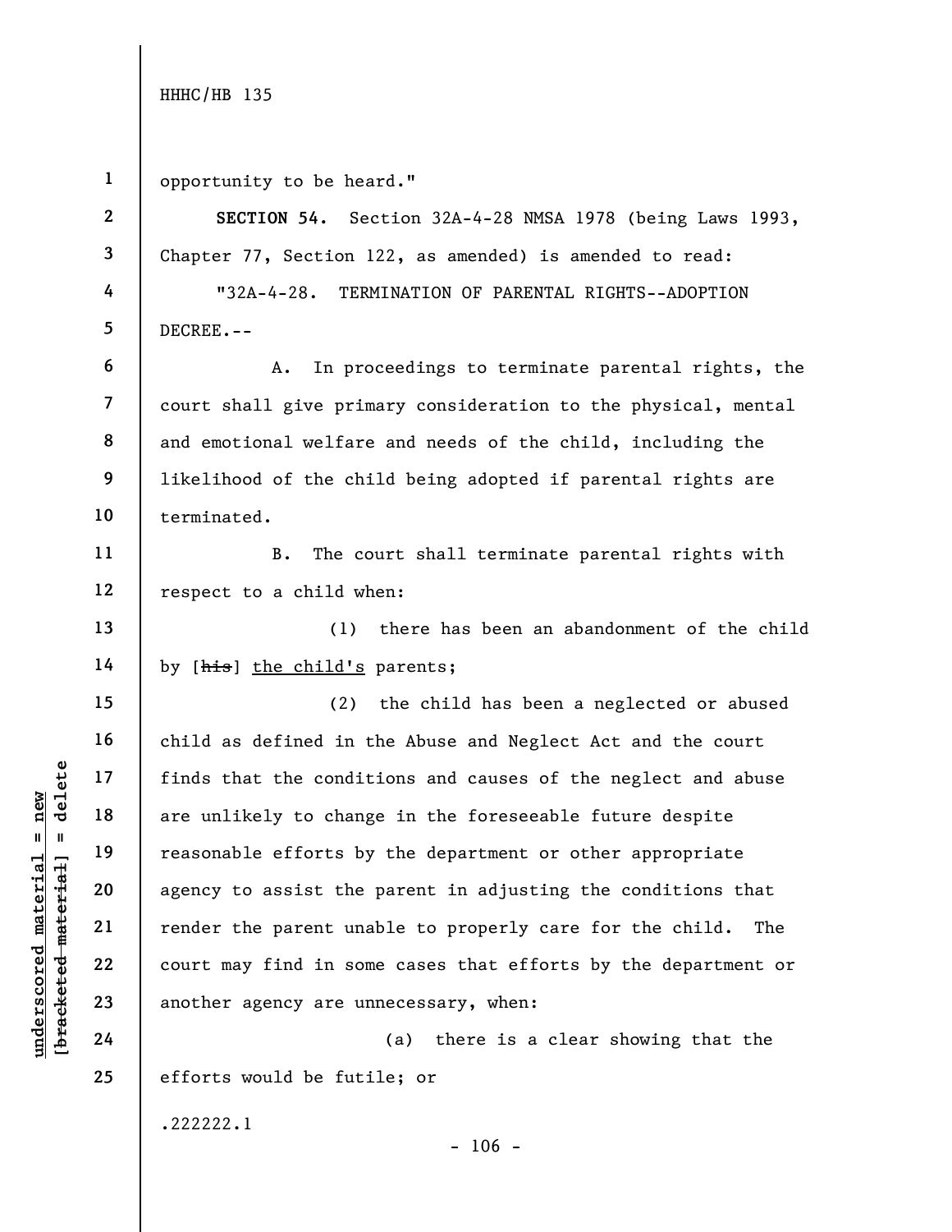opportunity to be heard."

**SECTION 54.** Section 32A-4-28 NMSA 1978 (being Laws 1993, Chapter 77, Section 122, as amended) is amended to read:

"32A-4-28. TERMINATION OF PARENTAL RIGHTS--ADOPTION DECREE.--

A. In proceedings to terminate parental rights, the court shall give primary consideration to the physical, mental and emotional welfare and needs of the child, including the likelihood of the child being adopted if parental rights are terminated.

B. The court shall terminate parental rights with respect to a child when:

(1) there has been an abandonment of the child by [~~his~~] <u>the child's</u> parents;

(2) the child has been a neglected or abused child as defined in the Abuse and Neglect Act and the court finds that the conditions and causes of the neglect and abuse are unlikely to change in the foreseeable future despite reasonable efforts by the department or other appropriate agency to assist the parent in adjusting the conditions that render the parent unable to properly care for the child. The court may find in some cases that efforts by the department or another agency are unnecessary, when:

(a) there is a clear showing that the efforts would be futile; or

.222222.1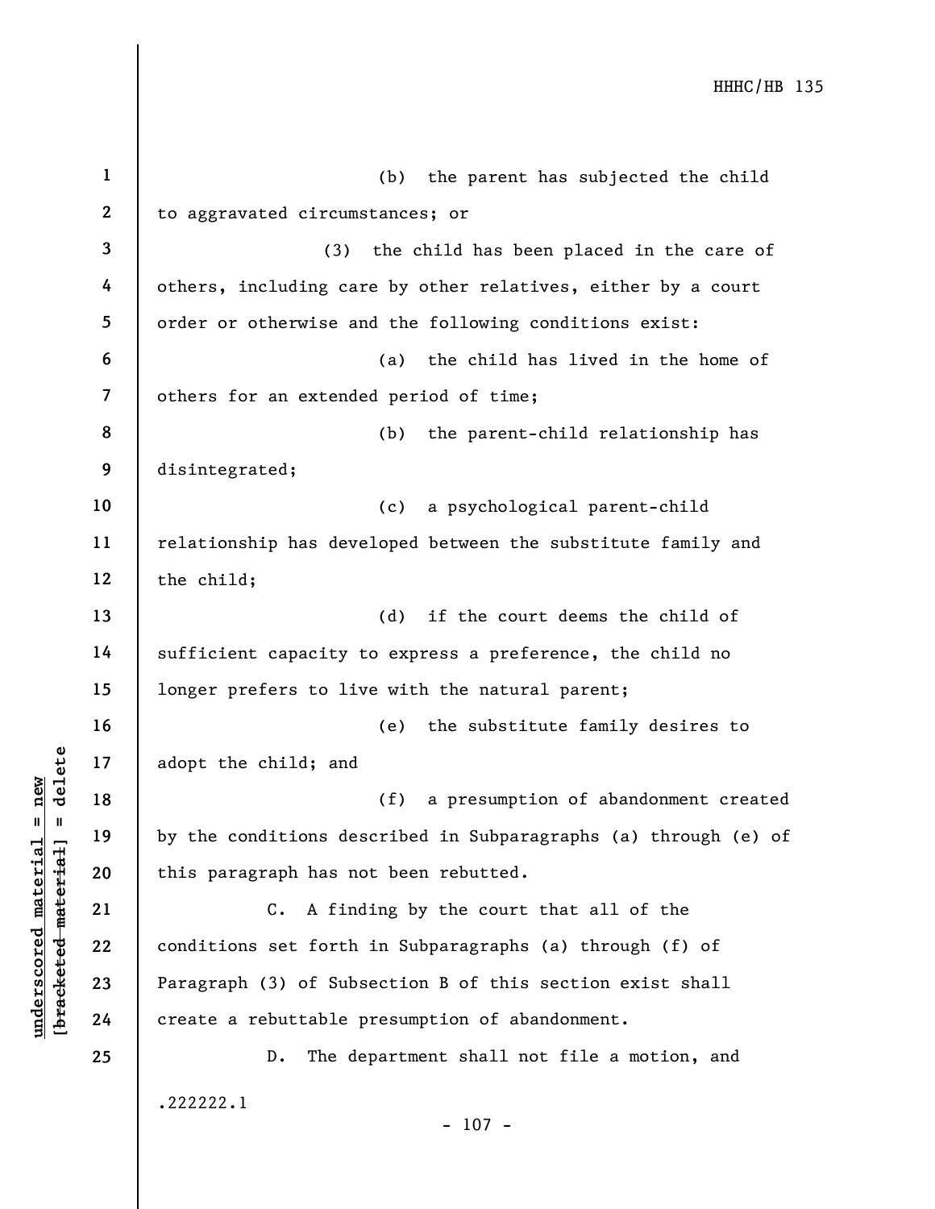(b) the parent has subjected the child to aggravated circumstances; or

(3) the child has been placed in the care of others, including care by other relatives, either by a court order or otherwise and the following conditions exist:

(a) the child has lived in the home of others for an extended period of time;

(b) the parent-child relationship has disintegrated;

(c) a psychological parent-child relationship has developed between the substitute family and the child;

(d) if the court deems the child of sufficient capacity to express a preference, the child no longer prefers to live with the natural parent;

(e) the substitute family desires to adopt the child; and

(f) a presumption of abandonment created by the conditions described in Subparagraphs (a) through (e) of this paragraph has not been rebutted.

C. A finding by the court that all of the conditions set forth in Subparagraphs (a) through (f) of Paragraph (3) of Subsection B of this section exist shall create a rebuttable presumption of abandonment.

D. The department shall not file a motion, and

.222222.1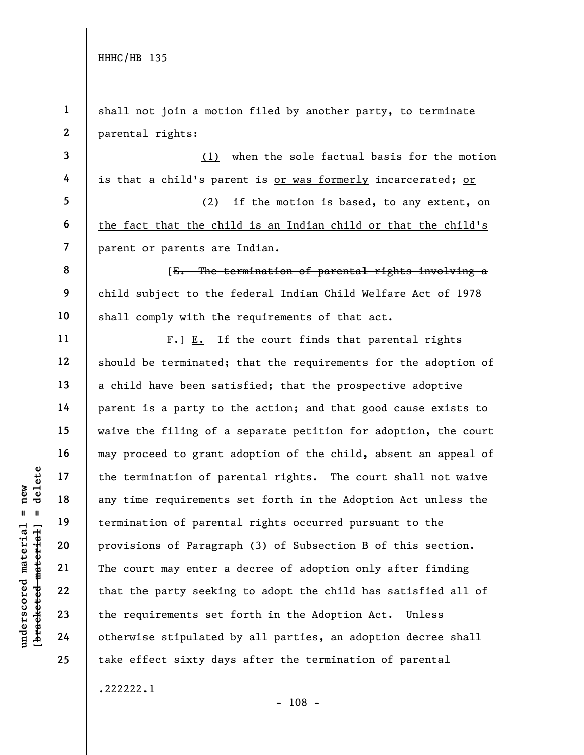shall not join a motion filed by another party, to terminate parental rights:

(1) when the sole factual basis for the motion is that a child's parent is or was formerly incarcerated; or

(2) if the motion is based, to any extent, on the fact that the child is an Indian child or that the child's parent or parents are Indian.

[E. The termination of parental rights involving a child subject to the federal Indian Child Welfare Act of 1978 shall comply with the requirements of that act.

F.] E. If the court finds that parental rights should be terminated; that the requirements for the adoption of a child have been satisfied; that the prospective adoptive parent is a party to the action; and that good cause exists to waive the filing of a separate petition for adoption, the court may proceed to grant adoption of the child, absent an appeal of the termination of parental rights. The court shall not waive any time requirements set forth in the Adoption Act unless the termination of parental rights occurred pursuant to the provisions of Paragraph (3) of Subsection B of this section. The court may enter a decree of adoption only after finding that the party seeking to adopt the child has satisfied all of the requirements set forth in the Adoption Act. Unless otherwise stipulated by all parties, an adoption decree shall take effect sixty days after the termination of parental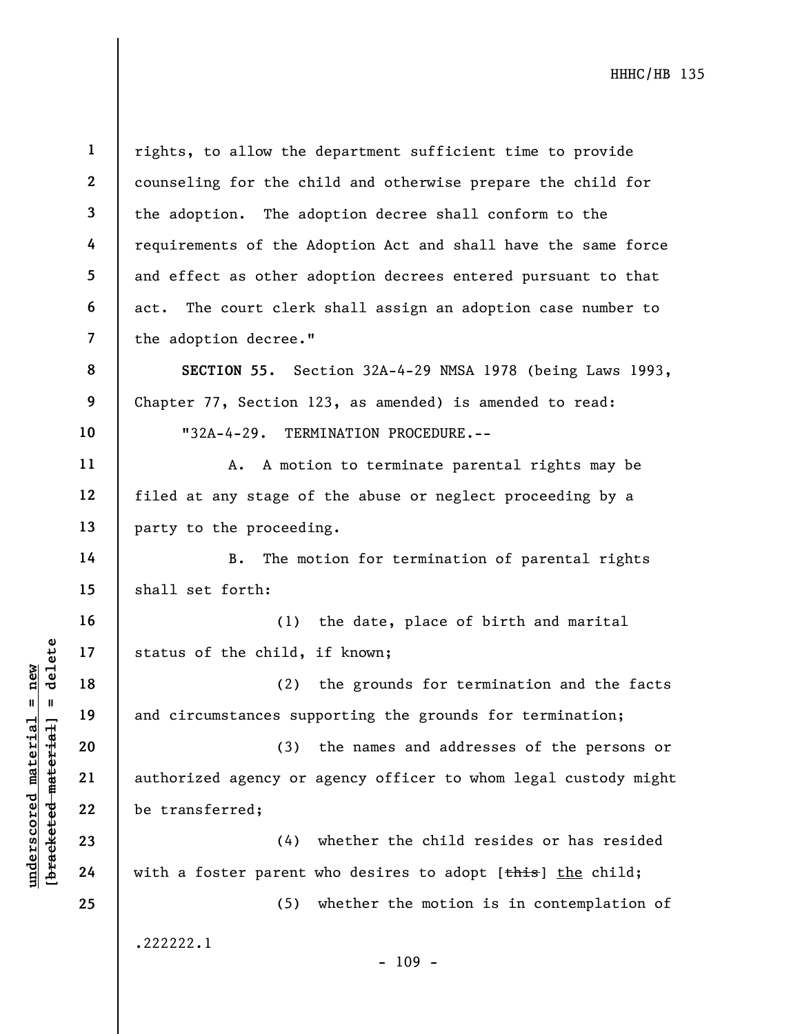rights, to allow the department sufficient time to provide counseling for the child and otherwise prepare the child for the adoption. The adoption decree shall conform to the requirements of the Adoption Act and shall have the same force and effect as other adoption decrees entered pursuant to that act. The court clerk shall assign an adoption case number to the adoption decree."

**SECTION 55.** Section 32A-4-29 NMSA 1978 (being Laws 1993, Chapter 77, Section 123, as amended) is amended to read:

"32A-4-29. TERMINATION PROCEDURE.--

A. A motion to terminate parental rights may be filed at any stage of the abuse or neglect proceeding by a party to the proceeding.

B. The motion for termination of parental rights shall set forth:

(1) the date, place of birth and marital status of the child, if known;

(2) the grounds for termination and the facts and circumstances supporting the grounds for termination;

(3) the names and addresses of the persons or authorized agency or agency officer to whom legal custody might be transferred;

(4) whether the child resides or has resided with a foster parent who desires to adopt [~~this~~] the child;

(5) whether the motion is in contemplation of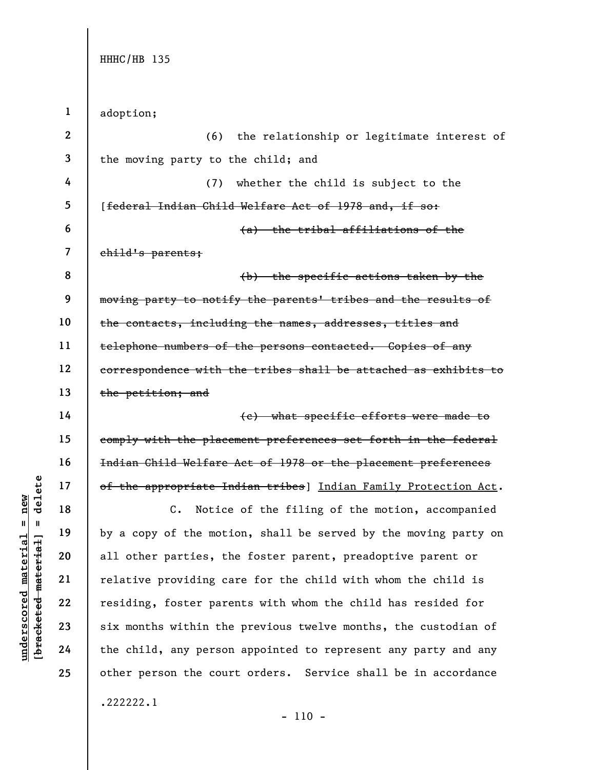adoption;

(6) the relationship or legitimate interest of the moving party to the child; and

(7) whether the child is subject to the [~~federal Indian Child Welfare Act of 1978 and, if so:~~

~~(a) the tribal affiliations of the child's parents;~~

~~(b) the specific actions taken by the moving party to notify the parents' tribes and the results of the contacts, including the names, addresses, titles and telephone numbers of the persons contacted. Copies of any correspondence with the tribes shall be attached as exhibits to the petition; and~~

~~(c) what specific efforts were made to comply with the placement preferences set forth in the federal Indian Child Welfare Act of 1978 or the placement preferences of the appropriate Indian tribes~~] <u>Indian Family Protection Act</u>.

C. Notice of the filing of the motion, accompanied by a copy of the motion, shall be served by the moving party on all other parties, the foster parent, preadoptive parent or relative providing care for the child with whom the child is residing, foster parents with whom the child has resided for six months within the previous twelve months, the custodian of the child, any person appointed to represent any party and any other person the court orders. Service shall be in accordance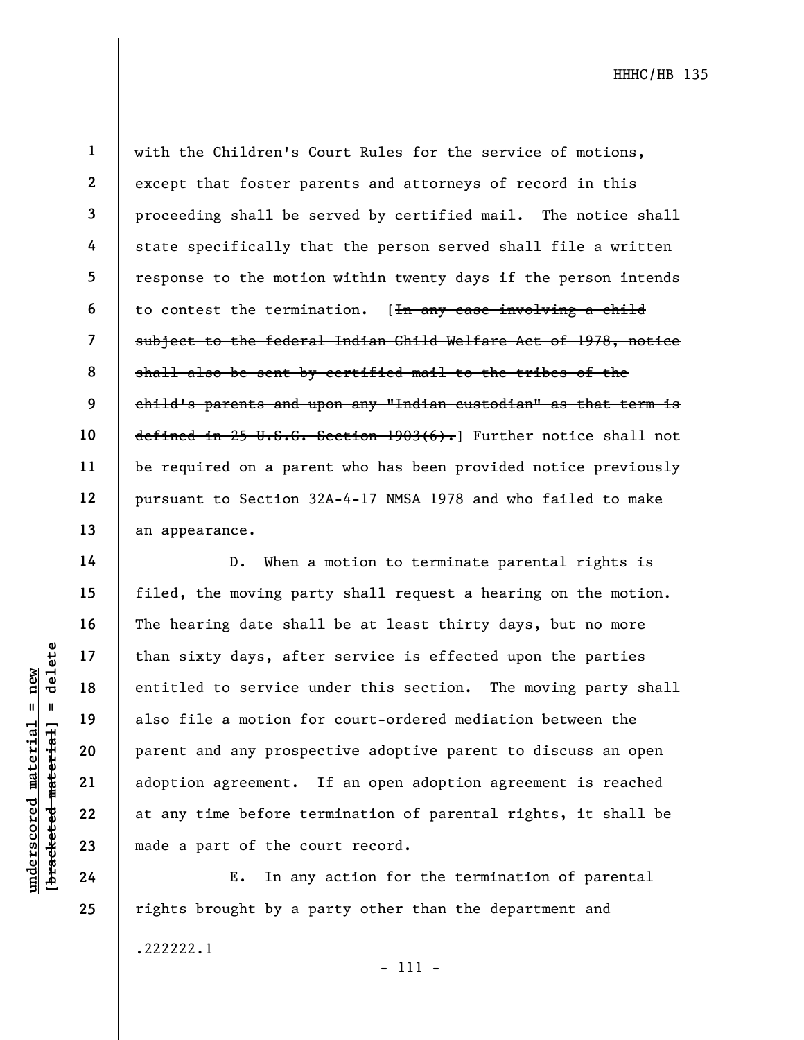with the Children's Court Rules for the service of motions, except that foster parents and attorneys of record in this proceeding shall be served by certified mail. The notice shall state specifically that the person served shall file a written response to the motion within twenty days if the person intends to contest the termination. [~~In any case involving a child subject to the federal Indian Child Welfare Act of 1978, notice shall also be sent by certified mail to the tribes of the child's parents and upon any "Indian custodian" as that term is defined in 25 U.S.C. Section 1903(6).~~] Further notice shall not be required on a parent who has been provided notice previously pursuant to Section 32A-4-17 NMSA 1978 and who failed to make an appearance.

D. When a motion to terminate parental rights is filed, the moving party shall request a hearing on the motion. The hearing date shall be at least thirty days, but no more than sixty days, after service is effected upon the parties entitled to service under this section. The moving party shall also file a motion for court-ordered mediation between the parent and any prospective adoptive parent to discuss an open adoption agreement. If an open adoption agreement is reached at any time before termination of parental rights, it shall be made a part of the court record.

E. In any action for the termination of parental rights brought by a party other than the department and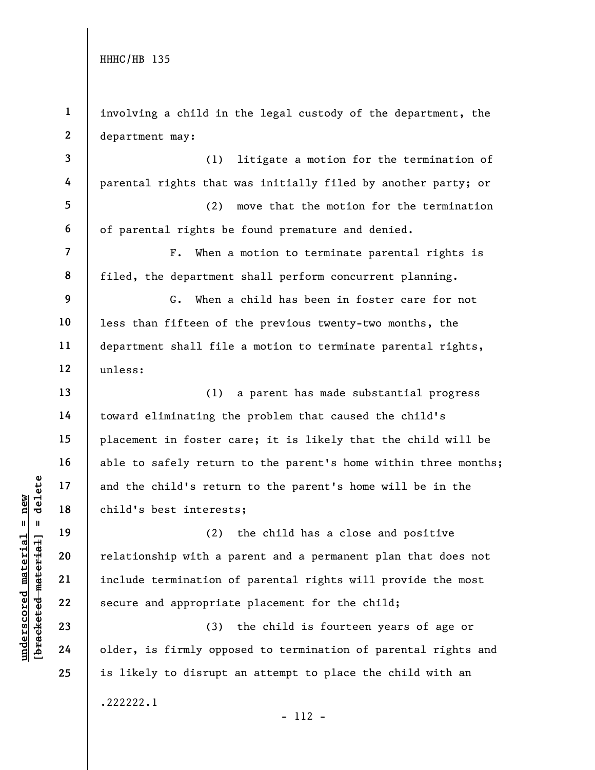involving a child in the legal custody of the department, the department may:

(1) litigate a motion for the termination of parental rights that was initially filed by another party; or

(2) move that the motion for the termination of parental rights be found premature and denied.

F. When a motion to terminate parental rights is filed, the department shall perform concurrent planning.

G. When a child has been in foster care for not less than fifteen of the previous twenty-two months, the department shall file a motion to terminate parental rights, unless:

(1) a parent has made substantial progress toward eliminating the problem that caused the child's placement in foster care; it is likely that the child will be able to safely return to the parent's home within three months; and the child's return to the parent's home will be in the child's best interests;

(2) the child has a close and positive relationship with a parent and a permanent plan that does not include termination of parental rights will provide the most secure and appropriate placement for the child;

(3) the child is fourteen years of age or older, is firmly opposed to termination of parental rights and is likely to disrupt an attempt to place the child with an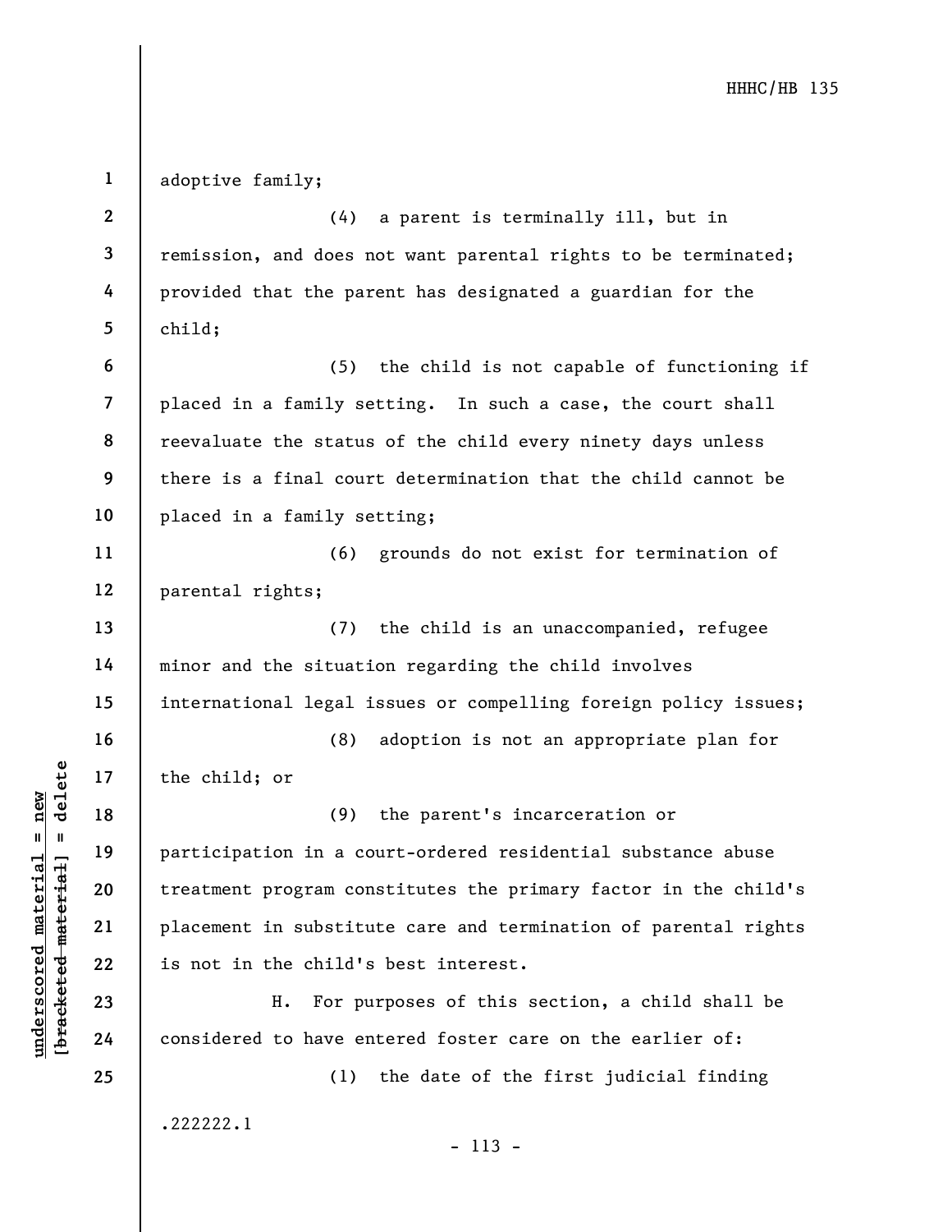adoptive family;

(4) a parent is terminally ill, but in remission, and does not want parental rights to be terminated; provided that the parent has designated a guardian for the child;

(5) the child is not capable of functioning if placed in a family setting. In such a case, the court shall reevaluate the status of the child every ninety days unless there is a final court determination that the child cannot be placed in a family setting;

(6) grounds do not exist for termination of parental rights;

(7) the child is an unaccompanied, refugee minor and the situation regarding the child involves international legal issues or compelling foreign policy issues;

(8) adoption is not an appropriate plan for the child; or

(9) the parent's incarceration or participation in a court-ordered residential substance abuse treatment program constitutes the primary factor in the child's placement in substitute care and termination of parental rights is not in the child's best interest.

H. For purposes of this section, a child shall be considered to have entered foster care on the earlier of:

(1) the date of the first judicial finding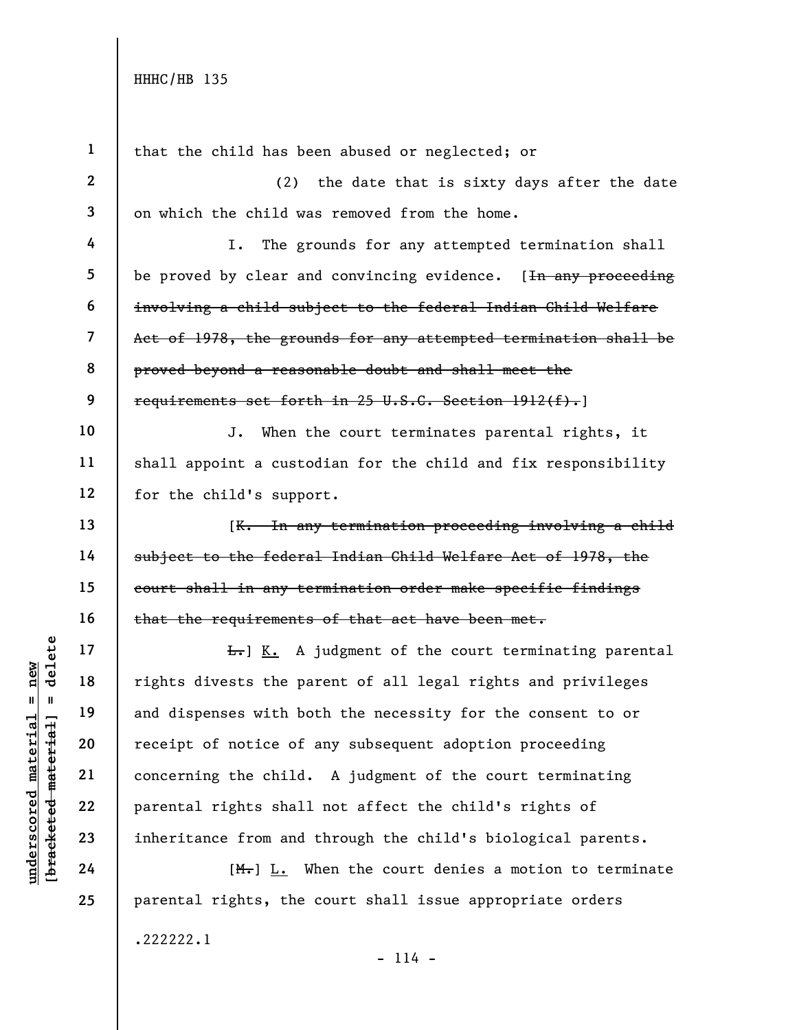that the child has been abused or neglected; or

(2) the date that is sixty days after the date on which the child was removed from the home.

I. The grounds for any attempted termination shall be proved by clear and convincing evidence. [~~In any proceeding involving a child subject to the federal Indian Child Welfare Act of 1978, the grounds for any attempted termination shall be proved beyond a reasonable doubt and shall meet the requirements set forth in 25 U.S.C. Section 1912(f).~~]

J. When the court terminates parental rights, it shall appoint a custodian for the child and fix responsibility for the child's support.

[~~K. In any termination proceeding involving a child subject to the federal Indian Child Welfare Act of 1978, the court shall in any termination order make specific findings that the requirements of that act have been met.~~

~~L.~~] <u>K.</u> A judgment of the court terminating parental rights divests the parent of all legal rights and privileges and dispenses with both the necessity for the consent to or receipt of notice of any subsequent adoption proceeding concerning the child. A judgment of the court terminating parental rights shall not affect the child's rights of inheritance from and through the child's biological parents.

[~~M.~~] <u>L.</u> When the court denies a motion to terminate parental rights, the court shall issue appropriate orders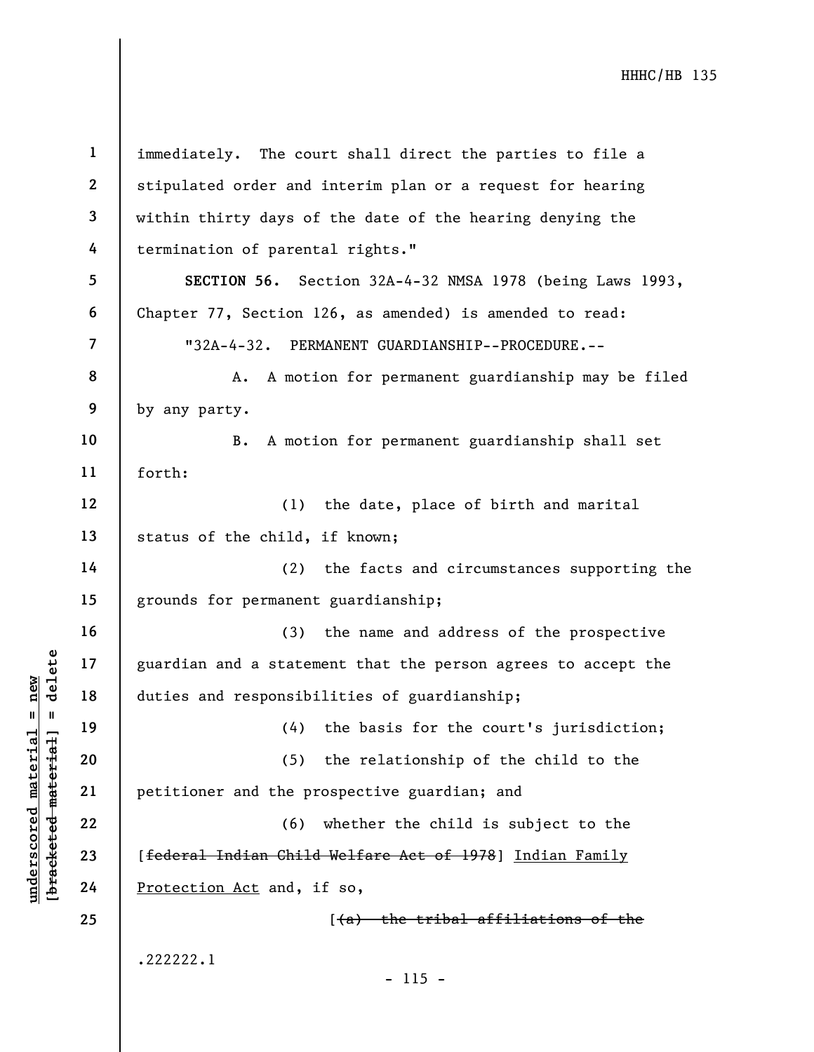immediately. The court shall direct the parties to file a stipulated order and interim plan or a request for hearing within thirty days of the date of the hearing denying the termination of parental rights."

**SECTION 56.** Section 32A-4-32 NMSA 1978 (being Laws 1993, Chapter 77, Section 126, as amended) is amended to read:

"32A-4-32. PERMANENT GUARDIANSHIP--PROCEDURE.--

A. A motion for permanent guardianship may be filed by any party.

B. A motion for permanent guardianship shall set forth:

(1) the date, place of birth and marital status of the child, if known;

(2) the facts and circumstances supporting the grounds for permanent guardianship;

(3) the name and address of the prospective guardian and a statement that the person agrees to accept the duties and responsibilities of guardianship;

(4) the basis for the court's jurisdiction;

(5) the relationship of the child to the petitioner and the prospective guardian; and

(6) whether the child is subject to the [~~federal Indian Child Welfare Act of 1978~~] <u>Indian Family Protection Act</u> and, if so,

[~~(a) the tribal affiliations of the~~

.222222.1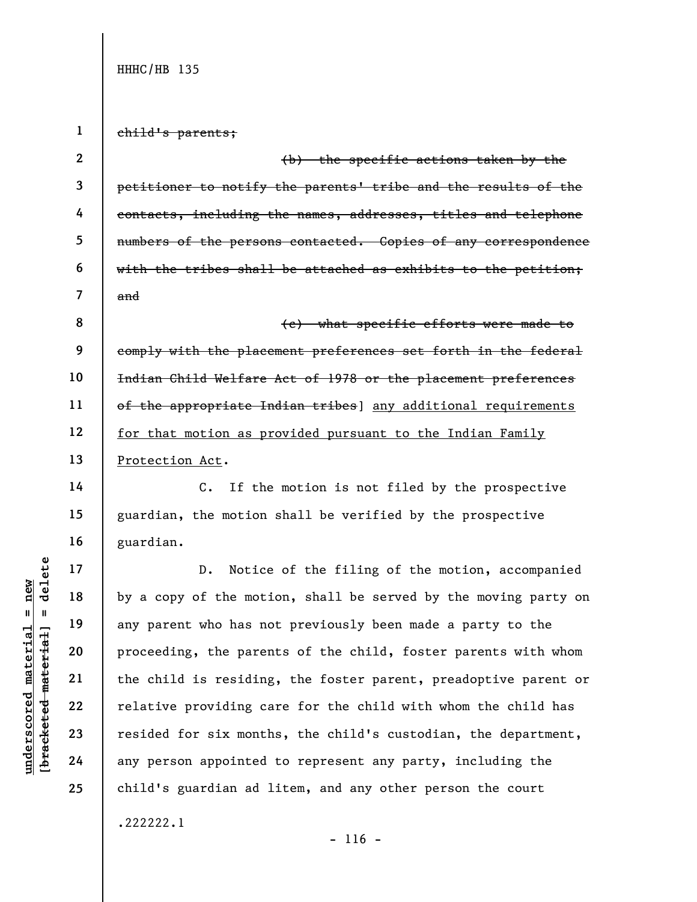~~child's parents;~~

~~(b) the specific actions taken by the petitioner to notify the parents' tribe and the results of the contacts, including the names, addresses, titles and telephone numbers of the persons contacted. Copies of any correspondence with the tribes shall be attached as exhibits to the petition; and~~

~~(c) what specific efforts were made to comply with the placement preferences set forth in the federal Indian Child Welfare Act of 1978 or the placement preferences of the appropriate Indian tribes~~] <u>any additional requirements for that motion as provided pursuant to the Indian Family Protection Act</u>.

C. If the motion is not filed by the prospective guardian, the motion shall be verified by the prospective guardian.

D. Notice of the filing of the motion, accompanied by a copy of the motion, shall be served by the moving party on any parent who has not previously been made a party to the proceeding, the parents of the child, foster parents with whom the child is residing, the foster parent, preadoptive parent or relative providing care for the child with whom the child has resided for six months, the child's custodian, the department, any person appointed to represent any party, including the child's guardian ad litem, and any other person the court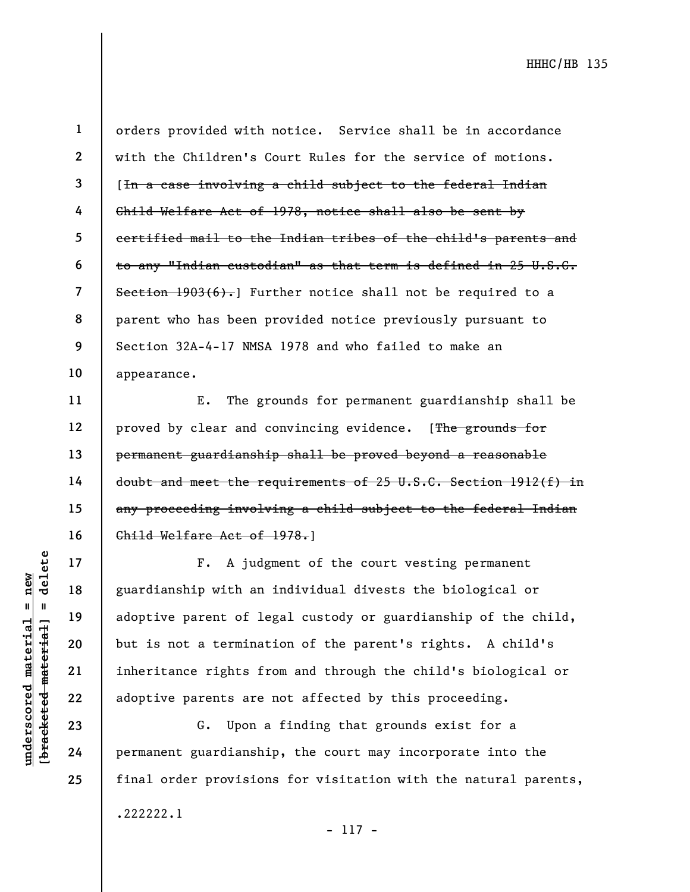orders provided with notice. Service shall be in accordance with the Children's Court Rules for the service of motions. [~~In a case involving a child subject to the federal Indian Child Welfare Act of 1978, notice shall also be sent by certified mail to the Indian tribes of the child's parents and to any "Indian custodian" as that term is defined in 25 U.S.C. Section 1903(6).~~] Further notice shall not be required to a parent who has been provided notice previously pursuant to Section 32A-4-17 NMSA 1978 and who failed to make an appearance.

E. The grounds for permanent guardianship shall be proved by clear and convincing evidence. [~~The grounds for permanent guardianship shall be proved beyond a reasonable doubt and meet the requirements of 25 U.S.C. Section 1912(f) in any proceeding involving a child subject to the federal Indian Child Welfare Act of 1978.~~]

F. A judgment of the court vesting permanent guardianship with an individual divests the biological or adoptive parent of legal custody or guardianship of the child, but is not a termination of the parent's rights. A child's inheritance rights from and through the child's biological or adoptive parents are not affected by this proceeding.

G. Upon a finding that grounds exist for a permanent guardianship, the court may incorporate into the final order provisions for visitation with the natural parents,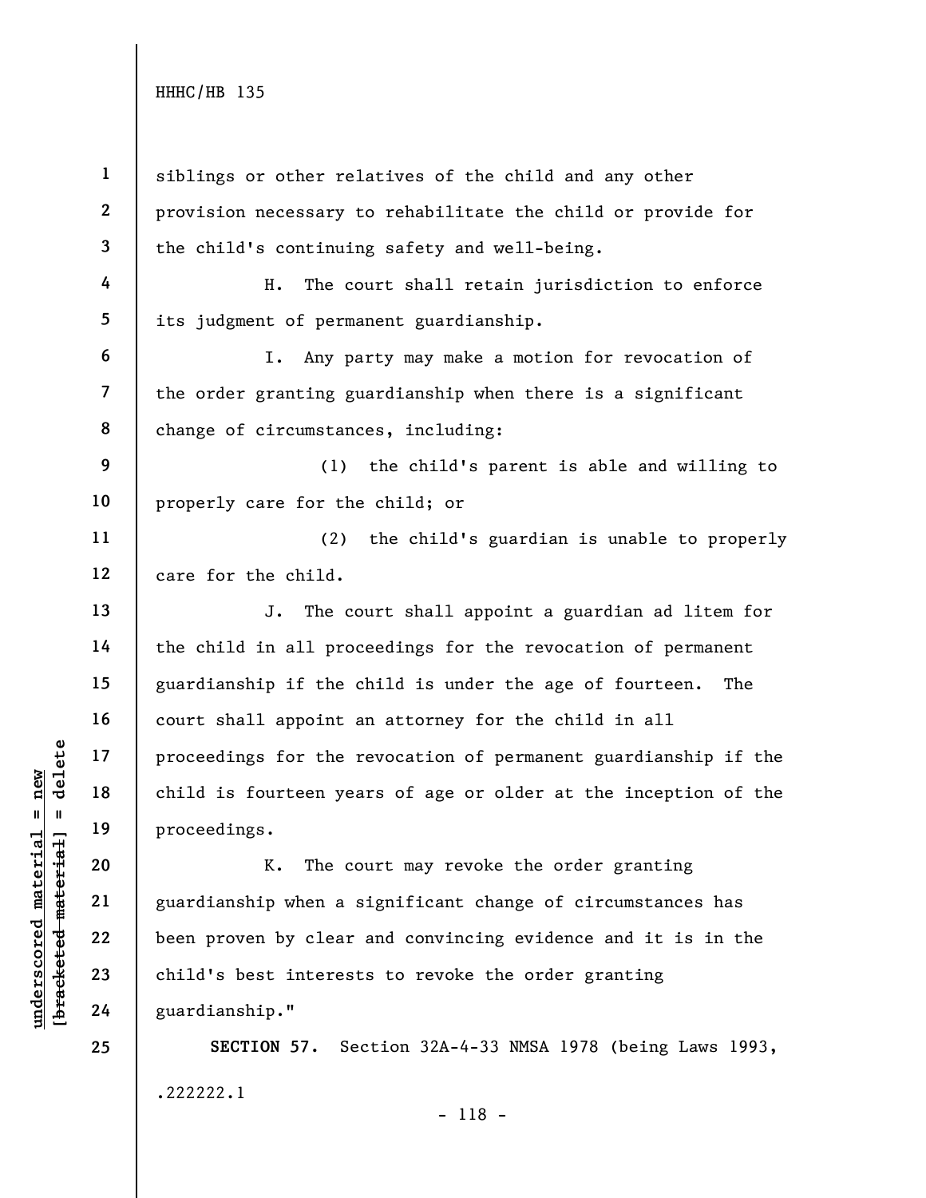siblings or other relatives of the child and any other provision necessary to rehabilitate the child or provide for the child's continuing safety and well-being.

H. The court shall retain jurisdiction to enforce its judgment of permanent guardianship.

I. Any party may make a motion for revocation of the order granting guardianship when there is a significant change of circumstances, including:

(1) the child's parent is able and willing to properly care for the child; or

(2) the child's guardian is unable to properly care for the child.

J. The court shall appoint a guardian ad litem for the child in all proceedings for the revocation of permanent guardianship if the child is under the age of fourteen. The court shall appoint an attorney for the child in all proceedings for the revocation of permanent guardianship if the child is fourteen years of age or older at the inception of the proceedings.

K. The court may revoke the order granting guardianship when a significant change of circumstances has been proven by clear and convincing evidence and it is in the child's best interests to revoke the order granting guardianship."

**SECTION 57.** Section 32A-4-33 NMSA 1978 (being Laws 1993,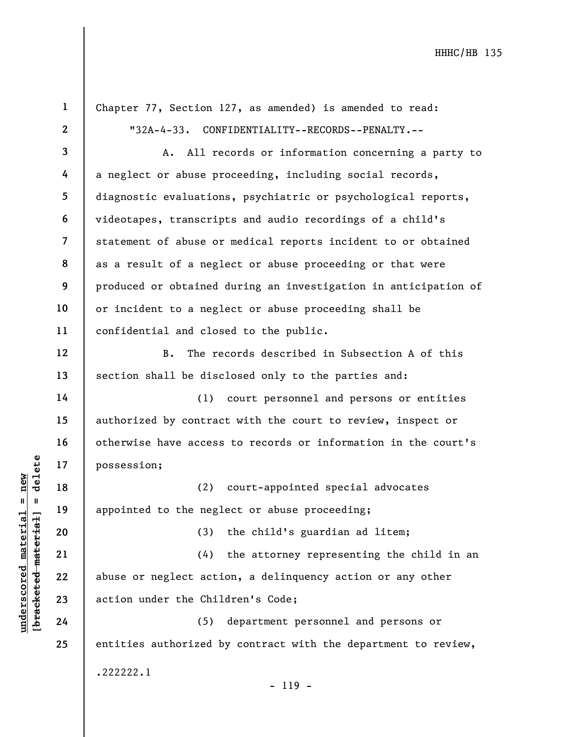Chapter 77, Section 127, as amended) is amended to read:

"32A-4-33. CONFIDENTIALITY--RECORDS--PENALTY.--

A. All records or information concerning a party to a neglect or abuse proceeding, including social records, diagnostic evaluations, psychiatric or psychological reports, videotapes, transcripts and audio recordings of a child's statement of abuse or medical reports incident to or obtained as a result of a neglect or abuse proceeding or that were produced or obtained during an investigation in anticipation of or incident to a neglect or abuse proceeding shall be confidential and closed to the public.

B. The records described in Subsection A of this section shall be disclosed only to the parties and:

(1) court personnel and persons or entities authorized by contract with the court to review, inspect or otherwise have access to records or information in the court's possession;

(2) court-appointed special advocates appointed to the neglect or abuse proceeding;

(3) the child's guardian ad litem;

(4) the attorney representing the child in an abuse or neglect action, a delinquency action or any other action under the Children's Code;

(5) department personnel and persons or entities authorized by contract with the department to review,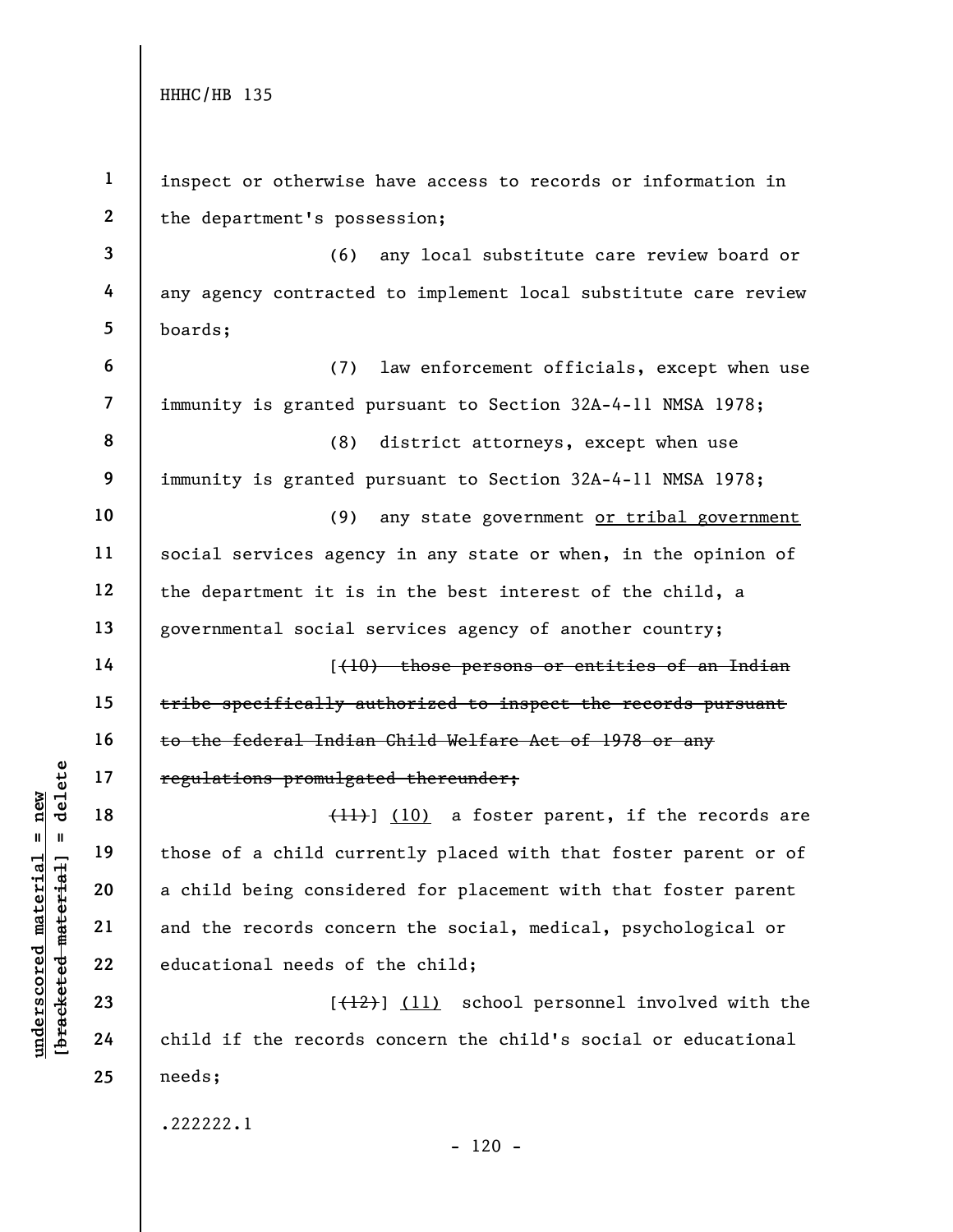inspect or otherwise have access to records or information in the department's possession;

(6) any local substitute care review board or any agency contracted to implement local substitute care review boards;

(7) law enforcement officials, except when use immunity is granted pursuant to Section 32A-4-11 NMSA 1978;

(8) district attorneys, except when use immunity is granted pursuant to Section 32A-4-11 NMSA 1978;

(9) any state government or tribal government social services agency in any state or when, in the opinion of the department it is in the best interest of the child, a governmental social services agency of another country;

[~~(10) those persons or entities of an Indian tribe specifically authorized to inspect the records pursuant to the federal Indian Child Welfare Act of 1978 or any regulations promulgated thereunder;~~

~~(11)~~] (10) a foster parent, if the records are those of a child currently placed with that foster parent or of a child being considered for placement with that foster parent and the records concern the social, medical, psychological or educational needs of the child;

[~~(12)~~] (11) school personnel involved with the child if the records concern the child's social or educational needs;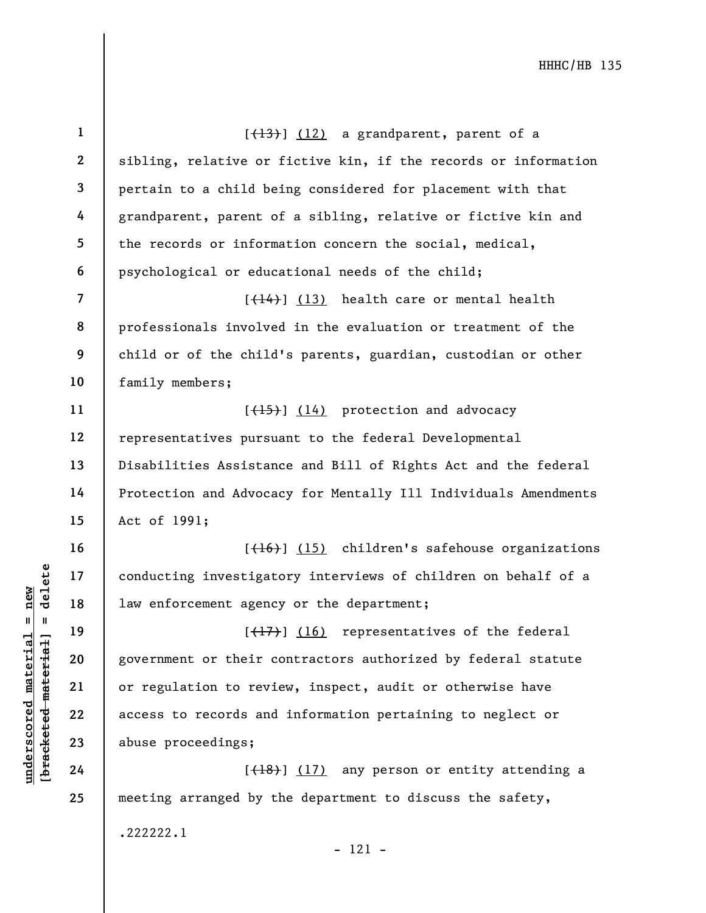[~~(13)~~] <u>(12)</u> a grandparent, parent of a sibling, relative or fictive kin, if the records or information pertain to a child being considered for placement with that grandparent, parent of a sibling, relative or fictive kin and the records or information concern the social, medical, psychological or educational needs of the child;

[~~(14)~~] <u>(13)</u> health care or mental health professionals involved in the evaluation or treatment of the child or of the child's parents, guardian, custodian or other family members;

[~~(15)~~] <u>(14)</u> protection and advocacy representatives pursuant to the federal Developmental Disabilities Assistance and Bill of Rights Act and the federal Protection and Advocacy for Mentally Ill Individuals Amendments Act of 1991;

[~~(16)~~] <u>(15)</u> children's safehouse organizations conducting investigatory interviews of children on behalf of a law enforcement agency or the department;

[~~(17)~~] <u>(16)</u> representatives of the federal government or their contractors authorized by federal statute or regulation to review, inspect, audit or otherwise have access to records and information pertaining to neglect or abuse proceedings;

[~~(18)~~] <u>(17)</u> any person or entity attending a meeting arranged by the department to discuss the safety,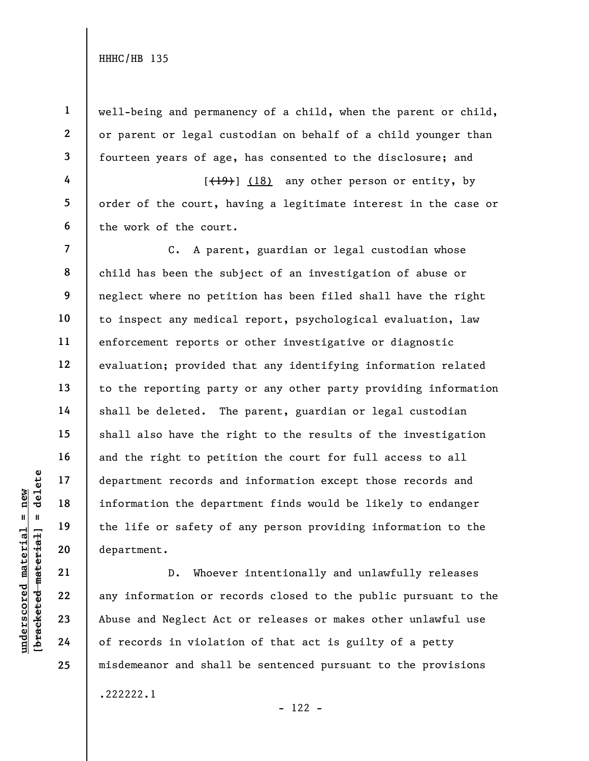well-being and permanency of a child, when the parent or child, or parent or legal custodian on behalf of a child younger than fourteen years of age, has consented to the disclosure; and

[~~(19)~~] (18) any other person or entity, by order of the court, having a legitimate interest in the case or the work of the court.

C. A parent, guardian or legal custodian whose child has been the subject of an investigation of abuse or neglect where no petition has been filed shall have the right to inspect any medical report, psychological evaluation, law enforcement reports or other investigative or diagnostic evaluation; provided that any identifying information related to the reporting party or any other party providing information shall be deleted. The parent, guardian or legal custodian shall also have the right to the results of the investigation and the right to petition the court for full access to all department records and information except those records and information the department finds would be likely to endanger the life or safety of any person providing information to the department.

D. Whoever intentionally and unlawfully releases any information or records closed to the public pursuant to the Abuse and Neglect Act or releases or makes other unlawful use of records in violation of that act is guilty of a petty misdemeanor and shall be sentenced pursuant to the provisions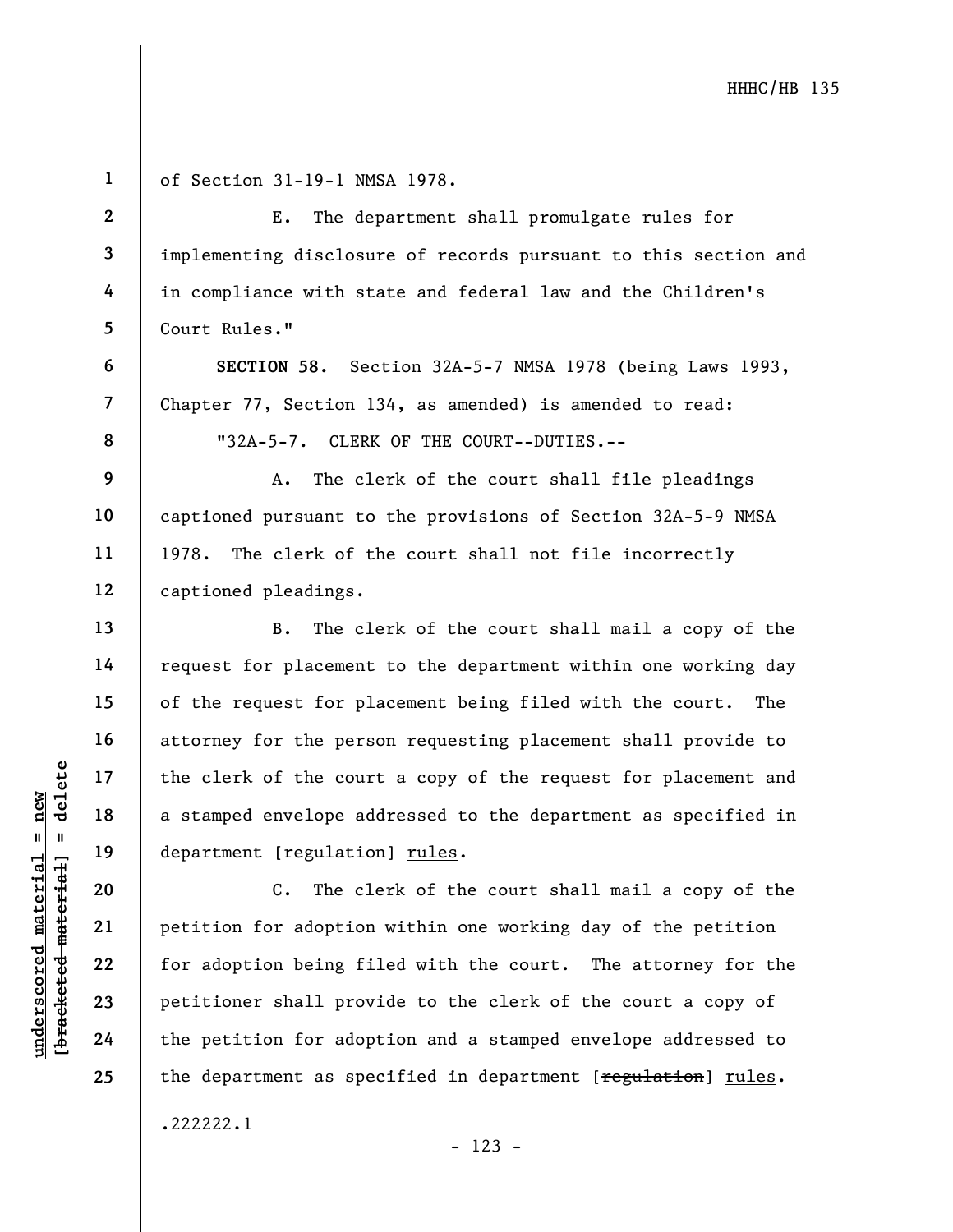of Section 31-19-1 NMSA 1978.

E. The department shall promulgate rules for implementing disclosure of records pursuant to this section and in compliance with state and federal law and the Children's Court Rules."

**SECTION 58.** Section 32A-5-7 NMSA 1978 (being Laws 1993, Chapter 77, Section 134, as amended) is amended to read:

"32A-5-7. CLERK OF THE COURT--DUTIES.--

A. The clerk of the court shall file pleadings captioned pursuant to the provisions of Section 32A-5-9 NMSA 1978. The clerk of the court shall not file incorrectly captioned pleadings.

B. The clerk of the court shall mail a copy of the request for placement to the department within one working day of the request for placement being filed with the court. The attorney for the person requesting placement shall provide to the clerk of the court a copy of the request for placement and a stamped envelope addressed to the department as specified in department [~~regulation~~] <u>rules</u>.

C. The clerk of the court shall mail a copy of the petition for adoption within one working day of the petition for adoption being filed with the court. The attorney for the petitioner shall provide to the clerk of the court a copy of the petition for adoption and a stamped envelope addressed to the department as specified in department [~~regulation~~] <u>rules</u>.

.222222.1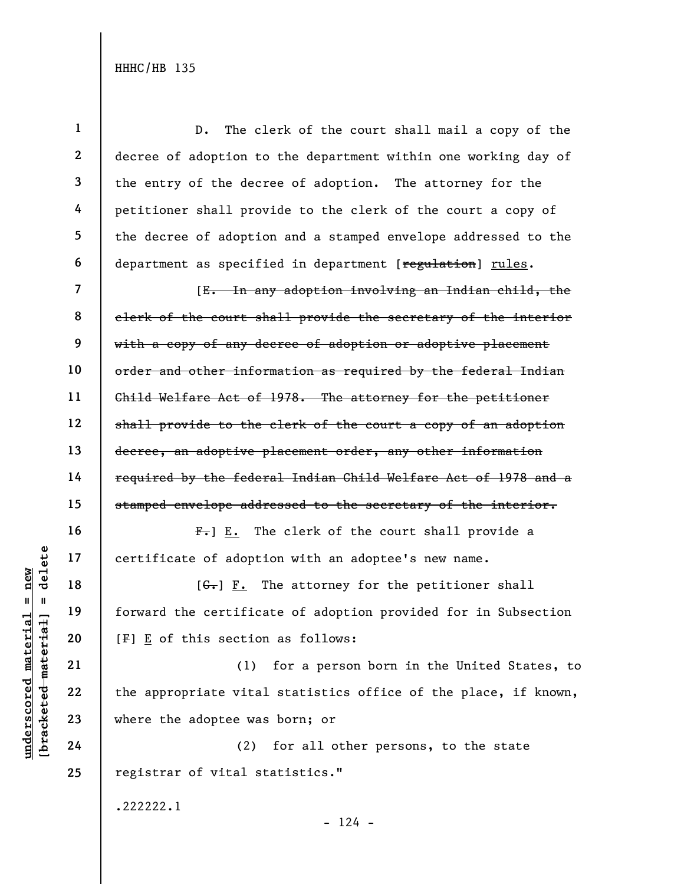D. The clerk of the court shall mail a copy of the decree of adoption to the department within one working day of the entry of the decree of adoption. The attorney for the petitioner shall provide to the clerk of the court a copy of the decree of adoption and a stamped envelope addressed to the department as specified in department [~~regulation~~] rules.

[~~E. In any adoption involving an Indian child, the clerk of the court shall provide the secretary of the interior with a copy of any decree of adoption or adoptive placement order and other information as required by the federal Indian Child Welfare Act of 1978. The attorney for the petitioner shall provide to the clerk of the court a copy of an adoption decree, an adoptive placement order, any other information required by the federal Indian Child Welfare Act of 1978 and a stamped envelope addressed to the secretary of the interior.~~

~~F.~~] E. The clerk of the court shall provide a certificate of adoption with an adoptee's new name.

[~~G.~~] F. The attorney for the petitioner shall forward the certificate of adoption provided for in Subsection [~~F~~] E of this section as follows:

(1) for a person born in the United States, to the appropriate vital statistics office of the place, if known, where the adoptee was born; or

(2) for all other persons, to the state registrar of vital statistics."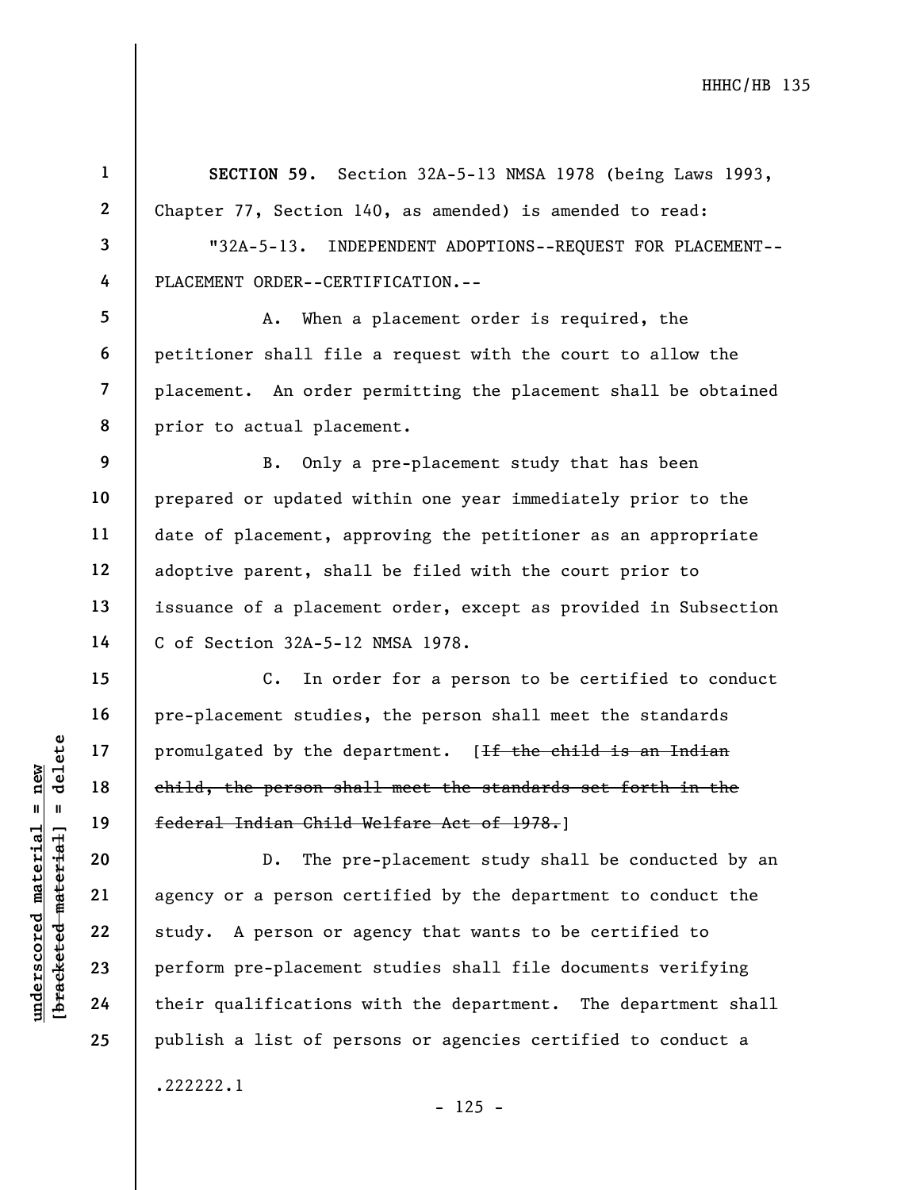**SECTION 59.** Section 32A-5-13 NMSA 1978 (being Laws 1993, Chapter 77, Section 140, as amended) is amended to read:

"32A-5-13. INDEPENDENT ADOPTIONS--REQUEST FOR PLACEMENT--PLACEMENT ORDER--CERTIFICATION.--

A. When a placement order is required, the petitioner shall file a request with the court to allow the placement. An order permitting the placement shall be obtained prior to actual placement.

B. Only a pre-placement study that has been prepared or updated within one year immediately prior to the date of placement, approving the petitioner as an appropriate adoptive parent, shall be filed with the court prior to issuance of a placement order, except as provided in Subsection C of Section 32A-5-12 NMSA 1978.

C. In order for a person to be certified to conduct pre-placement studies, the person shall meet the standards promulgated by the department. [~~If the child is an Indian child, the person shall meet the standards set forth in the federal Indian Child Welfare Act of 1978.~~]

D. The pre-placement study shall be conducted by an agency or a person certified by the department to conduct the study. A person or agency that wants to be certified to perform pre-placement studies shall file documents verifying their qualifications with the department. The department shall publish a list of persons or agencies certified to conduct a

.222222.1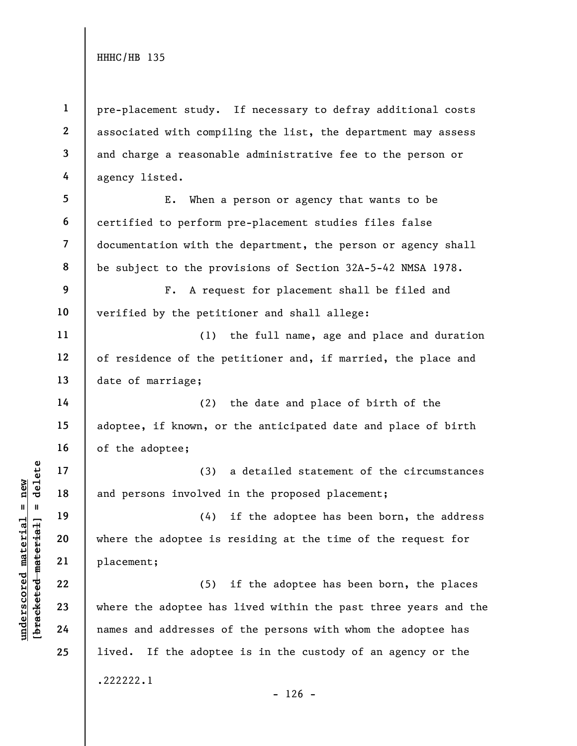pre-placement study. If necessary to defray additional costs associated with compiling the list, the department may assess and charge a reasonable administrative fee to the person or agency listed.

E. When a person or agency that wants to be certified to perform pre-placement studies files false documentation with the department, the person or agency shall be subject to the provisions of Section 32A-5-42 NMSA 1978.

F. A request for placement shall be filed and verified by the petitioner and shall allege:

(1) the full name, age and place and duration of residence of the petitioner and, if married, the place and date of marriage;

(2) the date and place of birth of the adoptee, if known, or the anticipated date and place of birth of the adoptee;

(3) a detailed statement of the circumstances and persons involved in the proposed placement;

(4) if the adoptee has been born, the address where the adoptee is residing at the time of the request for placement;

(5) if the adoptee has been born, the places where the adoptee has lived within the past three years and the names and addresses of the persons with whom the adoptee has lived. If the adoptee is in the custody of an agency or the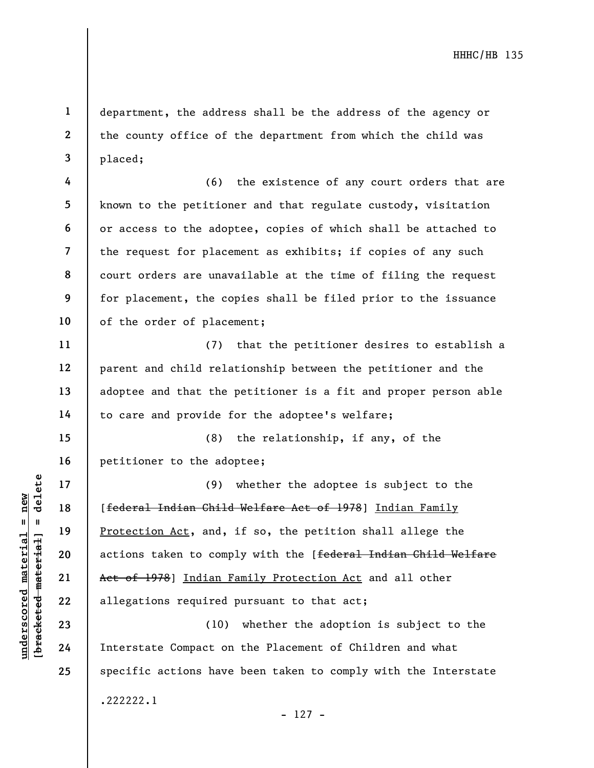department, the address shall be the address of the agency or the county office of the department from which the child was placed;

(6) the existence of any court orders that are known to the petitioner and that regulate custody, visitation or access to the adoptee, copies of which shall be attached to the request for placement as exhibits; if copies of any such court orders are unavailable at the time of filing the request for placement, the copies shall be filed prior to the issuance of the order of placement;

(7) that the petitioner desires to establish a parent and child relationship between the petitioner and the adoptee and that the petitioner is a fit and proper person able to care and provide for the adoptee's welfare;

(8) the relationship, if any, of the petitioner to the adoptee;

(9) whether the adoptee is subject to the [~~federal Indian Child Welfare Act of 1978~~] Indian Family Protection Act, and, if so, the petition shall allege the actions taken to comply with the [~~federal Indian Child Welfare Act of 1978~~] Indian Family Protection Act and all other allegations required pursuant to that act;

(10) whether the adoption is subject to the Interstate Compact on the Placement of Children and what specific actions have been taken to comply with the Interstate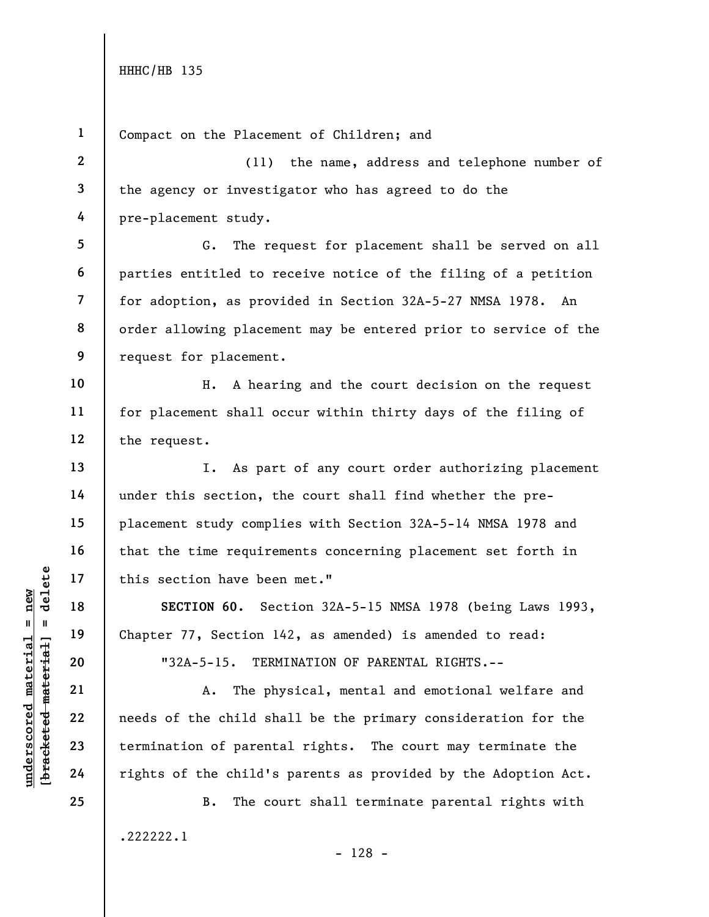Compact on the Placement of Children; and

(11) the name, address and telephone number of the agency or investigator who has agreed to do the pre-placement study.

G. The request for placement shall be served on all parties entitled to receive notice of the filing of a petition for adoption, as provided in Section 32A-5-27 NMSA 1978. An order allowing placement may be entered prior to service of the request for placement.

H. A hearing and the court decision on the request for placement shall occur within thirty days of the filing of the request.

I. As part of any court order authorizing placement under this section, the court shall find whether the pre-placement study complies with Section 32A-5-14 NMSA 1978 and that the time requirements concerning placement set forth in this section have been met."

**SECTION 60.** Section 32A-5-15 NMSA 1978 (being Laws 1993, Chapter 77, Section 142, as amended) is amended to read:

"32A-5-15. TERMINATION OF PARENTAL RIGHTS.--

A. The physical, mental and emotional welfare and needs of the child shall be the primary consideration for the termination of parental rights. The court may terminate the rights of the child's parents as provided by the Adoption Act.

B. The court shall terminate parental rights with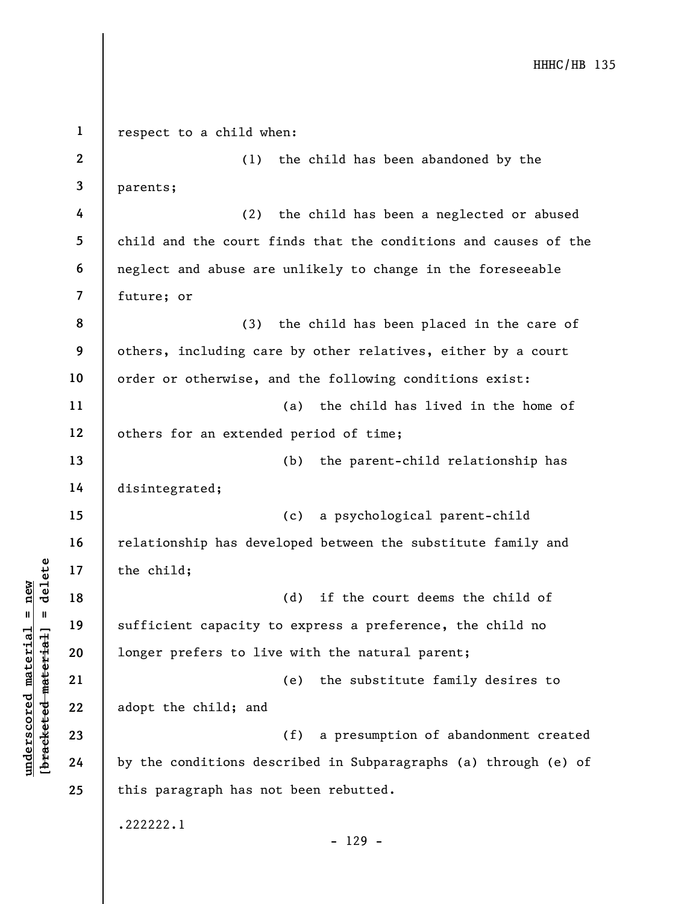respect to a child when:

(1) the child has been abandoned by the parents;

(2) the child has been a neglected or abused child and the court finds that the conditions and causes of the neglect and abuse are unlikely to change in the foreseeable future; or

(3) the child has been placed in the care of others, including care by other relatives, either by a court order or otherwise, and the following conditions exist:

(a) the child has lived in the home of others for an extended period of time;

(b) the parent-child relationship has disintegrated;

(c) a psychological parent-child relationship has developed between the substitute family and the child;

(d) if the court deems the child of sufficient capacity to express a preference, the child no longer prefers to live with the natural parent;

(e) the substitute family desires to adopt the child; and

(f) a presumption of abandonment created by the conditions described in Subparagraphs (a) through (e) of this paragraph has not been rebutted.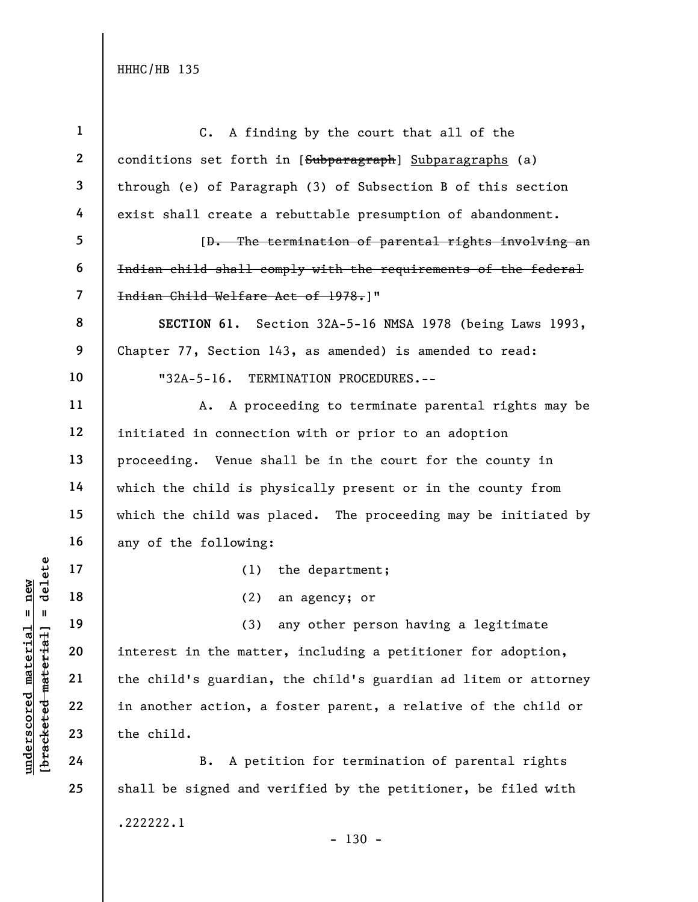C. A finding by the court that all of the conditions set forth in [~~Subparagraph~~] Subparagraphs (a) through (e) of Paragraph (3) of Subsection B of this section exist shall create a rebuttable presumption of abandonment.

[~~D. The termination of parental rights involving an Indian child shall comply with the requirements of the federal Indian Child Welfare Act of 1978.~~]"

**SECTION 61.** Section 32A-5-16 NMSA 1978 (being Laws 1993, Chapter 77, Section 143, as amended) is amended to read:

"32A-5-16. TERMINATION PROCEDURES.--

A. A proceeding to terminate parental rights may be initiated in connection with or prior to an adoption proceeding. Venue shall be in the court for the county in which the child is physically present or in the county from which the child was placed. The proceeding may be initiated by any of the following:

(1) the department;

(2) an agency; or

(3) any other person having a legitimate interest in the matter, including a petitioner for adoption, the child's guardian, the child's guardian ad litem or attorney in another action, a foster parent, a relative of the child or the child.

B. A petition for termination of parental rights shall be signed and verified by the petitioner, be filed with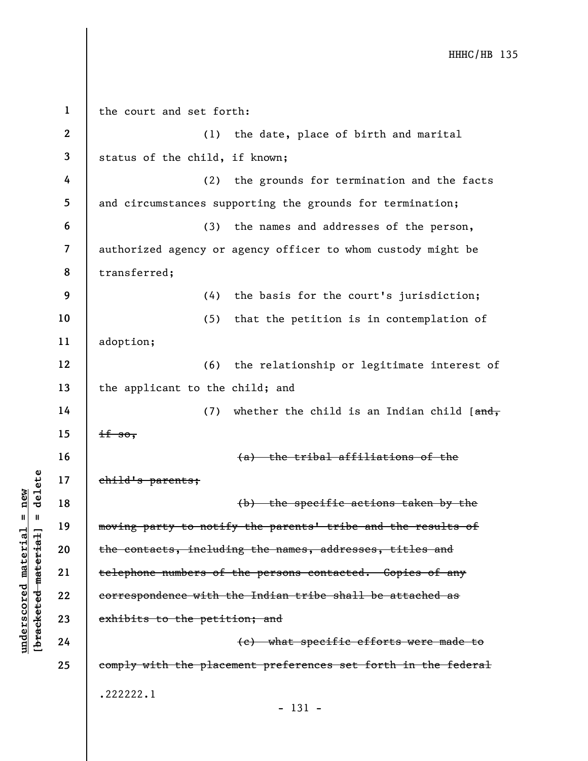the court and set forth:

(1) the date, place of birth and marital status of the child, if known;

(2) the grounds for termination and the facts and circumstances supporting the grounds for termination;

(3) the names and addresses of the person, authorized agency or agency officer to whom custody might be transferred;

(4) the basis for the court's jurisdiction;

(5) that the petition is in contemplation of adoption;

(6) the relationship or legitimate interest of the applicant to the child; and

(7) whether the child is an Indian child [~~and, if so,~~

~~(a) the tribal affiliations of the child's parents;~~

~~(b) the specific actions taken by the moving party to notify the parents' tribe and the results of the contacts, including the names, addresses, titles and telephone numbers of the persons contacted. Copies of any correspondence with the Indian tribe shall be attached as exhibits to the petition; and~~

~~(c) what specific efforts were made to comply with the placement preferences set forth in the federal~~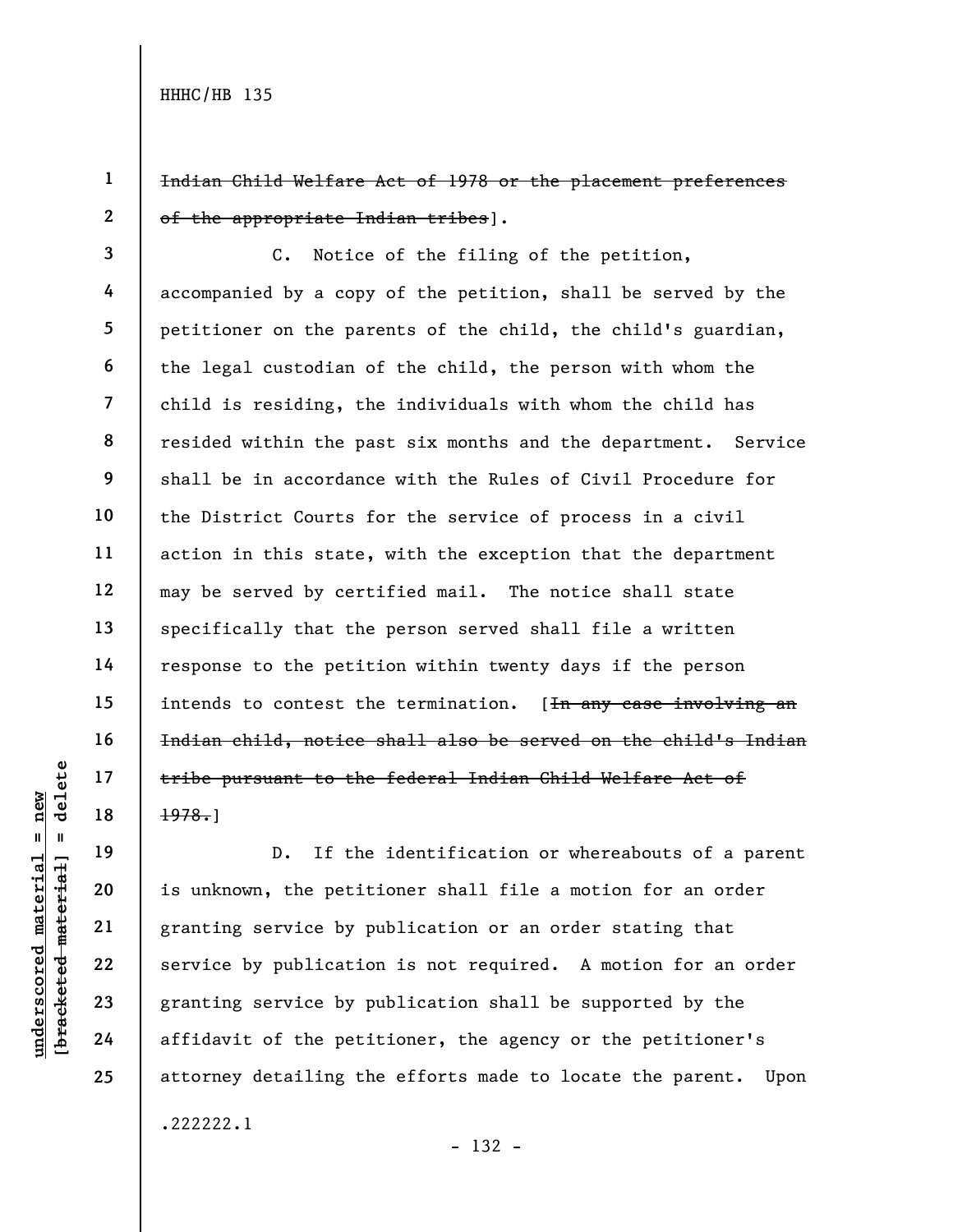~~Indian Child Welfare Act of 1978 or the placement preferences of the appropriate Indian tribes~~].

C. Notice of the filing of the petition, accompanied by a copy of the petition, shall be served by the petitioner on the parents of the child, the child's guardian, the legal custodian of the child, the person with whom the child is residing, the individuals with whom the child has resided within the past six months and the department. Service shall be in accordance with the Rules of Civil Procedure for the District Courts for the service of process in a civil action in this state, with the exception that the department may be served by certified mail. The notice shall state specifically that the person served shall file a written response to the petition within twenty days if the person intends to contest the termination. [~~In any case involving an Indian child, notice shall also be served on the child's Indian tribe pursuant to the federal Indian Child Welfare Act of 1978.~~]

D. If the identification or whereabouts of a parent is unknown, the petitioner shall file a motion for an order granting service by publication or an order stating that service by publication is not required. A motion for an order granting service by publication shall be supported by the affidavit of the petitioner, the agency or the petitioner's attorney detailing the efforts made to locate the parent. Upon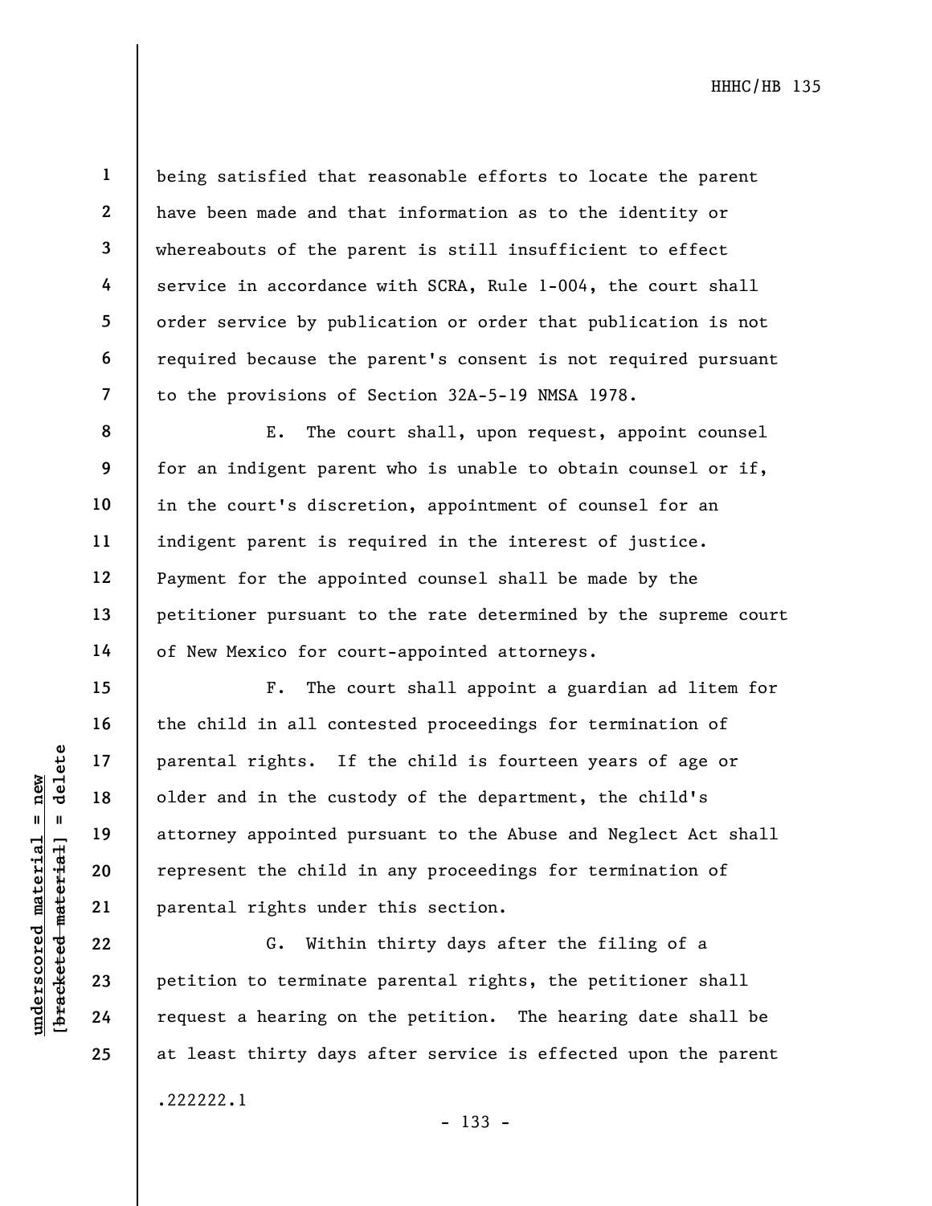being satisfied that reasonable efforts to locate the parent have been made and that information as to the identity or whereabouts of the parent is still insufficient to effect service in accordance with SCRA, Rule 1-004, the court shall order service by publication or order that publication is not required because the parent's consent is not required pursuant to the provisions of Section 32A-5-19 NMSA 1978.

E. The court shall, upon request, appoint counsel for an indigent parent who is unable to obtain counsel or if, in the court's discretion, appointment of counsel for an indigent parent is required in the interest of justice. Payment for the appointed counsel shall be made by the petitioner pursuant to the rate determined by the supreme court of New Mexico for court-appointed attorneys.

F. The court shall appoint a guardian ad litem for the child in all contested proceedings for termination of parental rights. If the child is fourteen years of age or older and in the custody of the department, the child's attorney appointed pursuant to the Abuse and Neglect Act shall represent the child in any proceedings for termination of parental rights under this section.

G. Within thirty days after the filing of a petition to terminate parental rights, the petitioner shall request a hearing on the petition. The hearing date shall be at least thirty days after service is effected upon the parent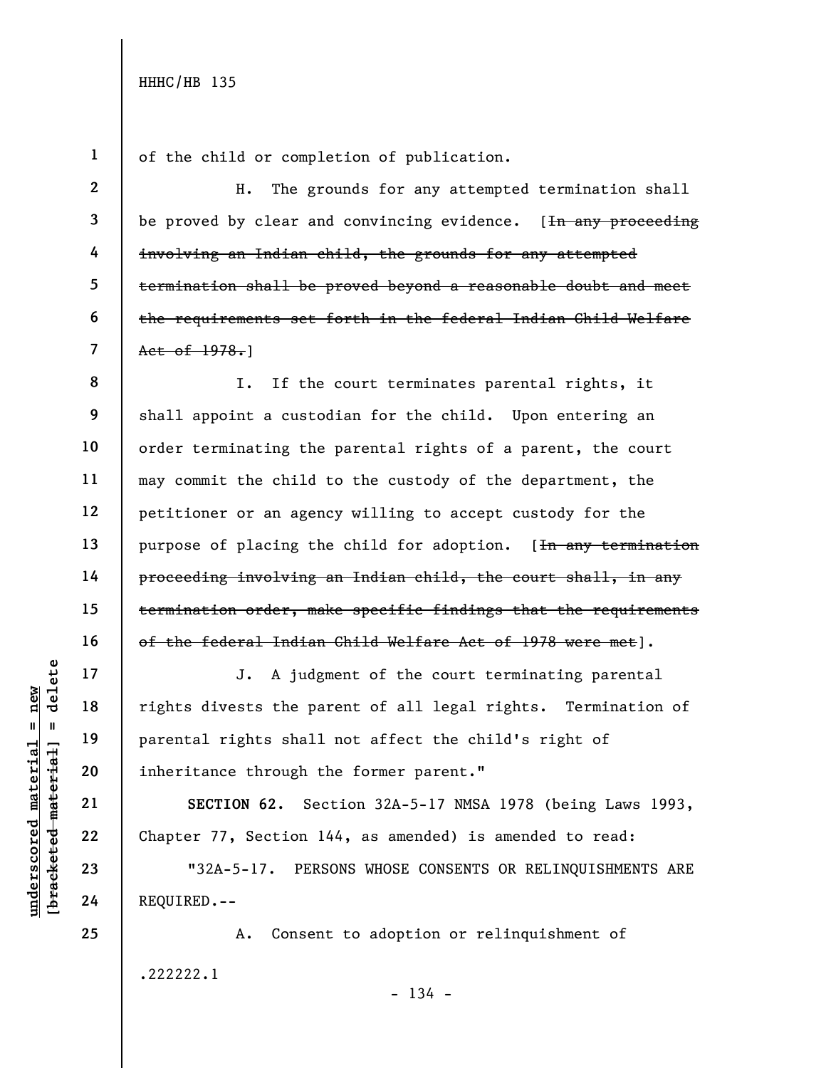of the child or completion of publication.

H. The grounds for any attempted termination shall be proved by clear and convincing evidence. [~~In any proceeding involving an Indian child, the grounds for any attempted termination shall be proved beyond a reasonable doubt and meet the requirements set forth in the federal Indian Child Welfare Act of 1978.~~]

I. If the court terminates parental rights, it shall appoint a custodian for the child. Upon entering an order terminating the parental rights of a parent, the court may commit the child to the custody of the department, the petitioner or an agency willing to accept custody for the purpose of placing the child for adoption. [~~In any termination proceeding involving an Indian child, the court shall, in any termination order, make specific findings that the requirements of the federal Indian Child Welfare Act of 1978 were met~~].

J. A judgment of the court terminating parental rights divests the parent of all legal rights. Termination of parental rights shall not affect the child's right of inheritance through the former parent."

**SECTION 62.** Section 32A-5-17 NMSA 1978 (being Laws 1993, Chapter 77, Section 144, as amended) is amended to read:

"32A-5-17. PERSONS WHOSE CONSENTS OR RELINQUISHMENTS ARE REQUIRED.--

A. Consent to adoption or relinquishment of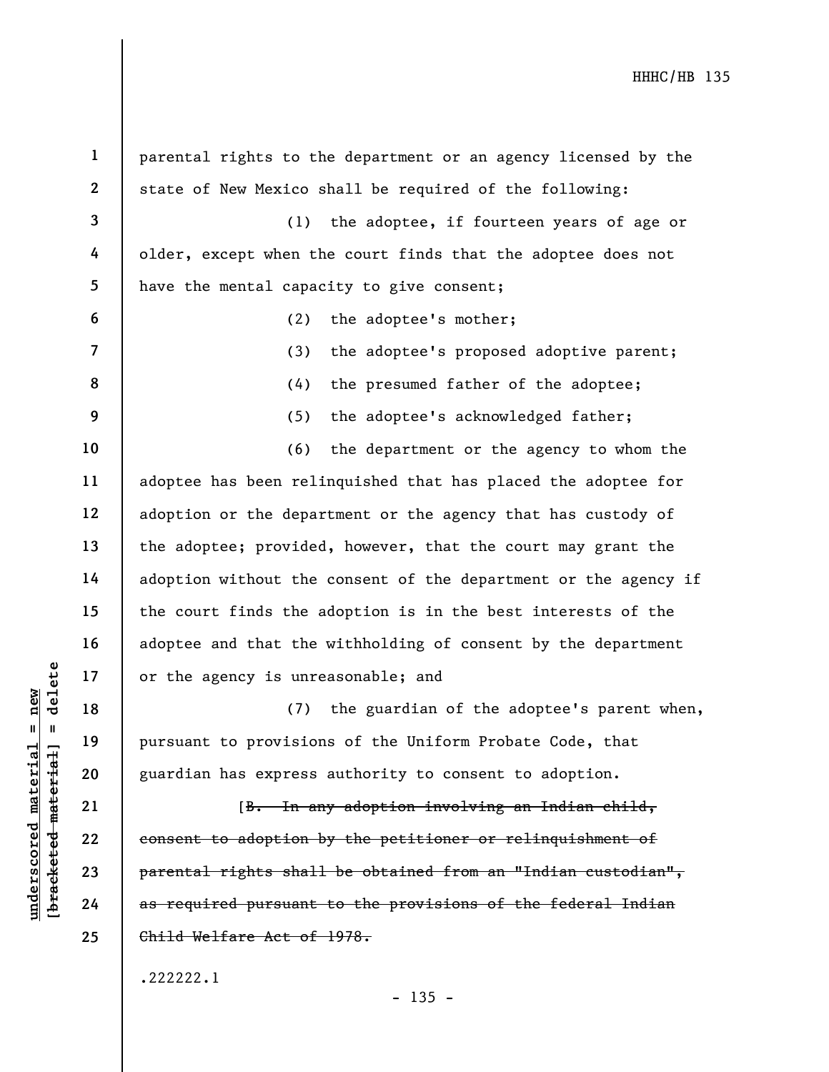parental rights to the department or an agency licensed by the state of New Mexico shall be required of the following:

(1) the adoptee, if fourteen years of age or older, except when the court finds that the adoptee does not have the mental capacity to give consent;

(2) the adoptee's mother;

(3) the adoptee's proposed adoptive parent;

(4) the presumed father of the adoptee;

(5) the adoptee's acknowledged father;

(6) the department or the agency to whom the adoptee has been relinquished that has placed the adoptee for adoption or the department or the agency that has custody of the adoptee; provided, however, that the court may grant the adoption without the consent of the department or the agency if the court finds the adoption is in the best interests of the adoptee and that the withholding of consent by the department or the agency is unreasonable; and

(7) the guardian of the adoptee's parent when, pursuant to provisions of the Uniform Probate Code, that guardian has express authority to consent to adoption.

[~~B. In any adoption involving an Indian child, consent to adoption by the petitioner or relinquishment of parental rights shall be obtained from an "Indian custodian", as required pursuant to the provisions of the federal Indian Child Welfare Act of 1978.~~

.222222.1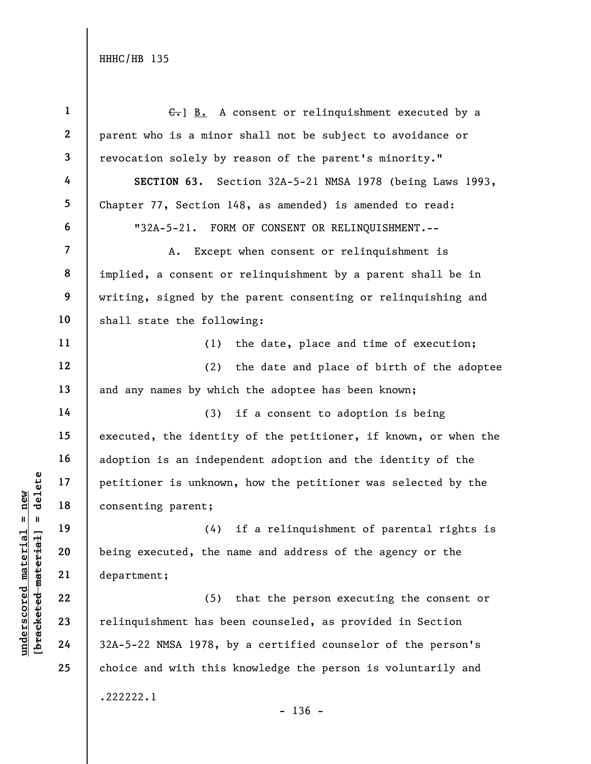~~C.~~] B. A consent or relinquishment executed by a parent who is a minor shall not be subject to avoidance or revocation solely by reason of the parent's minority."

**SECTION 63.** Section 32A-5-21 NMSA 1978 (being Laws 1993, Chapter 77, Section 148, as amended) is amended to read:

"32A-5-21. FORM OF CONSENT OR RELINQUISHMENT.--

A. Except when consent or relinquishment is implied, a consent or relinquishment by a parent shall be in writing, signed by the parent consenting or relinquishing and shall state the following:

(1) the date, place and time of execution;

(2) the date and place of birth of the adoptee and any names by which the adoptee has been known;

(3) if a consent to adoption is being executed, the identity of the petitioner, if known, or when the adoption is an independent adoption and the identity of the petitioner is unknown, how the petitioner was selected by the consenting parent;

(4) if a relinquishment of parental rights is being executed, the name and address of the agency or the department;

(5) that the person executing the consent or relinquishment has been counseled, as provided in Section 32A-5-22 NMSA 1978, by a certified counselor of the person's choice and with this knowledge the person is voluntarily and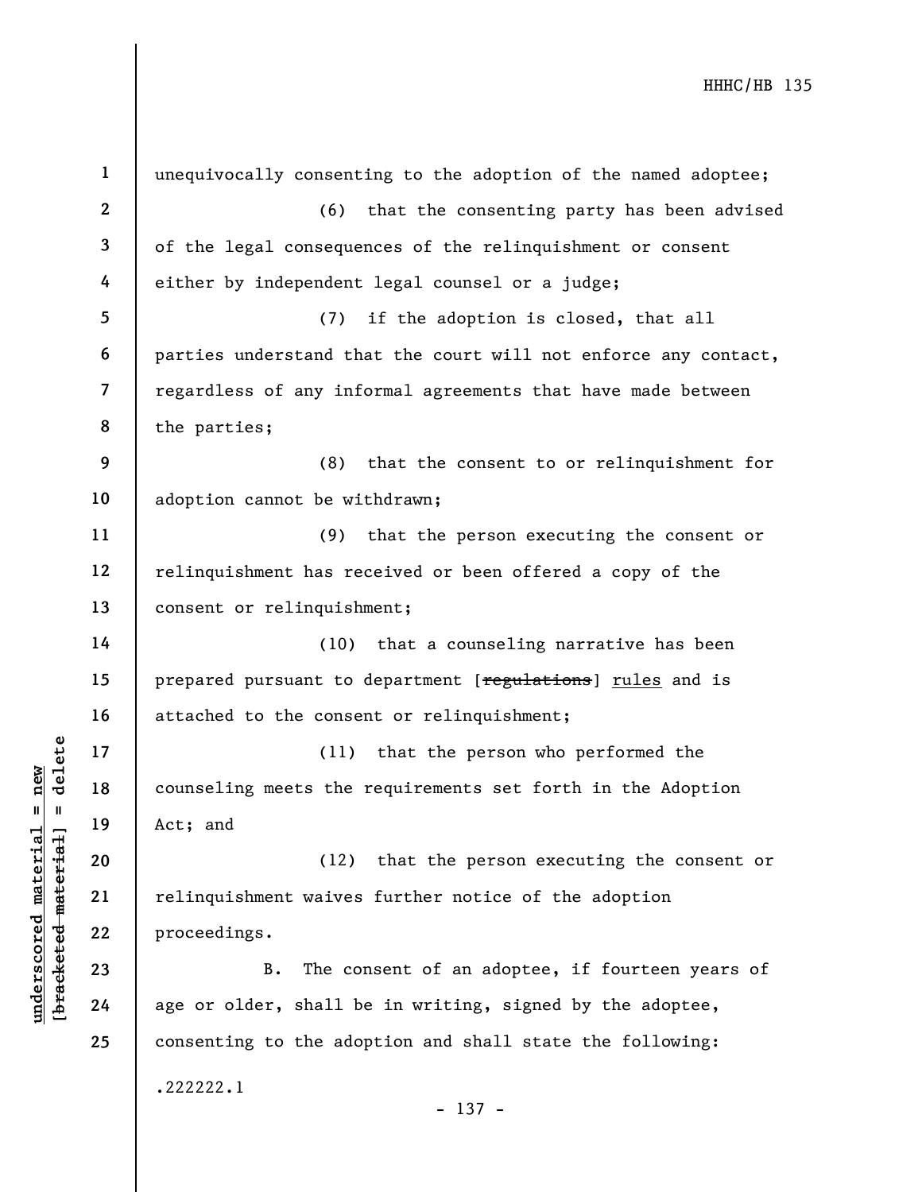unequivocally consenting to the adoption of the named adoptee;

(6) that the consenting party has been advised of the legal consequences of the relinquishment or consent either by independent legal counsel or a judge;

(7) if the adoption is closed, that all parties understand that the court will not enforce any contact, regardless of any informal agreements that have made between the parties;

(8) that the consent to or relinquishment for adoption cannot be withdrawn;

(9) that the person executing the consent or relinquishment has received or been offered a copy of the consent or relinquishment;

(10) that a counseling narrative has been prepared pursuant to department [~~regulations~~] <u>rules</u> and is attached to the consent or relinquishment;

(11) that the person who performed the counseling meets the requirements set forth in the Adoption Act; and

(12) that the person executing the consent or relinquishment waives further notice of the adoption proceedings.

B. The consent of an adoptee, if fourteen years of age or older, shall be in writing, signed by the adoptee, consenting to the adoption and shall state the following: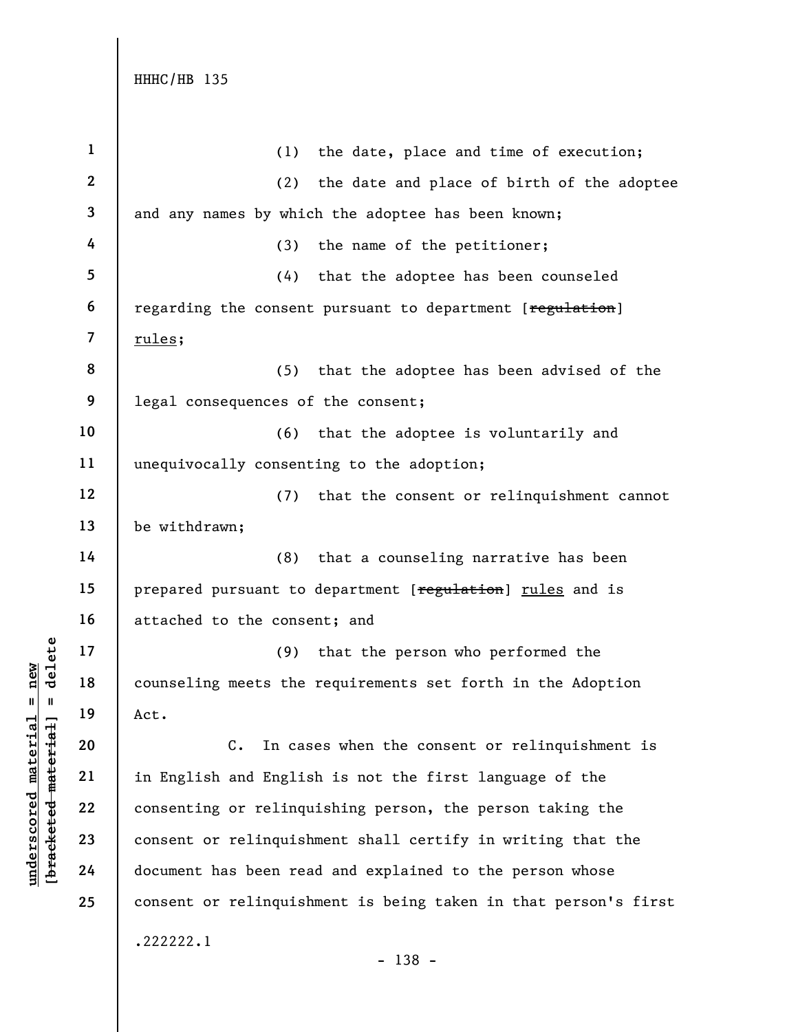(1) the date, place and time of execution;

(2) the date and place of birth of the adoptee and any names by which the adoptee has been known;

(3) the name of the petitioner;

(4) that the adoptee has been counseled regarding the consent pursuant to department [~~regulation~~] rules;

(5) that the adoptee has been advised of the legal consequences of the consent;

(6) that the adoptee is voluntarily and unequivocally consenting to the adoption;

(7) that the consent or relinquishment cannot be withdrawn;

(8) that a counseling narrative has been prepared pursuant to department [~~regulation~~] rules and is attached to the consent; and

(9) that the person who performed the counseling meets the requirements set forth in the Adoption Act.

C. In cases when the consent or relinquishment is in English and English is not the first language of the consenting or relinquishing person, the person taking the consent or relinquishment shall certify in writing that the document has been read and explained to the person whose consent or relinquishment is being taken in that person's first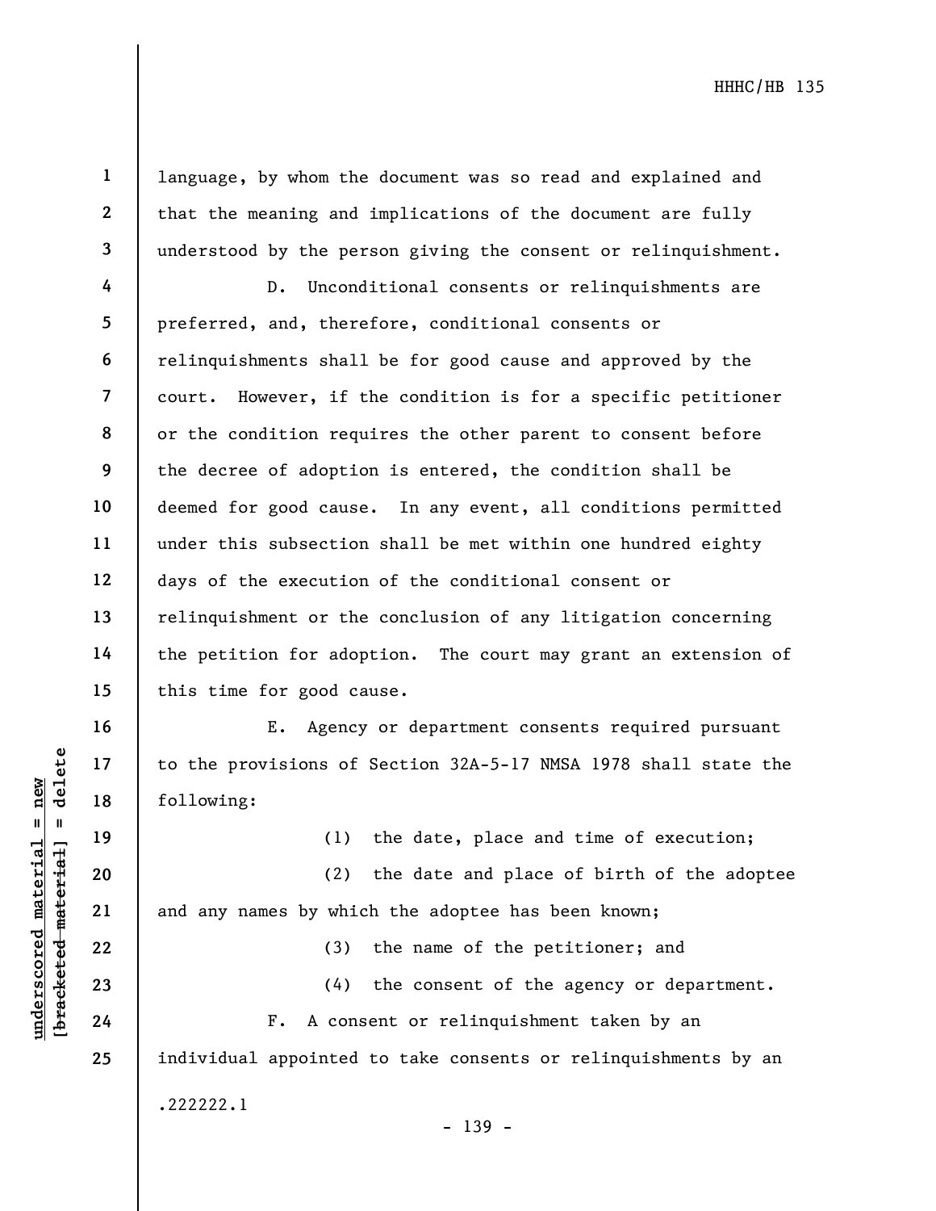language, by whom the document was so read and explained and that the meaning and implications of the document are fully understood by the person giving the consent or relinquishment.

D. Unconditional consents or relinquishments are preferred, and, therefore, conditional consents or relinquishments shall be for good cause and approved by the court. However, if the condition is for a specific petitioner or the condition requires the other parent to consent before the decree of adoption is entered, the condition shall be deemed for good cause. In any event, all conditions permitted under this subsection shall be met within one hundred eighty days of the execution of the conditional consent or relinquishment or the conclusion of any litigation concerning the petition for adoption. The court may grant an extension of this time for good cause.

E. Agency or department consents required pursuant to the provisions of Section 32A-5-17 NMSA 1978 shall state the following:

(1) the date, place and time of execution;

(2) the date and place of birth of the adoptee and any names by which the adoptee has been known;

(3) the name of the petitioner; and

(4) the consent of the agency or department.

F. A consent or relinquishment taken by an individual appointed to take consents or relinquishments by an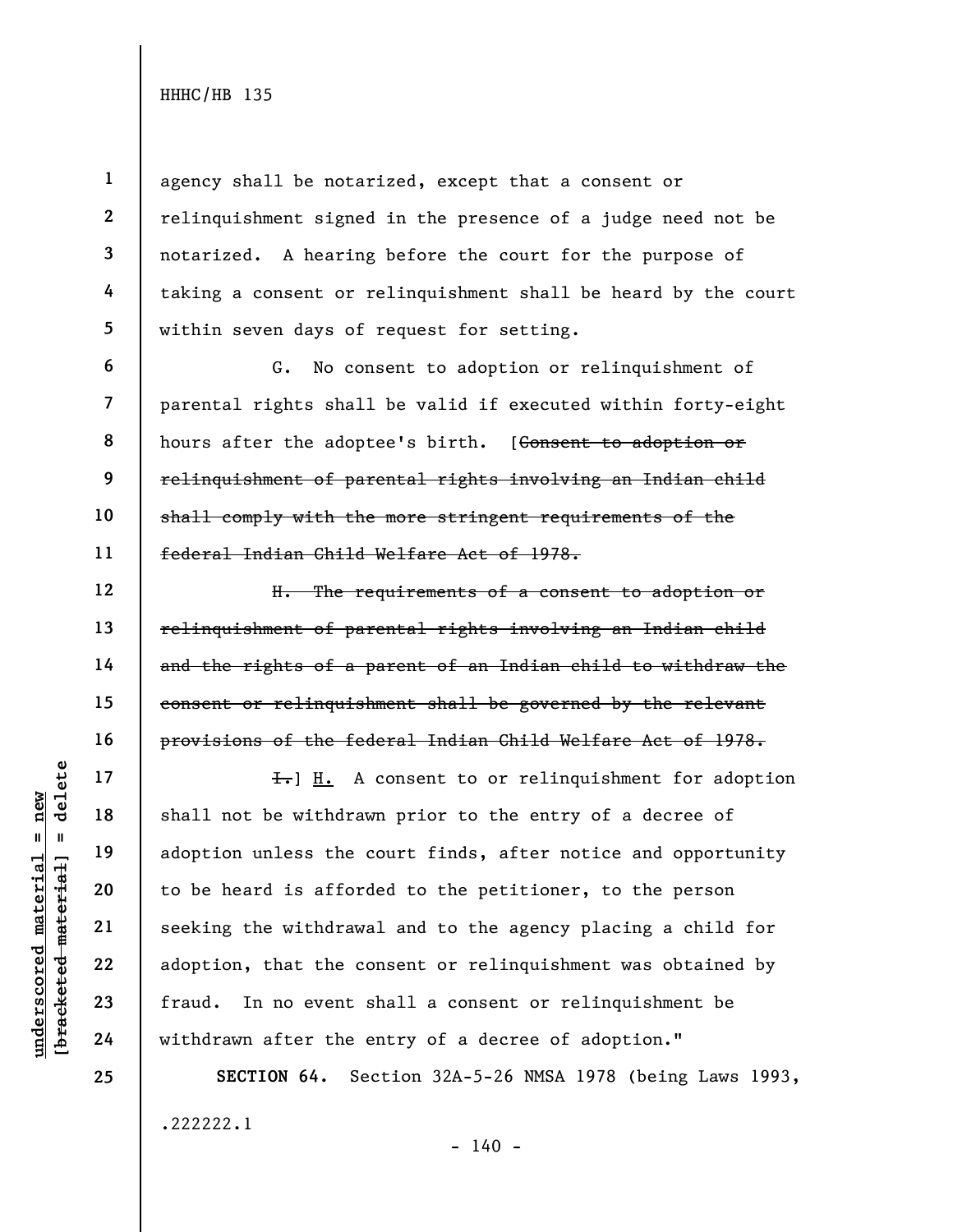agency shall be notarized, except that a consent or relinquishment signed in the presence of a judge need not be notarized. A hearing before the court for the purpose of taking a consent or relinquishment shall be heard by the court within seven days of request for setting.

G. No consent to adoption or relinquishment of parental rights shall be valid if executed within forty-eight hours after the adoptee's birth. [~~Consent to adoption or relinquishment of parental rights involving an Indian child shall comply with the more stringent requirements of the federal Indian Child Welfare Act of 1978.~~

~~H. The requirements of a consent to adoption or relinquishment of parental rights involving an Indian child and the rights of a parent of an Indian child to withdraw the consent or relinquishment shall be governed by the relevant provisions of the federal Indian Child Welfare Act of 1978.~~

~~I.~~] <u>H.</u> A consent to or relinquishment for adoption shall not be withdrawn prior to the entry of a decree of adoption unless the court finds, after notice and opportunity to be heard is afforded to the petitioner, to the person seeking the withdrawal and to the agency placing a child for adoption, that the consent or relinquishment was obtained by fraud. In no event shall a consent or relinquishment be withdrawn after the entry of a decree of adoption."

**SECTION 64.** Section 32A-5-26 NMSA 1978 (being Laws 1993,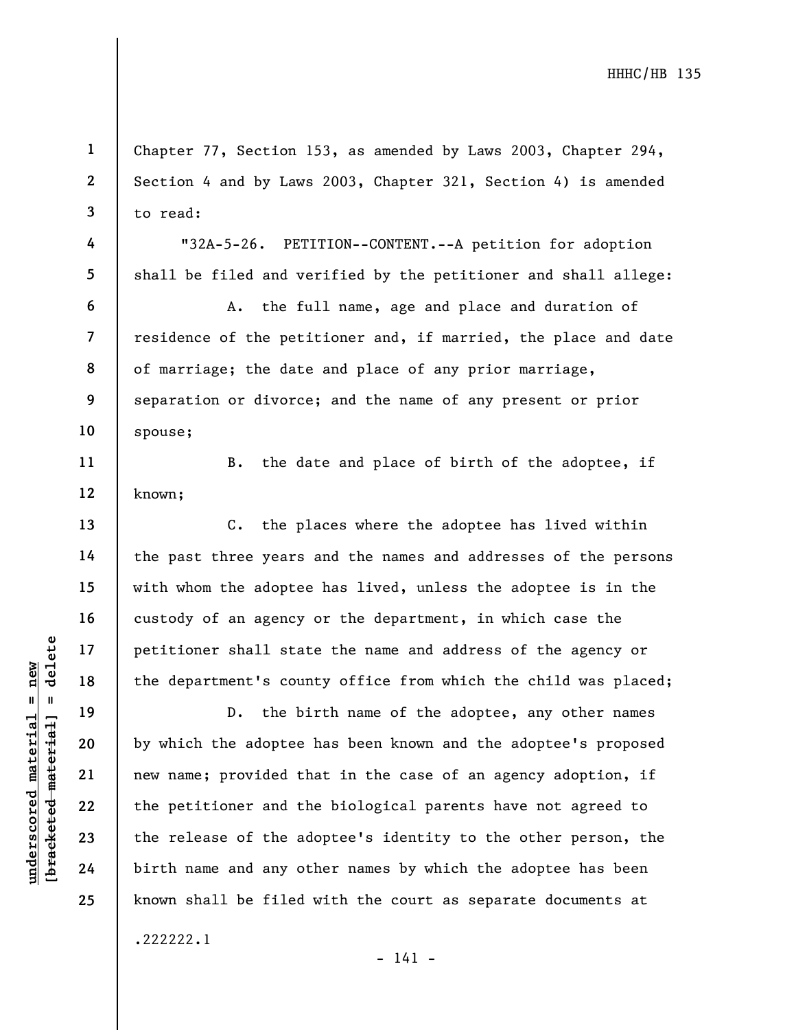Chapter 77, Section 153, as amended by Laws 2003, Chapter 294, Section 4 and by Laws 2003, Chapter 321, Section 4) is amended to read:

"32A-5-26. PETITION--CONTENT.--A petition for adoption shall be filed and verified by the petitioner and shall allege:

A. the full name, age and place and duration of residence of the petitioner and, if married, the place and date of marriage; the date and place of any prior marriage, separation or divorce; and the name of any present or prior spouse;

B. the date and place of birth of the adoptee, if known;

C. the places where the adoptee has lived within the past three years and the names and addresses of the persons with whom the adoptee has lived, unless the adoptee is in the custody of an agency or the department, in which case the petitioner shall state the name and address of the agency or the department's county office from which the child was placed;

D. the birth name of the adoptee, any other names by which the adoptee has been known and the adoptee's proposed new name; provided that in the case of an agency adoption, if the petitioner and the biological parents have not agreed to the release of the adoptee's identity to the other person, the birth name and any other names by which the adoptee has been known shall be filed with the court as separate documents at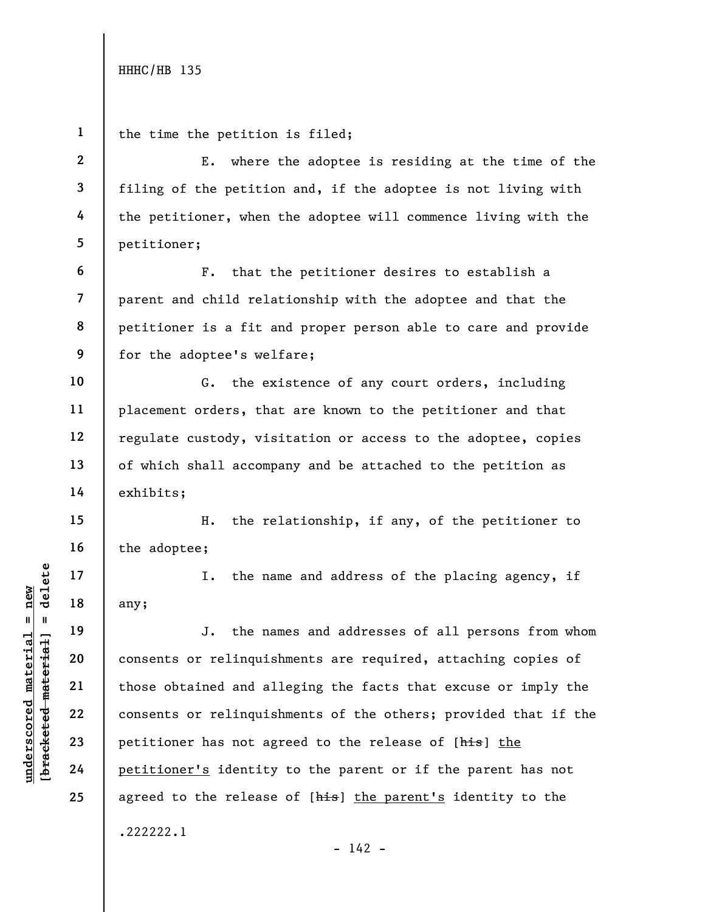the time the petition is filed;

E. where the adoptee is residing at the time of the filing of the petition and, if the adoptee is not living with the petitioner, when the adoptee will commence living with the petitioner;

F. that the petitioner desires to establish a parent and child relationship with the adoptee and that the petitioner is a fit and proper person able to care and provide for the adoptee's welfare;

G. the existence of any court orders, including placement orders, that are known to the petitioner and that regulate custody, visitation or access to the adoptee, copies of which shall accompany and be attached to the petition as exhibits;

H. the relationship, if any, of the petitioner to the adoptee;

I. the name and address of the placing agency, if any;

J. the names and addresses of all persons from whom consents or relinquishments are required, attaching copies of those obtained and alleging the facts that excuse or imply the consents or relinquishments of the others; provided that if the petitioner has not agreed to the release of [~~his~~] <u>the petitioner's</u> identity to the parent or if the parent has not agreed to the release of [~~his~~] <u>the parent's</u> identity to the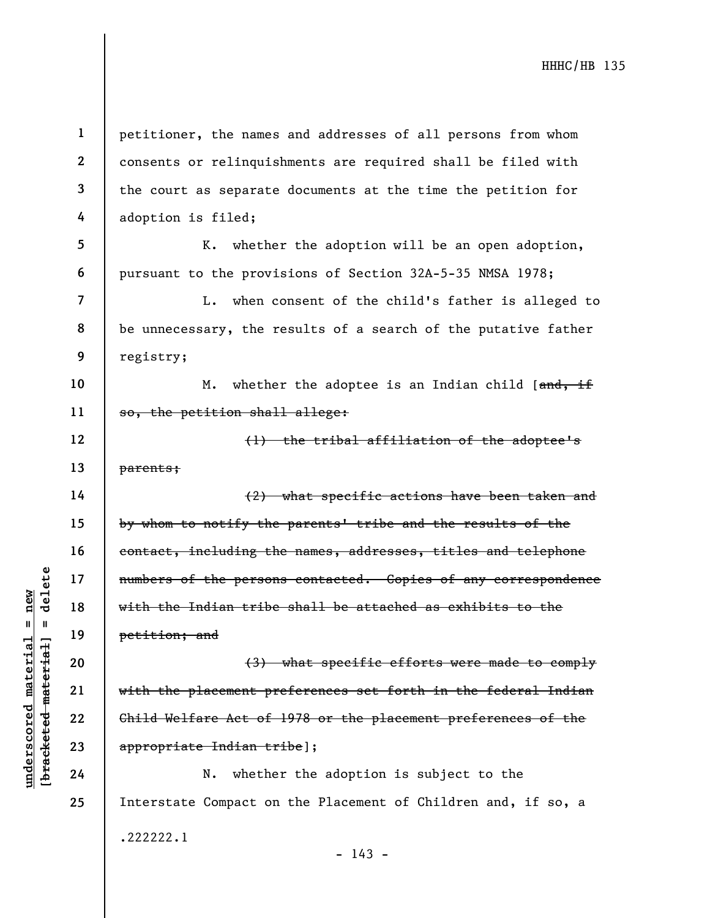petitioner, the names and addresses of all persons from whom consents or relinquishments are required shall be filed with the court as separate documents at the time the petition for adoption is filed;

K. whether the adoption will be an open adoption, pursuant to the provisions of Section 32A-5-35 NMSA 1978;

L. when consent of the child's father is alleged to be unnecessary, the results of a search of the putative father registry;

M. whether the adoptee is an Indian child [~~and, if so, the petition shall allege:~~

~~(1) the tribal affiliation of the adoptee's parents;~~

~~(2) what specific actions have been taken and by whom to notify the parents' tribe and the results of the contact, including the names, addresses, titles and telephone numbers of the persons contacted. Copies of any correspondence with the Indian tribe shall be attached as exhibits to the petition; and~~

~~(3) what specific efforts were made to comply with the placement preferences set forth in the federal Indian Child Welfare Act of 1978 or the placement preferences of the appropriate Indian tribe~~];

N. whether the adoption is subject to the Interstate Compact on the Placement of Children and, if so, a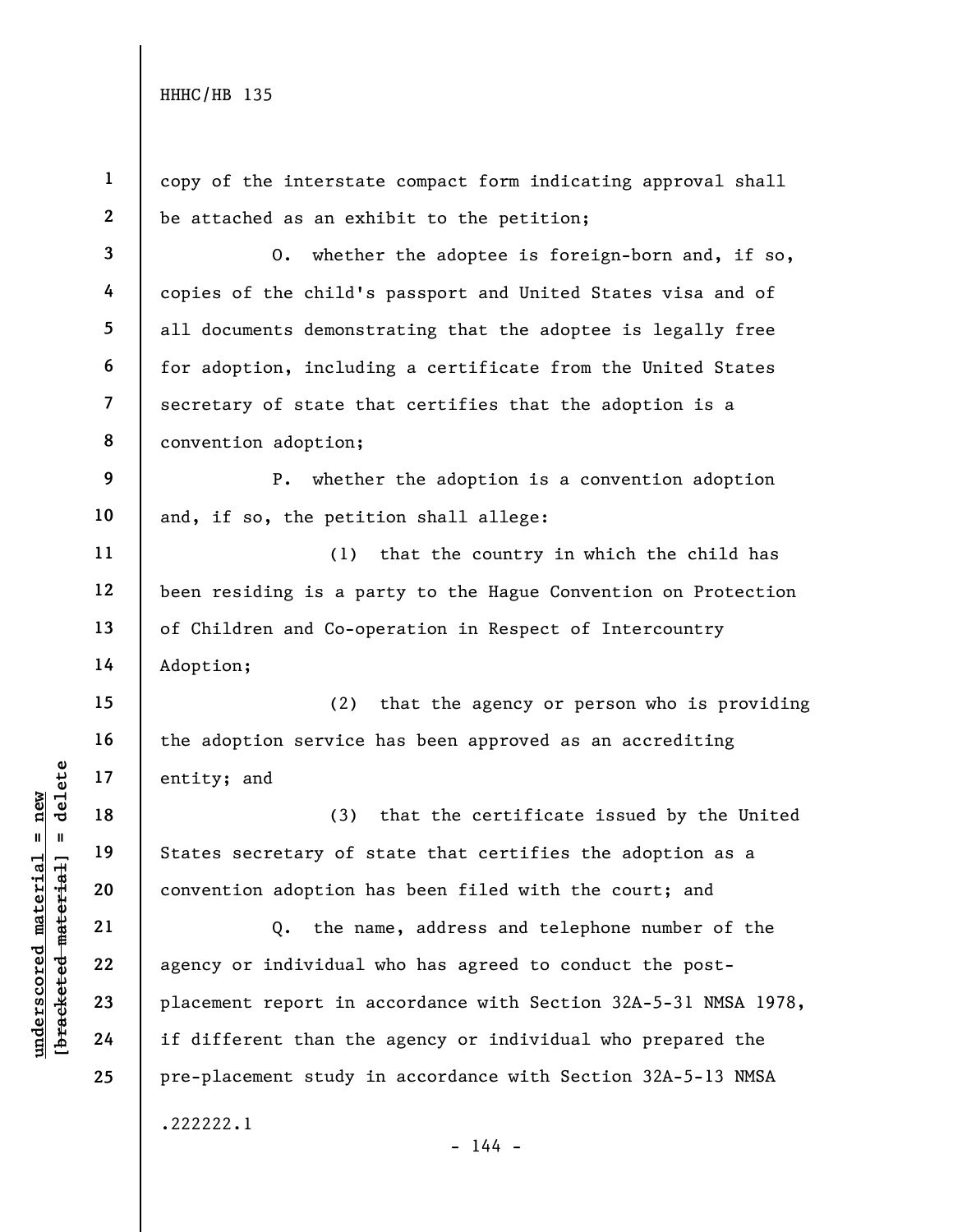copy of the interstate compact form indicating approval shall be attached as an exhibit to the petition;

O. whether the adoptee is foreign-born and, if so, copies of the child's passport and United States visa and of all documents demonstrating that the adoptee is legally free for adoption, including a certificate from the United States secretary of state that certifies that the adoption is a convention adoption;

P. whether the adoption is a convention adoption and, if so, the petition shall allege:

(1) that the country in which the child has been residing is a party to the Hague Convention on Protection of Children and Co-operation in Respect of Intercountry Adoption;

(2) that the agency or person who is providing the adoption service has been approved as an accrediting entity; and

(3) that the certificate issued by the United States secretary of state that certifies the adoption as a convention adoption has been filed with the court; and

Q. the name, address and telephone number of the agency or individual who has agreed to conduct the post-placement report in accordance with Section 32A-5-31 NMSA 1978, if different than the agency or individual who prepared the pre-placement study in accordance with Section 32A-5-13 NMSA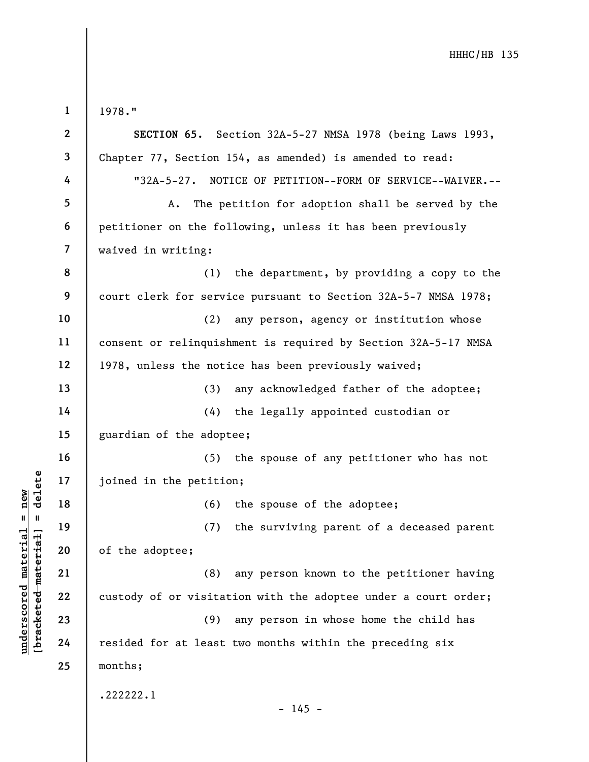1978."

**SECTION 65.** Section 32A-5-27 NMSA 1978 (being Laws 1993, Chapter 77, Section 154, as amended) is amended to read:

"32A-5-27. NOTICE OF PETITION--FORM OF SERVICE--WAIVER.--

A. The petition for adoption shall be served by the petitioner on the following, unless it has been previously waived in writing:

(1) the department, by providing a copy to the court clerk for service pursuant to Section 32A-5-7 NMSA 1978;

(2) any person, agency or institution whose consent or relinquishment is required by Section 32A-5-17 NMSA 1978, unless the notice has been previously waived;

(3) any acknowledged father of the adoptee;

(4) the legally appointed custodian or guardian of the adoptee;

(5) the spouse of any petitioner who has not joined in the petition;

(6) the spouse of the adoptee;

(7) the surviving parent of a deceased parent of the adoptee;

(8) any person known to the petitioner having custody of or visitation with the adoptee under a court order;

(9) any person in whose home the child has resided for at least two months within the preceding six months;

.222222.1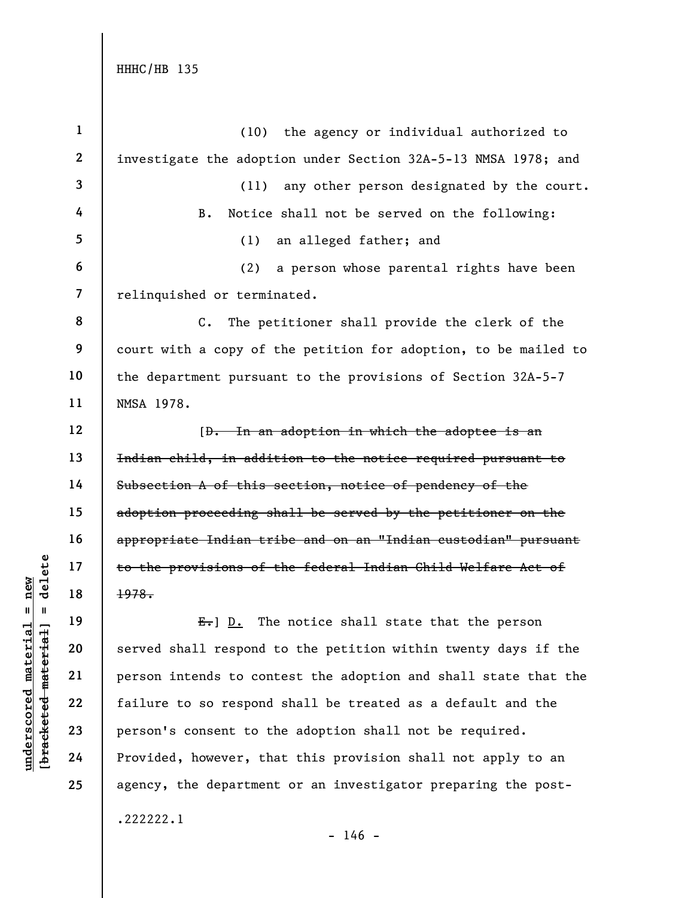(10) the agency or individual authorized to investigate the adoption under Section 32A-5-13 NMSA 1978; and

(11) any other person designated by the court.

B. Notice shall not be served on the following:

(1) an alleged father; and

(2) a person whose parental rights have been relinquished or terminated.

C. The petitioner shall provide the clerk of the court with a copy of the petition for adoption, to be mailed to the department pursuant to the provisions of Section 32A-5-7 NMSA 1978.

[~~D. In an adoption in which the adoptee is an Indian child, in addition to the notice required pursuant to Subsection A of this section, notice of pendency of the adoption proceeding shall be served by the petitioner on the appropriate Indian tribe and on an "Indian custodian" pursuant to the provisions of the federal Indian Child Welfare Act of 1978.~~

~~E.~~] <u>D.</u> The notice shall state that the person served shall respond to the petition within twenty days if the person intends to contest the adoption and shall state that the failure to so respond shall be treated as a default and the person's consent to the adoption shall not be required. Provided, however, that this provision shall not apply to an agency, the department or an investigator preparing the post-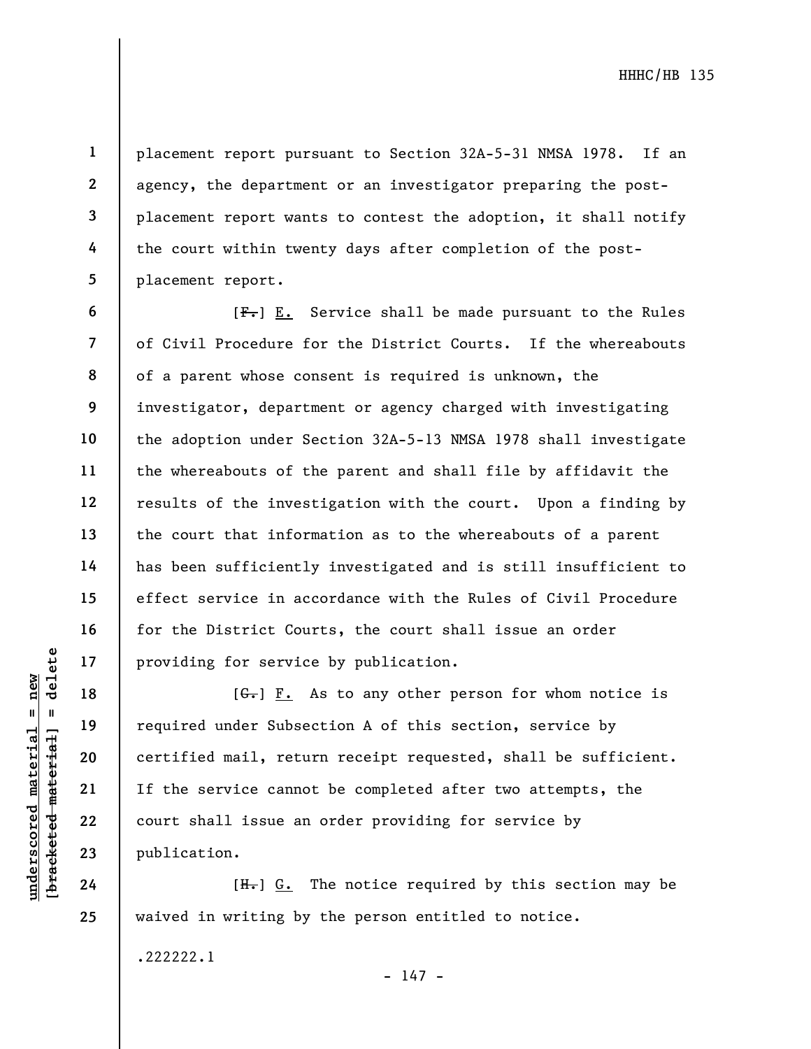placement report pursuant to Section 32A-5-31 NMSA 1978. If an agency, the department or an investigator preparing the post-placement report wants to contest the adoption, it shall notify the court within twenty days after completion of the post-placement report.

[~~F.~~] E. Service shall be made pursuant to the Rules of Civil Procedure for the District Courts. If the whereabouts of a parent whose consent is required is unknown, the investigator, department or agency charged with investigating the adoption under Section 32A-5-13 NMSA 1978 shall investigate the whereabouts of the parent and shall file by affidavit the results of the investigation with the court. Upon a finding by the court that information as to the whereabouts of a parent has been sufficiently investigated and is still insufficient to effect service in accordance with the Rules of Civil Procedure for the District Courts, the court shall issue an order providing for service by publication.

[~~G.~~] F. As to any other person for whom notice is required under Subsection A of this section, service by certified mail, return receipt requested, shall be sufficient. If the service cannot be completed after two attempts, the court shall issue an order providing for service by publication.

[~~H.~~] G. The notice required by this section may be waived in writing by the person entitled to notice.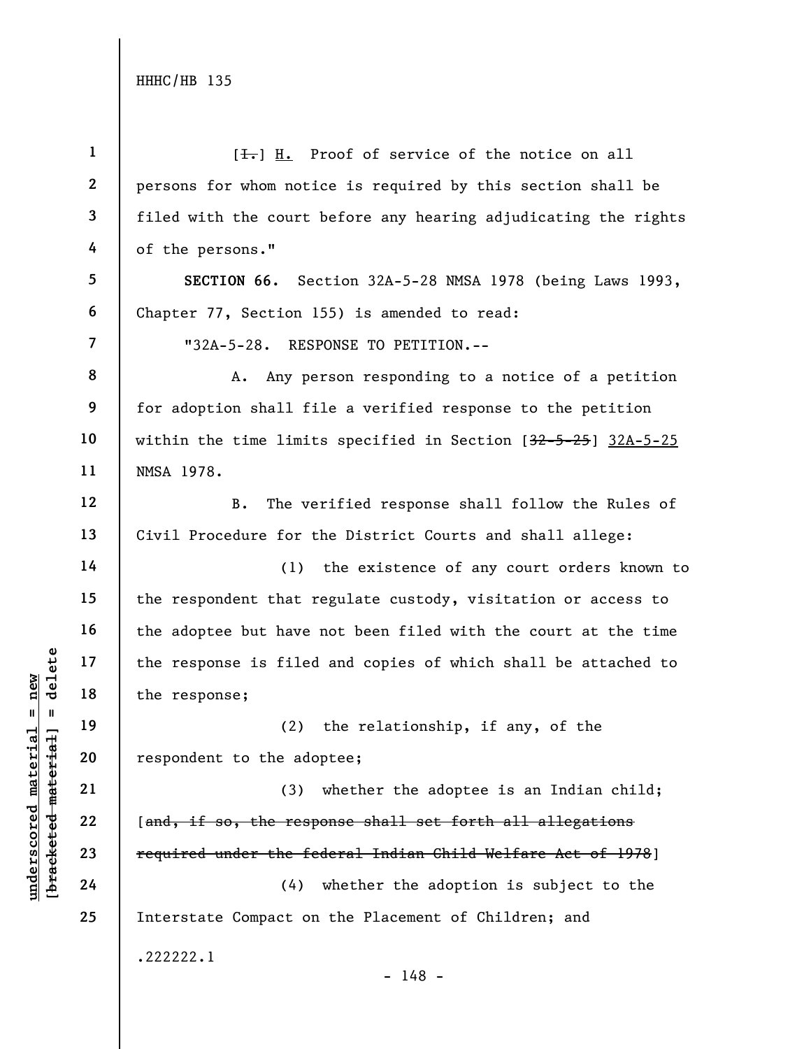[~~I.~~] H. Proof of service of the notice on all persons for whom notice is required by this section shall be filed with the court before any hearing adjudicating the rights of the persons."

**SECTION 66.** Section 32A-5-28 NMSA 1978 (being Laws 1993, Chapter 77, Section 155) is amended to read:

"32A-5-28. RESPONSE TO PETITION.--

A. Any person responding to a notice of a petition for adoption shall file a verified response to the petition within the time limits specified in Section [~~32-5-25~~] 32A-5-25 NMSA 1978.

B. The verified response shall follow the Rules of Civil Procedure for the District Courts and shall allege:

(1) the existence of any court orders known to the respondent that regulate custody, visitation or access to the adoptee but have not been filed with the court at the time the response is filed and copies of which shall be attached to the response;

(2) the relationship, if any, of the respondent to the adoptee;

(3) whether the adoptee is an Indian child; [~~and, if so, the response shall set forth all allegations required under the federal Indian Child Welfare Act of 1978~~]

(4) whether the adoption is subject to the Interstate Compact on the Placement of Children; and

.222222.1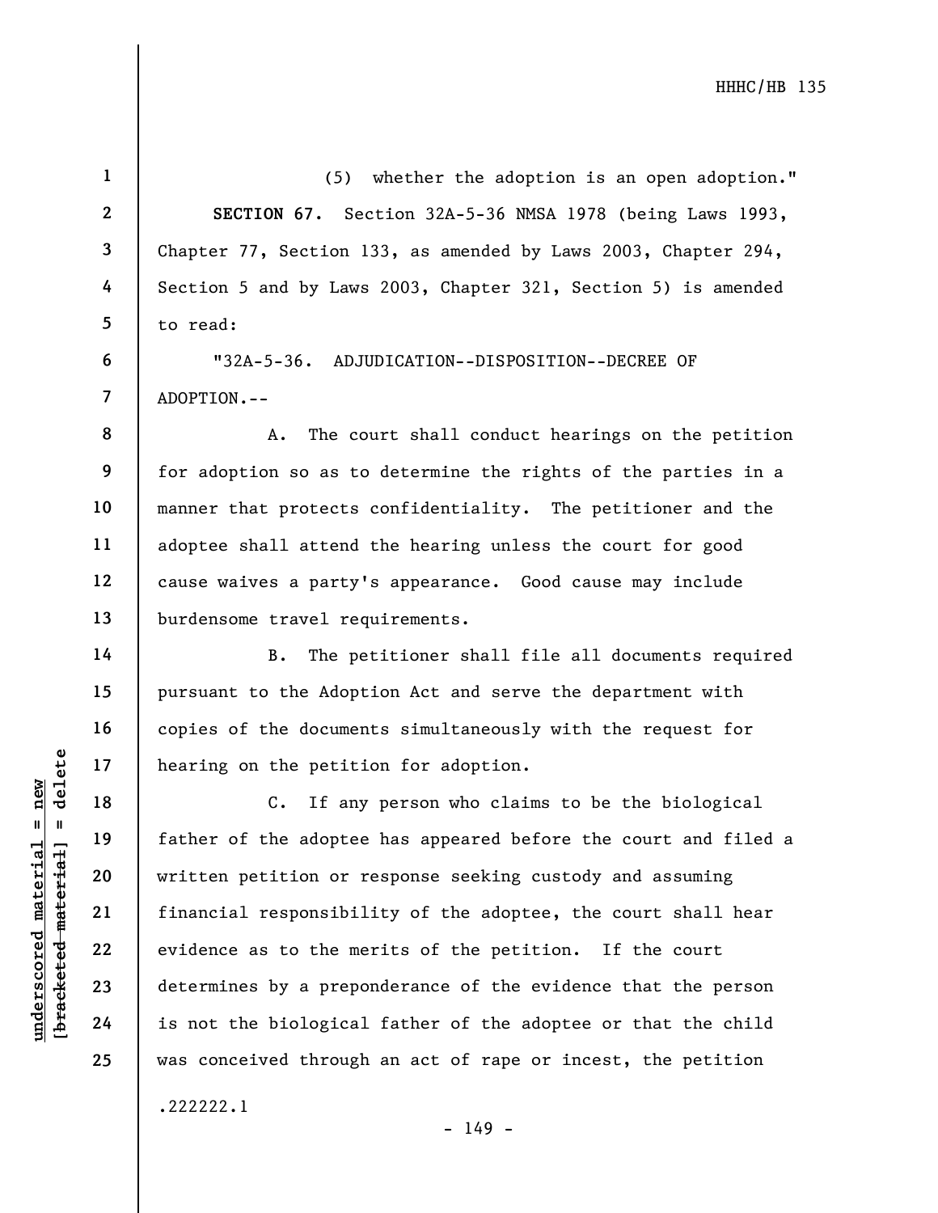(5) whether the adoption is an open adoption."

**SECTION 67.** Section 32A-5-36 NMSA 1978 (being Laws 1993, Chapter 77, Section 133, as amended by Laws 2003, Chapter 294, Section 5 and by Laws 2003, Chapter 321, Section 5) is amended to read:

"32A-5-36. ADJUDICATION--DISPOSITION--DECREE OF ADOPTION.--

A. The court shall conduct hearings on the petition for adoption so as to determine the rights of the parties in a manner that protects confidentiality. The petitioner and the adoptee shall attend the hearing unless the court for good cause waives a party's appearance. Good cause may include burdensome travel requirements.

B. The petitioner shall file all documents required pursuant to the Adoption Act and serve the department with copies of the documents simultaneously with the request for hearing on the petition for adoption.

C. If any person who claims to be the biological father of the adoptee has appeared before the court and filed a written petition or response seeking custody and assuming financial responsibility of the adoptee, the court shall hear evidence as to the merits of the petition. If the court determines by a preponderance of the evidence that the person is not the biological father of the adoptee or that the child was conceived through an act of rape or incest, the petition

.222222.1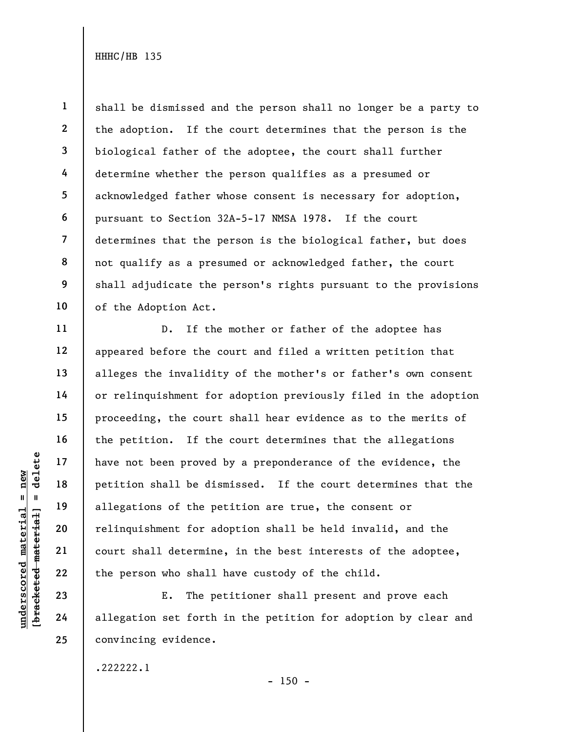shall be dismissed and the person shall no longer be a party to the adoption. If the court determines that the person is the biological father of the adoptee, the court shall further determine whether the person qualifies as a presumed or acknowledged father whose consent is necessary for adoption, pursuant to Section 32A-5-17 NMSA 1978. If the court determines that the person is the biological father, but does not qualify as a presumed or acknowledged father, the court shall adjudicate the person's rights pursuant to the provisions of the Adoption Act.

D. If the mother or father of the adoptee has appeared before the court and filed a written petition that alleges the invalidity of the mother's or father's own consent or relinquishment for adoption previously filed in the adoption proceeding, the court shall hear evidence as to the merits of the petition. If the court determines that the allegations have not been proved by a preponderance of the evidence, the petition shall be dismissed. If the court determines that the allegations of the petition are true, the consent or relinquishment for adoption shall be held invalid, and the court shall determine, in the best interests of the adoptee, the person who shall have custody of the child.

E. The petitioner shall present and prove each allegation set forth in the petition for adoption by clear and convincing evidence.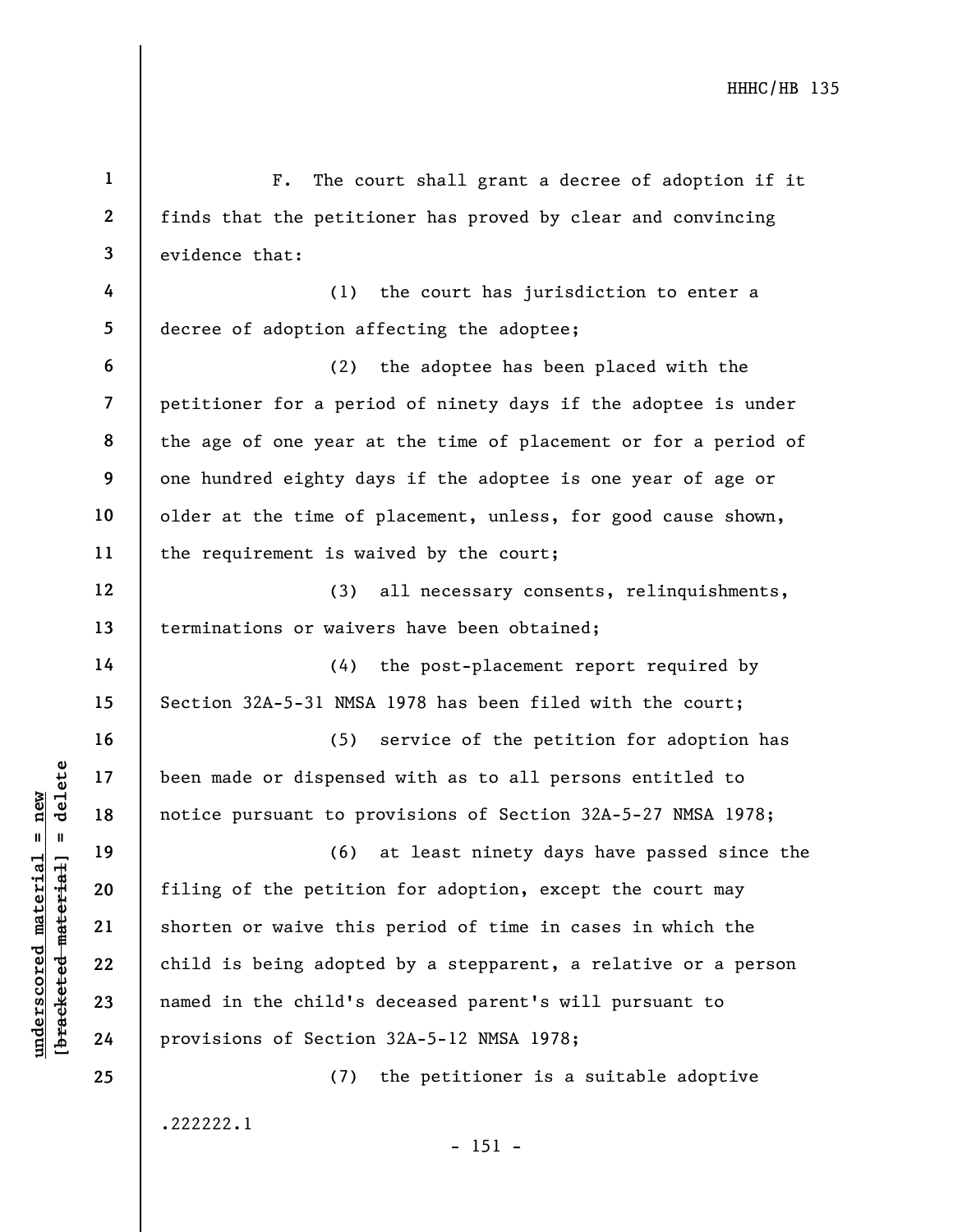F. The court shall grant a decree of adoption if it finds that the petitioner has proved by clear and convincing evidence that:

(1) the court has jurisdiction to enter a decree of adoption affecting the adoptee;

(2) the adoptee has been placed with the petitioner for a period of ninety days if the adoptee is under the age of one year at the time of placement or for a period of one hundred eighty days if the adoptee is one year of age or older at the time of placement, unless, for good cause shown, the requirement is waived by the court;

(3) all necessary consents, relinquishments, terminations or waivers have been obtained;

(4) the post-placement report required by Section 32A-5-31 NMSA 1978 has been filed with the court;

(5) service of the petition for adoption has been made or dispensed with as to all persons entitled to notice pursuant to provisions of Section 32A-5-27 NMSA 1978;

(6) at least ninety days have passed since the filing of the petition for adoption, except the court may shorten or waive this period of time in cases in which the child is being adopted by a stepparent, a relative or a person named in the child's deceased parent's will pursuant to provisions of Section 32A-5-12 NMSA 1978;

(7) the petitioner is a suitable adoptive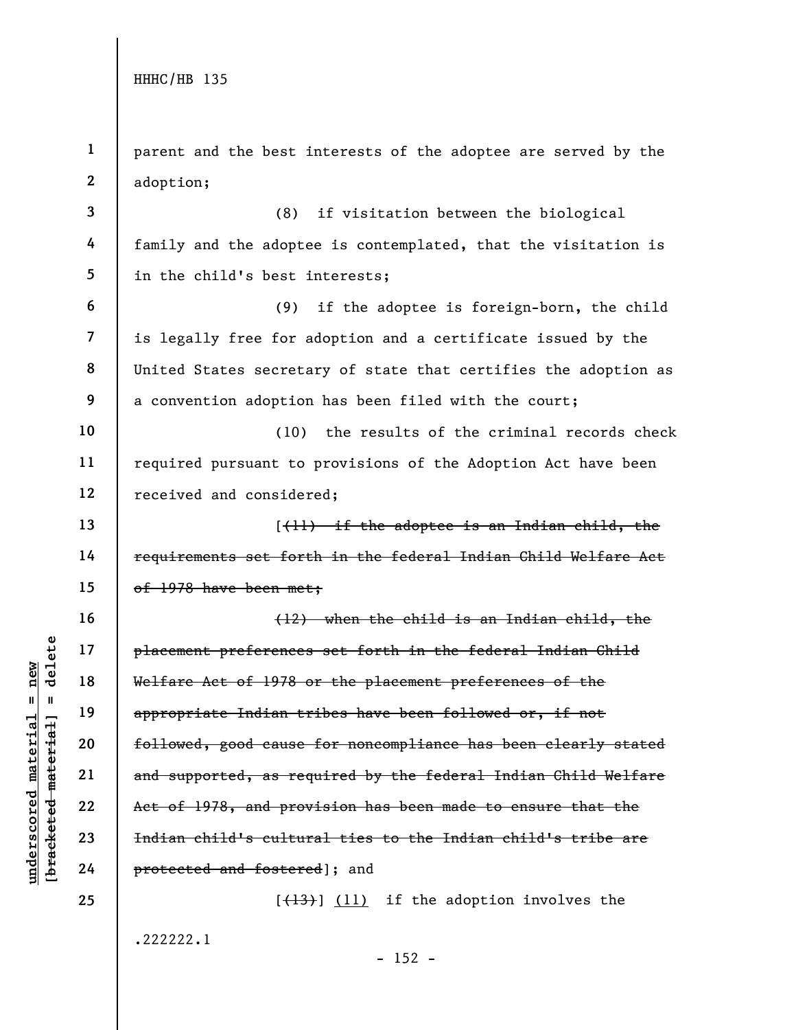parent and the best interests of the adoptee are served by the adoption;

(8) if visitation between the biological family and the adoptee is contemplated, that the visitation is in the child's best interests;

(9) if the adoptee is foreign-born, the child is legally free for adoption and a certificate issued by the United States secretary of state that certifies the adoption as a convention adoption has been filed with the court;

(10) the results of the criminal records check required pursuant to provisions of the Adoption Act have been received and considered;

[~~(11) if the adoptee is an Indian child, the requirements set forth in the federal Indian Child Welfare Act of 1978 have been met;~~

~~(12) when the child is an Indian child, the placement preferences set forth in the federal Indian Child Welfare Act of 1978 or the placement preferences of the appropriate Indian tribes have been followed or, if not followed, good cause for noncompliance has been clearly stated and supported, as required by the federal Indian Child Welfare Act of 1978, and provision has been made to ensure that the Indian child's cultural ties to the Indian child's tribe are protected and fostered~~]; and

[~~(13)~~] <u>(11)</u> if the adoption involves the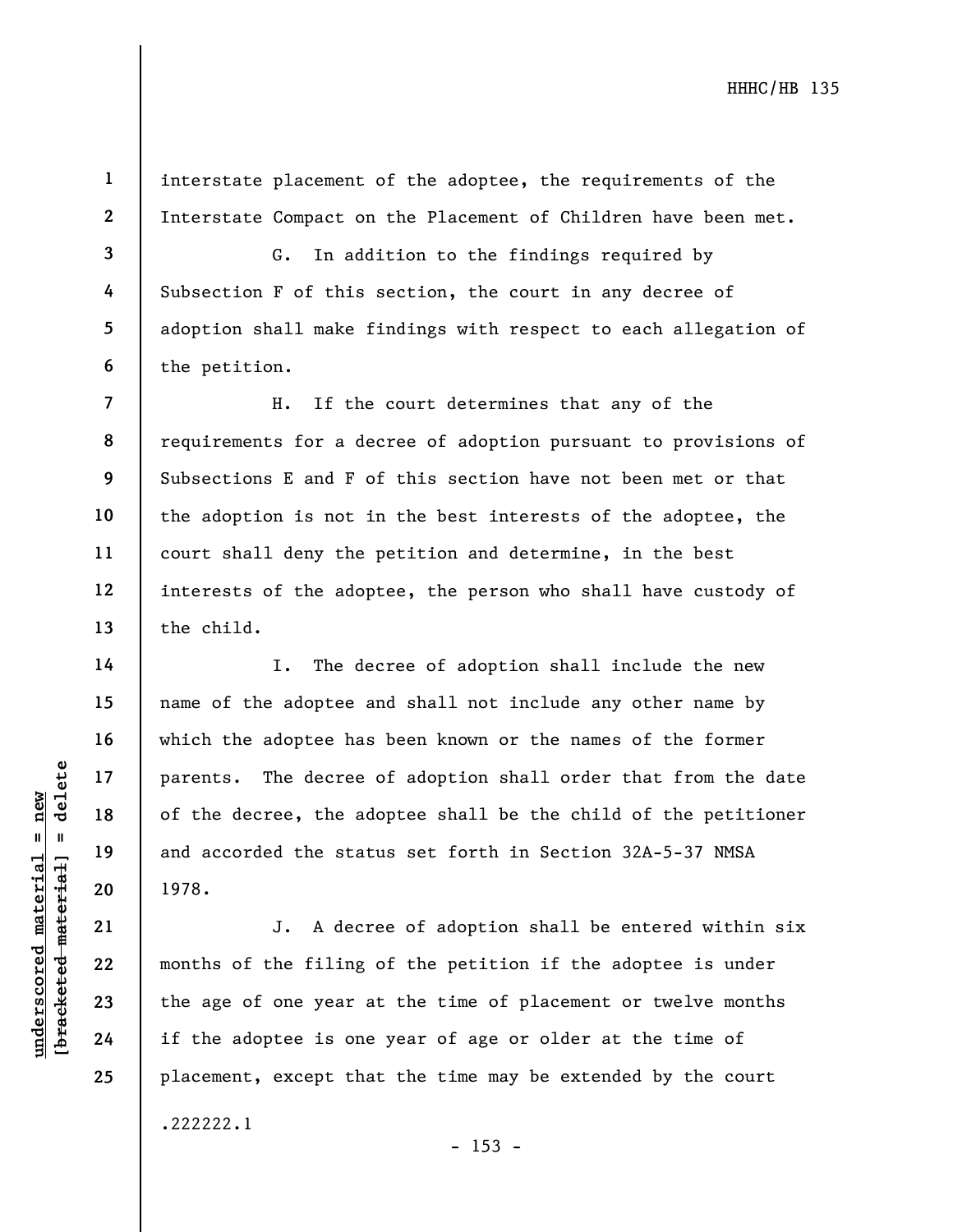interstate placement of the adoptee, the requirements of the Interstate Compact on the Placement of Children have been met.

G. In addition to the findings required by Subsection F of this section, the court in any decree of adoption shall make findings with respect to each allegation of the petition.

H. If the court determines that any of the requirements for a decree of adoption pursuant to provisions of Subsections E and F of this section have not been met or that the adoption is not in the best interests of the adoptee, the court shall deny the petition and determine, in the best interests of the adoptee, the person who shall have custody of the child.

I. The decree of adoption shall include the new name of the adoptee and shall not include any other name by which the adoptee has been known or the names of the former parents. The decree of adoption shall order that from the date of the decree, the adoptee shall be the child of the petitioner and accorded the status set forth in Section 32A-5-37 NMSA 1978.

J. A decree of adoption shall be entered within six months of the filing of the petition if the adoptee is under the age of one year at the time of placement or twelve months if the adoptee is one year of age or older at the time of placement, except that the time may be extended by the court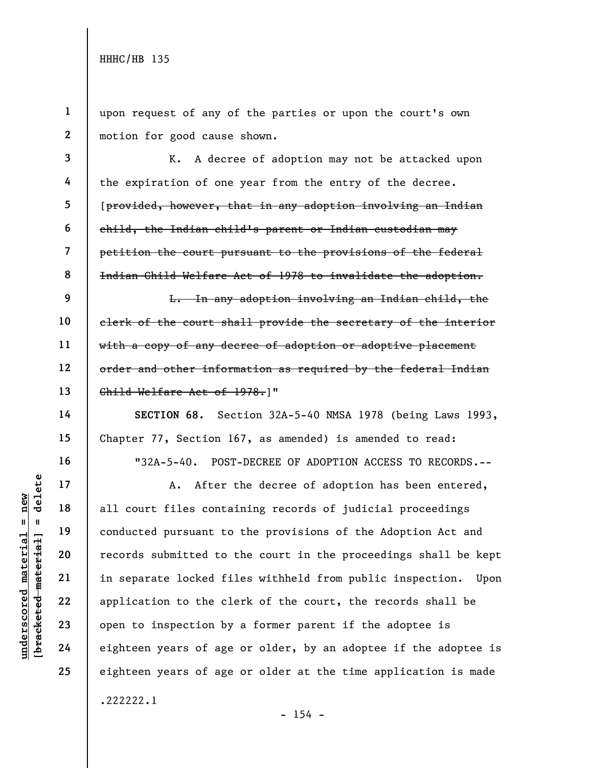upon request of any of the parties or upon the court's own motion for good cause shown.

K. A decree of adoption may not be attacked upon the expiration of one year from the entry of the decree. [~~provided, however, that in any adoption involving an Indian child, the Indian child's parent or Indian custodian may petition the court pursuant to the provisions of the federal Indian Child Welfare Act of 1978 to invalidate the adoption.~~

~~L. In any adoption involving an Indian child, the clerk of the court shall provide the secretary of the interior with a copy of any decree of adoption or adoptive placement order and other information as required by the federal Indian Child Welfare Act of 1978.~~]"

**SECTION 68.** Section 32A-5-40 NMSA 1978 (being Laws 1993, Chapter 77, Section 167, as amended) is amended to read:

"32A-5-40. POST-DECREE OF ADOPTION ACCESS TO RECORDS.--

A. After the decree of adoption has been entered, all court files containing records of judicial proceedings conducted pursuant to the provisions of the Adoption Act and records submitted to the court in the proceedings shall be kept in separate locked files withheld from public inspection. Upon application to the clerk of the court, the records shall be open to inspection by a former parent if the adoptee is eighteen years of age or older, by an adoptee if the adoptee is eighteen years of age or older at the time application is made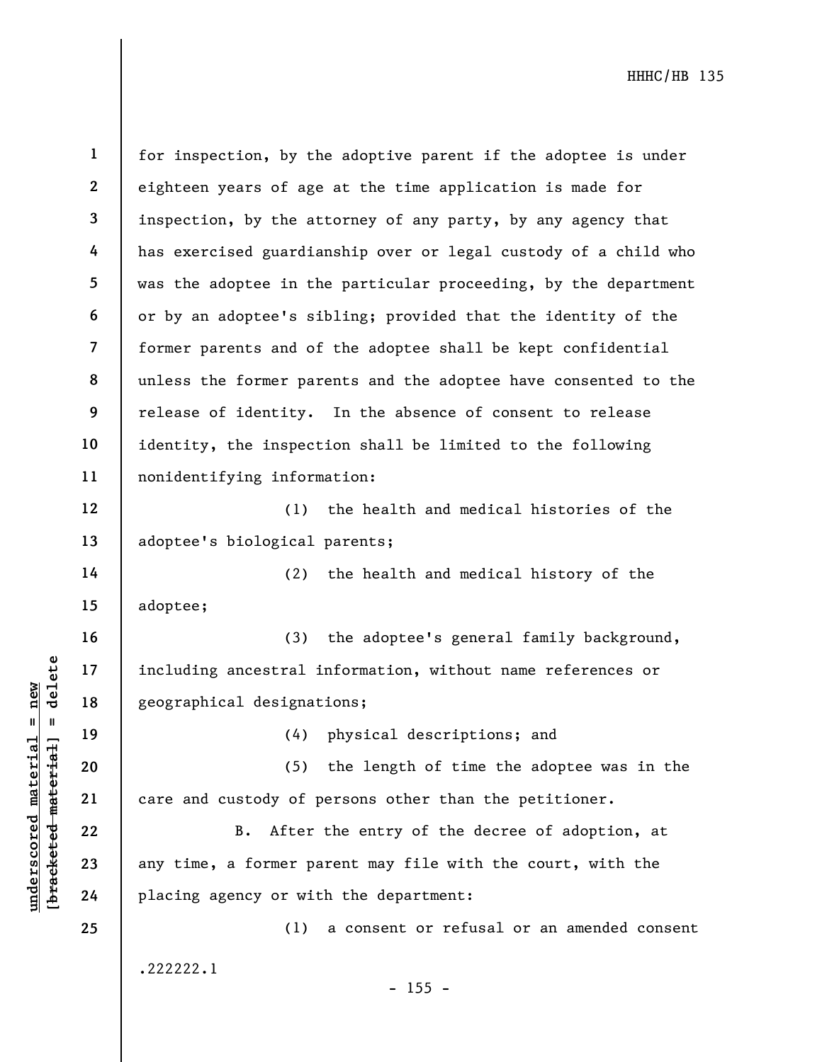for inspection, by the adoptive parent if the adoptee is under eighteen years of age at the time application is made for inspection, by the attorney of any party, by any agency that has exercised guardianship over or legal custody of a child who was the adoptee in the particular proceeding, by the department or by an adoptee's sibling; provided that the identity of the former parents and of the adoptee shall be kept confidential unless the former parents and the adoptee have consented to the release of identity. In the absence of consent to release identity, the inspection shall be limited to the following nonidentifying information:

(1) the health and medical histories of the adoptee's biological parents;

(2) the health and medical history of the adoptee;

(3) the adoptee's general family background, including ancestral information, without name references or geographical designations;

(4) physical descriptions; and

(5) the length of time the adoptee was in the care and custody of persons other than the petitioner.

B. After the entry of the decree of adoption, at any time, a former parent may file with the court, with the placing agency or with the department:

(1) a consent or refusal or an amended consent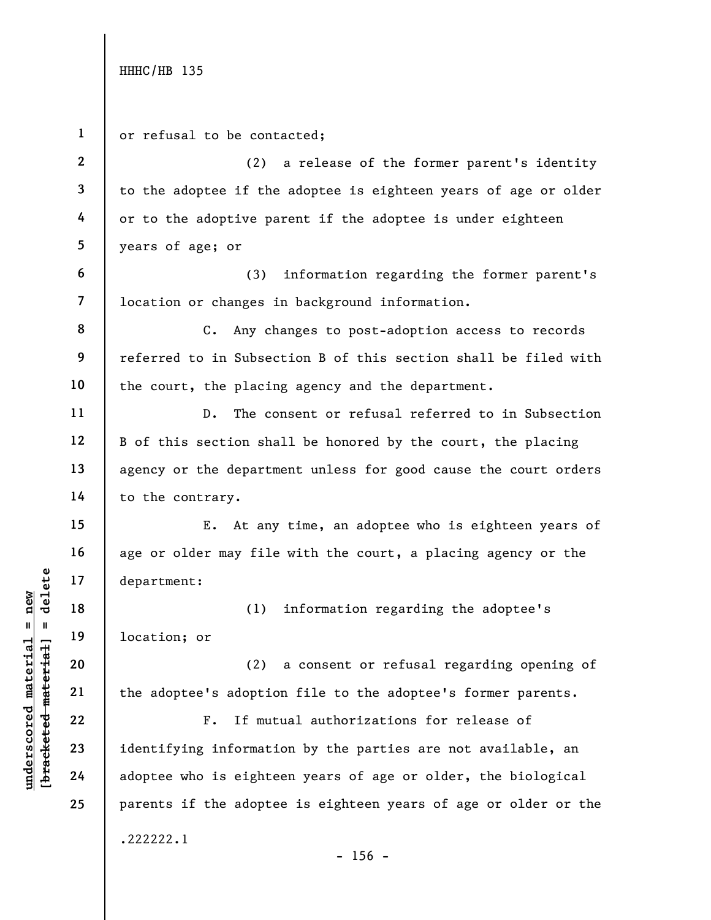or refusal to be contacted;

(2) a release of the former parent's identity to the adoptee if the adoptee is eighteen years of age or older or to the adoptive parent if the adoptee is under eighteen years of age; or

(3) information regarding the former parent's location or changes in background information.

C. Any changes to post-adoption access to records referred to in Subsection B of this section shall be filed with the court, the placing agency and the department.

D. The consent or refusal referred to in Subsection B of this section shall be honored by the court, the placing agency or the department unless for good cause the court orders to the contrary.

E. At any time, an adoptee who is eighteen years of age or older may file with the court, a placing agency or the department:

(1) information regarding the adoptee's location; or

(2) a consent or refusal regarding opening of the adoptee's adoption file to the adoptee's former parents.

F. If mutual authorizations for release of identifying information by the parties are not available, an adoptee who is eighteen years of age or older, the biological parents if the adoptee is eighteen years of age or older or the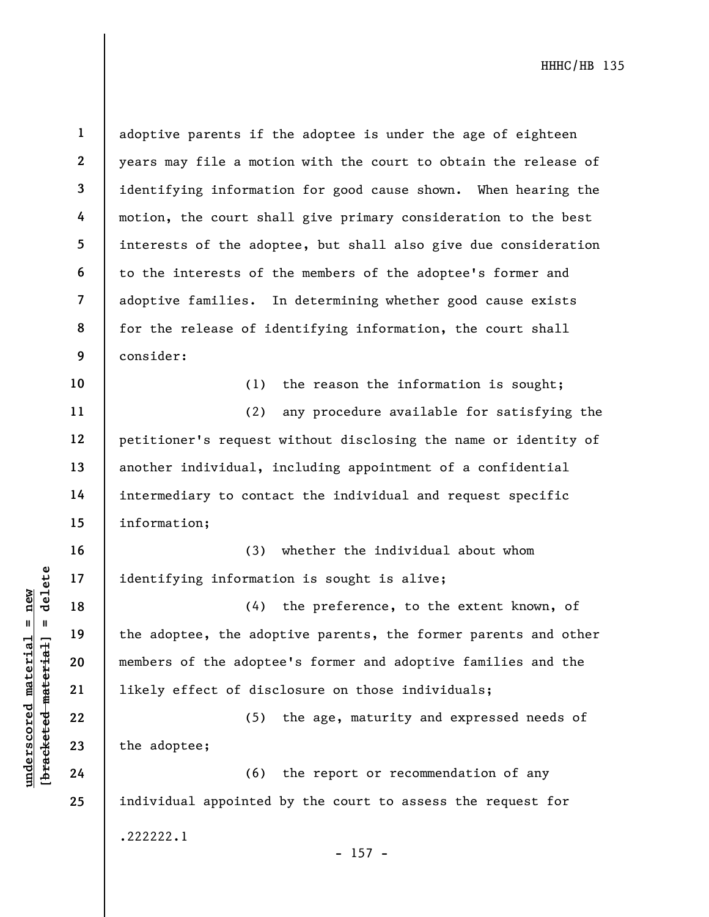adoptive parents if the adoptee is under the age of eighteen years may file a motion with the court to obtain the release of identifying information for good cause shown. When hearing the motion, the court shall give primary consideration to the best interests of the adoptee, but shall also give due consideration to the interests of the members of the adoptee's former and adoptive families. In determining whether good cause exists for the release of identifying information, the court shall consider:

(1) the reason the information is sought;

(2) any procedure available for satisfying the petitioner's request without disclosing the name or identity of another individual, including appointment of a confidential intermediary to contact the individual and request specific information;

(3) whether the individual about whom identifying information is sought is alive;

(4) the preference, to the extent known, of the adoptee, the adoptive parents, the former parents and other members of the adoptee's former and adoptive families and the likely effect of disclosure on those individuals;

(5) the age, maturity and expressed needs of the adoptee;

(6) the report or recommendation of any individual appointed by the court to assess the request for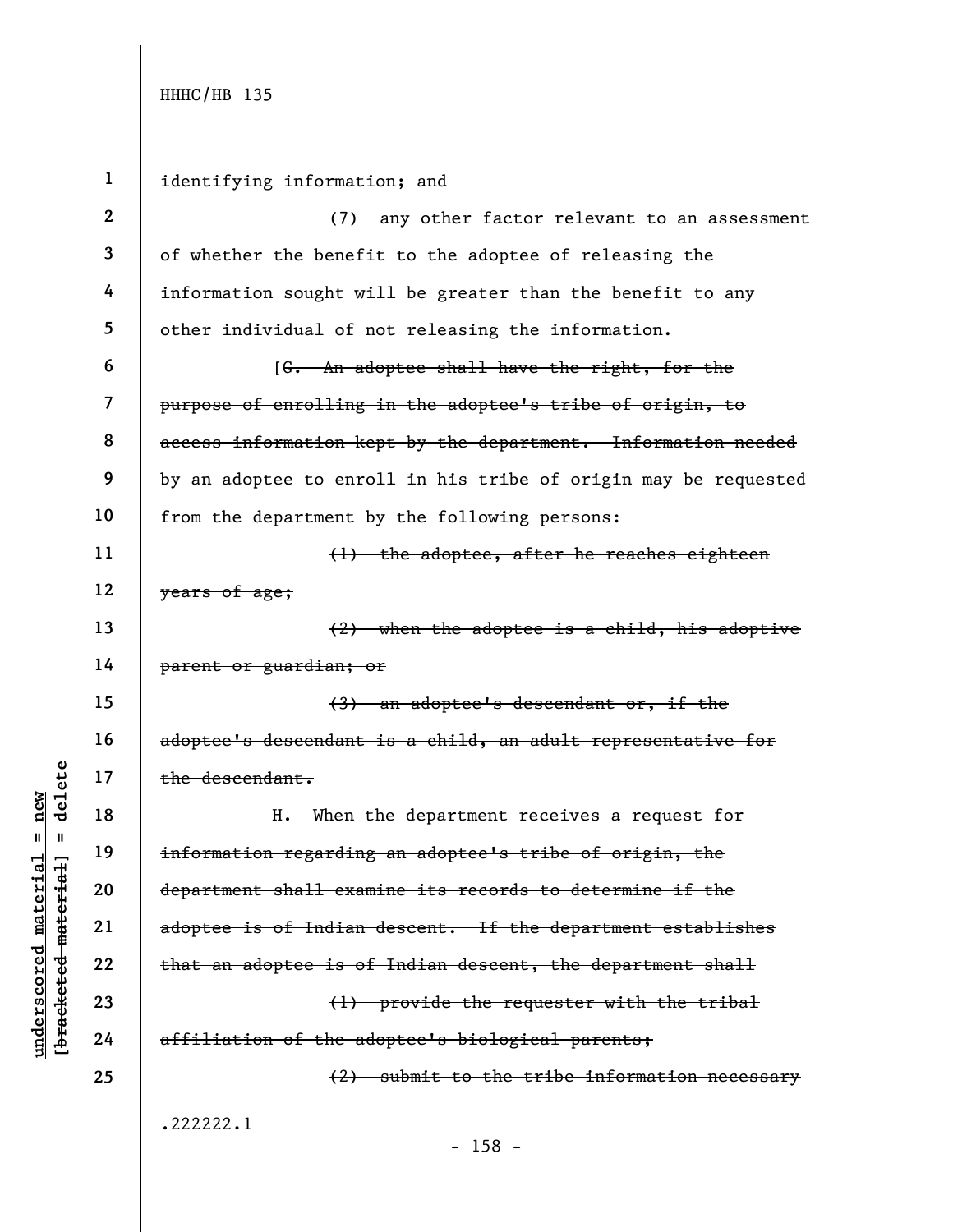identifying information; and

(7) any other factor relevant to an assessment of whether the benefit to the adoptee of releasing the information sought will be greater than the benefit to any other individual of not releasing the information.

[~~G. An adoptee shall have the right, for the purpose of enrolling in the adoptee's tribe of origin, to access information kept by the department. Information needed by an adoptee to enroll in his tribe of origin may be requested from the department by the following persons:~~

~~(1) the adoptee, after he reaches eighteen years of age;~~

~~(2) when the adoptee is a child, his adoptive parent or guardian; or~~

~~(3) an adoptee's descendant or, if the adoptee's descendant is a child, an adult representative for the descendant.~~

~~H. When the department receives a request for information regarding an adoptee's tribe of origin, the department shall examine its records to determine if the adoptee is of Indian descent. If the department establishes that an adoptee is of Indian descent, the department shall~~

~~(1) provide the requester with the tribal affiliation of the adoptee's biological parents;~~

~~(2) submit to the tribe information necessary~~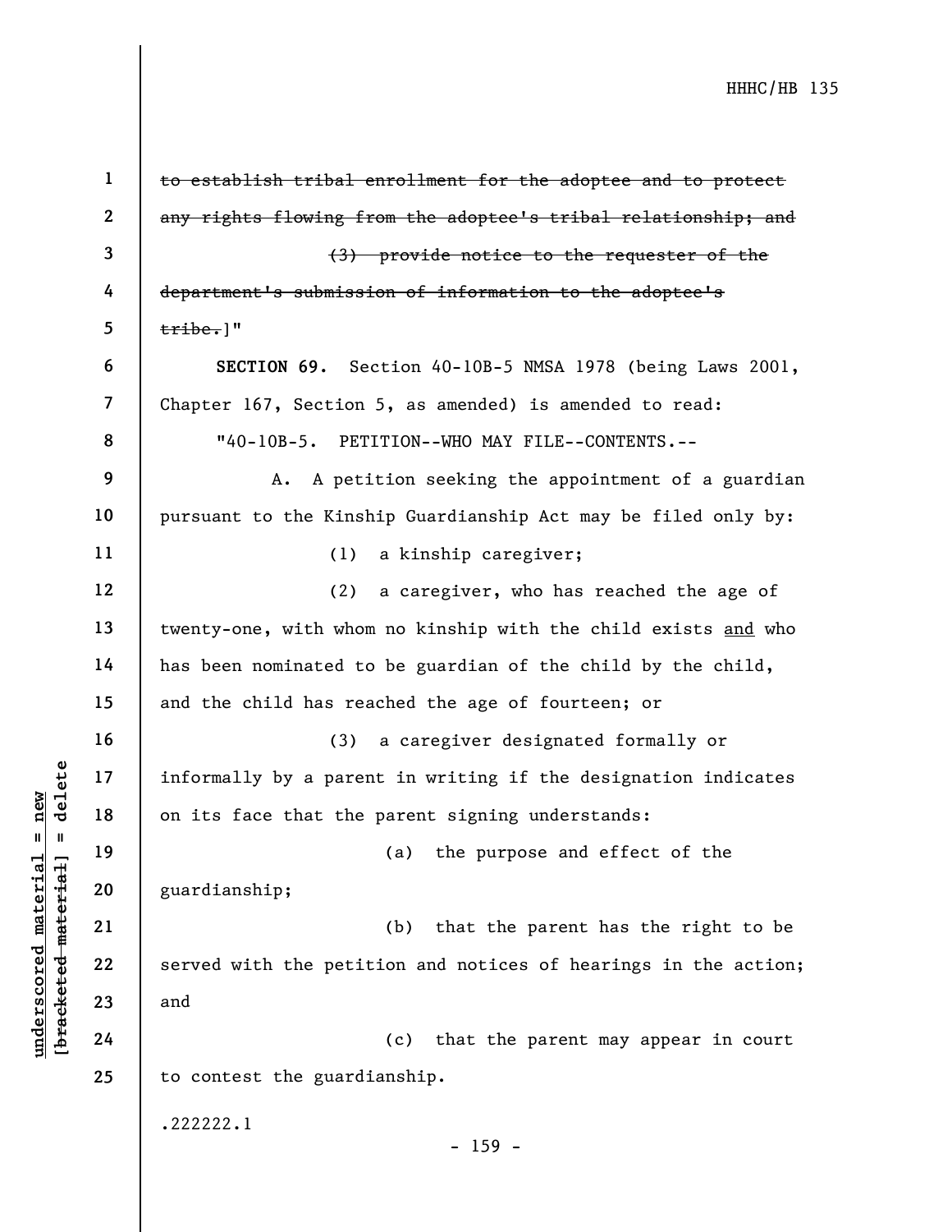~~to establish tribal enrollment for the adoptee and to protect any rights flowing from the adoptee's tribal relationship; and~~

~~(3) provide notice to the requester of the department's submission of information to the adoptee's tribe.~~]"

**SECTION 69.** Section 40-10B-5 NMSA 1978 (being Laws 2001, Chapter 167, Section 5, as amended) is amended to read:

"40-10B-5. PETITION--WHO MAY FILE--CONTENTS.--

A. A petition seeking the appointment of a guardian pursuant to the Kinship Guardianship Act may be filed only by:

(1) a kinship caregiver;

(2) a caregiver, who has reached the age of twenty-one, with whom no kinship with the child exists <u>and</u> who has been nominated to be guardian of the child by the child, and the child has reached the age of fourteen; or

(3) a caregiver designated formally or informally by a parent in writing if the designation indicates on its face that the parent signing understands:

(a) the purpose and effect of the guardianship;

(b) that the parent has the right to be served with the petition and notices of hearings in the action; and

(c) that the parent may appear in court to contest the guardianship.

.222222.1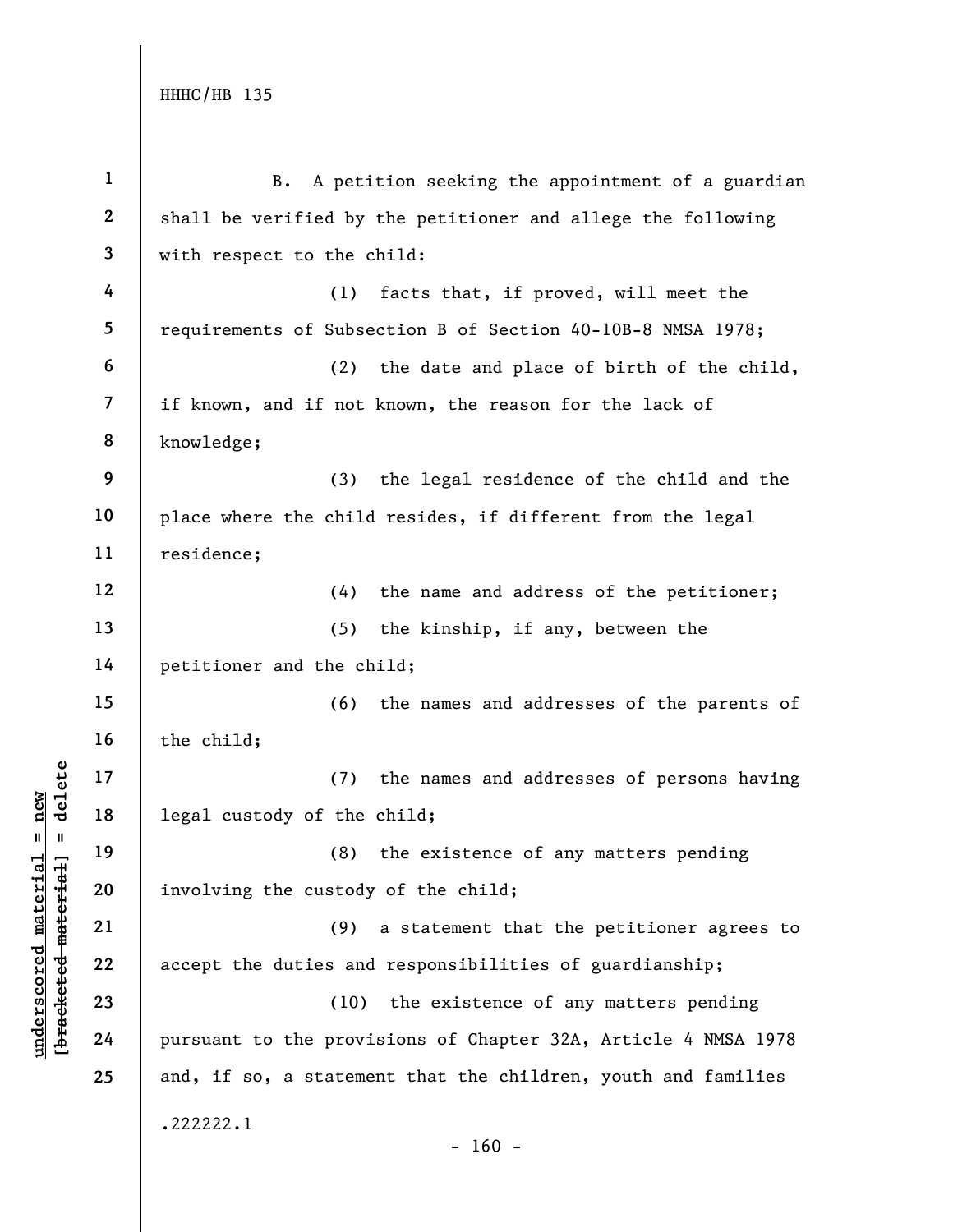B. A petition seeking the appointment of a guardian shall be verified by the petitioner and allege the following with respect to the child:

(1) facts that, if proved, will meet the requirements of Subsection B of Section 40-10B-8 NMSA 1978;

(2) the date and place of birth of the child, if known, and if not known, the reason for the lack of knowledge;

(3) the legal residence of the child and the place where the child resides, if different from the legal residence;

(4) the name and address of the petitioner;

(5) the kinship, if any, between the petitioner and the child;

(6) the names and addresses of the parents of the child;

(7) the names and addresses of persons having legal custody of the child;

(8) the existence of any matters pending involving the custody of the child;

(9) a statement that the petitioner agrees to accept the duties and responsibilities of guardianship;

(10) the existence of any matters pending pursuant to the provisions of Chapter 32A, Article 4 NMSA 1978 and, if so, a statement that the children, youth and families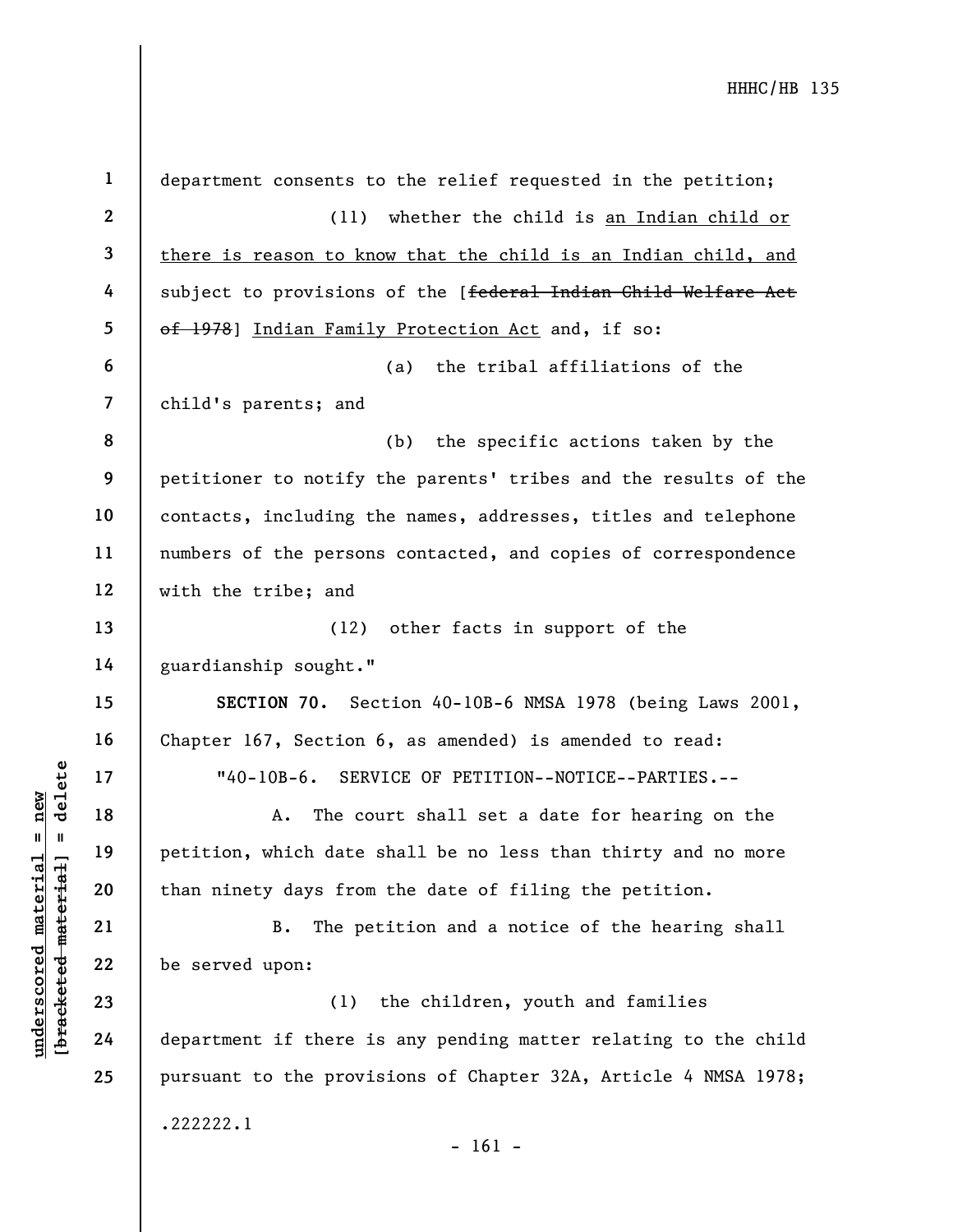department consents to the relief requested in the petition;

(11) whether the child is <u>an Indian child or there is reason to know that the child is an Indian child, and</u> subject to provisions of the [~~federal Indian Child Welfare Act of 1978~~] <u>Indian Family Protection Act</u> and, if so:

(a) the tribal affiliations of the child's parents; and

(b) the specific actions taken by the petitioner to notify the parents' tribes and the results of the contacts, including the names, addresses, titles and telephone numbers of the persons contacted, and copies of correspondence with the tribe; and

(12) other facts in support of the guardianship sought."

**SECTION 70.** Section 40-10B-6 NMSA 1978 (being Laws 2001, Chapter 167, Section 6, as amended) is amended to read:

"40-10B-6. SERVICE OF PETITION--NOTICE--PARTIES.--

A. The court shall set a date for hearing on the petition, which date shall be no less than thirty and no more than ninety days from the date of filing the petition.

B. The petition and a notice of the hearing shall be served upon:

(1) the children, youth and families department if there is any pending matter relating to the child pursuant to the provisions of Chapter 32A, Article 4 NMSA 1978;

.222222.1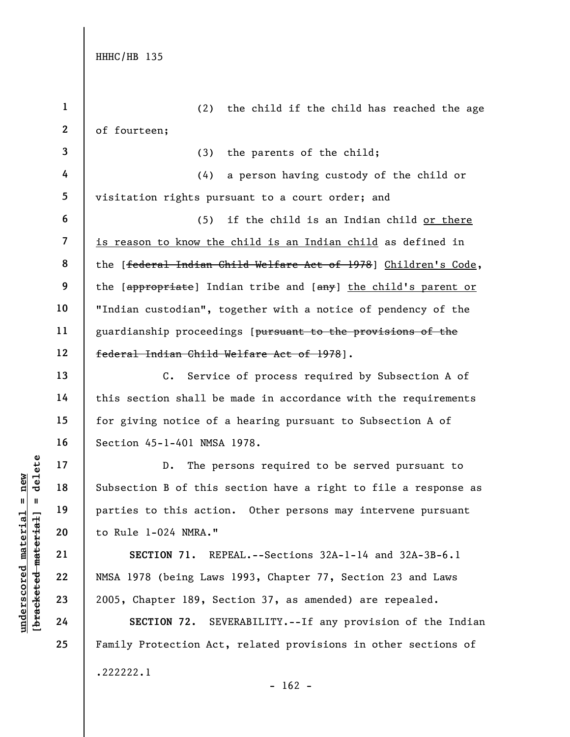(2) the child if the child has reached the age of fourteen;

(3) the parents of the child;

(4) a person having custody of the child or visitation rights pursuant to a court order; and

(5) if the child is an Indian child or there is reason to know the child is an Indian child as defined in the [~~federal Indian Child Welfare Act of 1978~~] Children's Code, the [~~appropriate~~] Indian tribe and [~~any~~] the child's parent or "Indian custodian", together with a notice of pendency of the guardianship proceedings [~~pursuant to the provisions of the federal Indian Child Welfare Act of 1978~~].

C. Service of process required by Subsection A of this section shall be made in accordance with the requirements for giving notice of a hearing pursuant to Subsection A of Section 45-1-401 NMSA 1978.

D. The persons required to be served pursuant to Subsection B of this section have a right to file a response as parties to this action. Other persons may intervene pursuant to Rule 1-024 NMRA."

**SECTION 71.** REPEAL.--Sections 32A-1-14 and 32A-3B-6.1 NMSA 1978 (being Laws 1993, Chapter 77, Section 23 and Laws 2005, Chapter 189, Section 37, as amended) are repealed.

**SECTION 72.** SEVERABILITY.--If any provision of the Indian Family Protection Act, related provisions in other sections of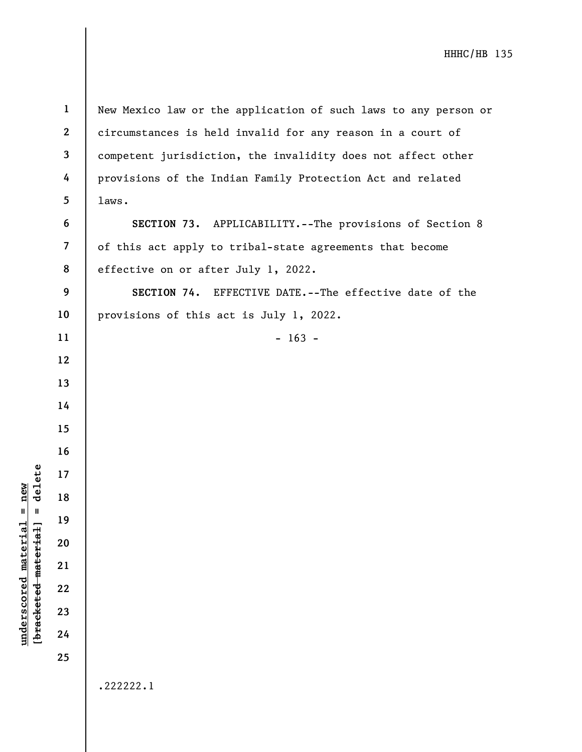New Mexico law or the application of such laws to any person or circumstances is held invalid for any reason in a court of competent jurisdiction, the invalidity does not affect other provisions of the Indian Family Protection Act and related laws.

**SECTION 73.** APPLICABILITY.--The provisions of Section 8 of this act apply to tribal-state agreements that become effective on or after July 1, 2022.

**SECTION 74.** EFFECTIVE DATE.--The effective date of the provisions of this act is July 1, 2022.

.222222.1